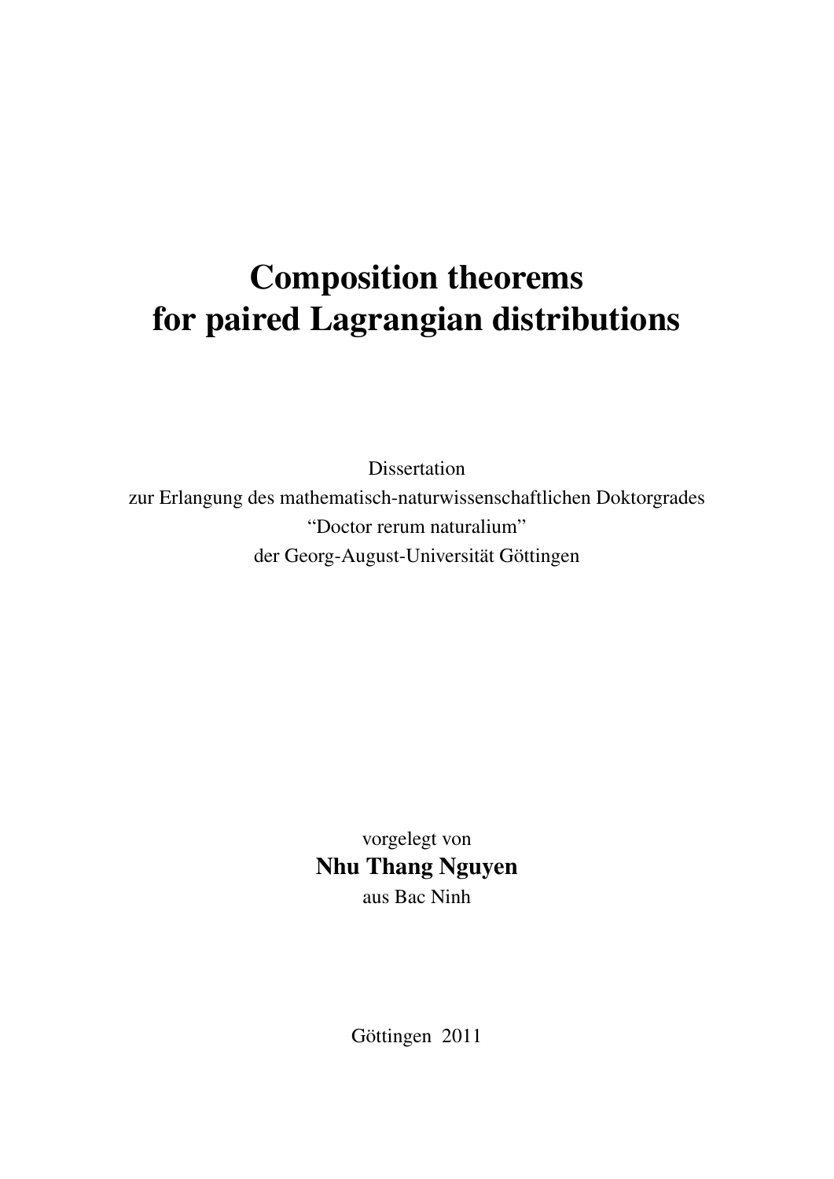# Composition theorems for paired Lagrangian distributions

Dissertation
zur Erlangung des mathematisch-naturwissenschaftlichen Doktorgrades
"Doctor rerum naturalium"
der Georg-August-Universität Göttingen

vorgelegt von
**Nhu Thang Nguyen**
aus Bac Ninh

Göttingen 2011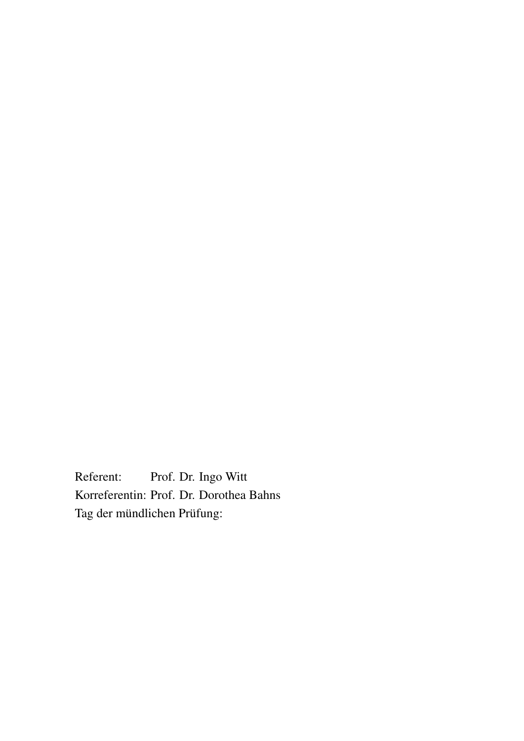Referent: Prof. Dr. Ingo Witt
Korreferentin: Prof. Dr. Dorothea Bahns
Tag der mündlichen Prüfung: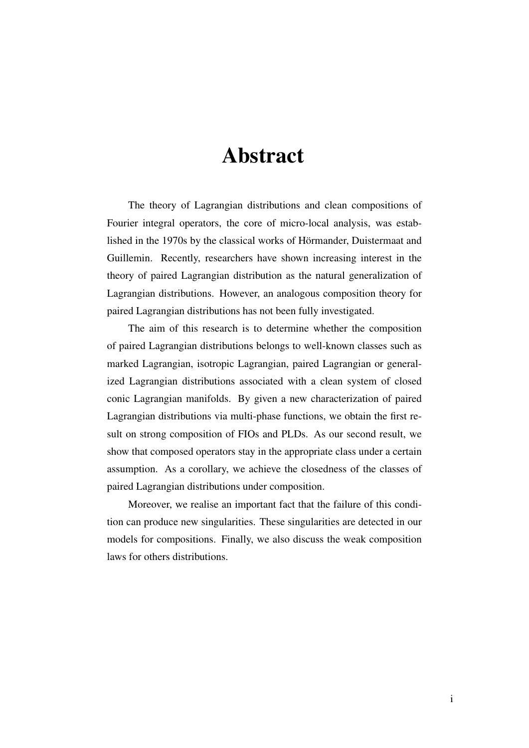# Abstract

The theory of Lagrangian distributions and clean compositions of Fourier integral operators, the core of micro-local analysis, was established in the 1970s by the classical works of Hörmander, Duistermaat and Guillemin. Recently, researchers have shown increasing interest in the theory of paired Lagrangian distribution as the natural generalization of Lagrangian distributions. However, an analogous composition theory for paired Lagrangian distributions has not been fully investigated.

The aim of this research is to determine whether the composition of paired Lagrangian distributions belongs to well-known classes such as marked Lagrangian, isotropic Lagrangian, paired Lagrangian or generalized Lagrangian distributions associated with a clean system of closed conic Lagrangian manifolds. By given a new characterization of paired Lagrangian distributions via multi-phase functions, we obtain the first result on strong composition of FIOs and PLDs. As our second result, we show that composed operators stay in the appropriate class under a certain assumption. As a corollary, we achieve the closedness of the classes of paired Lagrangian distributions under composition.

Moreover, we realise an important fact that the failure of this condition can produce new singularities. These singularities are detected in our models for compositions. Finally, we also discuss the weak composition laws for others distributions.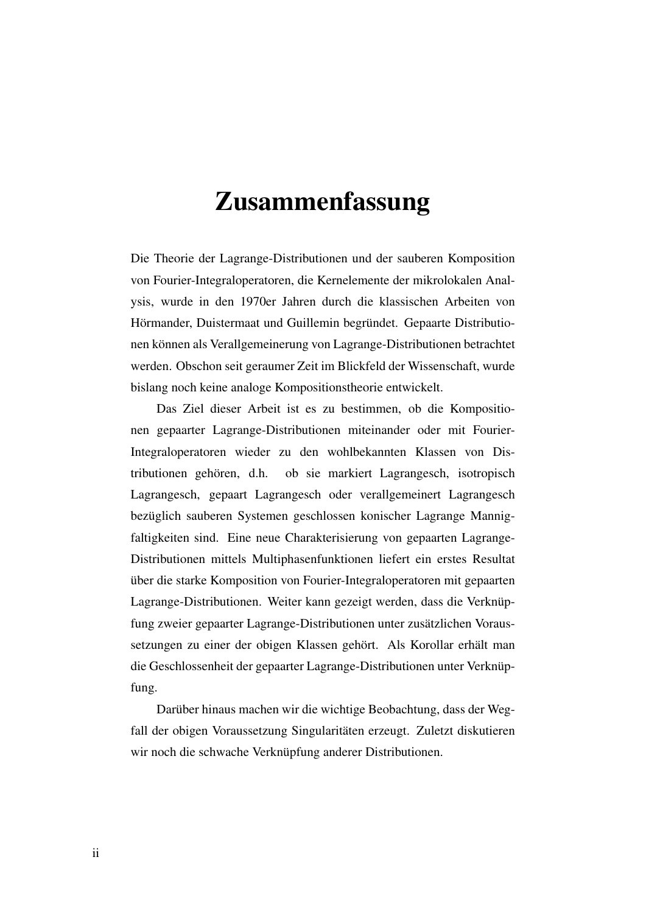# Zusammenfassung

Die Theorie der Lagrange-Distributionen und der sauberen Komposition von Fourier-Integraloperatoren, die Kernelemente der mikrolokalen Analysis, wurde in den 1970er Jahren durch die klassischen Arbeiten von Hörmander, Duistermaat und Guillemin begründet. Gepaarte Distributionen können als Verallgemeinerung von Lagrange-Distributionen betrachtet werden. Obschon seit geraumer Zeit im Blickfeld der Wissenschaft, wurde bislang noch keine analoge Kompositionstheorie entwickelt.

Das Ziel dieser Arbeit ist es zu bestimmen, ob die Kompositionen gepaarter Lagrange-Distributionen miteinander oder mit Fourier-Integraloperatoren wieder zu den wohlbekannten Klassen von Distributionen gehören, d.h. ob sie markiert Lagrangesch, isotropisch Lagrangesch, gepaart Lagrangesch oder verallgemeinert Lagrangesch bezüglich sauberen Systemen geschlossen konischer Lagrange Mannigfaltigkeiten sind. Eine neue Charakterisierung von gepaarten Lagrange-Distributionen mittels Multiphasenfunktionen liefert ein erstes Resultat über die starke Komposition von Fourier-Integraloperatoren mit gepaarten Lagrange-Distributionen. Weiter kann gezeigt werden, dass die Verknüpfung zweier gepaarter Lagrange-Distributionen unter zusätzlichen Voraussetzungen zu einer der obigen Klassen gehört. Als Korollar erhält man die Geschlossenheit der gepaarter Lagrange-Distributionen unter Verknüpfung.

Darüber hinaus machen wir die wichtige Beobachtung, dass der Wegfall der obigen Voraussetzung Singularitäten erzeugt. Zuletzt diskutieren wir noch die schwache Verknüpfung anderer Distributionen.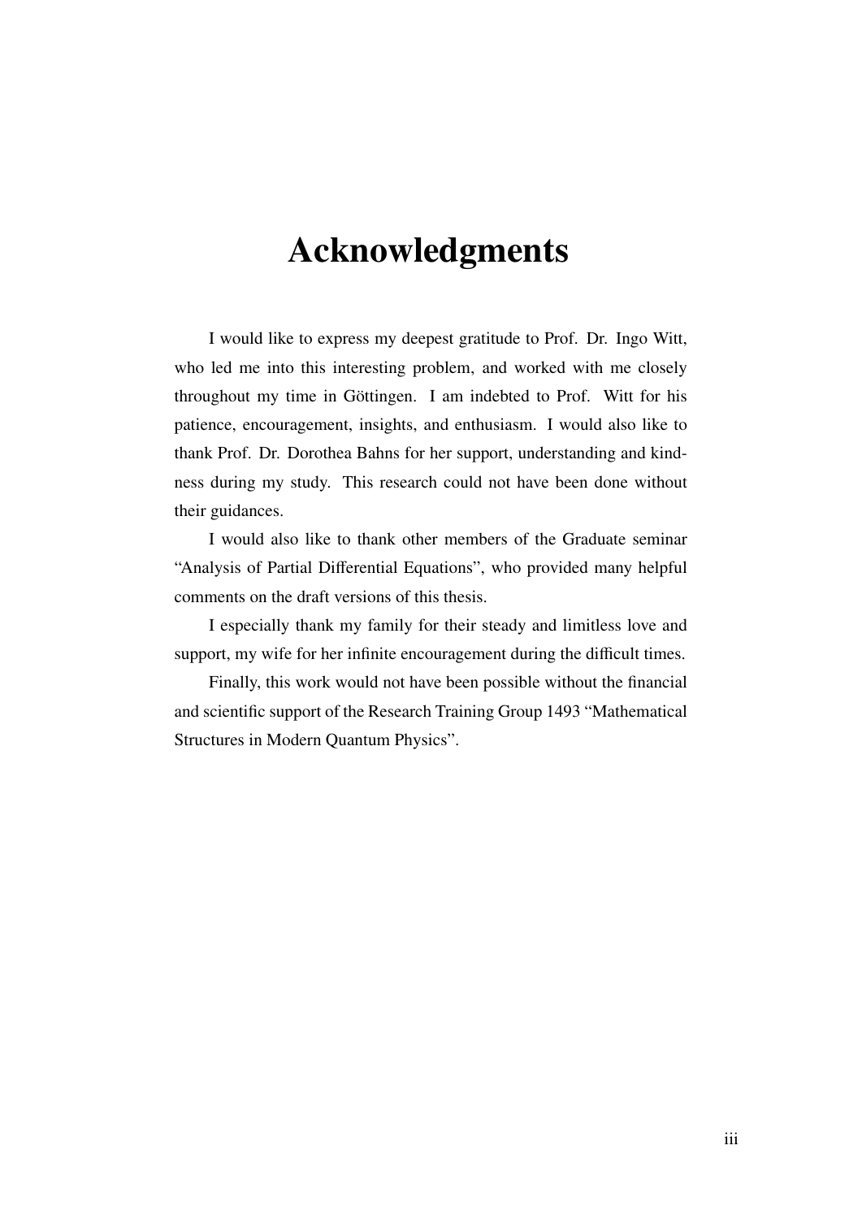# Acknowledgments

I would like to express my deepest gratitude to Prof. Dr. Ingo Witt, who led me into this interesting problem, and worked with me closely throughout my time in Göttingen. I am indebted to Prof. Witt for his patience, encouragement, insights, and enthusiasm. I would also like to thank Prof. Dr. Dorothea Bahns for her support, understanding and kindness during my study. This research could not have been done without their guidances.

I would also like to thank other members of the Graduate seminar "Analysis of Partial Differential Equations", who provided many helpful comments on the draft versions of this thesis.

I especially thank my family for their steady and limitless love and support, my wife for her infinite encouragement during the difficult times.

Finally, this work would not have been possible without the financial and scientific support of the Research Training Group 1493 "Mathematical Structures in Modern Quantum Physics".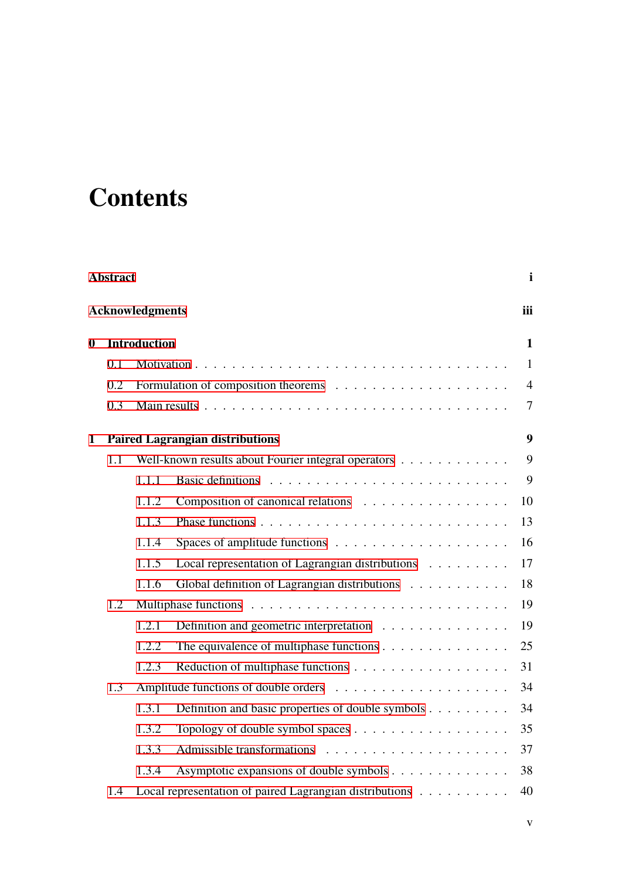# Contents

**Abstract** i

**Acknowledgments** iii

**0 Introduction** 1

- 0.1 Motivation . . . 1
- 0.2 Formulation of composition theorems . . . 4
- 0.3 Main results . . . 7

**1 Paired Lagrangian distributions** 9

- 1.1 Well-known results about Fourier integral operators . . . 9
  - 1.1.1 Basic definitions . . . 9
  - 1.1.2 Composition of canonical relations . . . 10
  - 1.1.3 Phase functions . . . 13
  - 1.1.4 Spaces of amplitude functions . . . 16
  - 1.1.5 Local representation of Lagrangian distributions . . . 17
  - 1.1.6 Global definition of Lagrangian distributions . . . 18
- 1.2 Multiphase functions . . . 19
  - 1.2.1 Definition and geometric interpretation . . . 19
  - 1.2.2 The equivalence of multiphase functions . . . 25
  - 1.2.3 Reduction of multiphase functions . . . 31
- 1.3 Amplitude functions of double orders . . . 34
  - 1.3.1 Definition and basic properties of double symbols . . . 34
  - 1.3.2 Topology of double symbol spaces . . . 35
  - 1.3.3 Admissible transformations . . . 37
  - 1.3.4 Asymptotic expansions of double symbols . . . 38
- 1.4 Local representation of paired Lagrangian distributions . . . 40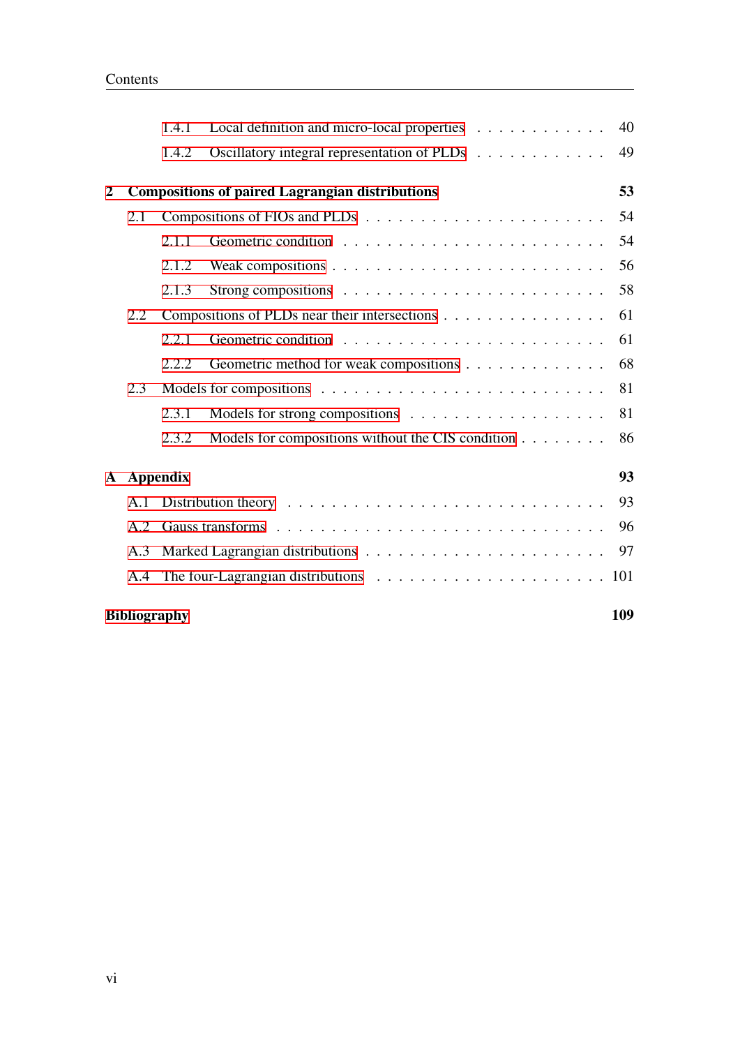- 1.4.1 Local definition and micro-local properties . . . . . . . . . . . . 40
- 1.4.2 Oscillatory integral representation of PLDs . . . . . . . . . . . . 49

**2 Compositions of paired Lagrangian distributions** **53**

- 2.1 Compositions of FIOs and PLDs . . . . . . . . . . . . . . . . . . . . . 54
  - 2.1.1 Geometric condition . . . . . . . . . . . . . . . . . . . . . . . . 54
  - 2.1.2 Weak compositions . . . . . . . . . . . . . . . . . . . . . . . . . 56
  - 2.1.3 Strong compositions . . . . . . . . . . . . . . . . . . . . . . . . 58
- 2.2 Compositions of PLDs near their intersections . . . . . . . . . . . . . . 61
  - 2.2.1 Geometric condition . . . . . . . . . . . . . . . . . . . . . . . . 61
  - 2.2.2 Geometric method for weak compositions . . . . . . . . . . . . . 68
- 2.3 Models for compositions . . . . . . . . . . . . . . . . . . . . . . . . . 81
  - 2.3.1 Models for strong compositions . . . . . . . . . . . . . . . . . . 81
  - 2.3.2 Models for compositions without the CIS condition . . . . . . . . 86

**A Appendix** **93**

- A.1 Distribution theory . . . . . . . . . . . . . . . . . . . . . . . . . . . . 93
- A.2 Gauss transforms . . . . . . . . . . . . . . . . . . . . . . . . . . . . . 96
- A.3 Marked Lagrangian distributions . . . . . . . . . . . . . . . . . . . . . 97
- A.4 The four-Lagrangian distributions . . . . . . . . . . . . . . . . . . . . 101

**Bibliography** **109**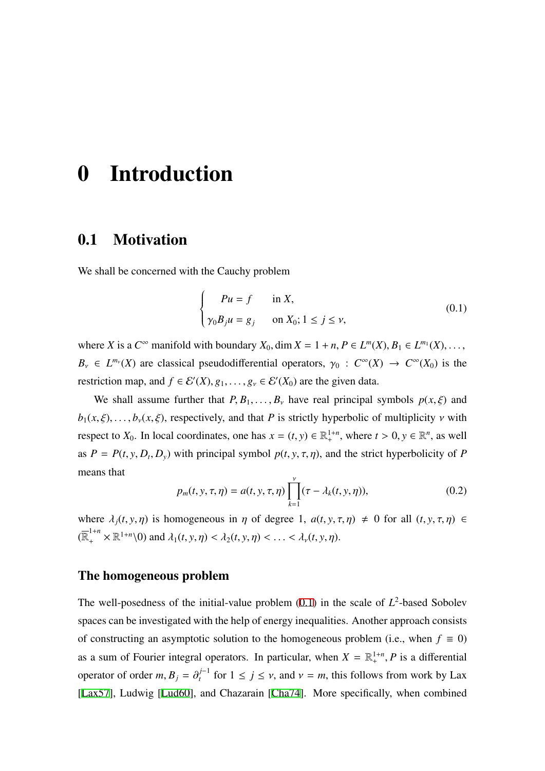# 0 Introduction

## 0.1 Motivation

We shall be concerned with the Cauchy problem

$$\begin{cases} Pu = f & \text{in } X, \\ \gamma_0 B_j u = g_j & \text{on } X_0;\ 1 \le j \le \nu, \end{cases} \tag{0.1}$$

where $X$ is a $C^\infty$ manifold with boundary $X_0$, $\dim X = 1 + n$, $P \in L^m(X)$, $B_1 \in L^{m_1}(X), \ldots,$ $B_\nu \in L^{m_\nu}(X)$ are classical pseudodifferential operators, $\gamma_0 : C^\infty(X) \to C^\infty(X_0)$ is the restriction map, and $f \in \mathcal{E}'(X)$, $g_1, \ldots, g_\nu \in \mathcal{E}'(X_0)$ are the given data.

We shall assume further that $P, B_1, \ldots, B_\nu$ have real principal symbols $p(x,\xi)$ and $b_1(x,\xi), \ldots, b_\nu(x,\xi)$, respectively, and that $P$ is strictly hyperbolic of multiplicity $\nu$ with respect to $X_0$. In local coordinates, one has $x = (t,y) \in \mathbb{R}^{1+n}_+$, where $t > 0$, $y \in \mathbb{R}^n$, as well as $P = P(t,y,D_t,D_y)$ with principal symbol $p(t,y,\tau,\eta)$, and the strict hyperbolicity of $P$ means that

$$p_m(t,y,\tau,\eta) = a(t,y,\tau,\eta) \prod_{k=1}^{\nu} (\tau - \lambda_k(t,y,\eta)), \tag{0.2}$$

where $\lambda_j(t,y,\eta)$ is homogeneous in $\eta$ of degree 1, $a(t,y,\tau,\eta) \neq 0$ for all $(t,y,\tau,\eta) \in (\overline{\mathbb{R}}^{1+n}_+ \times \mathbb{R}^{1+n} \setminus 0)$ and $\lambda_1(t,y,\eta) < \lambda_2(t,y,\eta) < \ldots < \lambda_\nu(t,y,\eta)$.

### The homogeneous problem

The well-posedness of the initial-value problem (0.1) in the scale of $L^2$-based Sobolev spaces can be investigated with the help of energy inequalities. Another approach consists of constructing an asymptotic solution to the homogeneous problem (i.e., when $f \equiv 0$) as a sum of Fourier integral operators. In particular, when $X = \mathbb{R}^{1+n}_+$, $P$ is a differential operator of order $m$, $B_j = \partial_t^{j-1}$ for $1 \le j \le \nu$, and $\nu = m$, this follows from work by Lax [Lax57], Ludwig [Lud60], and Chazarain [Cha74]. More specifically, when combined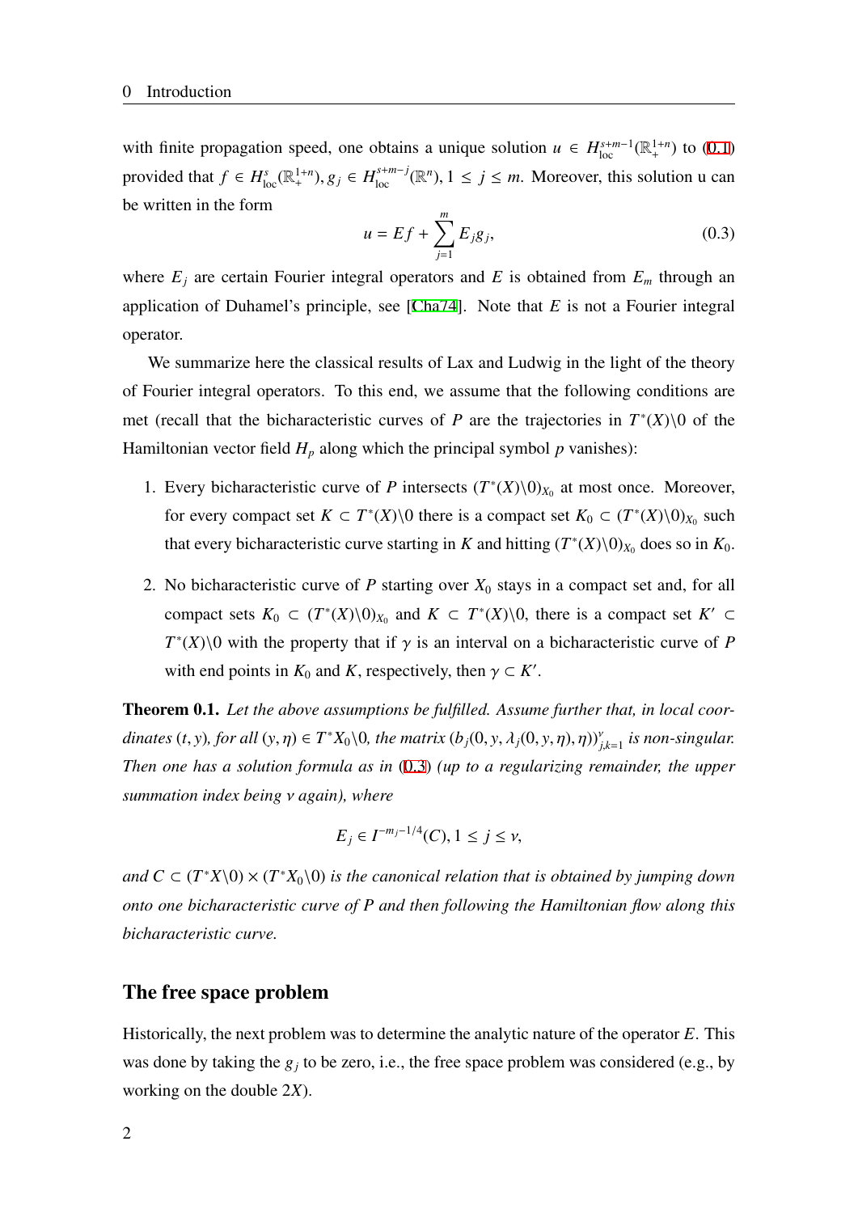with finite propagation speed, one obtains a unique solution $u \in H^{s+m-1}_{\rm loc}(\mathbb{R}^{1+n}_+)$ to (0.1) provided that $f \in H^{s}_{\rm loc}(\mathbb{R}^{1+n}_+)$, $g_j \in H^{s+m-j}_{\rm loc}(\mathbb{R}^n)$, $1 \le j \le m$. Moreover, this solution u can be written in the form

$$u = Ef + \sum_{j=1}^{m} E_j g_j, \tag{0.3}$$

where $E_j$ are certain Fourier integral operators and $E$ is obtained from $E_m$ through an application of Duhamel's principle, see [Cha74]. Note that $E$ is not a Fourier integral operator.

We summarize here the classical results of Lax and Ludwig in the light of the theory of Fourier integral operators. To this end, we assume that the following conditions are met (recall that the bicharacteristic curves of $P$ are the trajectories in $T^*(X)\backslash 0$ of the Hamiltonian vector field $H_p$ along which the principal symbol $p$ vanishes):

1. Every bicharacteristic curve of $P$ intersects $(T^*(X)\backslash 0)_{X_0}$ at most once. Moreover, for every compact set $K \subset T^*(X)\backslash 0$ there is a compact set $K_0 \subset (T^*(X)\backslash 0)_{X_0}$ such that every bicharacteristic curve starting in $K$ and hitting $(T^*(X)\backslash 0)_{X_0}$ does so in $K_0$.
2. No bicharacteristic curve of $P$ starting over $X_0$ stays in a compact set and, for all compact sets $K_0 \subset (T^*(X)\backslash 0)_{X_0}$ and $K \subset T^*(X)\backslash 0$, there is a compact set $K' \subset T^*(X)\backslash 0$ with the property that if $\gamma$ is an interval on a bicharacteristic curve of $P$ with end points in $K_0$ and $K$, respectively, then $\gamma \subset K'$.

**Theorem 0.1.** *Let the above assumptions be fulfilled. Assume further that, in local coordinates $(t, y)$, for all $(y, \eta) \in T^*X_0\backslash 0$, the matrix $(b_j(0, y, \lambda_j(0, y, \eta), \eta))_{j,k=1}^{\nu}$ is non-singular. Then one has a solution formula as in (0.3) (up to a regularizing remainder, the upper summation index being $\nu$ again), where*

$$E_j \in I^{-m_j-1/4}(C), 1 \le j \le \nu,$$

*and $C \subset (T^*X\backslash 0) \times (T^*X_0\backslash 0)$ is the canonical relation that is obtained by jumping down onto one bicharacteristic curve of $P$ and then following the Hamiltonian flow along this bicharacteristic curve.*

## The free space problem

Historically, the next problem was to determine the analytic nature of the operator $E$. This was done by taking the $g_j$ to be zero, i.e., the free space problem was considered (e.g., by working on the double $2X$).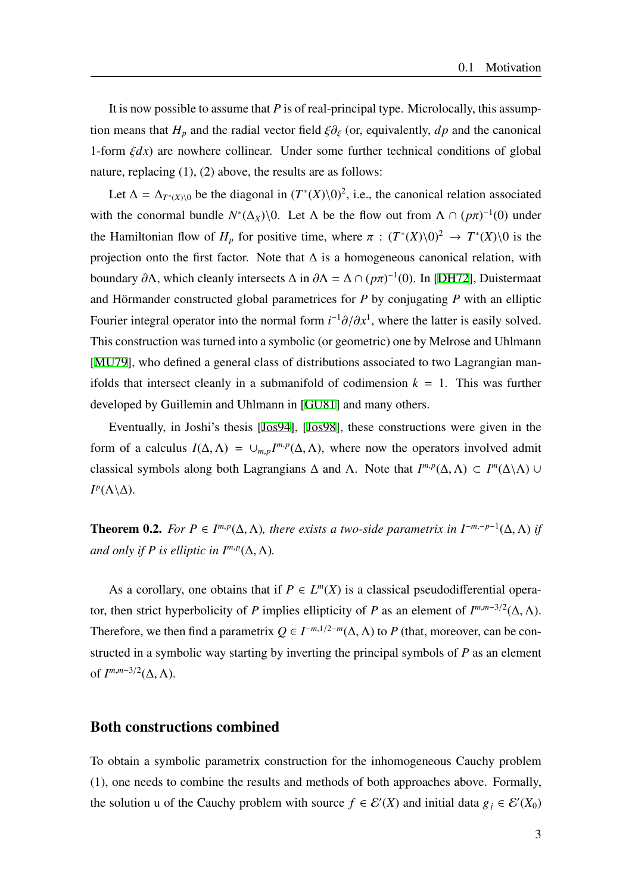It is now possible to assume that $P$ is of real-principal type. Microlocally, this assumption means that $H_p$ and the radial vector field $\xi\partial_\xi$ (or, equivalently, $dp$ and the canonical 1-form $\xi dx$) are nowhere collinear. Under some further technical conditions of global nature, replacing (1), (2) above, the results are as follows:

Let $\Delta = \Delta_{T^*(X)\setminus 0}$ be the diagonal in $(T^*(X)\setminus 0)^2$, i.e., the canonical relation associated with the conormal bundle $N^*(\Delta_X)\setminus 0$. Let $\Lambda$ be the flow out from $\Lambda \cap (p\pi)^{-1}(0)$ under the Hamiltonian flow of $H_p$ for positive time, where $\pi : (T^*(X)\setminus 0)^2 \to T^*(X)\setminus 0$ is the projection onto the first factor. Note that $\Delta$ is a homogeneous canonical relation, with boundary $\partial\Lambda$, which cleanly intersects $\Delta$ in $\partial\Lambda = \Delta \cap (p\pi)^{-1}(0)$. In [DH72], Duistermaat and Hörmander constructed global parametrices for $P$ by conjugating $P$ with an elliptic Fourier integral operator into the normal form $i^{-1}\partial/\partial x^1$, where the latter is easily solved. This construction was turned into a symbolic (or geometric) one by Melrose and Uhlmann [MU79], who defined a general class of distributions associated to two Lagrangian manifolds that intersect cleanly in a submanifold of codimension $k = 1$. This was further developed by Guillemin and Uhlmann in [GU81] and many others.

Eventually, in Joshi's thesis [Jos94], [Jos98], these constructions were given in the form of a calculus $I(\Delta, \Lambda) = \cup_{m,p} I^{m,p}(\Delta, \Lambda)$, where now the operators involved admit classical symbols along both Lagrangians $\Delta$ and $\Lambda$. Note that $I^{m,p}(\Delta, \Lambda) \subset I^m(\Delta\setminus\Lambda) \cup I^p(\Lambda\setminus\Delta)$.

**Theorem 0.2.** *For $P \in I^{m,p}(\Delta, \Lambda)$, there exists a two-side parametrix in $I^{-m,-p-1}(\Delta, \Lambda)$ if and only if $P$ is elliptic in $I^{m,p}(\Delta, \Lambda)$.*

As a corollary, one obtains that if $P \in L^m(X)$ is a classical pseudodifferential operator, then strict hyperbolicity of $P$ implies ellipticity of $P$ as an element of $I^{m,m-3/2}(\Delta, \Lambda)$. Therefore, we then find a parametrix $Q \in I^{-m,1/2-m}(\Delta, \Lambda)$ to $P$ (that, moreover, can be constructed in a symbolic way starting by inverting the principal symbols of $P$ as an element of $I^{m,m-3/2}(\Delta, \Lambda)$.

## Both constructions combined

To obtain a symbolic parametrix construction for the inhomogeneous Cauchy problem (1), one needs to combine the results and methods of both approaches above. Formally, the solution u of the Cauchy problem with source $f \in \mathcal{E}'(X)$ and initial data $g_j \in \mathcal{E}'(X_0)$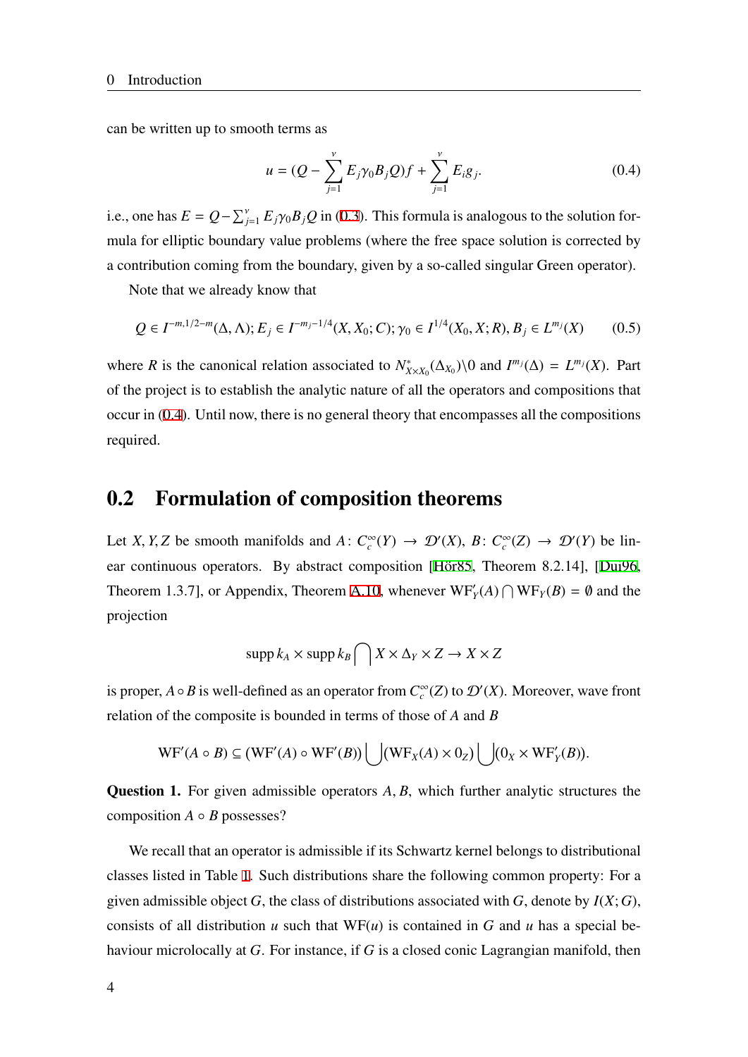can be written up to smooth terms as

$$u = (Q - \sum_{j=1}^{\nu} E_j \gamma_0 B_j Q) f + \sum_{j=1}^{\nu} E_i g_j. \tag{0.4}$$

i.e., one has $E = Q - \sum_{j=1}^{\nu} E_j \gamma_0 B_j Q$ in (0.3). This formula is analogous to the solution formula for elliptic boundary value problems (where the free space solution is corrected by a contribution coming from the boundary, given by a so-called singular Green operator).

Note that we already know that

$$Q \in I^{-m,1/2-m}(\Delta, \Lambda); E_j \in I^{-m_j-1/4}(X, X_0; C); \gamma_0 \in I^{1/4}(X_0, X; R), B_j \in L^{m_j}(X) \tag{0.5}$$

where $R$ is the canonical relation associated to $N^*_{X\times X_0}(\Delta_{X_0})\backslash 0$ and $I^{m_j}(\Delta) = L^{m_j}(X)$. Part of the project is to establish the analytic nature of all the operators and compositions that occur in (0.4). Until now, there is no general theory that encompasses all the compositions required.

## 0.2 Formulation of composition theorems

Let $X, Y, Z$ be smooth manifolds and $A\colon C_c^\infty(Y) \to \mathcal{D}'(X)$, $B\colon C_c^\infty(Z) \to \mathcal{D}'(Y)$ be linear continuous operators. By abstract composition [Hör85, Theorem 8.2.14], [Dui96, Theorem 1.3.7], or Appendix, Theorem A.10, whenever $\mathrm{WF}'_Y(A) \bigcap \mathrm{WF}_Y(B) = \emptyset$ and the projection

$$\operatorname{supp} k_A \times \operatorname{supp} k_B \bigcap X \times \Delta_Y \times Z \to X \times Z$$

is proper, $A \circ B$ is well-defined as an operator from $C_c^\infty(Z)$ to $\mathcal{D}'(X)$. Moreover, wave front relation of the composite is bounded in terms of those of $A$ and $B$

$$\mathrm{WF}'(A \circ B) \subseteq (\mathrm{WF}'(A) \circ \mathrm{WF}'(B)) \bigcup (\mathrm{WF}_X(A) \times 0_Z) \bigcup (0_X \times \mathrm{WF}'_Y(B)).$$

**Question 1.** For given admissible operators $A, B$, which further analytic structures the composition $A \circ B$ possesses?

We recall that an operator is admissible if its Schwartz kernel belongs to distributional classes listed in Table 1. Such distributions share the following common property: For a given admissible object $G$, the class of distributions associated with $G$, denote by $I(X; G)$, consists of all distribution $u$ such that $\mathrm{WF}(u)$ is contained in $G$ and $u$ has a special behaviour microlocally at $G$. For instance, if $G$ is a closed conic Lagrangian manifold, then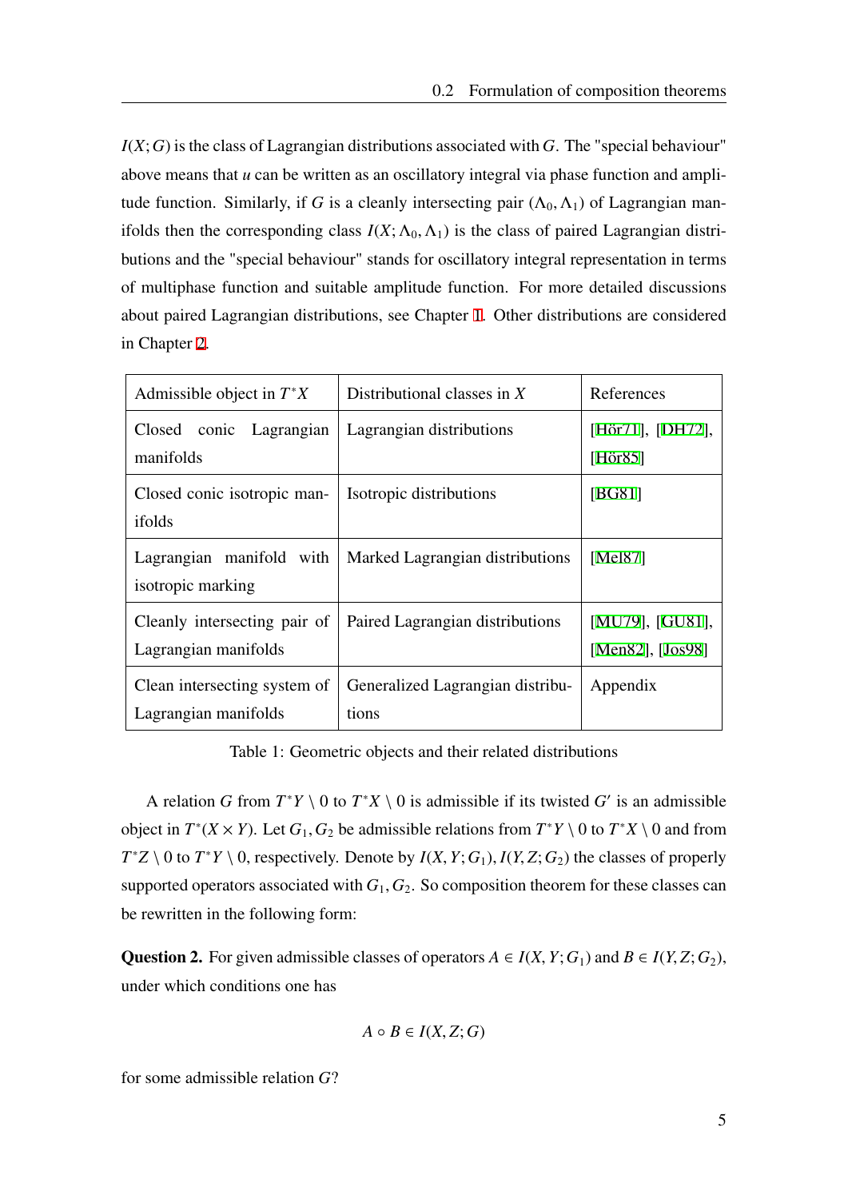$I(X;G)$ is the class of Lagrangian distributions associated with $G$. The "special behaviour" above means that $u$ can be written as an oscillatory integral via phase function and amplitude function. Similarly, if $G$ is a cleanly intersecting pair $(\Lambda_0, \Lambda_1)$ of Lagrangian manifolds then the corresponding class $I(X; \Lambda_0, \Lambda_1)$ is the class of paired Lagrangian distributions and the "special behaviour" stands for oscillatory integral representation in terms of multiphase function and suitable amplitude function. For more detailed discussions about paired Lagrangian distributions, see Chapter 1. Other distributions are considered in Chapter 2.

| Admissible object in $T^*X$ | Distributional classes in $X$ | References |
|---|---|---|
| Closed conic Lagrangian manifolds | Lagrangian distributions | [Hör71], [DH72], [Hör85] |
| Closed conic isotropic manifolds | Isotropic distributions | [BG81] |
| Lagrangian manifold with isotropic marking | Marked Lagrangian distributions | [Mel87] |
| Cleanly intersecting pair of Lagrangian manifolds | Paired Lagrangian distributions | [MU79], [GU81], [Men82], [Jos98] |
| Clean intersecting system of Lagrangian manifolds | Generalized Lagrangian distributions | Appendix |

Table 1: Geometric objects and their related distributions

A relation $G$ from $T^*Y \setminus 0$ to $T^*X \setminus 0$ is admissible if its twisted $G'$ is an admissible object in $T^*(X \times Y)$. Let $G_1, G_2$ be admissible relations from $T^*Y \setminus 0$ to $T^*X \setminus 0$ and from $T^*Z \setminus 0$ to $T^*Y \setminus 0$, respectively. Denote by $I(X, Y; G_1), I(Y, Z; G_2)$ the classes of properly supported operators associated with $G_1, G_2$. So composition theorem for these classes can be rewritten in the following form:

**Question 2.** For given admissible classes of operators $A \in I(X, Y; G_1)$ and $B \in I(Y, Z; G_2)$, under which conditions one has

$$A \circ B \in I(X, Z; G)$$

for some admissible relation $G$?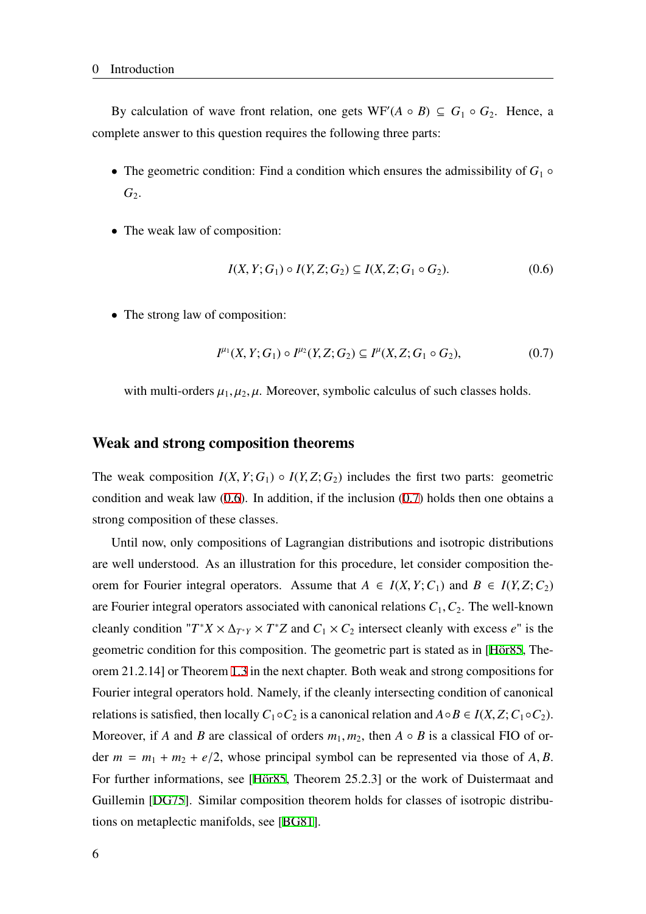By calculation of wave front relation, one gets $\mathrm{WF}'(A \circ B) \subseteq G_1 \circ G_2$. Hence, a complete answer to this question requires the following three parts:

- The geometric condition: Find a condition which ensures the admissibility of $G_1 \circ G_2$.
- The weak law of composition:

$$I(X, Y; G_1) \circ I(Y, Z; G_2) \subseteq I(X, Z; G_1 \circ G_2). \tag{0.6}$$

- The strong law of composition:

$$I^{\mu_1}(X, Y; G_1) \circ I^{\mu_2}(Y, Z; G_2) \subseteq I^{\mu}(X, Z; G_1 \circ G_2), \tag{0.7}$$

  with multi-orders $\mu_1, \mu_2, \mu$. Moreover, symbolic calculus of such classes holds.

## Weak and strong composition theorems

The weak composition $I(X, Y; G_1) \circ I(Y, Z; G_2)$ includes the first two parts: geometric condition and weak law (0.6). In addition, if the inclusion (0.7) holds then one obtains a strong composition of these classes.

Until now, only compositions of Lagrangian distributions and isotropic distributions are well understood. As an illustration for this procedure, let consider composition theorem for Fourier integral operators. Assume that $A \in I(X, Y; C_1)$ and $B \in I(Y, Z; C_2)$ are Fourier integral operators associated with canonical relations $C_1, C_2$. The well-known cleanly condition "$T^*X \times \Delta_{T^*Y} \times T^*Z$ and $C_1 \times C_2$ intersect cleanly with excess $e$" is the geometric condition for this composition. The geometric part is stated as in [Hör85, Theorem 21.2.14] or Theorem 1.3 in the next chapter. Both weak and strong compositions for Fourier integral operators hold. Namely, if the cleanly intersecting condition of canonical relations is satisfied, then locally $C_1 \circ C_2$ is a canonical relation and $A \circ B \in I(X, Z; C_1 \circ C_2)$. Moreover, if $A$ and $B$ are classical of orders $m_1, m_2$, then $A \circ B$ is a classical FIO of order $m = m_1 + m_2 + e/2$, whose principal symbol can be represented via those of $A, B$. For further informations, see [Hör85, Theorem 25.2.3] or the work of Duistermaat and Guillemin [DG75]. Similar composition theorem holds for classes of isotropic distributions on metaplectic manifolds, see [BG81].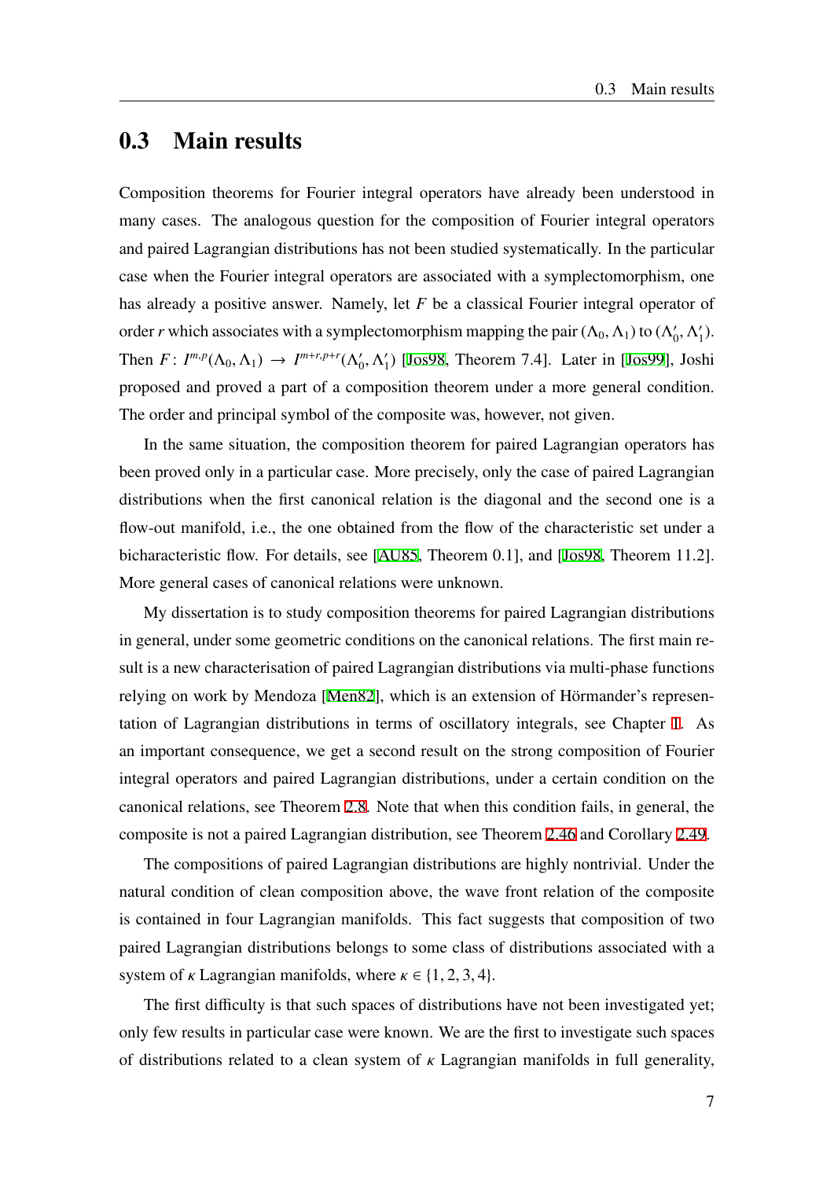## 0.3 Main results

Composition theorems for Fourier integral operators have already been understood in many cases. The analogous question for the composition of Fourier integral operators and paired Lagrangian distributions has not been studied systematically. In the particular case when the Fourier integral operators are associated with a symplectomorphism, one has already a positive answer. Namely, let $F$ be a classical Fourier integral operator of order $r$ which associates with a symplectomorphism mapping the pair $(\Lambda_0, \Lambda_1)$ to $(\Lambda_0', \Lambda_1')$. Then $F\colon I^{m,p}(\Lambda_0, \Lambda_1) \to I^{m+r,p+r}(\Lambda_0', \Lambda_1')$ [Jos98, Theorem 7.4]. Later in [Jos99], Joshi proposed and proved a part of a composition theorem under a more general condition. The order and principal symbol of the composite was, however, not given.

In the same situation, the composition theorem for paired Lagrangian operators has been proved only in a particular case. More precisely, only the case of paired Lagrangian distributions when the first canonical relation is the diagonal and the second one is a flow-out manifold, i.e., the one obtained from the flow of the characteristic set under a bicharacteristic flow. For details, see [AU85, Theorem 0.1], and [Jos98, Theorem 11.2]. More general cases of canonical relations were unknown.

My dissertation is to study composition theorems for paired Lagrangian distributions in general, under some geometric conditions on the canonical relations. The first main result is a new characterisation of paired Lagrangian distributions via multi-phase functions relying on work by Mendoza [Men82], which is an extension of Hörmander's representation of Lagrangian distributions in terms of oscillatory integrals, see Chapter 1. As an important consequence, we get a second result on the strong composition of Fourier integral operators and paired Lagrangian distributions, under a certain condition on the canonical relations, see Theorem 2.8. Note that when this condition fails, in general, the composite is not a paired Lagrangian distribution, see Theorem 2.46 and Corollary 2.49.

The compositions of paired Lagrangian distributions are highly nontrivial. Under the natural condition of clean composition above, the wave front relation of the composite is contained in four Lagrangian manifolds. This fact suggests that composition of two paired Lagrangian distributions belongs to some class of distributions associated with a system of $\kappa$ Lagrangian manifolds, where $\kappa \in \{1, 2, 3, 4\}$.

The first difficulty is that such spaces of distributions have not been investigated yet; only few results in particular case were known. We are the first to investigate such spaces of distributions related to a clean system of $\kappa$ Lagrangian manifolds in full generality,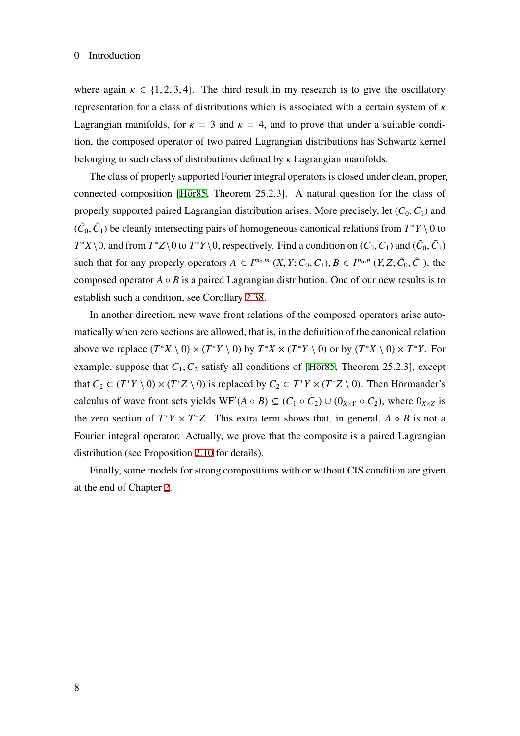where again $\kappa \in \{1, 2, 3, 4\}$. The third result in my research is to give the oscillatory representation for a class of distributions which is associated with a certain system of $\kappa$ Lagrangian manifolds, for $\kappa = 3$ and $\kappa = 4$, and to prove that under a suitable condition, the composed operator of two paired Lagrangian distributions has Schwartz kernel belonging to such class of distributions defined by $\kappa$ Lagrangian manifolds.

The class of properly supported Fourier integral operators is closed under clean, proper, connected composition [Hör85, Theorem 25.2.3]. A natural question for the class of properly supported paired Lagrangian distribution arises. More precisely, let $(C_0, C_1)$ and $(\tilde{C}_0, \tilde{C}_1)$ be cleanly intersecting pairs of homogeneous canonical relations from $T^*Y \setminus 0$ to $T^*X \setminus 0$, and from $T^*Z \setminus 0$ to $T^*Y \setminus 0$, respectively. Find a condition on $(C_0, C_1)$ and $(\tilde{C}_0, \tilde{C}_1)$ such that for any properly operators $A \in I^{m_0, m_1}(X, Y; C_0, C_1)$, $B \in I^{p_0, p_1}(Y, Z; \tilde{C}_0, \tilde{C}_1)$, the composed operator $A \circ B$ is a paired Lagrangian distribution. One of our new results is to establish such a condition, see Corollary 2.38.

In another direction, new wave front relations of the composed operators arise automatically when zero sections are allowed, that is, in the definition of the canonical relation above we replace $(T^*X \setminus 0) \times (T^*Y \setminus 0)$ by $T^*X \times (T^*Y \setminus 0)$ or by $(T^*X \setminus 0) \times T^*Y$. For example, suppose that $C_1, C_2$ satisfy all conditions of [Hör85, Theorem 25.2.3], except that $C_2 \subset (T^*Y \setminus 0) \times (T^*Z \setminus 0)$ is replaced by $C_2 \subset T^*Y \times (T^*Z \setminus 0)$. Then Hörmander's calculus of wave front sets yields $\mathrm{WF}'(A \circ B) \subseteq (C_1 \circ C_2) \cup (0_{X \times Y} \circ C_2)$, where $0_{X \times Z}$ is the zero section of $T^*Y \times T^*Z$. This extra term shows that, in general, $A \circ B$ is not a Fourier integral operator. Actually, we prove that the composite is a paired Lagrangian distribution (see Proposition 2.10 for details).

Finally, some models for strong compositions with or without CIS condition are given at the end of Chapter 2.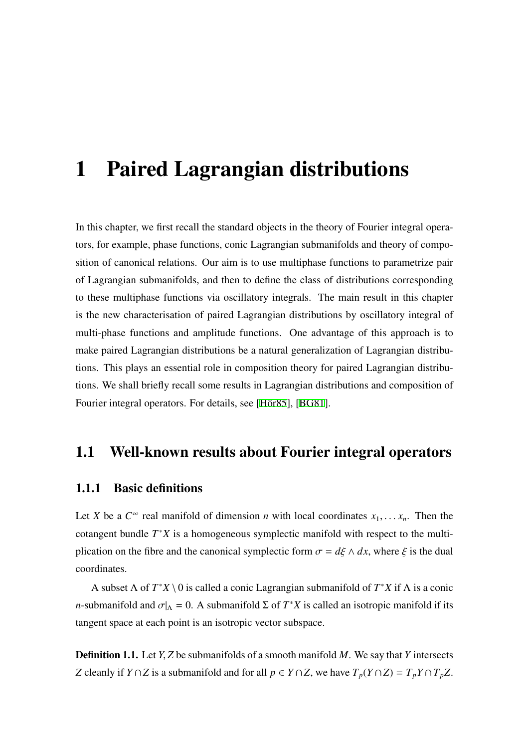# 1 Paired Lagrangian distributions

In this chapter, we first recall the standard objects in the theory of Fourier integral operators, for example, phase functions, conic Lagrangian submanifolds and theory of composition of canonical relations. Our aim is to use multiphase functions to parametrize pair of Lagrangian submanifolds, and then to define the class of distributions corresponding to these multiphase functions via oscillatory integrals. The main result in this chapter is the new characterisation of paired Lagrangian distributions by oscillatory integral of multi-phase functions and amplitude functions. One advantage of this approach is to make paired Lagrangian distributions be a natural generalization of Lagrangian distributions. This plays an essential role in composition theory for paired Lagrangian distributions. We shall briefly recall some results in Lagrangian distributions and composition of Fourier integral operators. For details, see [Hör85], [BG81].

## 1.1 Well-known results about Fourier integral operators

### 1.1.1 Basic definitions

Let $X$ be a $C^\infty$ real manifold of dimension $n$ with local coordinates $x_1, \dots x_n$. Then the cotangent bundle $T^*X$ is a homogeneous symplectic manifold with respect to the multiplication on the fibre and the canonical symplectic form $\sigma = d\xi \wedge dx$, where $\xi$ is the dual coordinates.

A subset $\Lambda$ of $T^*X \setminus 0$ is called a conic Lagrangian submanifold of $T^*X$ if $\Lambda$ is a conic $n$-submanifold and $\sigma|_\Lambda = 0$. A submanifold $\Sigma$ of $T^*X$ is called an isotropic manifold if its tangent space at each point is an isotropic vector subspace.

**Definition 1.1.** Let $Y, Z$ be submanifolds of a smooth manifold $M$. We say that $Y$ intersects $Z$ cleanly if $Y \cap Z$ is a submanifold and for all $p \in Y \cap Z$, we have $T_p(Y \cap Z) = T_pY \cap T_pZ$.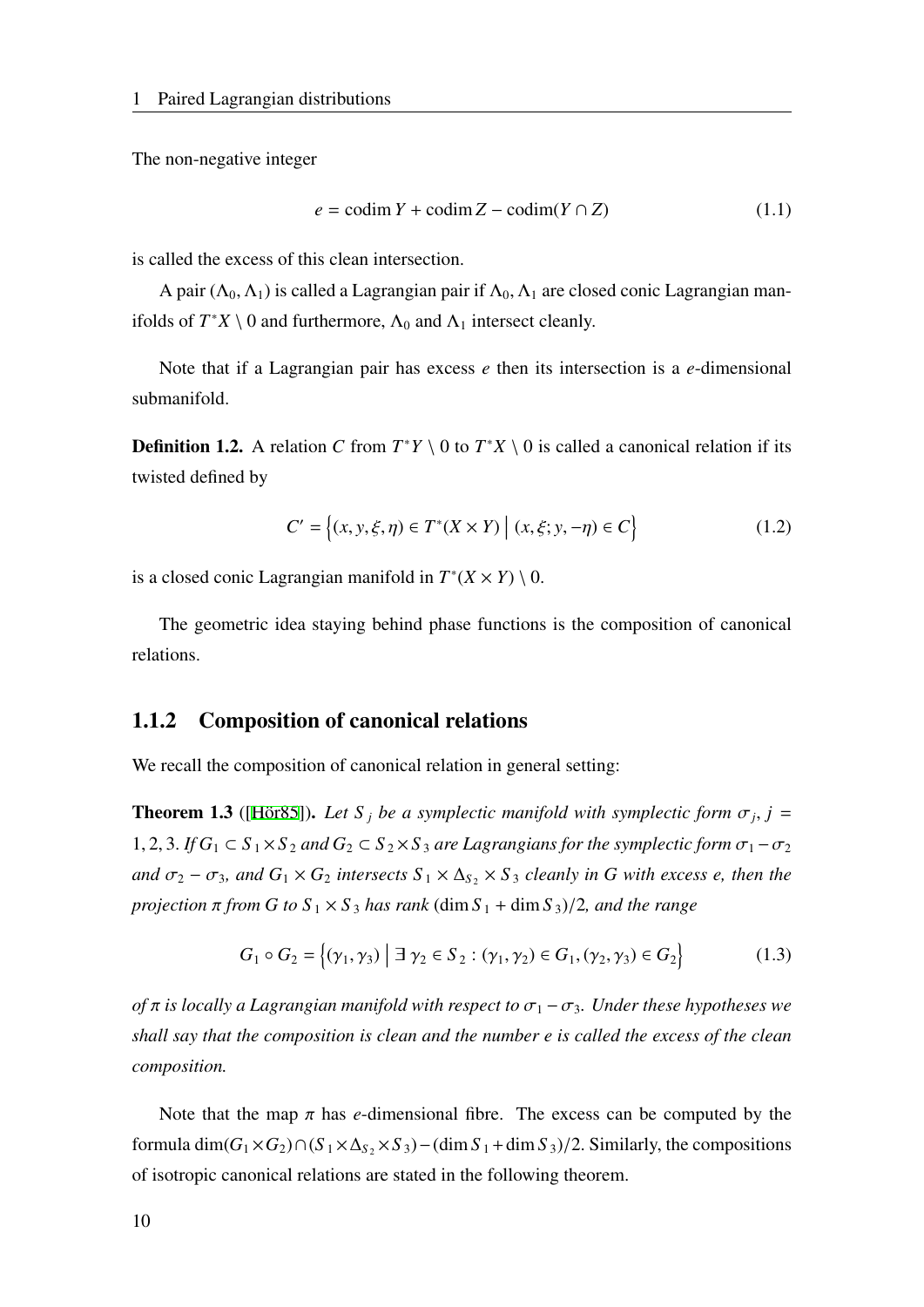The non-negative integer

$$e = \operatorname{codim} Y + \operatorname{codim} Z - \operatorname{codim}(Y \cap Z) \tag{1.1}$$

is called the excess of this clean intersection.

A pair $(\Lambda_0, \Lambda_1)$ is called a Lagrangian pair if $\Lambda_0, \Lambda_1$ are closed conic Lagrangian manifolds of $T^*X \setminus 0$ and furthermore, $\Lambda_0$ and $\Lambda_1$ intersect cleanly.

Note that if a Lagrangian pair has excess $e$ then its intersection is a $e$-dimensional submanifold.

**Definition 1.2.** A relation $C$ from $T^*Y \setminus 0$ to $T^*X \setminus 0$ is called a canonical relation if its twisted defined by

$$C' = \left\{(x, y, \xi, \eta) \in T^*(X \times Y) \,\middle|\, (x, \xi; y, -\eta) \in C\right\} \tag{1.2}$$

is a closed conic Lagrangian manifold in $T^*(X \times Y) \setminus 0$.

The geometric idea staying behind phase functions is the composition of canonical relations.

### 1.1.2 Composition of canonical relations

We recall the composition of canonical relation in general setting:

**Theorem 1.3** ([Hör85]). *Let $S_j$ be a symplectic manifold with symplectic form $\sigma_j$, $j = 1, 2, 3$. If $G_1 \subset S_1 \times S_2$ and $G_2 \subset S_2 \times S_3$ are Lagrangians for the symplectic form $\sigma_1 - \sigma_2$ and $\sigma_2 - \sigma_3$, and $G_1 \times G_2$ intersects $S_1 \times \Delta_{S_2} \times S_3$ cleanly in $G$ with excess $e$, then the projection $\pi$ from $G$ to $S_1 \times S_3$ has rank $(\dim S_1 + \dim S_3)/2$, and the range*

$$G_1 \circ G_2 = \left\{(\gamma_1, \gamma_3) \,\middle|\, \exists\, \gamma_2 \in S_2 : (\gamma_1, \gamma_2) \in G_1, (\gamma_2, \gamma_3) \in G_2\right\} \tag{1.3}$$

*of $\pi$ is locally a Lagrangian manifold with respect to $\sigma_1 - \sigma_3$. Under these hypotheses we shall say that the composition is clean and the number $e$ is called the excess of the clean composition.*

Note that the map $\pi$ has $e$-dimensional fibre. The excess can be computed by the formula $\dim(G_1 \times G_2) \cap (S_1 \times \Delta_{S_2} \times S_3) - (\dim S_1 + \dim S_3)/2$. Similarly, the compositions of isotropic canonical relations are stated in the following theorem.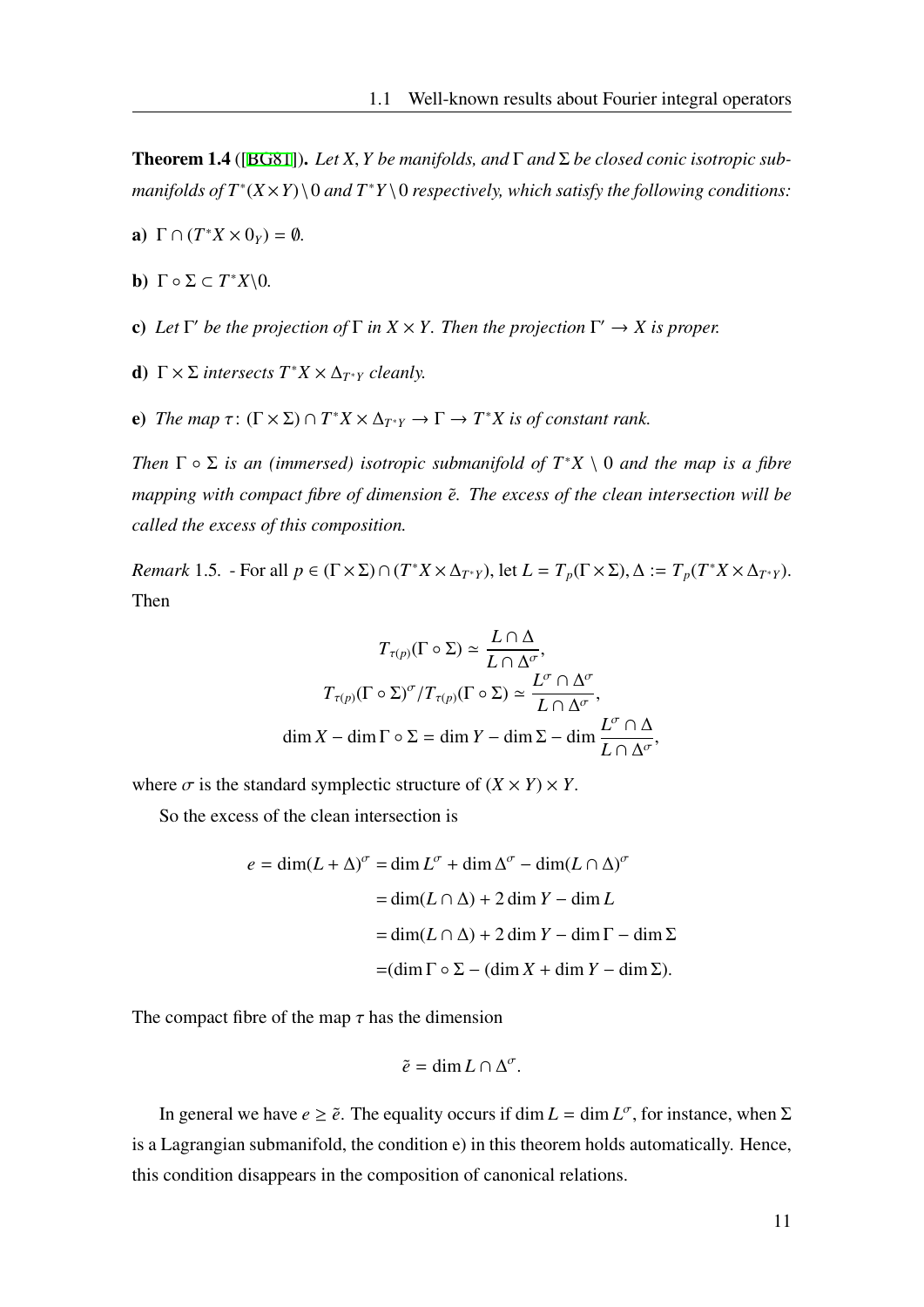**Theorem 1.4** ([BG81]). *Let $X, Y$ be manifolds, and $\Gamma$ and $\Sigma$ be closed conic isotropic submanifolds of $T^*(X\times Y)\setminus 0$ and $T^*Y\setminus 0$ respectively, which satisfy the following conditions:*

**a)** $\Gamma \cap (T^*X \times 0_Y) = \emptyset$.

**b)** $\Gamma \circ \Sigma \subset T^*X\backslash 0$.

**c)** *Let $\Gamma'$ be the projection of $\Gamma$ in $X\times Y$. Then the projection $\Gamma' \to X$ is proper.*

**d)** $\Gamma \times \Sigma$ *intersects* $T^*X \times \Delta_{T^*Y}$ *cleanly.*

**e)** *The map $\tau\colon (\Gamma\times\Sigma)\cap T^*X\times\Delta_{T^*Y} \to \Gamma \to T^*X$ is of constant rank.*

*Then $\Gamma\circ\Sigma$ is an (immersed) isotropic submanifold of $T^*X\setminus 0$ and the map is a fibre mapping with compact fibre of dimension $\tilde{e}$. The excess of the clean intersection will be called the excess of this composition.*

*Remark* 1.5. - For all $p \in (\Gamma\times\Sigma)\cap(T^*X\times\Delta_{T^*Y})$, let $L = T_p(\Gamma\times\Sigma)$, $\Delta := T_p(T^*X\times\Delta_{T^*Y})$. Then

$$
\begin{aligned}
T_{\tau(p)}(\Gamma\circ\Sigma) &\simeq \frac{L\cap\Delta}{L\cap\Delta^\sigma},\\
T_{\tau(p)}(\Gamma\circ\Sigma)^\sigma / T_{\tau(p)}(\Gamma\circ\Sigma) &\simeq \frac{L^\sigma\cap\Delta^\sigma}{L\cap\Delta^\sigma},\\
\dim X - \dim\Gamma\circ\Sigma &= \dim Y - \dim\Sigma - \dim\frac{L^\sigma\cap\Delta}{L\cap\Delta^\sigma},
\end{aligned}
$$

where $\sigma$ is the standard symplectic structure of $(X\times Y)\times Y$.

So the excess of the clean intersection is

$$
\begin{aligned}
e = \dim(L+\Delta)^\sigma &= \dim L^\sigma + \dim\Delta^\sigma - \dim(L\cap\Delta)^\sigma\\
&= \dim(L\cap\Delta) + 2\dim Y - \dim L\\
&= \dim(L\cap\Delta) + 2\dim Y - \dim\Gamma - \dim\Sigma\\
&= (\dim\Gamma\circ\Sigma - (\dim X + \dim Y - \dim\Sigma).
\end{aligned}
$$

The compact fibre of the map $\tau$ has the dimension

$$
\tilde{e} = \dim L\cap\Delta^\sigma.
$$

In general we have $e \geq \tilde{e}$. The equality occurs if $\dim L = \dim L^\sigma$, for instance, when $\Sigma$ is a Lagrangian submanifold, the condition e) in this theorem holds automatically. Hence, this condition disappears in the composition of canonical relations.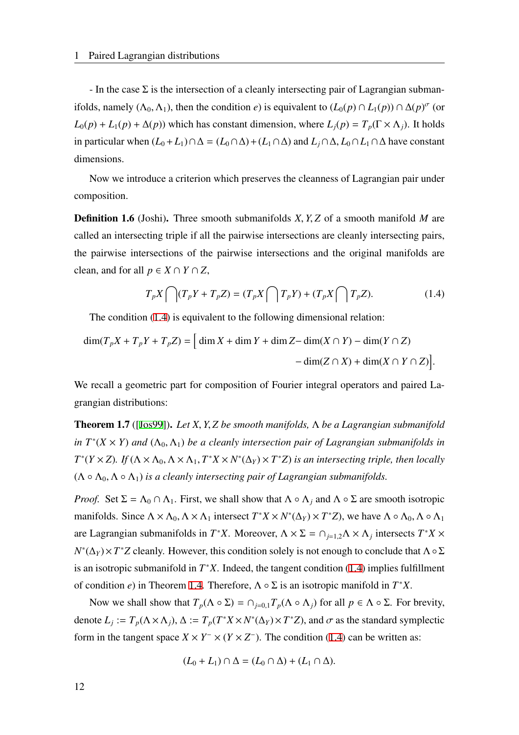- In the case $\Sigma$ is the intersection of a cleanly intersecting pair of Lagrangian submanifolds, namely $(\Lambda_0, \Lambda_1)$, then the condition *e)* is equivalent to $(L_0(p) \cap L_1(p)) \cap \Delta(p)^\sigma$ (or $L_0(p) + L_1(p) + \Delta(p)$) which has constant dimension, where $L_j(p) = T_p(\Gamma \times \Lambda_j)$. It holds in particular when $(L_0 + L_1) \cap \Delta = (L_0 \cap \Delta) + (L_1 \cap \Delta)$ and $L_j \cap \Delta$, $L_0 \cap L_1 \cap \Delta$ have constant dimensions.

Now we introduce a criterion which preserves the cleanness of Lagrangian pair under composition.

**Definition 1.6** (Joshi)**.** Three smooth submanifolds $X, Y, Z$ of a smooth manifold $M$ are called an intersecting triple if all the pairwise intersections are cleanly intersecting pairs, the pairwise intersections of the pairwise intersections and the original manifolds are clean, and for all $p \in X \cap Y \cap Z$,

$$T_pX \bigcap (T_pY + T_pZ) = (T_pX \bigcap T_pY) + (T_pX \bigcap T_pZ). \tag{1.4}$$

The condition (1.4) is equivalent to the following dimensional relation:

$$\dim(T_pX + T_pY + T_pZ) = \Big[ \dim X + \dim Y + \dim Z - \dim(X \cap Y) - \dim(Y \cap Z) - \dim(Z \cap X) + \dim(X \cap Y \cap Z) \Big].$$

We recall a geometric part for composition of Fourier integral operators and paired Lagrangian distributions:

**Theorem 1.7** ([Jos99])**.** *Let $X, Y, Z$ be smooth manifolds, $\Lambda$ be a Lagrangian submanifold in $T^*(X \times Y)$ and $(\Lambda_0, \Lambda_1)$ be a cleanly intersection pair of Lagrangian submanifolds in $T^*(Y \times Z)$. If $(\Lambda \times \Lambda_0, \Lambda \times \Lambda_1, T^*X \times N^*(\Delta_Y) \times T^*Z)$ is an intersecting triple, then locally $(\Lambda \circ \Lambda_0, \Lambda \circ \Lambda_1)$ is a cleanly intersecting pair of Lagrangian submanifolds.*

*Proof.* Set $\Sigma = \Lambda_0 \cap \Lambda_1$. First, we shall show that $\Lambda \circ \Lambda_j$ and $\Lambda \circ \Sigma$ are smooth isotropic manifolds. Since $\Lambda \times \Lambda_0, \Lambda \times \Lambda_1$ intersect $T^*X \times N^*(\Delta_Y) \times T^*Z$, we have $\Lambda \circ \Lambda_0, \Lambda \circ \Lambda_1$ are Lagrangian submanifolds in $T^*X$. Moreover, $\Lambda \times \Sigma = \cap_{j=1,2} \Lambda \times \Lambda_j$ intersects $T^*X \times N^*(\Delta_Y) \times T^*Z$ cleanly. However, this condition solely is not enough to conclude that $\Lambda \circ \Sigma$ is an isotropic submanifold in $T^*X$. Indeed, the tangent condition (1.4) implies fulfillment of condition *e)* in Theorem 1.4. Therefore, $\Lambda \circ \Sigma$ is an isotropic manifold in $T^*X$.

Now we shall show that $T_p(\Lambda \circ \Sigma) = \cap_{j=0,1} T_p(\Lambda \circ \Lambda_j)$ for all $p \in \Lambda \circ \Sigma$. For brevity, denote $L_j := T_p(\Lambda \times \Lambda_j)$, $\Delta := T_p(T^*X \times N^*(\Delta_Y) \times T^*Z)$, and $\sigma$ as the standard symplectic form in the tangent space $X \times Y^- \times (Y \times Z^-)$. The condition (1.4) can be written as:

$$(L_0 + L_1) \cap \Delta = (L_0 \cap \Delta) + (L_1 \cap \Delta).$$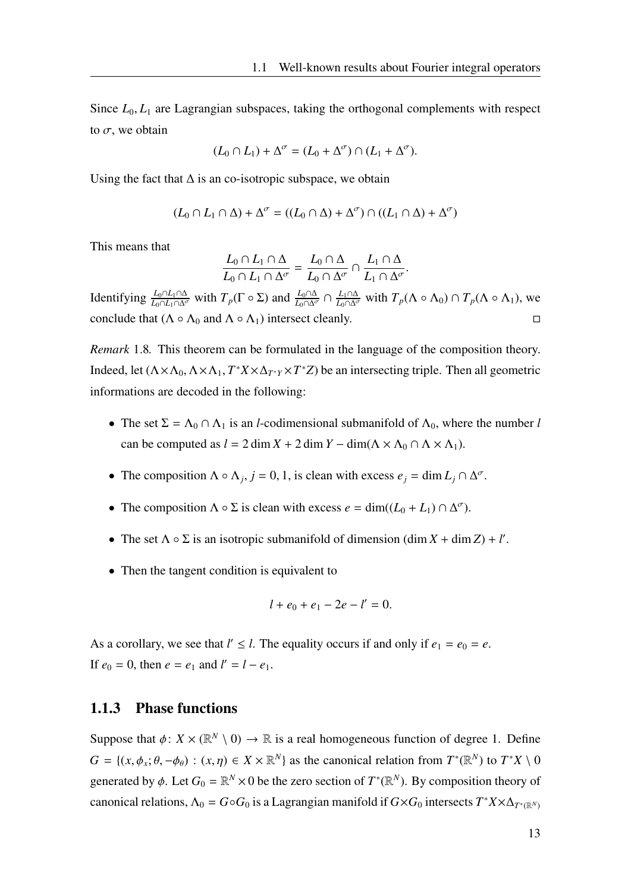Since $L_0, L_1$ are Lagrangian subspaces, taking the orthogonal complements with respect to $\sigma$, we obtain

$$(L_0 \cap L_1) + \Delta^\sigma = (L_0 + \Delta^\sigma) \cap (L_1 + \Delta^\sigma).$$

Using the fact that $\Delta$ is an co-isotropic subspace, we obtain

$$(L_0 \cap L_1 \cap \Delta) + \Delta^\sigma = ((L_0 \cap \Delta) + \Delta^\sigma) \cap ((L_1 \cap \Delta) + \Delta^\sigma)$$

This means that

$$\frac{L_0 \cap L_1 \cap \Delta}{L_0 \cap L_1 \cap \Delta^\sigma} = \frac{L_0 \cap \Delta}{L_0 \cap \Delta^\sigma} \cap \frac{L_1 \cap \Delta}{L_1 \cap \Delta^\sigma}.$$

Identifying $\frac{L_0 \cap L_1 \cap \Delta}{L_0 \cap L_1 \cap \Delta^\sigma}$ with $T_p(\Gamma \circ \Sigma)$ and $\frac{L_0 \cap \Delta}{L_0 \cap \Delta^\sigma} \cap \frac{L_1 \cap \Delta}{L_0 \cap \Delta^\sigma}$ with $T_p(\Lambda \circ \Lambda_0) \cap T_p(\Lambda \circ \Lambda_1)$, we conclude that ($\Lambda \circ \Lambda_0$ and $\Lambda \circ \Lambda_1$) intersect cleanly. □

*Remark* 1.8. This theorem can be formulated in the language of the composition theory. Indeed, let $(\Lambda \times \Lambda_0, \Lambda \times \Lambda_1, T^*X \times \Delta_{T^*Y} \times T^*Z)$ be an intersecting triple. Then all geometric informations are decoded in the following:

- The set $\Sigma = \Lambda_0 \cap \Lambda_1$ is an $l$-codimensional submanifold of $\Lambda_0$, where the number $l$ can be computed as $l = 2 \dim X + 2 \dim Y - \dim(\Lambda \times \Lambda_0 \cap \Lambda \times \Lambda_1)$.
- The composition $\Lambda \circ \Lambda_j$, $j = 0, 1$, is clean with excess $e_j = \dim L_j \cap \Delta^\sigma$.
- The composition $\Lambda \circ \Sigma$ is clean with excess $e = \dim((L_0 + L_1) \cap \Delta^\sigma)$.
- The set $\Lambda \circ \Sigma$ is an isotropic submanifold of dimension $(\dim X + \dim Z) + l'$.
- Then the tangent condition is equivalent to

$$l + e_0 + e_1 - 2e - l' = 0.$$

As a corollary, we see that $l' \leq l$. The equality occurs if and only if $e_1 = e_0 = e$.
If $e_0 = 0$, then $e = e_1$ and $l' = l - e_1$.

### 1.1.3 Phase functions

Suppose that $\phi \colon X \times (\mathbb{R}^N \setminus 0) \to \mathbb{R}$ is a real homogeneous function of degree 1. Define $G = \{(x, \phi_x; \theta, -\phi_\theta) : (x, \eta) \in X \times \mathbb{R}^N\}$ as the canonical relation from $T^*(\mathbb{R}^N)$ to $T^*X \setminus 0$ generated by $\phi$. Let $G_0 = \mathbb{R}^N \times 0$ be the zero section of $T^*(\mathbb{R}^N)$. By composition theory of canonical relations, $\Lambda_0 = G \circ G_0$ is a Lagrangian manifold if $G \times G_0$ intersects $T^*X \times \Delta_{T^*(\mathbb{R}^N)}$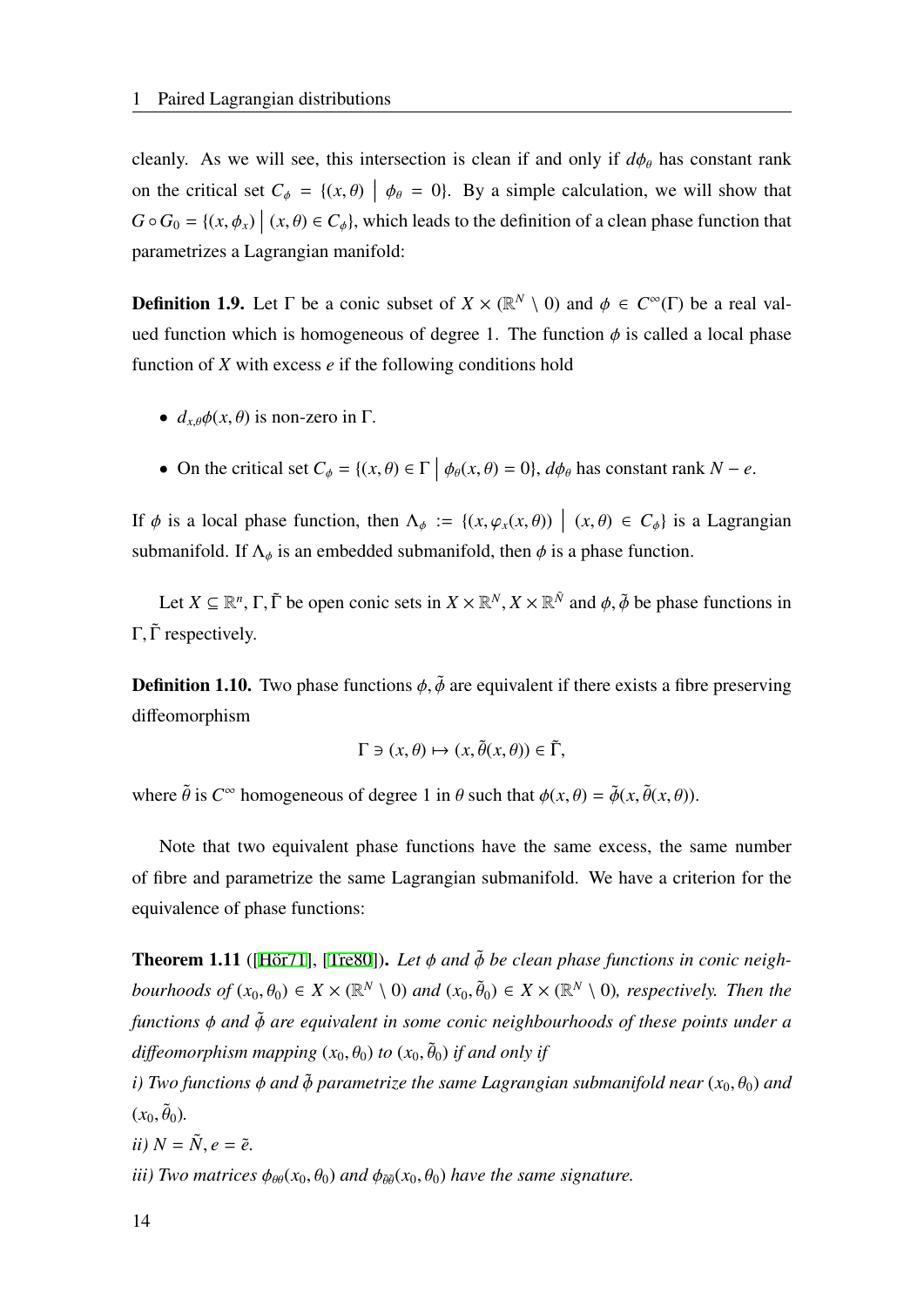cleanly. As we will see, this intersection is clean if and only if $d\phi_\theta$ has constant rank on the critical set $C_\phi = \{(x, \theta) \mid \phi_\theta = 0\}$. By a simple calculation, we will show that $G \circ G_0 = \{(x, \phi_x) \mid (x, \theta) \in C_\phi\}$, which leads to the definition of a clean phase function that parametrizes a Lagrangian manifold:

**Definition 1.9.** Let $\Gamma$ be a conic subset of $X \times (\mathbb{R}^N \setminus 0)$ and $\phi \in C^\infty(\Gamma)$ be a real valued function which is homogeneous of degree 1. The function $\phi$ is called a local phase function of $X$ with excess $e$ if the following conditions hold

- $d_{x,\theta}\phi(x, \theta)$ is non-zero in $\Gamma$.
- On the critical set $C_\phi = \{(x, \theta) \in \Gamma \mid \phi_\theta(x, \theta) = 0\}$, $d\phi_\theta$ has constant rank $N - e$.

If $\phi$ is a local phase function, then $\Lambda_\phi := \{(x, \varphi_x(x, \theta)) \mid (x, \theta) \in C_\phi\}$ is a Lagrangian submanifold. If $\Lambda_\phi$ is an embedded submanifold, then $\phi$ is a phase function.

Let $X \subseteq \mathbb{R}^n$, $\Gamma, \tilde{\Gamma}$ be open conic sets in $X \times \mathbb{R}^N$, $X \times \mathbb{R}^{\tilde{N}}$ and $\phi, \tilde{\phi}$ be phase functions in $\Gamma, \tilde{\Gamma}$ respectively.

**Definition 1.10.** Two phase functions $\phi, \tilde{\phi}$ are equivalent if there exists a fibre preserving diffeomorphism

$$\Gamma \ni (x, \theta) \mapsto (x, \tilde{\theta}(x, \theta)) \in \tilde{\Gamma},$$

where $\tilde{\theta}$ is $C^\infty$ homogeneous of degree 1 in $\theta$ such that $\phi(x, \theta) = \tilde{\phi}(x, \tilde{\theta}(x, \theta))$.

Note that two equivalent phase functions have the same excess, the same number of fibre and parametrize the same Lagrangian submanifold. We have a criterion for the equivalence of phase functions:

**Theorem 1.11** ([Hör71], [Tre80]). *Let $\phi$ and $\tilde{\phi}$ be clean phase functions in conic neighbourhoods of $(x_0, \theta_0) \in X \times (\mathbb{R}^N \setminus 0)$ and $(x_0, \tilde{\theta}_0) \in X \times (\mathbb{R}^N \setminus 0)$, respectively. Then the functions $\phi$ and $\tilde{\phi}$ are equivalent in some conic neighbourhoods of these points under a diffeomorphism mapping $(x_0, \theta_0)$ to $(x_0, \tilde{\theta}_0)$ if and only if*

*i) Two functions $\phi$ and $\tilde{\phi}$ parametrize the same Lagrangian submanifold near $(x_0, \theta_0)$ and $(x_0, \tilde{\theta}_0)$.*

*ii) $N = \tilde{N}$, $e = \tilde{e}$.*

*iii) Two matrices $\phi_{\theta\theta}(x_0, \theta_0)$ and $\phi_{\tilde{\theta}\tilde{\theta}}(x_0, \theta_0)$ have the same signature.*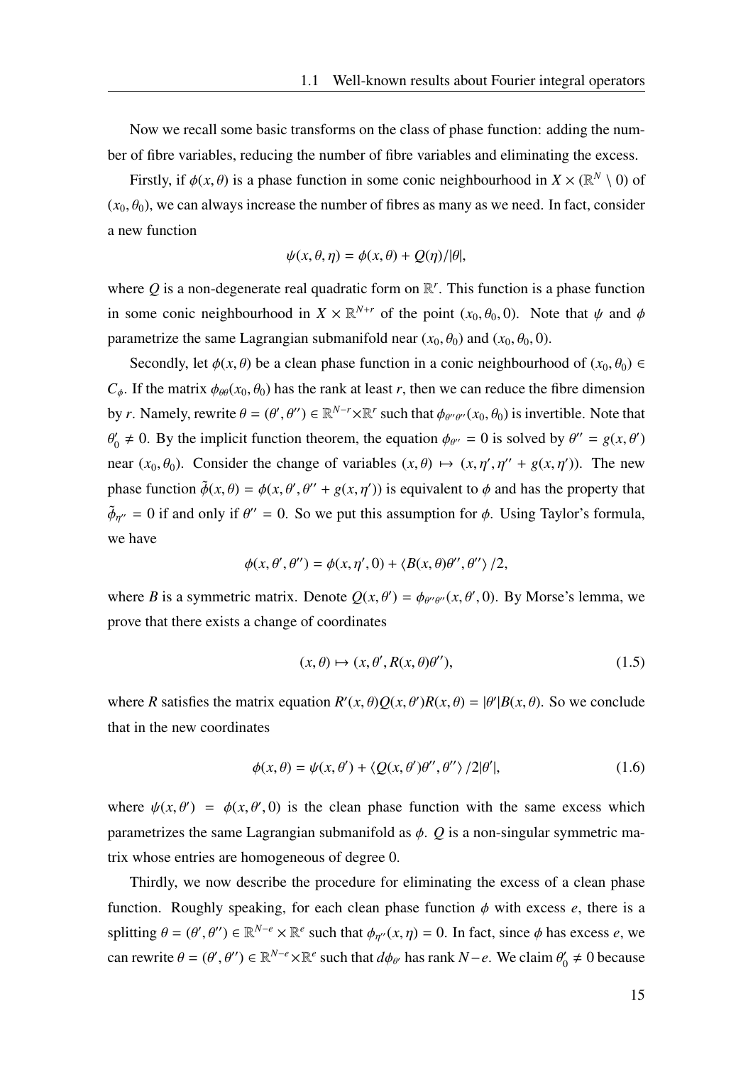Now we recall some basic transforms on the class of phase function: adding the number of fibre variables, reducing the number of fibre variables and eliminating the excess.

Firstly, if $\phi(x, \theta)$ is a phase function in some conic neighbourhood in $X \times (\mathbb{R}^N \setminus 0)$ of $(x_0, \theta_0)$, we can always increase the number of fibres as many as we need. In fact, consider a new function

$$\psi(x, \theta, \eta) = \phi(x, \theta) + Q(\eta)/|\theta|,$$

where $Q$ is a non-degenerate real quadratic form on $\mathbb{R}^r$. This function is a phase function in some conic neighbourhood in $X \times \mathbb{R}^{N+r}$ of the point $(x_0, \theta_0, 0)$. Note that $\psi$ and $\phi$ parametrize the same Lagrangian submanifold near $(x_0, \theta_0)$ and $(x_0, \theta_0, 0)$.

Secondly, let $\phi(x, \theta)$ be a clean phase function in a conic neighbourhood of $(x_0, \theta_0) \in C_\phi$. If the matrix $\phi_{\theta\theta}(x_0, \theta_0)$ has the rank at least $r$, then we can reduce the fibre dimension by $r$. Namely, rewrite $\theta = (\theta', \theta'') \in \mathbb{R}^{N-r} \times \mathbb{R}^r$ such that $\phi_{\theta''\theta''}(x_0, \theta_0)$ is invertible. Note that $\theta'_0 \neq 0$. By the implicit function theorem, the equation $\phi_{\theta''} = 0$ is solved by $\theta'' = g(x, \theta')$ near $(x_0, \theta_0)$. Consider the change of variables $(x, \theta) \mapsto (x, \eta', \eta'' + g(x, \eta'))$. The new phase function $\tilde{\phi}(x, \theta) = \phi(x, \theta', \theta'' + g(x, \eta'))$ is equivalent to $\phi$ and has the property that $\tilde{\phi}_{\eta''} = 0$ if and only if $\theta'' = 0$. So we put this assumption for $\phi$. Using Taylor's formula, we have

$$\phi(x, \theta', \theta'') = \phi(x, \eta', 0) + \langle B(x, \theta)\theta'', \theta'' \rangle /2,$$

where $B$ is a symmetric matrix. Denote $Q(x, \theta') = \phi_{\theta''\theta''}(x, \theta', 0)$. By Morse's lemma, we prove that there exists a change of coordinates

$$(x, \theta) \mapsto (x, \theta', R(x, \theta)\theta''), \tag{1.5}$$

where $R$ satisfies the matrix equation $R'(x, \theta)Q(x, \theta')R(x, \theta) = |\theta'|B(x, \theta)$. So we conclude that in the new coordinates

$$\phi(x, \theta) = \psi(x, \theta') + \langle Q(x, \theta')\theta'', \theta'' \rangle /2|\theta'|, \tag{1.6}$$

where $\psi(x, \theta') = \phi(x, \theta', 0)$ is the clean phase function with the same excess which parametrizes the same Lagrangian submanifold as $\phi$. $Q$ is a non-singular symmetric matrix whose entries are homogeneous of degree 0.

Thirdly, we now describe the procedure for eliminating the excess of a clean phase function. Roughly speaking, for each clean phase function $\phi$ with excess $e$, there is a splitting $\theta = (\theta', \theta'') \in \mathbb{R}^{N-e} \times \mathbb{R}^e$ such that $\phi_{\eta''}(x, \eta) = 0$. In fact, since $\phi$ has excess $e$, we can rewrite $\theta = (\theta', \theta'') \in \mathbb{R}^{N-e} \times \mathbb{R}^e$ such that $d\phi_{\theta'}$ has rank $N - e$. We claim $\theta'_0 \neq 0$ because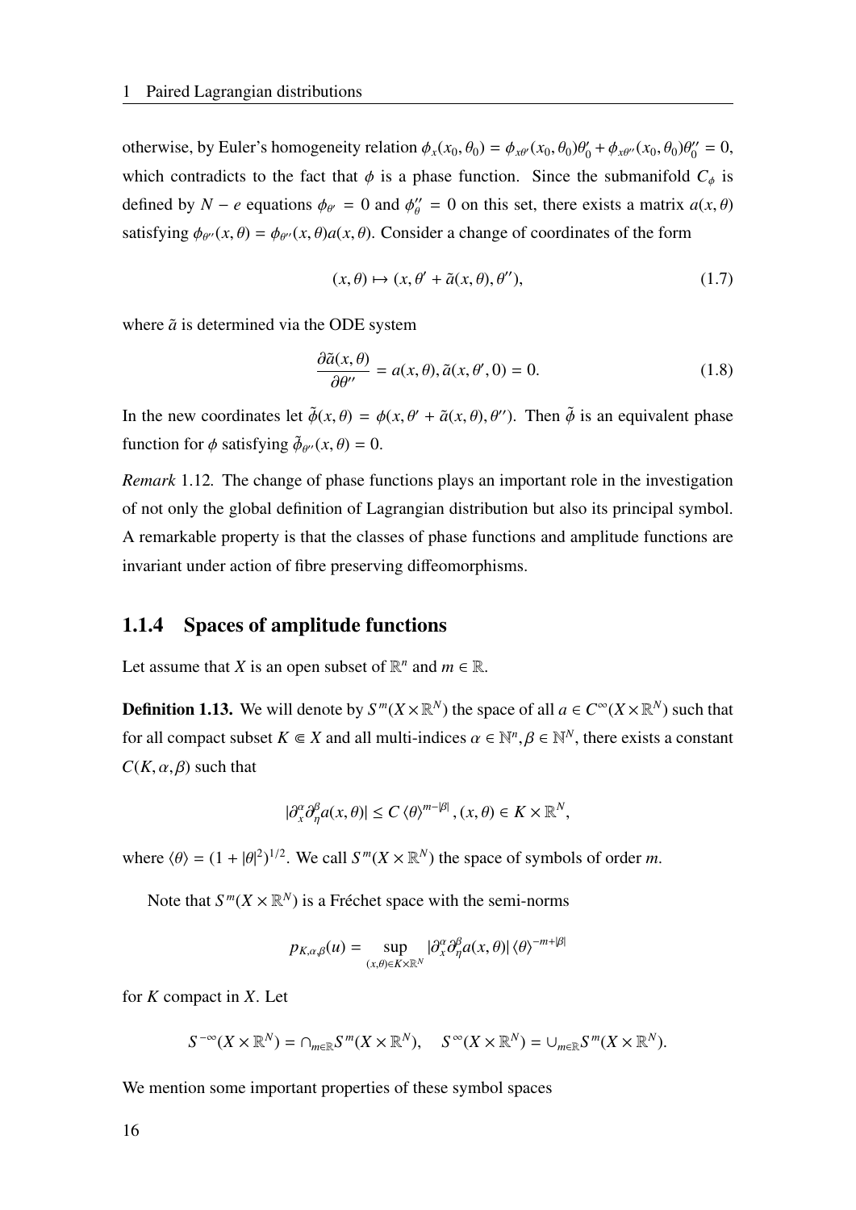otherwise, by Euler's homogeneity relation $\phi_x(x_0,\theta_0) = \phi_{x\theta'}(x_0,\theta_0)\theta'_0 + \phi_{x\theta''}(x_0,\theta_0)\theta''_0 = 0$, which contradicts to the fact that $\phi$ is a phase function. Since the submanifold $C_\phi$ is defined by $N-e$ equations $\phi_{\theta'} = 0$ and $\phi''_\theta = 0$ on this set, there exists a matrix $a(x,\theta)$ satisfying $\phi_{\theta''}(x,\theta) = \phi_{\theta''}(x,\theta)a(x,\theta)$. Consider a change of coordinates of the form

$$(x,\theta) \mapsto (x, \theta' + \tilde{a}(x,\theta), \theta''), \tag{1.7}$$

where $\tilde{a}$ is determined via the ODE system

$$\frac{\partial \tilde{a}(x,\theta)}{\partial \theta''} = a(x,\theta), \tilde{a}(x,\theta',0) = 0. \tag{1.8}$$

In the new coordinates let $\tilde{\phi}(x,\theta) = \phi(x,\theta' + \tilde{a}(x,\theta),\theta'')$. Then $\tilde{\phi}$ is an equivalent phase function for $\phi$ satisfying $\tilde{\phi}_{\theta''}(x,\theta) = 0$.

*Remark* 1.12. The change of phase functions plays an important role in the investigation of not only the global definition of Lagrangian distribution but also its principal symbol. A remarkable property is that the classes of phase functions and amplitude functions are invariant under action of fibre preserving diffeomorphisms.

### 1.1.4 Spaces of amplitude functions

Let assume that $X$ is an open subset of $\mathbb{R}^n$ and $m \in \mathbb{R}$.

**Definition 1.13.** We will denote by $S^m(X\times\mathbb{R}^N)$ the space of all $a \in C^\infty(X\times\mathbb{R}^N)$ such that for all compact subset $K \Subset X$ and all multi-indices $\alpha \in \mathbb{N}^n, \beta \in \mathbb{N}^N$, there exists a constant $C(K,\alpha,\beta)$ such that

$$|\partial_x^\alpha \partial_\eta^\beta a(x,\theta)| \le C\,\langle\theta\rangle^{m-|\beta|}, (x,\theta) \in K\times\mathbb{R}^N,$$

where $\langle\theta\rangle = (1+|\theta|^2)^{1/2}$. We call $S^m(X\times\mathbb{R}^N)$ the space of symbols of order $m$.

Note that $S^m(X\times\mathbb{R}^N)$ is a Fréchet space with the semi-norms

$$p_{K,\alpha,\beta}(u) = \sup_{(x,\theta)\in K\times\mathbb{R}^N} |\partial_x^\alpha \partial_\eta^\beta a(x,\theta)|\,\langle\theta\rangle^{-m+|\beta|}$$

for $K$ compact in $X$. Let

$$S^{-\infty}(X\times\mathbb{R}^N) = \cap_{m\in\mathbb{R}} S^m(X\times\mathbb{R}^N), \quad S^{\infty}(X\times\mathbb{R}^N) = \cup_{m\in\mathbb{R}} S^m(X\times\mathbb{R}^N).$$

We mention some important properties of these symbol spaces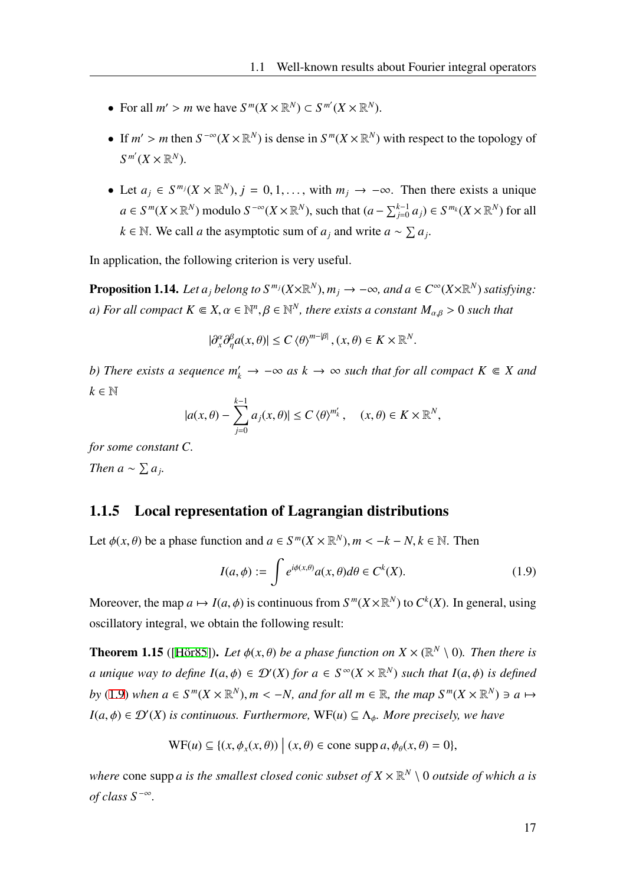- For all $m' > m$ we have $S^m(X \times \mathbb{R}^N) \subset S^{m'}(X \times \mathbb{R}^N)$.
- If $m' > m$ then $S^{-\infty}(X \times \mathbb{R}^N)$ is dense in $S^m(X \times \mathbb{R}^N)$ with respect to the topology of $S^{m'}(X \times \mathbb{R}^N)$.
- Let $a_j \in S^{m_j}(X \times \mathbb{R}^N)$, $j = 0, 1, \dots$, with $m_j \to -\infty$. Then there exists a unique $a \in S^m(X \times \mathbb{R}^N)$ modulo $S^{-\infty}(X \times \mathbb{R}^N)$, such that $(a - \sum_{j=0}^{k-1} a_j) \in S^{m_k}(X \times \mathbb{R}^N)$ for all $k \in \mathbb{N}$. We call $a$ the asymptotic sum of $a_j$ and write $a \sim \sum a_j$.

In application, the following criterion is very useful.

**Proposition 1.14.** *Let $a_j$ belong to $S^{m_j}(X \times \mathbb{R}^N)$, $m_j \to -\infty$, and $a \in C^\infty(X \times \mathbb{R}^N)$ satisfying:*
*a) For all compact $K \Subset X, \alpha \in \mathbb{N}^n, \beta \in \mathbb{N}^N$, there exists a constant $M_{\alpha,\beta} > 0$ such that*

$$|\partial_x^\alpha \partial_\eta^\beta a(x,\theta)| \leq C \langle \theta \rangle^{m-|\beta|}, (x,\theta) \in K \times \mathbb{R}^N.$$

*b) There exists a sequence $m'_k \to -\infty$ as $k \to \infty$ such that for all compact $K \Subset X$ and $k \in \mathbb{N}$*

$$|a(x,\theta) - \sum_{j=0}^{k-1} a_j(x,\theta)| \leq C \langle \theta \rangle^{m'_k}, \quad (x,\theta) \in K \times \mathbb{R}^N,$$

*for some constant $C$.*
*Then $a \sim \sum a_j$.*

### 1.1.5 Local representation of Lagrangian distributions

Let $\phi(x,\theta)$ be a phase function and $a \in S^m(X \times \mathbb{R}^N)$, $m < -k - N$, $k \in \mathbb{N}$. Then

$$I(a,\phi) := \int e^{i\phi(x,\theta)} a(x,\theta) d\theta \in C^k(X). \tag{1.9}$$

Moreover, the map $a \mapsto I(a,\phi)$ is continuous from $S^m(X \times \mathbb{R}^N)$ to $C^k(X)$. In general, using oscillatory integral, we obtain the following result:

**Theorem 1.15** ([Hör85]). *Let $\phi(x,\theta)$ be a phase function on $X \times (\mathbb{R}^N \setminus 0)$. Then there is a unique way to define $I(a,\phi) \in \mathcal{D}'(X)$ for $a \in S^\infty(X \times \mathbb{R}^N)$ such that $I(a,\phi)$ is defined by (1.9) when $a \in S^m(X \times \mathbb{R}^N)$, $m < -N$, and for all $m \in \mathbb{R}$, the map $S^m(X \times \mathbb{R}^N) \ni a \mapsto I(a,\phi) \in \mathcal{D}'(X)$ is continuous. Furthermore, $\mathrm{WF}(u) \subseteq \Lambda_\phi$. More precisely, we have*

$$\mathrm{WF}(u) \subseteq \{(x, \phi_x(x,\theta)) \mid (x,\theta) \in \text{cone supp}\, a, \phi_\theta(x,\theta) = 0\},$$

*where* cone supp $a$ *is the smallest closed conic subset of $X \times \mathbb{R}^N \setminus 0$ outside of which $a$ is of class $S^{-\infty}$.*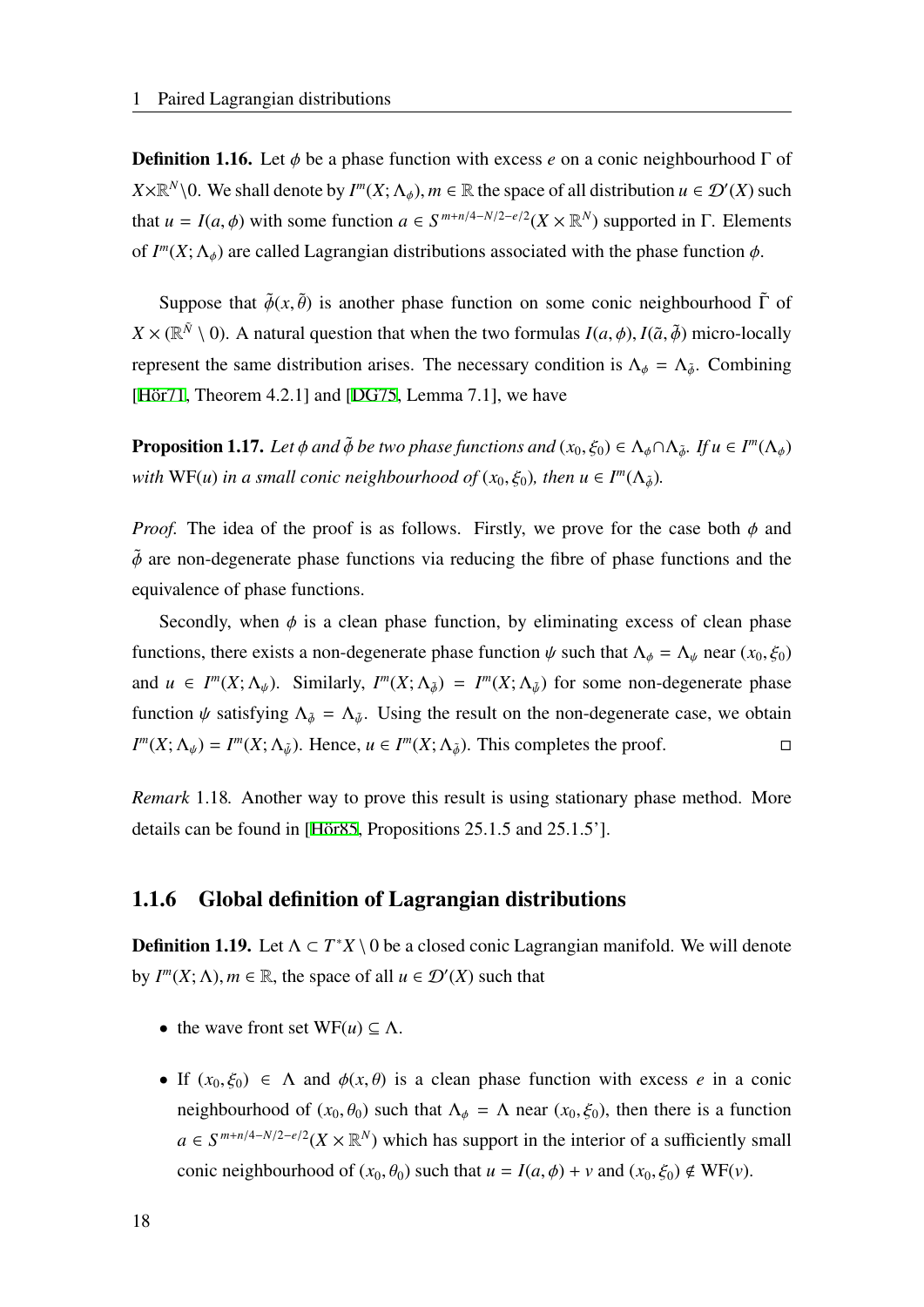**Definition 1.16.** Let $\phi$ be a phase function with excess $e$ on a conic neighbourhood $\Gamma$ of $X\times\mathbb{R}^N\backslash 0$. We shall denote by $I^m(X;\Lambda_\phi), m\in\mathbb{R}$ the space of all distribution $u\in\mathcal{D}'(X)$ such that $u = I(a,\phi)$ with some function $a\in S^{m+n/4-N/2-e/2}(X\times\mathbb{R}^N)$ supported in $\Gamma$. Elements of $I^m(X;\Lambda_\phi)$ are called Lagrangian distributions associated with the phase function $\phi$.

Suppose that $\tilde{\phi}(x,\tilde{\theta})$ is another phase function on some conic neighbourhood $\tilde{\Gamma}$ of $X\times(\mathbb{R}^{\tilde{N}}\setminus 0)$. A natural question that when the two formulas $I(a,\phi), I(\tilde{a},\tilde{\phi})$ micro-locally represent the same distribution arises. The necessary condition is $\Lambda_\phi = \Lambda_{\tilde{\phi}}$. Combining [Hör71, Theorem 4.2.1] and [DG75, Lemma 7.1], we have

**Proposition 1.17.** *Let $\phi$ and $\tilde{\phi}$ be two phase functions and $(x_0,\xi_0)\in\Lambda_\phi\cap\Lambda_{\tilde{\phi}}$. If $u\in I^m(\Lambda_\phi)$ with* WF$(u)$ *in a small conic neighbourhood of $(x_0,\xi_0)$, then $u\in I^m(\Lambda_{\tilde{\phi}})$.*

*Proof.* The idea of the proof is as follows. Firstly, we prove for the case both $\phi$ and $\tilde{\phi}$ are non-degenerate phase functions via reducing the fibre of phase functions and the equivalence of phase functions.

Secondly, when $\phi$ is a clean phase function, by eliminating excess of clean phase functions, there exists a non-degenerate phase function $\psi$ such that $\Lambda_\phi = \Lambda_\psi$ near $(x_0,\xi_0)$ and $u\in I^m(X;\Lambda_\psi)$. Similarly, $I^m(X;\Lambda_{\tilde{\phi}}) = I^m(X;\Lambda_{\tilde{\psi}})$ for some non-degenerate phase function $\psi$ satisfying $\Lambda_{\tilde{\phi}} = \Lambda_{\tilde{\psi}}$. Using the result on the non-degenerate case, we obtain $I^m(X;\Lambda_\psi) = I^m(X;\Lambda_{\tilde{\psi}})$. Hence, $u\in I^m(X;\Lambda_{\tilde{\phi}})$. This completes the proof. □

*Remark* 1.18. Another way to prove this result is using stationary phase method. More details can be found in [Hör85, Propositions 25.1.5 and 25.1.5'].

### 1.1.6 Global definition of Lagrangian distributions

**Definition 1.19.** Let $\Lambda\subset T^*X\setminus 0$ be a closed conic Lagrangian manifold. We will denote by $I^m(X;\Lambda), m\in\mathbb{R}$, the space of all $u\in\mathcal{D}'(X)$ such that

- the wave front set WF$(u)\subseteq\Lambda$.
- If $(x_0,\xi_0)\in\Lambda$ and $\phi(x,\theta)$ is a clean phase function with excess $e$ in a conic neighbourhood of $(x_0,\theta_0)$ such that $\Lambda_\phi = \Lambda$ near $(x_0,\xi_0)$, then there is a function $a\in S^{m+n/4-N/2-e/2}(X\times\mathbb{R}^N)$ which has support in the interior of a sufficiently small conic neighbourhood of $(x_0,\theta_0)$ such that $u = I(a,\phi)+v$ and $(x_0,\xi_0)\notin$ WF$(v)$.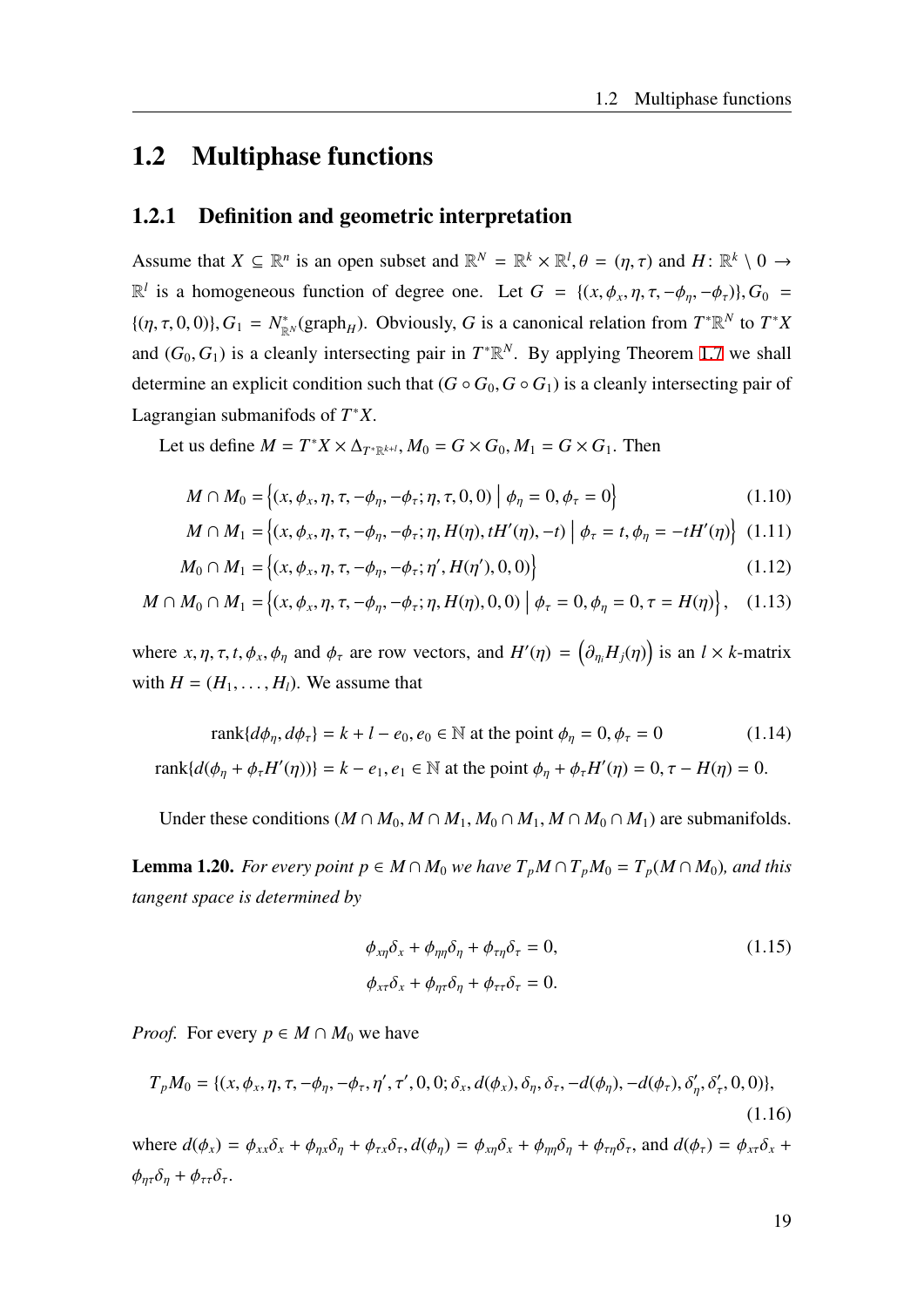## 1.2 Multiphase functions

### 1.2.1 Definition and geometric interpretation

Assume that $X \subseteq \mathbb{R}^n$ is an open subset and $\mathbb{R}^N = \mathbb{R}^k \times \mathbb{R}^l, \theta = (\eta, \tau)$ and $H \colon \mathbb{R}^k \setminus 0 \to \mathbb{R}^l$ is a homogeneous function of degree one. Let $G = \{(x, \phi_x, \eta, \tau, -\phi_\eta, -\phi_\tau)\}, G_0 = \{(\eta, \tau, 0, 0)\}, G_1 = N^*_{\mathbb{R}^N}(\text{graph}_H)$. Obviously, $G$ is a canonical relation from $T^*\mathbb{R}^N$ to $T^*X$ and $(G_0, G_1)$ is a cleanly intersecting pair in $T^*\mathbb{R}^N$. By applying Theorem 1.7 we shall determine an explicit condition such that $(G \circ G_0, G \circ G_1)$ is a cleanly intersecting pair of Lagrangian submanifods of $T^*X$.

Let us define $M = T^*X \times \Delta_{T^*\mathbb{R}^{k+l}}, M_0 = G \times G_0, M_1 = G \times G_1$. Then

$$M \cap M_0 = \Big\{(x, \phi_x, \eta, \tau, -\phi_\eta, -\phi_\tau; \eta, \tau, 0, 0) \;\Big|\; \phi_\eta = 0, \phi_\tau = 0\Big\} \tag{1.10}$$

$$M \cap M_1 = \Big\{(x, \phi_x, \eta, \tau, -\phi_\eta, -\phi_\tau; \eta, H(\eta), tH'(\eta), -t) \;\Big|\; \phi_\tau = t, \phi_\eta = -tH'(\eta)\Big\} \tag{1.11}$$

$$M_0 \cap M_1 = \Big\{(x, \phi_x, \eta, \tau, -\phi_\eta, -\phi_\tau; \eta', H(\eta'), 0, 0)\Big\} \tag{1.12}$$

$$M \cap M_0 \cap M_1 = \Big\{(x, \phi_x, \eta, \tau, -\phi_\eta, -\phi_\tau; \eta, H(\eta), 0, 0) \;\Big|\; \phi_\tau = 0, \phi_\eta = 0, \tau = H(\eta)\Big\}, \tag{1.13}$$

where $x, \eta, \tau, t, \phi_x, \phi_\eta$ and $\phi_\tau$ are row vectors, and $H'(\eta) = \Big(\partial_{\eta_i} H_j(\eta)\Big)$ is an $l \times k$-matrix with $H = (H_1, \dots, H_l)$. We assume that

$$\text{rank}\{d\phi_\eta, d\phi_\tau\} = k + l - e_0, e_0 \in \mathbb{N} \text{ at the point } \phi_\eta = 0, \phi_\tau = 0 \tag{1.14}$$

$$\text{rank}\{d(\phi_\eta + \phi_\tau H'(\eta))\} = k - e_1, e_1 \in \mathbb{N} \text{ at the point } \phi_\eta + \phi_\tau H'(\eta) = 0, \tau - H(\eta) = 0.$$

Under these conditions $(M \cap M_0, M \cap M_1, M_0 \cap M_1, M \cap M_0 \cap M_1)$ are submanifolds.

**Lemma 1.20.** *For every point $p \in M \cap M_0$ we have $T_pM \cap T_pM_0 = T_p(M \cap M_0)$, and this tangent space is determined by*

$$\begin{aligned} \phi_{x\eta}\delta_x + \phi_{\eta\eta}\delta_\eta + \phi_{\tau\eta}\delta_\tau &= 0, \\ \phi_{x\tau}\delta_x + \phi_{\eta\tau}\delta_\eta + \phi_{\tau\tau}\delta_\tau &= 0. \end{aligned} \tag{1.15}$$

*Proof.* For every $p \in M \cap M_0$ we have

$$T_pM_0 = \{(x, \phi_x, \eta, \tau, -\phi_\eta, -\phi_\tau, \eta', \tau', 0, 0; \delta_x, d(\phi_x), \delta_\eta, \delta_\tau, -d(\phi_\eta), -d(\phi_\tau), \delta'_\eta, \delta'_\tau, 0, 0)\}, \tag{1.16}$$

where $d(\phi_x) = \phi_{xx}\delta_x + \phi_{\eta x}\delta_\eta + \phi_{\tau x}\delta_\tau, d(\phi_\eta) = \phi_{x\eta}\delta_x + \phi_{\eta\eta}\delta_\eta + \phi_{\tau\eta}\delta_\tau$, and $d(\phi_\tau) = \phi_{x\tau}\delta_x + \phi_{\eta\tau}\delta_\eta + \phi_{\tau\tau}\delta_\tau$.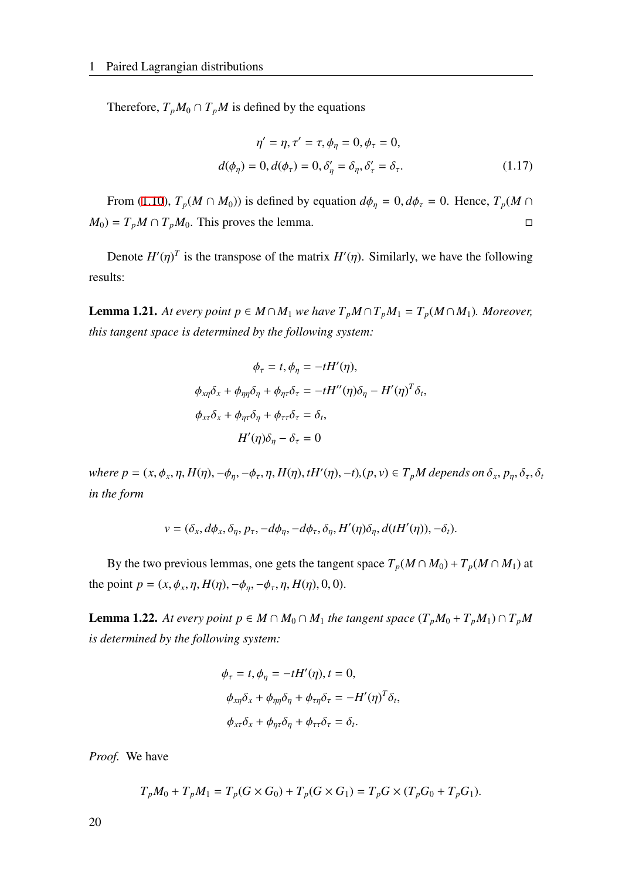Therefore, $T_pM_0 \cap T_pM$ is defined by the equations

$$
\begin{aligned}
\eta' = \eta, \tau' = \tau, \phi_\eta = 0, \phi_\tau = 0,\\
d(\phi_\eta) = 0, d(\phi_\tau) = 0, \delta'_\eta = \delta_\eta, \delta'_\tau = \delta_\tau.
\end{aligned} \tag{1.17}
$$

From (1.10), $T_p(M \cap M_0)$) is defined by equation $d\phi_\eta = 0, d\phi_\tau = 0$. Hence, $T_p(M \cap M_0) = T_pM \cap T_pM_0$. This proves the lemma. □

Denote $H'(\eta)^T$ is the transpose of the matrix $H'(\eta)$. Similarly, we have the following results:

**Lemma 1.21.** *At every point $p \in M \cap M_1$ we have $T_pM \cap T_pM_1 = T_p(M \cap M_1)$. Moreover, this tangent space is determined by the following system:*

$$
\begin{aligned}
\phi_\tau = t, \phi_\eta = -tH'(\eta),\\
\phi_{x\eta}\delta_x + \phi_{\eta\eta}\delta_\eta + \phi_{\eta\tau}\delta_\tau = -tH''(\eta)\delta_\eta - H'(\eta)^T\delta_t,\\
\phi_{x\tau}\delta_x + \phi_{\eta\tau}\delta_\eta + \phi_{\tau\tau}\delta_\tau = \delta_t,\\
H'(\eta)\delta_\eta - \delta_\tau = 0
\end{aligned}
$$

*where $p = (x, \phi_x, \eta, H(\eta), -\phi_\eta, -\phi_\tau, \eta, H(\eta), tH'(\eta), -t), (p, v) \in T_pM$ depends on $\delta_x, p_\eta, \delta_\tau, \delta_t$ in the form*

$$
v = (\delta_x, d\phi_x, \delta_\eta, p_\tau, -d\phi_\eta, -d\phi_\tau, \delta_\eta, H'(\eta)\delta_\eta, d(tH'(\eta)), -\delta_t).
$$

By the two previous lemmas, one gets the tangent space $T_p(M \cap M_0) + T_p(M \cap M_1)$ at the point $p = (x, \phi_x, \eta, H(\eta), -\phi_\eta, -\phi_\tau, \eta, H(\eta), 0, 0)$.

**Lemma 1.22.** *At every point $p \in M \cap M_0 \cap M_1$ the tangent space $(T_pM_0 + T_pM_1) \cap T_pM$ is determined by the following system:*

$$
\begin{aligned}
\phi_\tau = t, \phi_\eta = -tH'(\eta), t = 0,\\
\phi_{x\eta}\delta_x + \phi_{\eta\eta}\delta_\eta + \phi_{\tau\eta}\delta_\tau = -H'(\eta)^T\delta_t,\\
\phi_{x\tau}\delta_x + \phi_{\eta\tau}\delta_\eta + \phi_{\tau\tau}\delta_\tau = \delta_t.
\end{aligned}
$$

*Proof.* We have

$$
T_pM_0 + T_pM_1 = T_p(G \times G_0) + T_p(G \times G_1) = T_pG \times (T_pG_0 + T_pG_1).
$$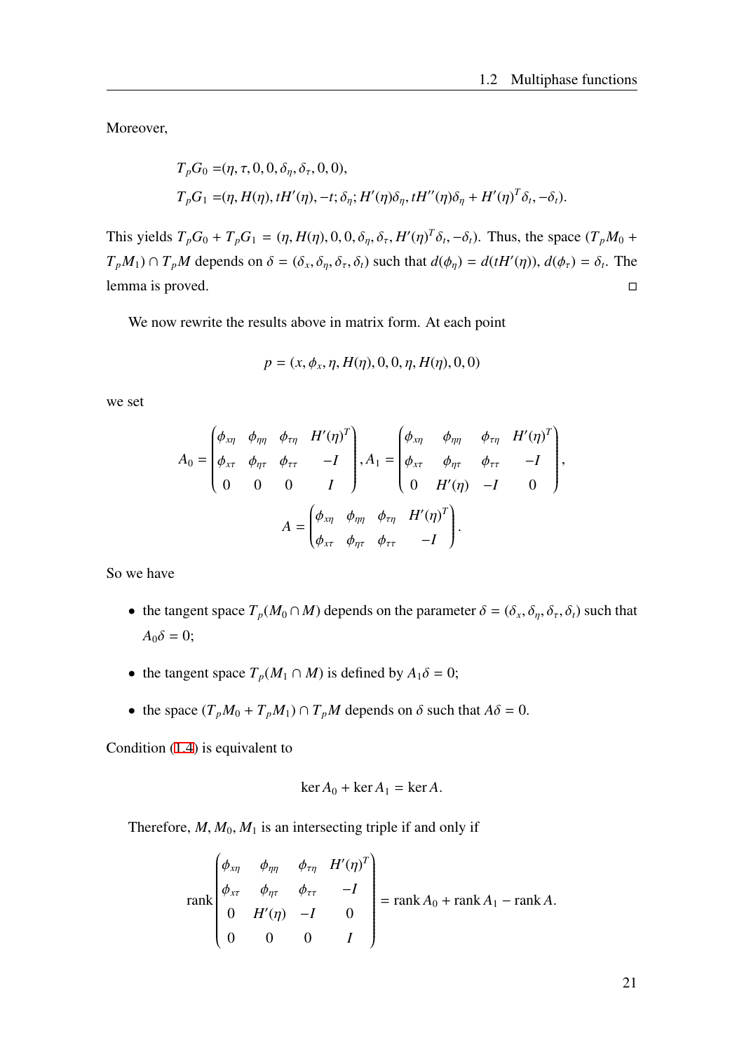Moreover,

$$
\begin{aligned}
T_pG_0 =&(\eta, \tau, 0, 0, \delta_\eta, \delta_\tau, 0, 0),\\
T_pG_1 =&(\eta, H(\eta), tH'(\eta), -t; \delta_\eta; H'(\eta)\delta_\eta, tH''(\eta)\delta_\eta + H'(\eta)^T\delta_t, -\delta_t).
\end{aligned}
$$

This yields $T_pG_0 + T_pG_1 = (\eta, H(\eta), 0, 0, \delta_\eta, \delta_\tau, H'(\eta)^T\delta_t, -\delta_t)$. Thus, the space $(T_pM_0 + T_pM_1) \cap T_pM$ depends on $\delta = (\delta_x, \delta_\eta, \delta_\tau, \delta_t)$ such that $d(\phi_\eta) = d(tH'(\eta))$, $d(\phi_\tau) = \delta_t$. The lemma is proved. □

We now rewrite the results above in matrix form. At each point

$$p = (x, \phi_x, \eta, H(\eta), 0, 0, \eta, H(\eta), 0, 0)$$

we set

$$
A_0 = \begin{pmatrix} \phi_{x\eta} & \phi_{\eta\eta} & \phi_{\tau\eta} & H'(\eta)^T \\ \phi_{x\tau} & \phi_{\eta\tau} & \phi_{\tau\tau} & -I \\ 0 & 0 & 0 & I \end{pmatrix}, A_1 = \begin{pmatrix} \phi_{x\eta} & \phi_{\eta\eta} & \phi_{\tau\eta} & H'(\eta)^T \\ \phi_{x\tau} & \phi_{\eta\tau} & \phi_{\tau\tau} & -I \\ 0 & H'(\eta) & -I & 0 \end{pmatrix},
$$
$$
A = \begin{pmatrix} \phi_{x\eta} & \phi_{\eta\eta} & \phi_{\tau\eta} & H'(\eta)^T \\ \phi_{x\tau} & \phi_{\eta\tau} & \phi_{\tau\tau} & -I \end{pmatrix}.
$$

So we have

- the tangent space $T_p(M_0 \cap M)$ depends on the parameter $\delta = (\delta_x, \delta_\eta, \delta_\tau, \delta_t)$ such that $A_0\delta = 0$;
- the tangent space $T_p(M_1 \cap M)$ is defined by $A_1\delta = 0$;
- the space $(T_pM_0 + T_pM_1) \cap T_pM$ depends on $\delta$ such that $A\delta = 0$.

Condition (1.4) is equivalent to

$$\ker A_0 + \ker A_1 = \ker A.$$

Therefore, $M, M_0, M_1$ is an intersecting triple if and only if

$$
\operatorname{rank} \begin{pmatrix} \phi_{x\eta} & \phi_{\eta\eta} & \phi_{\tau\eta} & H'(\eta)^T \\ \phi_{x\tau} & \phi_{\eta\tau} & \phi_{\tau\tau} & -I \\ 0 & H'(\eta) & -I & 0 \\ 0 & 0 & 0 & I \end{pmatrix} = \operatorname{rank} A_0 + \operatorname{rank} A_1 - \operatorname{rank} A.
$$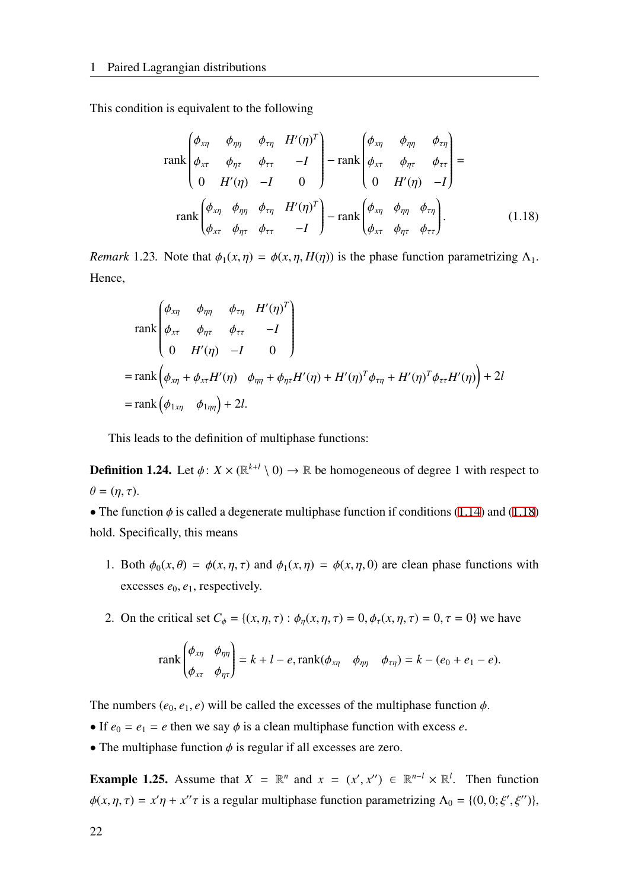This condition is equivalent to the following

$$
\operatorname{rank}\begin{pmatrix} \phi_{x\eta} & \phi_{\eta\eta} & \phi_{\tau\eta} & H'(\eta)^T \\ \phi_{x\tau} & \phi_{\eta\tau} & \phi_{\tau\tau} & -I \\ 0 & H'(\eta) & -I & 0 \end{pmatrix} - \operatorname{rank}\begin{pmatrix} \phi_{x\eta} & \phi_{\eta\eta} & \phi_{\tau\eta} \\ \phi_{x\tau} & \phi_{\eta\tau} & \phi_{\tau\tau} \\ 0 & H'(\eta) & -I \end{pmatrix} =
$$

$$
\operatorname{rank}\begin{pmatrix} \phi_{x\eta} & \phi_{\eta\eta} & \phi_{\tau\eta} & H'(\eta)^T \\ \phi_{x\tau} & \phi_{\eta\tau} & \phi_{\tau\tau} & -I \end{pmatrix} - \operatorname{rank}\begin{pmatrix} \phi_{x\eta} & \phi_{\eta\eta} & \phi_{\tau\eta} \\ \phi_{x\tau} & \phi_{\eta\tau} & \phi_{\tau\tau} \end{pmatrix}. \tag{1.18}
$$

*Remark* 1.23. Note that $\phi_1(x,\eta) = \phi(x,\eta,H(\eta))$ is the phase function parametrizing $\Lambda_1$. Hence,

$$
\begin{aligned}
&\operatorname{rank}\begin{pmatrix} \phi_{x\eta} & \phi_{\eta\eta} & \phi_{\tau\eta} & H'(\eta)^T \\ \phi_{x\tau} & \phi_{\eta\tau} & \phi_{\tau\tau} & -I \\ 0 & H'(\eta) & -I & 0 \end{pmatrix} \\
&= \operatorname{rank}\begin{pmatrix} \phi_{x\eta} + \phi_{x\tau}H'(\eta) & \phi_{\eta\eta} + \phi_{\eta\tau}H'(\eta) + H'(\eta)^T\phi_{\tau\eta} + H'(\eta)^T\phi_{\tau\tau}H'(\eta) \end{pmatrix} + 2l \\
&= \operatorname{rank}\begin{pmatrix} \phi_{1x\eta} & \phi_{1\eta\eta} \end{pmatrix} + 2l.
\end{aligned}
$$

This leads to the definition of multiphase functions:

**Definition 1.24.** Let $\phi\colon X \times (\mathbb{R}^{k+l} \setminus 0) \to \mathbb{R}$ be homogeneous of degree 1 with respect to $\theta = (\eta, \tau)$.

• The function $\phi$ is called a degenerate multiphase function if conditions (1.14) and (1.18) hold. Specifically, this means

1. Both $\phi_0(x,\theta) = \phi(x,\eta,\tau)$ and $\phi_1(x,\eta) = \phi(x,\eta,0)$ are clean phase functions with excesses $e_0, e_1$, respectively.

2. On the critical set $C_\phi = \{(x,\eta,\tau) : \phi_\eta(x,\eta,\tau) = 0, \phi_\tau(x,\eta,\tau) = 0, \tau = 0\}$ we have

$$
\operatorname{rank}\begin{pmatrix} \phi_{x\eta} & \phi_{\eta\eta} \\ \phi_{x\tau} & \phi_{\eta\tau} \end{pmatrix} = k + l - e, \operatorname{rank}(\phi_{x\eta} \quad \phi_{\eta\eta} \quad \phi_{\tau\eta}) = k - (e_0 + e_1 - e).
$$

The numbers $(e_0, e_1, e)$ will be called the excesses of the multiphase function $\phi$.

• If $e_0 = e_1 = e$ then we say $\phi$ is a clean multiphase function with excess $e$.

• The multiphase function $\phi$ is regular if all excesses are zero.

**Example 1.25.** Assume that $X = \mathbb{R}^n$ and $x = (x', x'') \in \mathbb{R}^{n-l} \times \mathbb{R}^l$. Then function $\phi(x,\eta,\tau) = x'\eta + x''\tau$ is a regular multiphase function parametrizing $\Lambda_0 = \{(0,0;\xi',\xi'')\}$,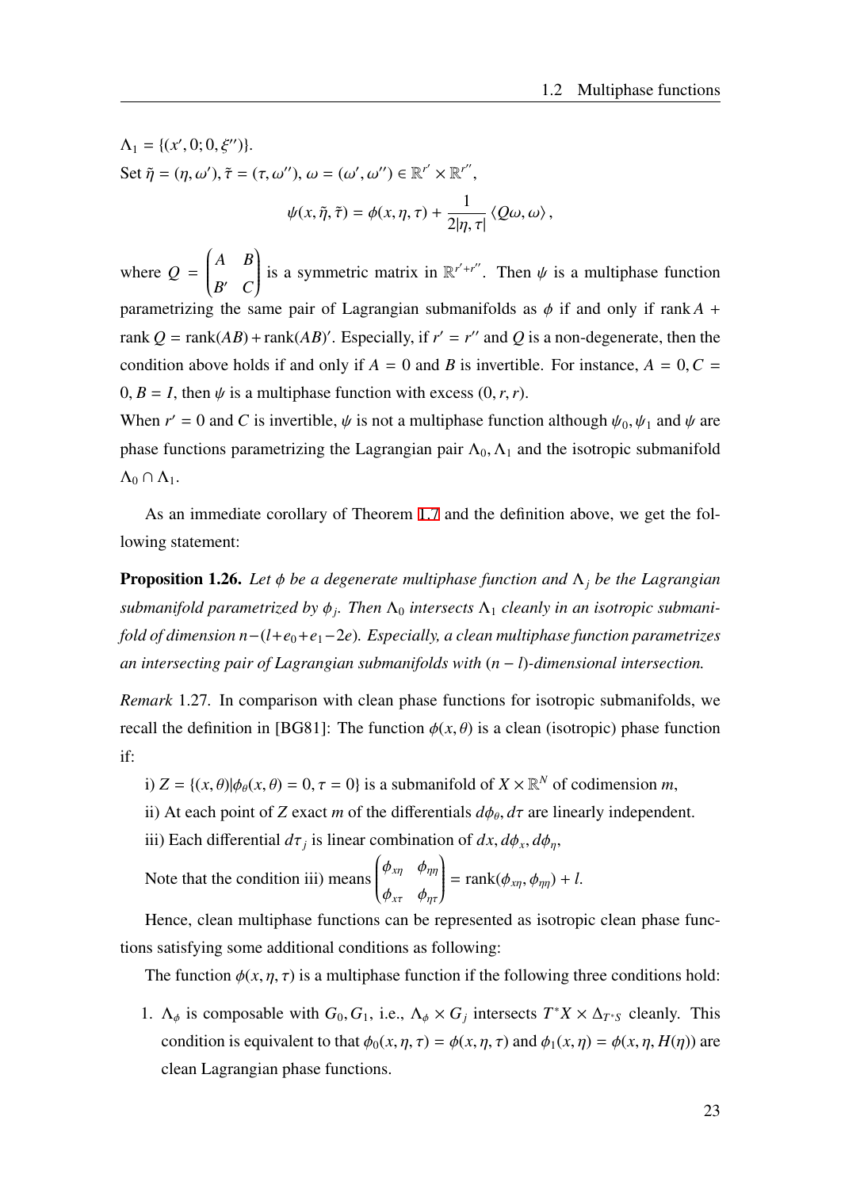$\Lambda_1 = \{(x', 0; 0, \xi'')\}$.

Set $\tilde{\eta} = (\eta, \omega')$, $\tilde{\tau} = (\tau, \omega'')$, $\omega = (\omega', \omega'') \in \mathbb{R}^{r'} \times \mathbb{R}^{r''}$,

$$\psi(x, \tilde{\eta}, \tilde{\tau}) = \phi(x, \eta, \tau) + \frac{1}{2|\eta, \tau|} \langle Q\omega, \omega \rangle ,$$

where $Q = \begin{pmatrix} A & B \\ B' & C \end{pmatrix}$ is a symmetric matrix in $\mathbb{R}^{r'+r''}$. Then $\psi$ is a multiphase function parametrizing the same pair of Lagrangian submanifolds as $\phi$ if and only if $\operatorname{rank} A + \operatorname{rank} Q = \operatorname{rank}(AB) + \operatorname{rank}(AB)'$. Especially, if $r' = r''$ and $Q$ is a non-degenerate, then the condition above holds if and only if $A = 0$ and $B$ is invertible. For instance, $A = 0, C = 0, B = I$, then $\psi$ is a multiphase function with excess $(0, r, r)$.

When $r' = 0$ and $C$ is invertible, $\psi$ is not a multiphase function although $\psi_0, \psi_1$ and $\psi$ are phase functions parametrizing the Lagrangian pair $\Lambda_0, \Lambda_1$ and the isotropic submanifold $\Lambda_0 \cap \Lambda_1$.

As an immediate corollary of Theorem 1.7 and the definition above, we get the following statement:

**Proposition 1.26.** *Let $\phi$ be a degenerate multiphase function and $\Lambda_j$ be the Lagrangian submanifold parametrized by $\phi_j$. Then $\Lambda_0$ intersects $\Lambda_1$ cleanly in an isotropic submanifold of dimension $n-(l+e_0+e_1-2e)$. Especially, a clean multiphase function parametrizes an intersecting pair of Lagrangian submanifolds with $(n-l)$-dimensional intersection.*

*Remark* 1.27. In comparison with clean phase functions for isotropic submanifolds, we recall the definition in [BG81]: The function $\phi(x, \theta)$ is a clean (isotropic) phase function if:

i) $Z = \{(x, \theta) | \phi_\theta(x, \theta) = 0, \tau = 0\}$ is a submanifold of $X \times \mathbb{R}^N$ of codimension $m$,

ii) At each point of $Z$ exact $m$ of the differentials $d\phi_\theta, d\tau$ are linearly independent.

iii) Each differential $d\tau_j$ is linear combination of $dx, d\phi_x, d\phi_\eta$,

Note that the condition iii) means $\begin{pmatrix} \phi_{x\eta} & \phi_{\eta\eta} \\ \phi_{x\tau} & \phi_{\eta\tau} \end{pmatrix} = \operatorname{rank}(\phi_{x\eta}, \phi_{\eta\eta}) + l$.

Hence, clean multiphase functions can be represented as isotropic clean phase functions satisfying some additional conditions as following:

The function $\phi(x, \eta, \tau)$ is a multiphase function if the following three conditions hold:

1. $\Lambda_\phi$ is composable with $G_0, G_1$, i.e., $\Lambda_\phi \times G_j$ intersects $T^*X \times \Delta_{T^*S}$ cleanly. This condition is equivalent to that $\phi_0(x, \eta, \tau) = \phi(x, \eta, \tau)$ and $\phi_1(x, \eta) = \phi(x, \eta, H(\eta))$ are clean Lagrangian phase functions.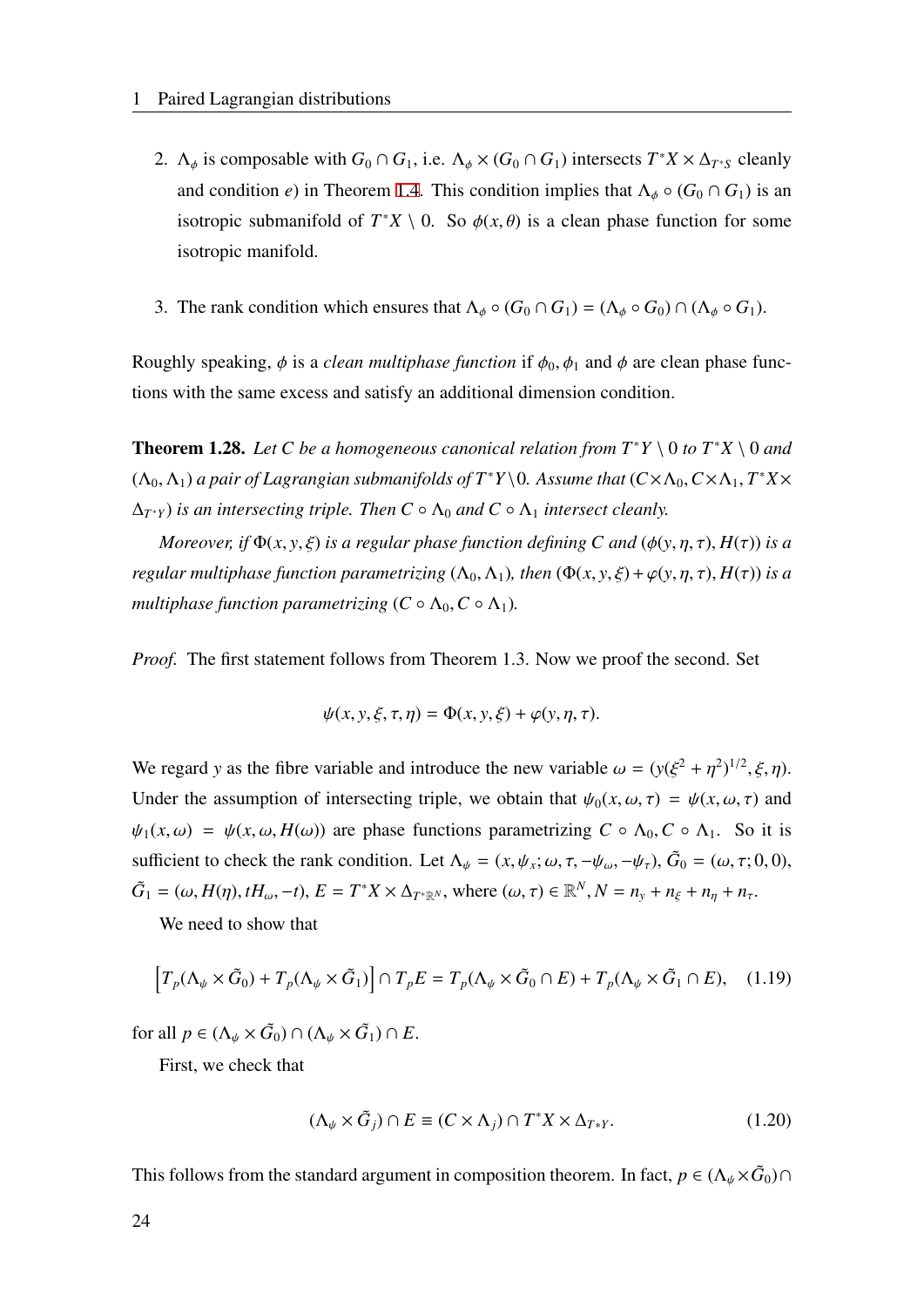2. $\Lambda_\phi$ is composable with $G_0 \cap G_1$, i.e. $\Lambda_\phi \times (G_0 \cap G_1)$ intersects $T^*X \times \Delta_{T^*S}$ cleanly and condition *e*) in Theorem 1.4. This condition implies that $\Lambda_\phi \circ (G_0 \cap G_1)$ is an isotropic submanifold of $T^*X \setminus 0$. So $\phi(x, \theta)$ is a clean phase function for some isotropic manifold.

3. The rank condition which ensures that $\Lambda_\phi \circ (G_0 \cap G_1) = (\Lambda_\phi \circ G_0) \cap (\Lambda_\phi \circ G_1)$.

Roughly speaking, $\phi$ is a *clean multiphase function* if $\phi_0, \phi_1$ and $\phi$ are clean phase functions with the same excess and satisfy an additional dimension condition.

**Theorem 1.28.** *Let $C$ be a homogeneous canonical relation from $T^*Y \setminus 0$ to $T^*X \setminus 0$ and $(\Lambda_0, \Lambda_1)$ a pair of Lagrangian submanifolds of $T^*Y \setminus 0$. Assume that $(C \times \Lambda_0, C \times \Lambda_1, T^*X \times \Delta_{T^*Y})$ is an intersecting triple. Then $C \circ \Lambda_0$ and $C \circ \Lambda_1$ intersect cleanly.*

*Moreover, if $\Phi(x, y, \xi)$ is a regular phase function defining $C$ and $(\phi(y, \eta, \tau), H(\tau))$ is a regular multiphase function parametrizing $(\Lambda_0, \Lambda_1)$, then $(\Phi(x, y, \xi) + \varphi(y, \eta, \tau), H(\tau))$ is a multiphase function parametrizing $(C \circ \Lambda_0, C \circ \Lambda_1)$.*

*Proof.* The first statement follows from Theorem 1.3. Now we proof the second. Set

$$\psi(x, y, \xi, \tau, \eta) = \Phi(x, y, \xi) + \varphi(y, \eta, \tau).$$

We regard $y$ as the fibre variable and introduce the new variable $\omega = (y(\xi^2 + \eta^2)^{1/2}, \xi, \eta)$. Under the assumption of intersecting triple, we obtain that $\psi_0(x, \omega, \tau) = \psi(x, \omega, \tau)$ and $\psi_1(x, \omega) = \psi(x, \omega, H(\omega))$ are phase functions parametrizing $C \circ \Lambda_0, C \circ \Lambda_1$. So it is sufficient to check the rank condition. Let $\Lambda_\psi = (x, \psi_x; \omega, \tau, -\psi_\omega, -\psi_\tau)$, $\tilde{G}_0 = (\omega, \tau; 0, 0)$, $\tilde{G}_1 = (\omega, H(\eta), tH_\omega, -t)$, $E = T^*X \times \Delta_{T^*\mathbb{R}^N}$, where $(\omega, \tau) \in \mathbb{R}^N, N = n_y + n_\xi + n_\eta + n_\tau$.

We need to show that

$$\left[T_p(\Lambda_\psi \times \tilde{G}_0) + T_p(\Lambda_\psi \times \tilde{G}_1)\right] \cap T_p E = T_p(\Lambda_\psi \times \tilde{G}_0 \cap E) + T_p(\Lambda_\psi \times \tilde{G}_1 \cap E), \quad (1.19)$$

for all $p \in (\Lambda_\psi \times \tilde{G}_0) \cap (\Lambda_\psi \times \tilde{G}_1) \cap E$.

First, we check that

$$(\Lambda_\psi \times \tilde{G}_j) \cap E \equiv (C \times \Lambda_j) \cap T^*X \times \Delta_{T*Y}. \quad (1.20)$$

This follows from the standard argument in composition theorem. In fact, $p \in (\Lambda_\psi \times \tilde{G}_0) \cap$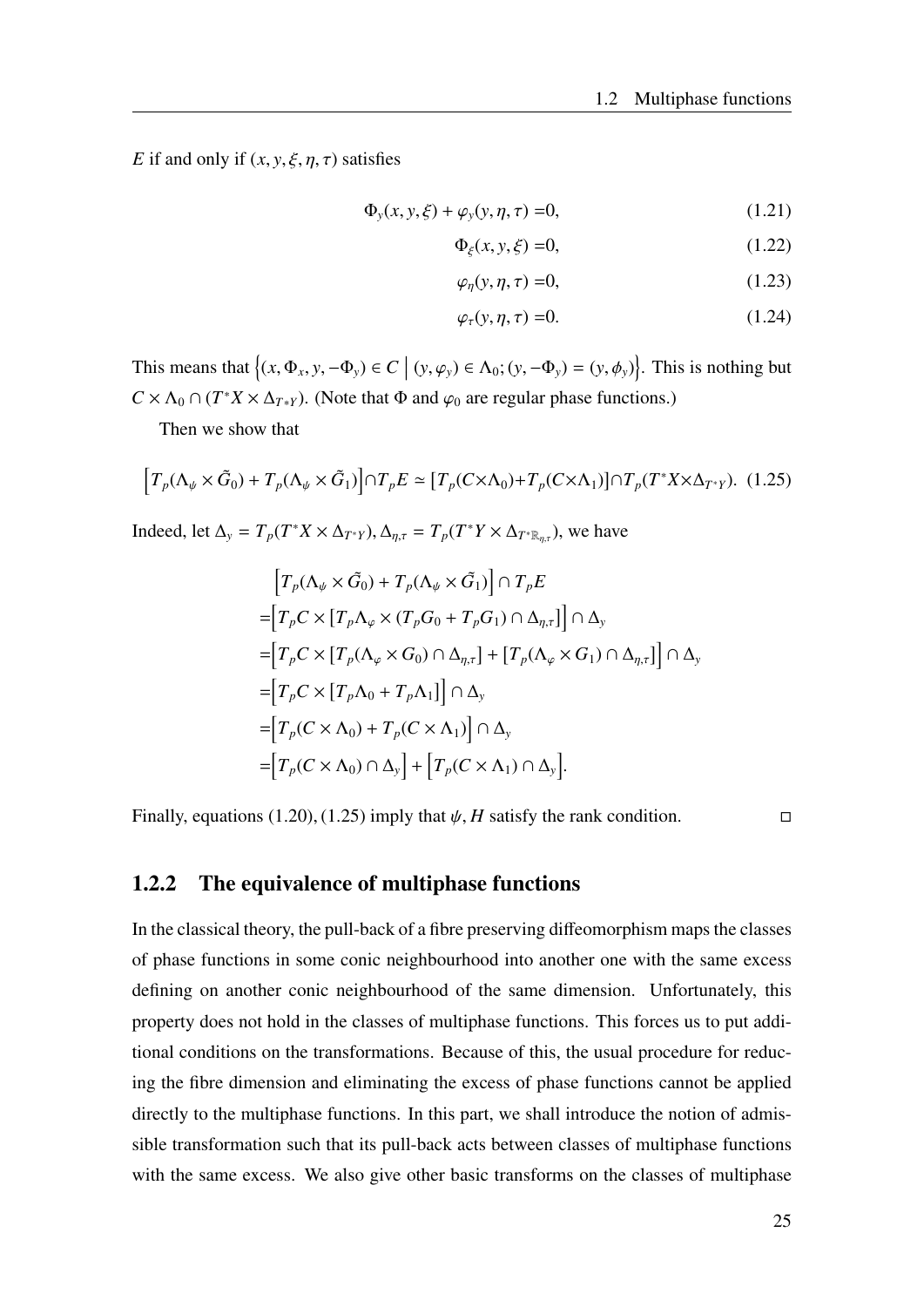$E$ if and only if $(x, y, \xi, \eta, \tau)$ satisfies

$$\Phi_y(x, y, \xi) + \varphi_y(y, \eta, \tau) = 0, \tag{1.21}$$

$$\Phi_\xi(x, y, \xi) = 0, \tag{1.22}$$

$$\varphi_\eta(y, \eta, \tau) = 0, \tag{1.23}$$

$$\varphi_\tau(y, \eta, \tau) = 0. \tag{1.24}$$

This means that $\left\{(x, \Phi_x, y, -\Phi_y) \in C \mid (y, \varphi_y) \in \Lambda_0; (y, -\Phi_y) = (y, \phi_y)\right\}$. This is nothing but $C \times \Lambda_0 \cap (T^*X \times \Delta_{T*Y})$. (Note that $\Phi$ and $\varphi_0$ are regular phase functions.)

Then we show that

$$\left[T_p(\Lambda_\psi \times \tilde{G}_0) + T_p(\Lambda_\psi \times \tilde{G}_1)\right] \cap T_p E \simeq [T_p(C \times \Lambda_0) + T_p(C \times \Lambda_1)] \cap T_p(T^*X \times \Delta_{T^*Y}). \tag{1.25}$$

Indeed, let $\Delta_y = T_p(T^*X \times \Delta_{T^*Y}), \Delta_{\eta,\tau} = T_p(T^*Y \times \Delta_{T^*\mathbb{R}_{\eta,\tau}})$, we have

$$\begin{aligned}
&\left[T_p(\Lambda_\psi \times \tilde{G}_0) + T_p(\Lambda_\psi \times \tilde{G}_1)\right] \cap T_p E \\
=&\left[T_p C \times [T_p \Lambda_\varphi \times (T_p G_0 + T_p G_1) \cap \Delta_{\eta,\tau}]\right] \cap \Delta_y \\
=&\left[T_p C \times [T_p(\Lambda_\varphi \times G_0) \cap \Delta_{\eta,\tau}] + [T_p(\Lambda_\varphi \times G_1) \cap \Delta_{\eta,\tau}]\right] \cap \Delta_y \\
=&\left[T_p C \times [T_p \Lambda_0 + T_p \Lambda_1]\right] \cap \Delta_y \\
=&\left[T_p(C \times \Lambda_0) + T_p(C \times \Lambda_1)\right] \cap \Delta_y \\
=&\left[T_p(C \times \Lambda_0) \cap \Delta_y\right] + \left[T_p(C \times \Lambda_1) \cap \Delta_y\right].
\end{aligned}$$

Finally, equations (1.20), (1.25) imply that $\psi, H$ satisfy the rank condition. □

### 1.2.2 The equivalence of multiphase functions

In the classical theory, the pull-back of a fibre preserving diffeomorphism maps the classes of phase functions in some conic neighbourhood into another one with the same excess defining on another conic neighbourhood of the same dimension. Unfortunately, this property does not hold in the classes of multiphase functions. This forces us to put additional conditions on the transformations. Because of this, the usual procedure for reducing the fibre dimension and eliminating the excess of phase functions cannot be applied directly to the multiphase functions. In this part, we shall introduce the notion of admissible transformation such that its pull-back acts between classes of multiphase functions with the same excess. We also give other basic transforms on the classes of multiphase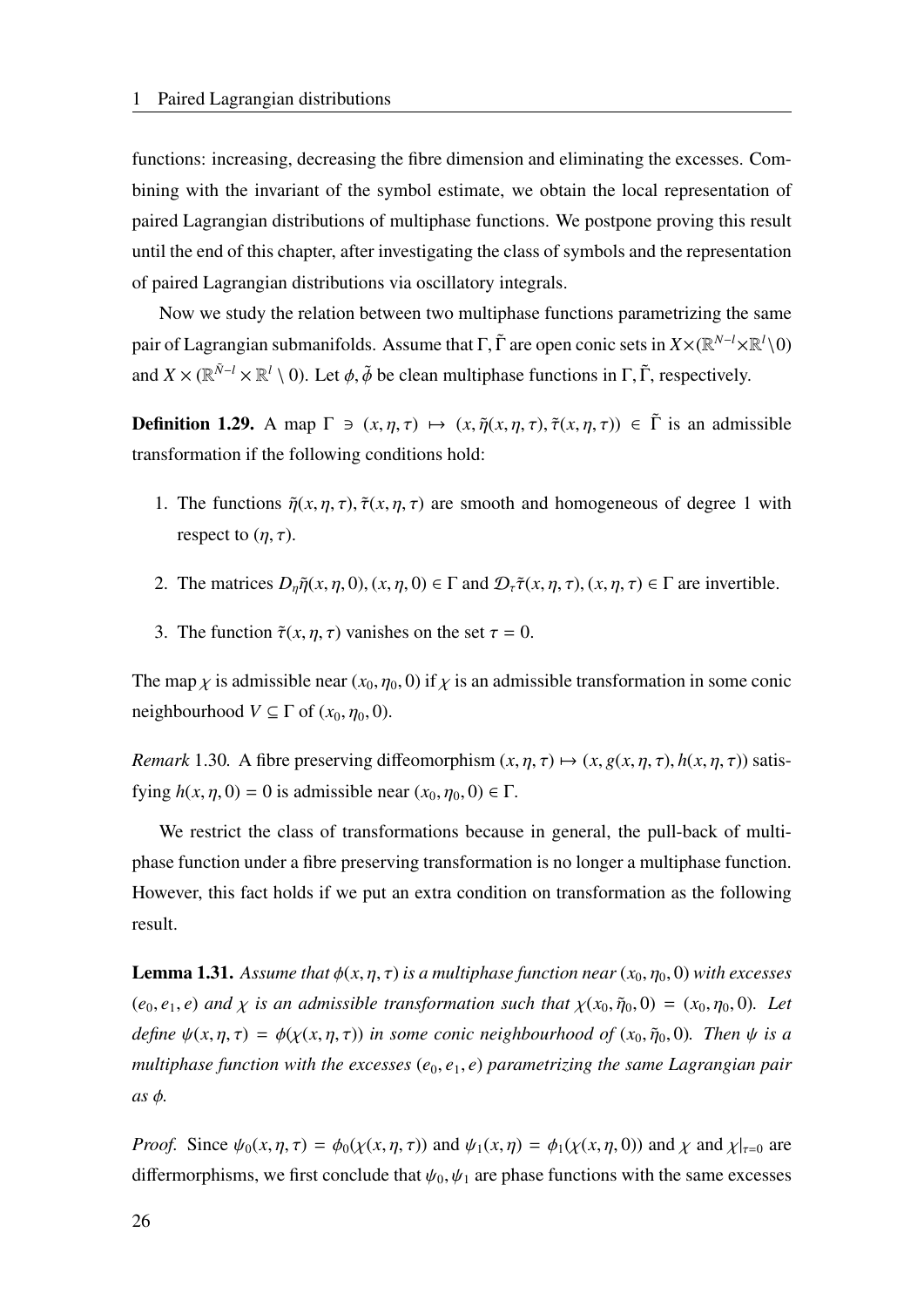functions: increasing, decreasing the fibre dimension and eliminating the excesses. Combining with the invariant of the symbol estimate, we obtain the local representation of paired Lagrangian distributions of multiphase functions. We postpone proving this result until the end of this chapter, after investigating the class of symbols and the representation of paired Lagrangian distributions via oscillatory integrals.

Now we study the relation between two multiphase functions parametrizing the same pair of Lagrangian submanifolds. Assume that $\Gamma, \tilde{\Gamma}$ are open conic sets in $X \times (\mathbb{R}^{N-l} \times \mathbb{R}^l \setminus 0)$ and $X \times (\mathbb{R}^{\tilde{N}-l} \times \mathbb{R}^l \setminus 0)$. Let $\phi, \tilde{\phi}$ be clean multiphase functions in $\Gamma, \tilde{\Gamma}$, respectively.

**Definition 1.29.** A map $\Gamma \ni (x, \eta, \tau) \mapsto (x, \tilde{\eta}(x, \eta, \tau), \tilde{\tau}(x, \eta, \tau)) \in \tilde{\Gamma}$ is an admissible transformation if the following conditions hold:

1. The functions $\tilde{\eta}(x, \eta, \tau), \tilde{\tau}(x, \eta, \tau)$ are smooth and homogeneous of degree 1 with respect to $(\eta, \tau)$.
2. The matrices $D_\eta \tilde{\eta}(x, \eta, 0), (x, \eta, 0) \in \Gamma$ and $\mathcal{D}_\tau \tilde{\tau}(x, \eta, \tau), (x, \eta, \tau) \in \Gamma$ are invertible.
3. The function $\tilde{\tau}(x, \eta, \tau)$ vanishes on the set $\tau = 0$.

The map $\chi$ is admissible near $(x_0, \eta_0, 0)$ if $\chi$ is an admissible transformation in some conic neighbourhood $V \subseteq \Gamma$ of $(x_0, \eta_0, 0)$.

*Remark* 1.30. A fibre preserving diffeomorphism $(x, \eta, \tau) \mapsto (x, g(x, \eta, \tau), h(x, \eta, \tau))$ satisfying $h(x, \eta, 0) = 0$ is admissible near $(x_0, \eta_0, 0) \in \Gamma$.

We restrict the class of transformations because in general, the pull-back of multiphase function under a fibre preserving transformation is no longer a multiphase function. However, this fact holds if we put an extra condition on transformation as the following result.

**Lemma 1.31.** *Assume that $\phi(x, \eta, \tau)$ is a multiphase function near $(x_0, \eta_0, 0)$ with excesses $(e_0, e_1, e)$ and $\chi$ is an admissible transformation such that $\chi(x_0, \tilde{\eta}_0, 0) = (x_0, \eta_0, 0)$. Let define $\psi(x, \eta, \tau) = \phi(\chi(x, \eta, \tau))$ in some conic neighbourhood of $(x_0, \tilde{\eta}_0, 0)$. Then $\psi$ is a multiphase function with the excesses $(e_0, e_1, e)$ parametrizing the same Lagrangian pair as $\phi$.*

*Proof.* Since $\psi_0(x, \eta, \tau) = \phi_0(\chi(x, \eta, \tau))$ and $\psi_1(x, \eta) = \phi_1(\chi(x, \eta, 0))$ and $\chi$ and $\chi|_{\tau=0}$ are differmorphisms, we first conclude that $\psi_0, \psi_1$ are phase functions with the same excesses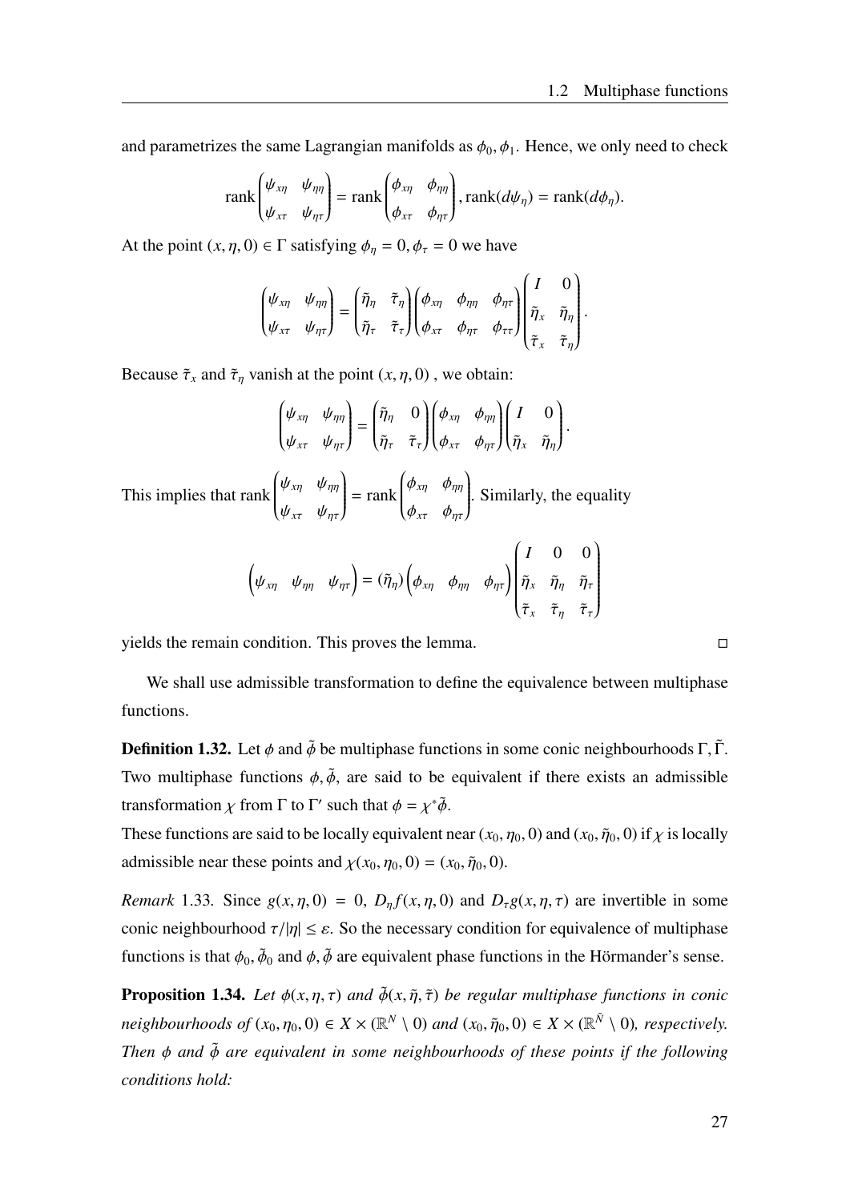and parametrizes the same Lagrangian manifolds as $\phi_0, \phi_1$. Hence, we only need to check

$$\operatorname{rank}\begin{pmatrix}\psi_{x\eta} & \psi_{\eta\eta}\\ \psi_{x\tau} & \psi_{\eta\tau}\end{pmatrix} = \operatorname{rank}\begin{pmatrix}\phi_{x\eta} & \phi_{\eta\eta}\\ \phi_{x\tau} & \phi_{\eta\tau}\end{pmatrix}, \operatorname{rank}(d\psi_\eta) = \operatorname{rank}(d\phi_\eta).$$

At the point $(x, \eta, 0) \in \Gamma$ satisfying $\phi_\eta = 0, \phi_\tau = 0$ we have

$$\begin{pmatrix}\psi_{x\eta} & \psi_{\eta\eta}\\ \psi_{x\tau} & \psi_{\eta\tau}\end{pmatrix} = \begin{pmatrix}\tilde{\eta}_\eta & \tilde{\tau}_\eta\\ \tilde{\eta}_\tau & \tilde{\tau}_\tau\end{pmatrix}\begin{pmatrix}\phi_{x\eta} & \phi_{\eta\eta} & \phi_{\eta\tau}\\ \phi_{x\tau} & \phi_{\eta\tau} & \phi_{\tau\tau}\end{pmatrix}\begin{pmatrix}I & 0\\ \tilde{\eta}_x & \tilde{\eta}_\eta\\ \tilde{\tau}_x & \tilde{\tau}_\eta\end{pmatrix}.$$

Because $\tilde{\tau}_x$ and $\tilde{\tau}_\eta$ vanish at the point $(x, \eta, 0)$ , we obtain:

$$\begin{pmatrix}\psi_{x\eta} & \psi_{\eta\eta}\\ \psi_{x\tau} & \psi_{\eta\tau}\end{pmatrix} = \begin{pmatrix}\tilde{\eta}_\eta & 0\\ \tilde{\eta}_\tau & \tilde{\tau}_\tau\end{pmatrix}\begin{pmatrix}\phi_{x\eta} & \phi_{\eta\eta}\\ \phi_{x\tau} & \phi_{\eta\tau}\end{pmatrix}\begin{pmatrix}I & 0\\ \tilde{\eta}_x & \tilde{\eta}_\eta\end{pmatrix}.$$

This implies that $\operatorname{rank}\begin{pmatrix}\psi_{x\eta} & \psi_{\eta\eta}\\ \psi_{x\tau} & \psi_{\eta\tau}\end{pmatrix} = \operatorname{rank}\begin{pmatrix}\phi_{x\eta} & \phi_{\eta\eta}\\ \phi_{x\tau} & \phi_{\eta\tau}\end{pmatrix}$. Similarly, the equality

$$\begin{pmatrix}\psi_{x\eta} & \psi_{\eta\eta} & \psi_{\eta\tau}\end{pmatrix} = (\tilde{\eta}_\eta)\begin{pmatrix}\phi_{x\eta} & \phi_{\eta\eta} & \phi_{\eta\tau}\end{pmatrix}\begin{pmatrix}I & 0 & 0\\ \tilde{\eta}_x & \tilde{\eta}_\eta & \tilde{\eta}_\tau\\ \tilde{\tau}_x & \tilde{\tau}_\eta & \tilde{\tau}_\tau\end{pmatrix}$$

yields the remain condition. This proves the lemma. □

We shall use admissible transformation to define the equivalence between multiphase functions.

**Definition 1.32.** Let $\phi$ and $\tilde{\phi}$ be multiphase functions in some conic neighbourhoods $\Gamma, \tilde{\Gamma}$. Two multiphase functions $\phi, \tilde{\phi}$, are said to be equivalent if there exists an admissible transformation $\chi$ from $\Gamma$ to $\Gamma'$ such that $\phi = \chi^*\tilde{\phi}$.
These functions are said to be locally equivalent near $(x_0, \eta_0, 0)$ and $(x_0, \tilde{\eta}_0, 0)$ if $\chi$ is locally admissible near these points and $\chi(x_0, \eta_0, 0) = (x_0, \tilde{\eta}_0, 0)$.

*Remark* 1.33. Since $g(x, \eta, 0) = 0$, $D_\eta f(x, \eta, 0)$ and $D_\tau g(x, \eta, \tau)$ are invertible in some conic neighbourhood $\tau/|\eta| \leq \varepsilon$. So the necessary condition for equivalence of multiphase functions is that $\phi_0, \tilde{\phi}_0$ and $\phi, \tilde{\phi}$ are equivalent phase functions in the Hörmander's sense.

**Proposition 1.34.** *Let $\phi(x, \eta, \tau)$ and $\tilde{\phi}(x, \tilde{\eta}, \tilde{\tau})$ be regular multiphase functions in conic neighbourhoods of $(x_0, \eta_0, 0) \in X \times (\mathbb{R}^N \setminus 0)$ and $(x_0, \tilde{\eta}_0, 0) \in X \times (\mathbb{R}^{\tilde{N}} \setminus 0)$, respectively. Then $\phi$ and $\tilde{\phi}$ are equivalent in some neighbourhoods of these points if the following conditions hold:*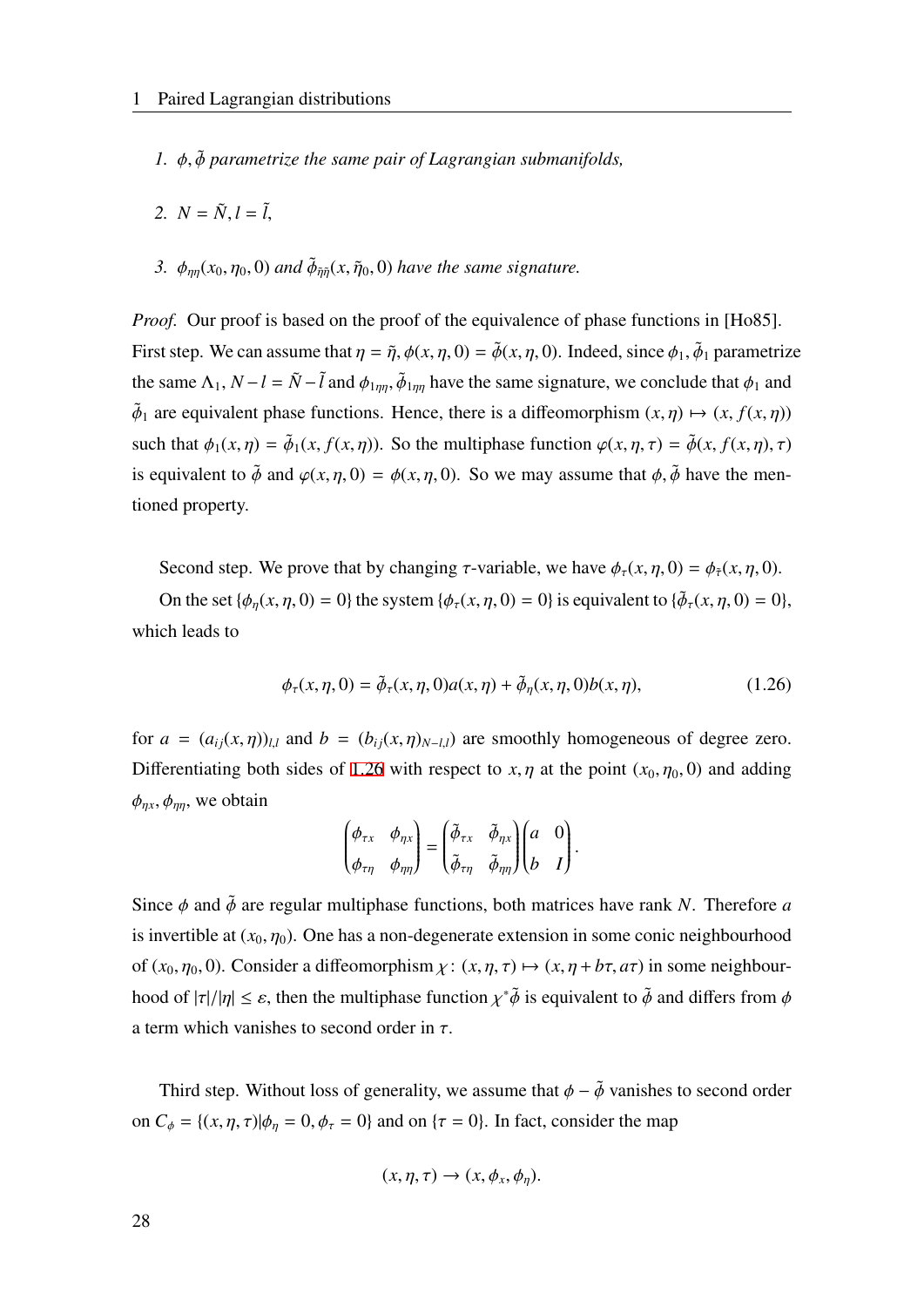*1. $\phi, \tilde{\phi}$ parametrize the same pair of Lagrangian submanifolds,*

*2. $N = \tilde{N}, l = \tilde{l}$,*

*3. $\phi_{\eta\eta}(x_0, \eta_0, 0)$ and $\tilde{\phi}_{\tilde{\eta}\tilde{\eta}}(x, \tilde{\eta}_0, 0)$ have the same signature.*

*Proof.* Our proof is based on the proof of the equivalence of phase functions in [Ho85]. First step. We can assume that $\eta = \tilde{\eta}, \phi(x, \eta, 0) = \tilde{\phi}(x, \eta, 0)$. Indeed, since $\phi_1, \tilde{\phi}_1$ parametrize the same $\Lambda_1$, $N - l = \tilde{N} - \tilde{l}$ and $\phi_{1\eta\eta}, \tilde{\phi}_{1\eta\eta}$ have the same signature, we conclude that $\phi_1$ and $\tilde{\phi}_1$ are equivalent phase functions. Hence, there is a diffeomorphism $(x, \eta) \mapsto (x, f(x, \eta))$ such that $\phi_1(x, \eta) = \tilde{\phi}_1(x, f(x, \eta))$. So the multiphase function $\varphi(x, \eta, \tau) = \tilde{\phi}(x, f(x, \eta), \tau)$ is equivalent to $\tilde{\phi}$ and $\varphi(x, \eta, 0) = \phi(x, \eta, 0)$. So we may assume that $\phi, \tilde{\phi}$ have the mentioned property.

Second step. We prove that by changing $\tau$-variable, we have $\phi_\tau(x, \eta, 0) = \phi_{\tilde{\tau}}(x, \eta, 0)$.

On the set $\{\phi_\eta(x, \eta, 0) = 0\}$ the system $\{\phi_\tau(x, \eta, 0) = 0\}$ is equivalent to $\{\tilde{\phi}_\tau(x, \eta, 0) = 0\}$, which leads to

$$\phi_\tau(x, \eta, 0) = \tilde{\phi}_\tau(x, \eta, 0)a(x, \eta) + \tilde{\phi}_\eta(x, \eta, 0)b(x, \eta), \tag{1.26}$$

for $a = (a_{ij}(x, \eta))_{l,l}$ and $b = (b_{ij}(x, \eta)_{N-l,l})$ are smoothly homogeneous of degree zero. Differentiating both sides of 1.26 with respect to $x, \eta$ at the point $(x_0, \eta_0, 0)$ and adding $\phi_{\eta x}, \phi_{\eta\eta}$, we obtain

$$\begin{pmatrix} \phi_{\tau x} & \phi_{\eta x} \\ \phi_{\tau\eta} & \phi_{\eta\eta} \end{pmatrix} = \begin{pmatrix} \tilde{\phi}_{\tau x} & \tilde{\phi}_{\eta x} \\ \tilde{\phi}_{\tau\eta} & \tilde{\phi}_{\eta\eta} \end{pmatrix} \begin{pmatrix} a & 0 \\ b & I \end{pmatrix}.$$

Since $\phi$ and $\tilde{\phi}$ are regular multiphase functions, both matrices have rank $N$. Therefore $a$ is invertible at $(x_0, \eta_0)$. One has a non-degenerate extension in some conic neighbourhood of $(x_0, \eta_0, 0)$. Consider a diffeomorphism $\chi\colon (x, \eta, \tau) \mapsto (x, \eta + b\tau, a\tau)$ in some neighbourhood of $|\tau|/|\eta| \leq \varepsilon$, then the multiphase function $\chi^*\tilde{\phi}$ is equivalent to $\tilde{\phi}$ and differs from $\phi$ a term which vanishes to second order in $\tau$.

Third step. Without loss of generality, we assume that $\phi - \tilde{\phi}$ vanishes to second order on $C_\phi = \{(x, \eta, \tau) | \phi_\eta = 0, \phi_\tau = 0\}$ and on $\{\tau = 0\}$. In fact, consider the map

$$(x, \eta, \tau) \to (x, \phi_x, \phi_\eta).$$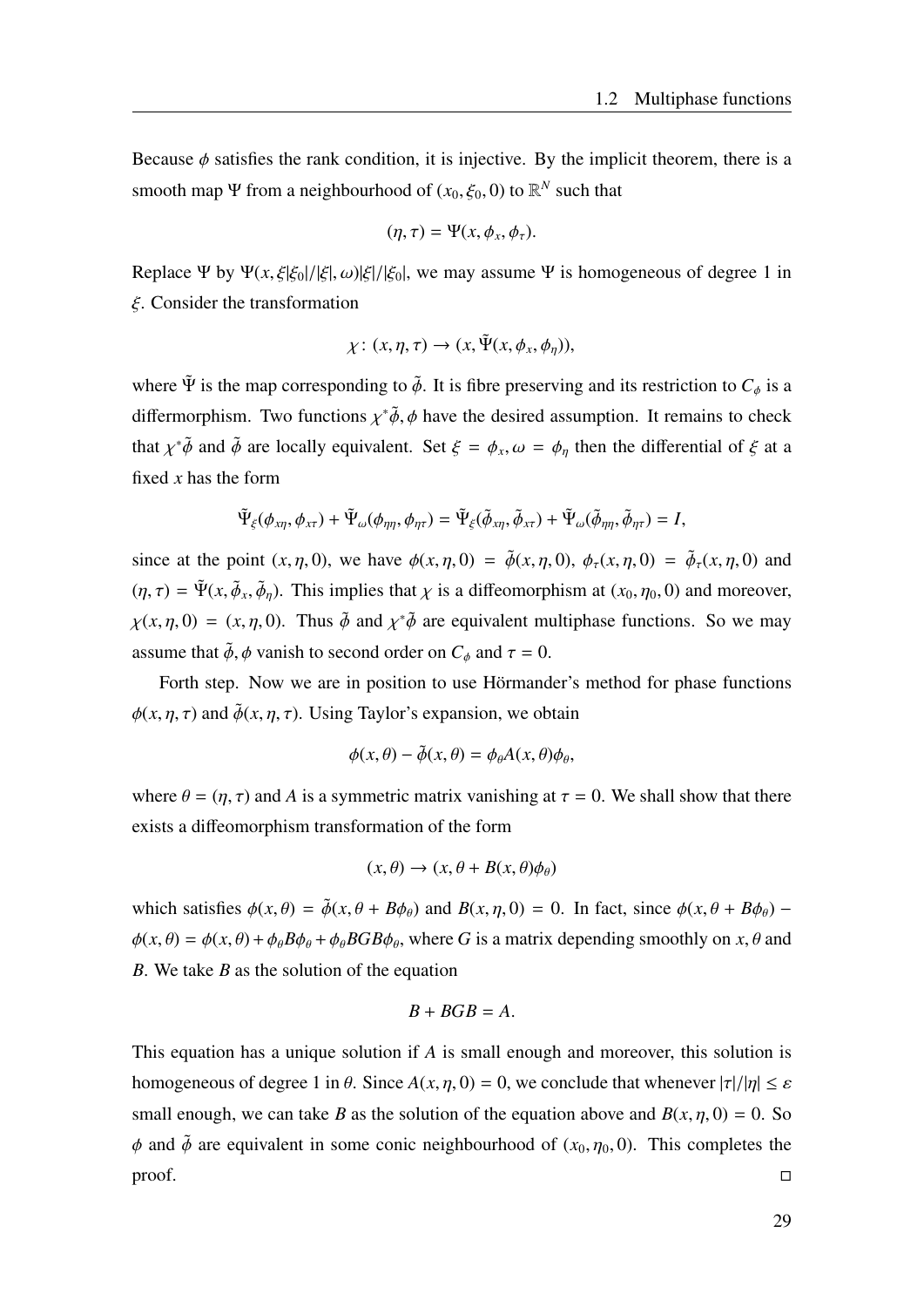Because $\phi$ satisfies the rank condition, it is injective. By the implicit theorem, there is a smooth map $\Psi$ from a neighbourhood of $(x_0, \xi_0, 0)$ to $\mathbb{R}^N$ such that

$$(\eta, \tau) = \Psi(x, \phi_x, \phi_\tau).$$

Replace $\Psi$ by $\Psi(x, \xi|\xi_0|/|\xi|, \omega)|\xi|/|\xi_0|$, we may assume $\Psi$ is homogeneous of degree 1 in $\xi$. Consider the transformation

$$\chi\colon (x, \eta, \tau) \to (x, \tilde{\Psi}(x, \phi_x, \phi_\eta)),$$

where $\tilde{\Psi}$ is the map corresponding to $\tilde{\phi}$. It is fibre preserving and its restriction to $C_\phi$ is a differmorphism. Two functions $\chi^*\tilde{\phi}, \phi$ have the desired assumption. It remains to check that $\chi^*\tilde{\phi}$ and $\tilde{\phi}$ are locally equivalent. Set $\xi = \phi_x, \omega = \phi_\eta$ then the differential of $\xi$ at a fixed $x$ has the form

$$\tilde{\Psi}_\xi(\phi_{x\eta}, \phi_{x\tau}) + \tilde{\Psi}_\omega(\phi_{\eta\eta}, \phi_{\eta\tau}) = \tilde{\Psi}_\xi(\tilde{\phi}_{x\eta}, \tilde{\phi}_{x\tau}) + \tilde{\Psi}_\omega(\tilde{\phi}_{\eta\eta}, \tilde{\phi}_{\eta\tau}) = I,$$

since at the point $(x, \eta, 0)$, we have $\phi(x, \eta, 0) = \tilde{\phi}(x, \eta, 0)$, $\phi_\tau(x, \eta, 0) = \tilde{\phi}_\tau(x, \eta, 0)$ and $(\eta, \tau) = \tilde{\Psi}(x, \tilde{\phi}_x, \tilde{\phi}_\eta)$. This implies that $\chi$ is a diffeomorphism at $(x_0, \eta_0, 0)$ and moreover, $\chi(x, \eta, 0) = (x, \eta, 0)$. Thus $\tilde{\phi}$ and $\chi^*\tilde{\phi}$ are equivalent multiphase functions. So we may assume that $\tilde{\phi}, \phi$ vanish to second order on $C_\phi$ and $\tau = 0$.

Forth step. Now we are in position to use Hörmander's method for phase functions $\phi(x, \eta, \tau)$ and $\tilde{\phi}(x, \eta, \tau)$. Using Taylor's expansion, we obtain

$$\phi(x, \theta) - \tilde{\phi}(x, \theta) = \phi_\theta A(x, \theta)\phi_\theta,$$

where $\theta = (\eta, \tau)$ and $A$ is a symmetric matrix vanishing at $\tau = 0$. We shall show that there exists a diffeomorphism transformation of the form

$$(x, \theta) \to (x, \theta + B(x, \theta)\phi_\theta)$$

which satisfies $\phi(x, \theta) = \tilde{\phi}(x, \theta + B\phi_\theta)$ and $B(x, \eta, 0) = 0$. In fact, since $\phi(x, \theta + B\phi_\theta) - \phi(x, \theta) = \phi(x, \theta) + \phi_\theta B\phi_\theta + \phi_\theta BGB\phi_\theta$, where $G$ is a matrix depending smoothly on $x, \theta$ and $B$. We take $B$ as the solution of the equation

$$B + BGB = A.$$

This equation has a unique solution if $A$ is small enough and moreover, this solution is homogeneous of degree 1 in $\theta$. Since $A(x, \eta, 0) = 0$, we conclude that whenever $|\tau|/|\eta| \leq \varepsilon$ small enough, we can take $B$ as the solution of the equation above and $B(x, \eta, 0) = 0$. So $\phi$ and $\tilde{\phi}$ are equivalent in some conic neighbourhood of $(x_0, \eta_0, 0)$. This completes the proof. □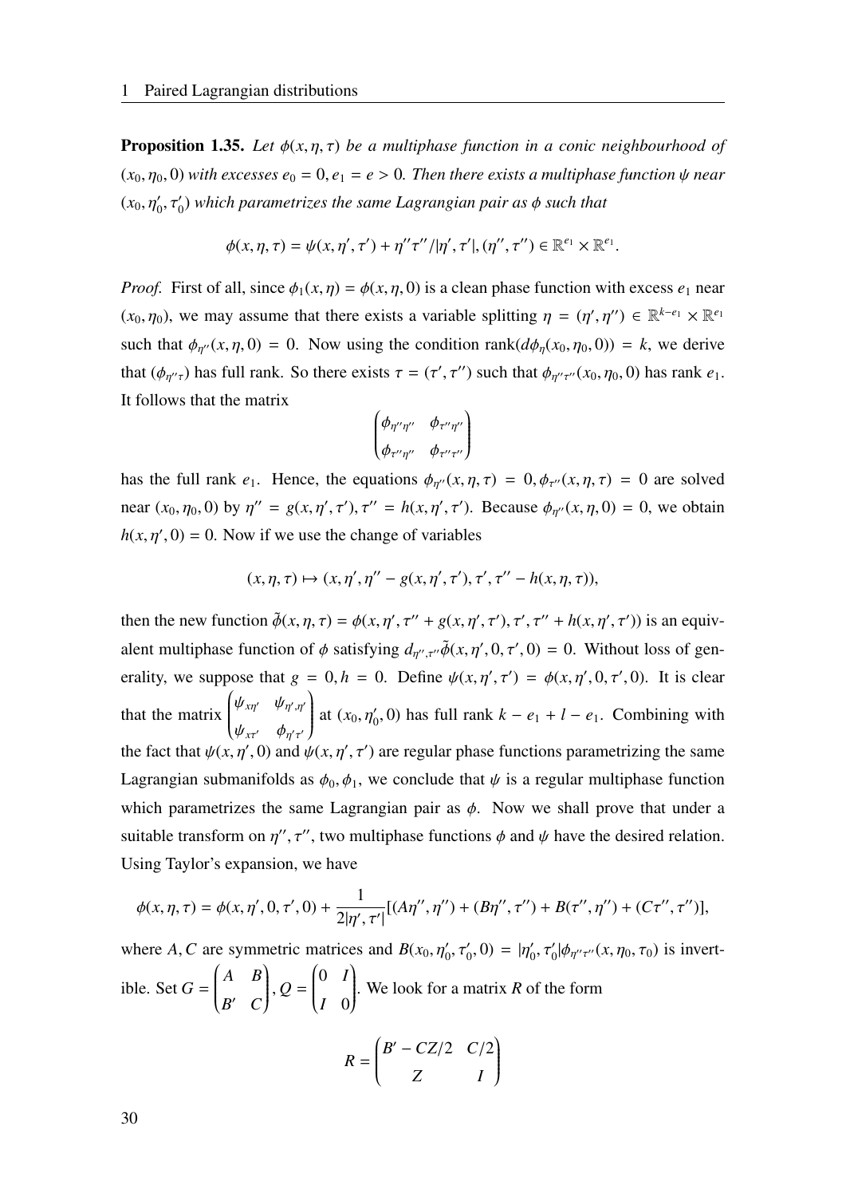**Proposition 1.35.** *Let $\phi(x, \eta, \tau)$ be a multiphase function in a conic neighbourhood of $(x_0, \eta_0, 0)$ with excesses $e_0 = 0, e_1 = e > 0$. Then there exists a multiphase function $\psi$ near $(x_0, \eta_0', \tau_0')$ which parametrizes the same Lagrangian pair as $\phi$ such that*

$$\phi(x, \eta, \tau) = \psi(x, \eta', \tau') + \eta''\tau''/|\eta', \tau'|, (\eta'', \tau'') \in \mathbb{R}^{e_1} \times \mathbb{R}^{e_1}.$$

*Proof.* First of all, since $\phi_1(x, \eta) = \phi(x, \eta, 0)$ is a clean phase function with excess $e_1$ near $(x_0, \eta_0)$, we may assume that there exists a variable splitting $\eta = (\eta', \eta'') \in \mathbb{R}^{k-e_1} \times \mathbb{R}^{e_1}$ such that $\phi_{\eta''}(x, \eta, 0) = 0$. Now using the condition $\text{rank}(d\phi_\eta(x_0, \eta_0, 0)) = k$, we derive that $(\phi_{\eta''\tau})$ has full rank. So there exists $\tau = (\tau', \tau'')$ such that $\phi_{\eta''\tau''}(x_0, \eta_0, 0)$ has rank $e_1$. It follows that the matrix

$$\begin{pmatrix} \phi_{\eta''\eta''} & \phi_{\tau''\eta''} \\ \phi_{\tau''\eta''} & \phi_{\tau''\tau''} \end{pmatrix}$$

has the full rank $e_1$. Hence, the equations $\phi_{\eta''}(x, \eta, \tau) = 0, \phi_{\tau''}(x, \eta, \tau) = 0$ are solved near $(x_0, \eta_0, 0)$ by $\eta'' = g(x, \eta', \tau'), \tau'' = h(x, \eta', \tau')$. Because $\phi_{\eta''}(x, \eta, 0) = 0$, we obtain $h(x, \eta', 0) = 0$. Now if we use the change of variables

$$(x, \eta, \tau) \mapsto (x, \eta', \eta'' - g(x, \eta', \tau'), \tau', \tau'' - h(x, \eta, \tau)),$$

then the new function $\tilde{\phi}(x, \eta, \tau) = \phi(x, \eta', \tau'' + g(x, \eta', \tau'), \tau', \tau'' + h(x, \eta', \tau'))$ is an equivalent multiphase function of $\phi$ satisfying $d_{\eta'', \tau''}\tilde{\phi}(x, \eta', 0, \tau', 0) = 0$. Without loss of generality, we suppose that $g = 0, h = 0$. Define $\psi(x, \eta', \tau') = \phi(x, \eta', 0, \tau', 0)$. It is clear that the matrix $\begin{pmatrix} \psi_{x\eta'} & \psi_{\eta', \eta'} \\ \psi_{x\tau'} & \phi_{\eta'\tau'} \end{pmatrix}$ at $(x_0, \eta_0', 0)$ has full rank $k - e_1 + l - e_1$. Combining with the fact that $\psi(x, \eta', 0)$ and $\psi(x, \eta', \tau')$ are regular phase functions parametrizing the same Lagrangian submanifolds as $\phi_0, \phi_1$, we conclude that $\psi$ is a regular multiphase function which parametrizes the same Lagrangian pair as $\phi$. Now we shall prove that under a suitable transform on $\eta'', \tau''$, two multiphase functions $\phi$ and $\psi$ have the desired relation. Using Taylor's expansion, we have

$$\phi(x, \eta, \tau) = \phi(x, \eta', 0, \tau', 0) + \frac{1}{2|\eta', \tau'|}[(A\eta'', \eta'') + (B\eta'', \tau'') + B(\tau'', \eta'') + (C\tau'', \tau'')],$$

where $A, C$ are symmetric matrices and $B(x_0, \eta_0', \tau_0', 0) = |\eta_0', \tau_0'|\phi_{\eta''\tau''}(x, \eta_0, \tau_0)$ is invertible. Set $G = \begin{pmatrix} A & B \\ B' & C \end{pmatrix}, Q = \begin{pmatrix} 0 & I \\ I & 0 \end{pmatrix}$. We look for a matrix $R$ of the form

$$R = \begin{pmatrix} B' - CZ/2 & C/2 \\ Z & I \end{pmatrix}$$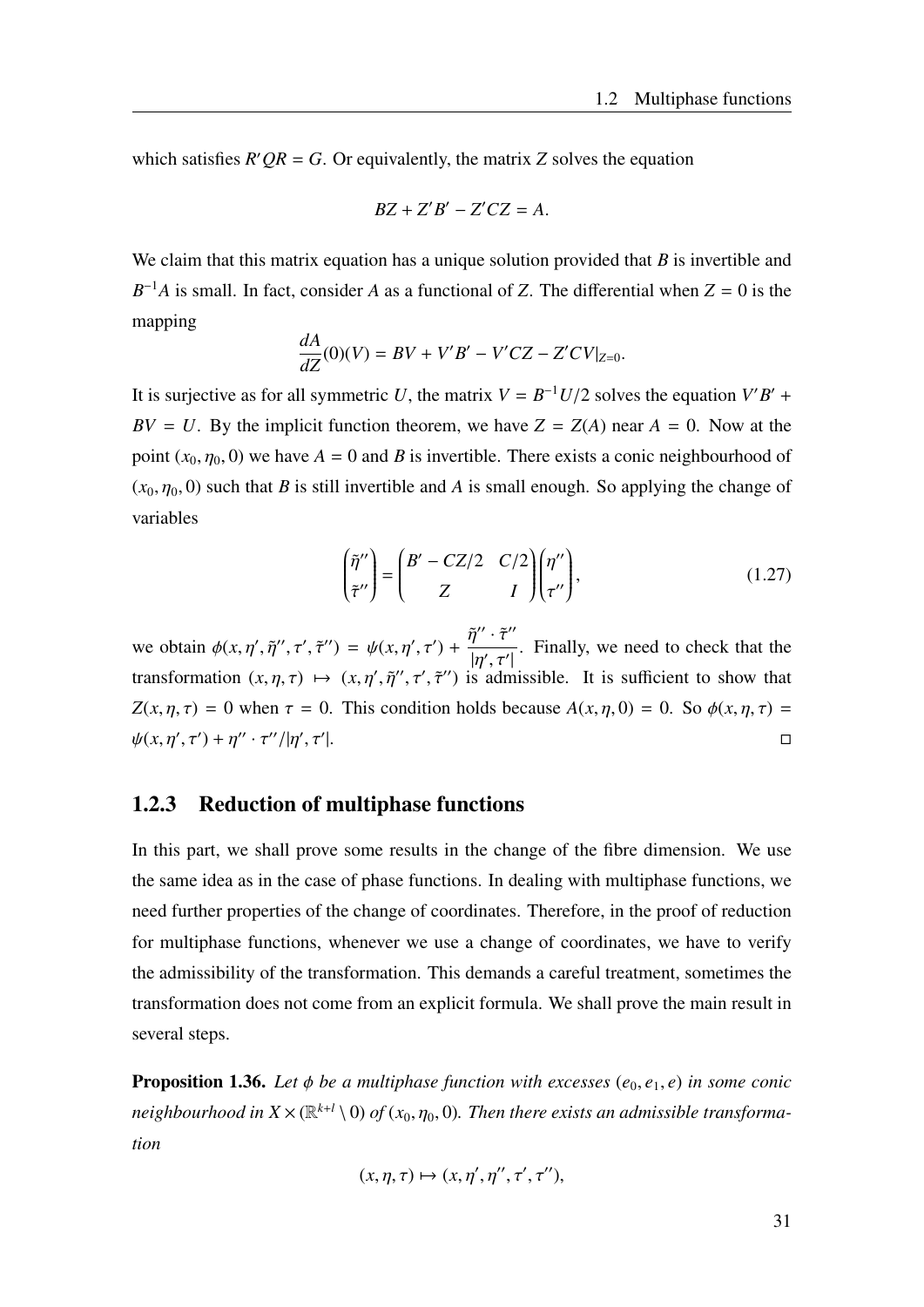which satisfies $R'QR = G$. Or equivalently, the matrix $Z$ solves the equation

$$BZ + Z'B' - Z'CZ = A.$$

We claim that this matrix equation has a unique solution provided that $B$ is invertible and $B^{-1}A$ is small. In fact, consider $A$ as a functional of $Z$. The differential when $Z = 0$ is the mapping

$$\frac{dA}{dZ}(0)(V) = BV + V'B' - V'CZ - Z'CV|_{Z=0}.$$

It is surjective as for all symmetric $U$, the matrix $V = B^{-1}U/2$ solves the equation $V'B' + BV = U$. By the implicit function theorem, we have $Z = Z(A)$ near $A = 0$. Now at the point $(x_0, \eta_0, 0)$ we have $A = 0$ and $B$ is invertible. There exists a conic neighbourhood of $(x_0, \eta_0, 0)$ such that $B$ is still invertible and $A$ is small enough. So applying the change of variables

$$\begin{pmatrix} \tilde{\eta}'' \\ \tilde{\tau}'' \end{pmatrix} = \begin{pmatrix} B' - CZ/2 & C/2 \\ Z & I \end{pmatrix} \begin{pmatrix} \eta'' \\ \tau'' \end{pmatrix}, \tag{1.27}$$

we obtain $\phi(x, \eta', \tilde{\eta}'', \tau', \tilde{\tau}'') = \psi(x, \eta', \tau') + \dfrac{\tilde{\eta}'' \cdot \tilde{\tau}''}{|\eta', \tau'|}$. Finally, we need to check that the transformation $(x, \eta, \tau) \mapsto (x, \eta', \tilde{\eta}'', \tau', \tilde{\tau}'')$ is admissible. It is sufficient to show that $Z(x, \eta, \tau) = 0$ when $\tau = 0$. This condition holds because $A(x, \eta, 0) = 0$. So $\phi(x, \eta, \tau) = \psi(x, \eta', \tau') + \eta'' \cdot \tau''/|\eta', \tau'|$. $\square$

### 1.2.3 Reduction of multiphase functions

In this part, we shall prove some results in the change of the fibre dimension. We use the same idea as in the case of phase functions. In dealing with multiphase functions, we need further properties of the change of coordinates. Therefore, in the proof of reduction for multiphase functions, whenever we use a change of coordinates, we have to verify the admissibility of the transformation. This demands a careful treatment, sometimes the transformation does not come from an explicit formula. We shall prove the main result in several steps.

**Proposition 1.36.** *Let $\phi$ be a multiphase function with excesses $(e_0, e_1, e)$ in some conic neighbourhood in $X \times (\mathbb{R}^{k+l} \setminus 0)$ of $(x_0, \eta_0, 0)$. Then there exists an admissible transformation*

$$(x, \eta, \tau) \mapsto (x, \eta', \eta'', \tau', \tau''),$$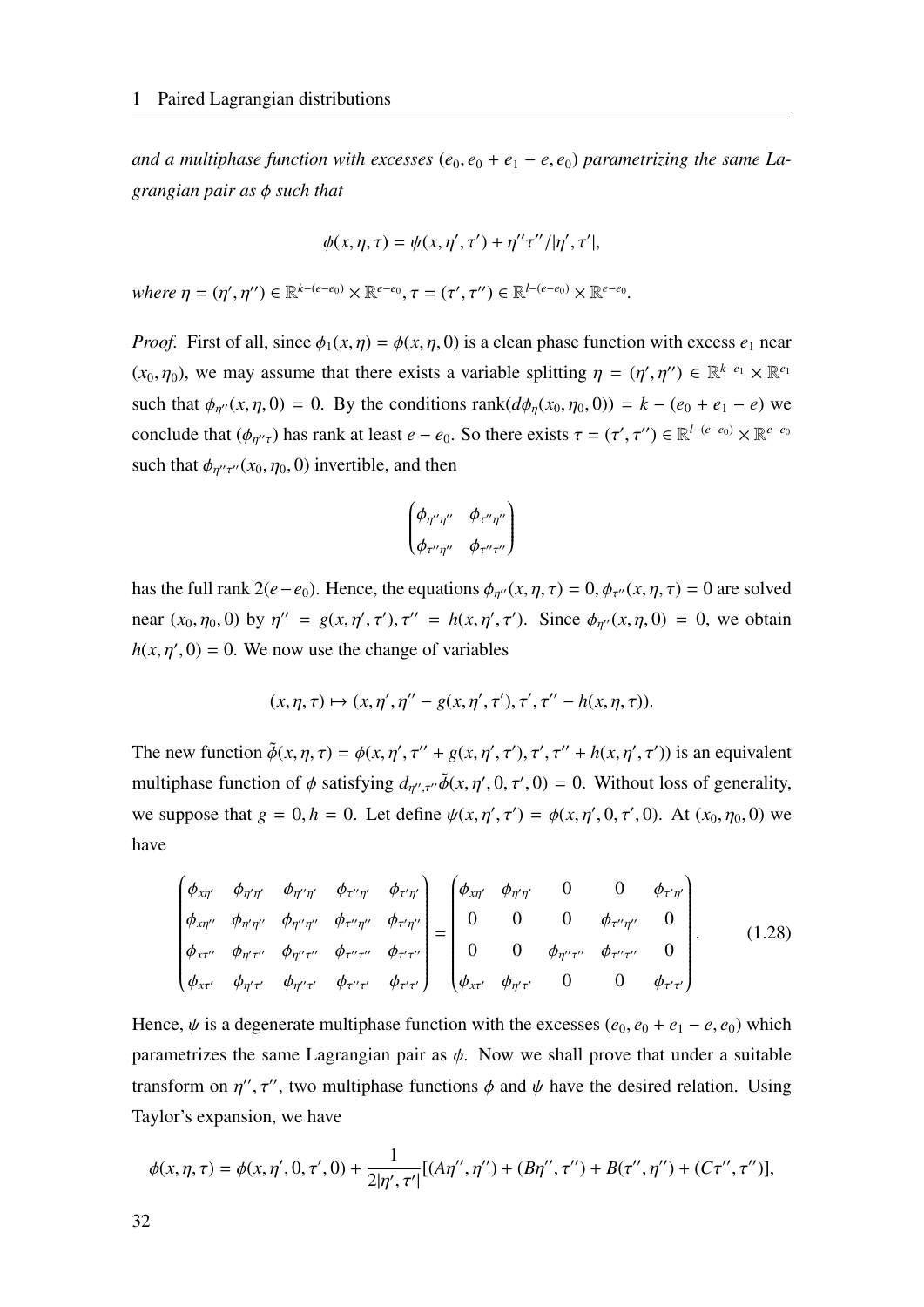*and a multiphase function with excesses $(e_0, e_0 + e_1 - e, e_0)$ parametrizing the same Lagrangian pair as $\phi$ such that*

$$\phi(x, \eta, \tau) = \psi(x, \eta', \tau') + \eta''\tau''/|\eta', \tau'|,$$

*where $\eta = (\eta', \eta'') \in \mathbb{R}^{k-(e-e_0)} \times \mathbb{R}^{e-e_0}$, $\tau = (\tau', \tau'') \in \mathbb{R}^{l-(e-e_0)} \times \mathbb{R}^{e-e_0}$.*

*Proof.* First of all, since $\phi_1(x, \eta) = \phi(x, \eta, 0)$ is a clean phase function with excess $e_1$ near $(x_0, \eta_0)$, we may assume that there exists a variable splitting $\eta = (\eta', \eta'') \in \mathbb{R}^{k-e_1} \times \mathbb{R}^{e_1}$ such that $\phi_{\eta''}(x, \eta, 0) = 0$. By the conditions $\operatorname{rank}(d\phi_\eta(x_0, \eta_0, 0)) = k - (e_0 + e_1 - e)$ we conclude that $(\phi_{\eta''\tau})$ has rank at least $e - e_0$. So there exists $\tau = (\tau', \tau'') \in \mathbb{R}^{l-(e-e_0)} \times \mathbb{R}^{e-e_0}$ such that $\phi_{\eta''\tau''}(x_0, \eta_0, 0)$ invertible, and then

$$\begin{pmatrix} \phi_{\eta''\eta''} & \phi_{\tau''\eta''} \\ \phi_{\tau''\eta''} & \phi_{\tau''\tau''} \end{pmatrix}$$

has the full rank $2(e - e_0)$. Hence, the equations $\phi_{\eta''}(x, \eta, \tau) = 0, \phi_{\tau''}(x, \eta, \tau) = 0$ are solved near $(x_0, \eta_0, 0)$ by $\eta'' = g(x, \eta', \tau'), \tau'' = h(x, \eta', \tau')$. Since $\phi_{\eta''}(x, \eta, 0) = 0$, we obtain $h(x, \eta', 0) = 0$. We now use the change of variables

$$(x, \eta, \tau) \mapsto (x, \eta', \eta'' - g(x, \eta', \tau'), \tau', \tau'' - h(x, \eta, \tau)).$$

The new function $\tilde{\phi}(x, \eta, \tau) = \phi(x, \eta', \tau'' + g(x, \eta', \tau'), \tau', \tau'' + h(x, \eta', \tau'))$ is an equivalent multiphase function of $\phi$ satisfying $d_{\eta'', \tau''}\tilde{\phi}(x, \eta', 0, \tau', 0) = 0$. Without loss of generality, we suppose that $g = 0, h = 0$. Let define $\psi(x, \eta', \tau') = \phi(x, \eta', 0, \tau', 0)$. At $(x_0, \eta_0, 0)$ we have

$$\begin{pmatrix} \phi_{x\eta'} & \phi_{\eta'\eta'} & \phi_{\eta''\eta'} & \phi_{\tau''\eta'} & \phi_{\tau'\eta'} \\ \phi_{x\eta''} & \phi_{\eta'\eta''} & \phi_{\eta''\eta''} & \phi_{\tau''\eta''} & \phi_{\tau'\eta''} \\ \phi_{x\tau''} & \phi_{\eta'\tau''} & \phi_{\eta''\tau''} & \phi_{\tau''\tau''} & \phi_{\tau'\tau''} \\ \phi_{x\tau'} & \phi_{\eta'\tau'} & \phi_{\eta''\tau'} & \phi_{\tau''\tau'} & \phi_{\tau'\tau'} \end{pmatrix} = \begin{pmatrix} \phi_{x\eta'} & \phi_{\eta'\eta'} & 0 & 0 & \phi_{\tau'\eta'} \\ 0 & 0 & 0 & \phi_{\tau''\eta''} & 0 \\ 0 & 0 & \phi_{\eta''\tau''} & \phi_{\tau''\tau''} & 0 \\ \phi_{x\tau'} & \phi_{\eta'\tau'} & 0 & 0 & \phi_{\tau'\tau'} \end{pmatrix}. \tag{1.28}$$

Hence, $\psi$ is a degenerate multiphase function with the excesses $(e_0, e_0 + e_1 - e, e_0)$ which parametrizes the same Lagrangian pair as $\phi$. Now we shall prove that under a suitable transform on $\eta'', \tau''$, two multiphase functions $\phi$ and $\psi$ have the desired relation. Using Taylor's expansion, we have

$$\phi(x, \eta, \tau) = \phi(x, \eta', 0, \tau', 0) + \frac{1}{2|\eta', \tau'|}[(A\eta'', \eta'') + (B\eta'', \tau'') + B(\tau'', \eta'') + (C\tau'', \tau'')],$$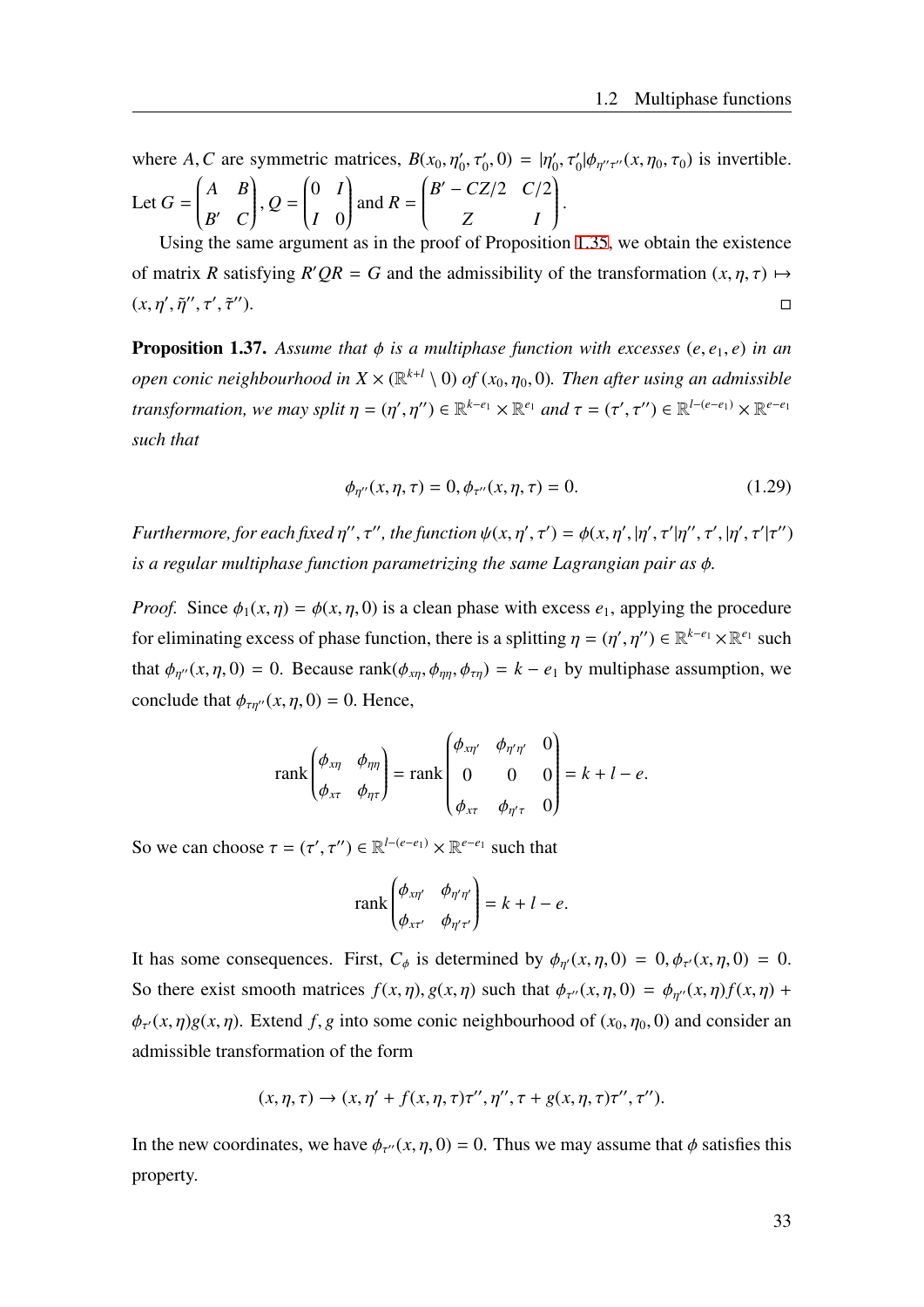where $A, C$ are symmetric matrices, $B(x_0, \eta_0', \tau_0', 0) = |\eta_0', \tau_0'|\phi_{\eta''\tau''}(x, \eta_0, \tau_0)$ is invertible. Let $G = \begin{pmatrix} A & B \\ B' & C \end{pmatrix}$, $Q = \begin{pmatrix} 0 & I \\ I & 0 \end{pmatrix}$ and $R = \begin{pmatrix} B' - CZ/2 & C/2 \\ Z & I \end{pmatrix}$.

Using the same argument as in the proof of Proposition 1.35, we obtain the existence of matrix $R$ satisfying $R'QR = G$ and the admissibility of the transformation $(x, \eta, \tau) \mapsto (x, \eta', \tilde{\eta}'', \tau', \tilde{\tau}'')$. □

**Proposition 1.37.** *Assume that $\phi$ is a multiphase function with excesses $(e, e_1, e)$ in an open conic neighbourhood in $X \times (\mathbb{R}^{k+l} \setminus 0)$ of $(x_0, \eta_0, 0)$. Then after using an admissible transformation, we may split $\eta = (\eta', \eta'') \in \mathbb{R}^{k-e_1} \times \mathbb{R}^{e_1}$ and $\tau = (\tau', \tau'') \in \mathbb{R}^{l-(e-e_1)} \times \mathbb{R}^{e-e_1}$ such that*

$$\phi_{\eta''}(x, \eta, \tau) = 0, \phi_{\tau''}(x, \eta, \tau) = 0. \tag{1.29}$$

*Furthermore, for each fixed $\eta'', \tau''$, the function $\psi(x, \eta', \tau') = \phi(x, \eta', |\eta', \tau'|\eta'', \tau', |\eta', \tau'|\tau'')$ is a regular multiphase function parametrizing the same Lagrangian pair as $\phi$.*

*Proof.* Since $\phi_1(x, \eta) = \phi(x, \eta, 0)$ is a clean phase with excess $e_1$, applying the procedure for eliminating excess of phase function, there is a splitting $\eta = (\eta', \eta'') \in \mathbb{R}^{k-e_1} \times \mathbb{R}^{e_1}$ such that $\phi_{\eta''}(x, \eta, 0) = 0$. Because $\operatorname{rank}(\phi_{x\eta}, \phi_{\eta\eta}, \phi_{\tau\eta}) = k - e_1$ by multiphase assumption, we conclude that $\phi_{\tau\eta''}(x, \eta, 0) = 0$. Hence,

$$\operatorname{rank}\begin{pmatrix} \phi_{x\eta} & \phi_{\eta\eta} \\ \phi_{x\tau} & \phi_{\eta\tau} \end{pmatrix} = \operatorname{rank}\begin{pmatrix} \phi_{x\eta'} & \phi_{\eta'\eta'} & 0 \\ 0 & 0 & 0 \\ \phi_{x\tau} & \phi_{\eta'\tau} & 0 \end{pmatrix} = k + l - e.$$

So we can choose $\tau = (\tau', \tau'') \in \mathbb{R}^{l-(e-e_1)} \times \mathbb{R}^{e-e_1}$ such that

$$\operatorname{rank}\begin{pmatrix} \phi_{x\eta'} & \phi_{\eta'\eta'} \\ \phi_{x\tau'} & \phi_{\eta'\tau'} \end{pmatrix} = k + l - e.$$

It has some consequences. First, $C_\phi$ is determined by $\phi_{\eta'}(x, \eta, 0) = 0, \phi_{\tau'}(x, \eta, 0) = 0$. So there exist smooth matrices $f(x, \eta), g(x, \eta)$ such that $\phi_{\tau''}(x, \eta, 0) = \phi_{\eta''}(x, \eta)f(x, \eta) + \phi_{\tau'}(x, \eta)g(x, \eta)$. Extend $f, g$ into some conic neighbourhood of $(x_0, \eta_0, 0)$ and consider an admissible transformation of the form

$$(x, \eta, \tau) \to (x, \eta' + f(x, \eta, \tau)\tau'', \eta'', \tau + g(x, \eta, \tau)\tau'', \tau'').$$

In the new coordinates, we have $\phi_{\tau''}(x, \eta, 0) = 0$. Thus we may assume that $\phi$ satisfies this property.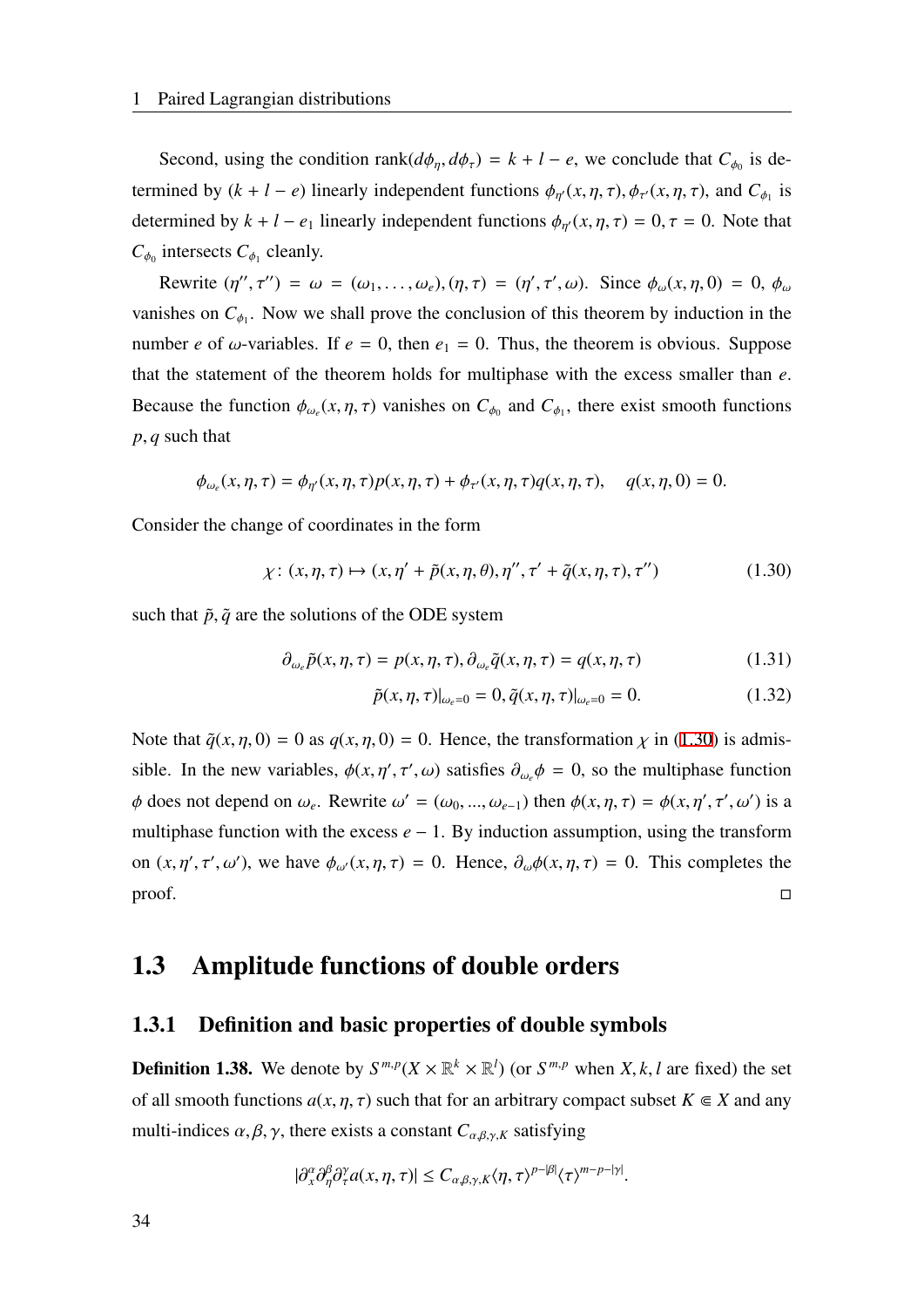Second, using the condition $\mathrm{rank}(d\phi_\eta, d\phi_\tau) = k + l - e$, we conclude that $C_{\phi_0}$ is determined by $(k + l - e)$ linearly independent functions $\phi_{\eta'}(x, \eta, \tau), \phi_{\tau'}(x, \eta, \tau)$, and $C_{\phi_1}$ is determined by $k + l - e_1$ linearly independent functions $\phi_{\eta'}(x, \eta, \tau) = 0, \tau = 0$. Note that $C_{\phi_0}$ intersects $C_{\phi_1}$ cleanly.

Rewrite $(\eta'', \tau'') = \omega = (\omega_1, \dots, \omega_e), (\eta, \tau) = (\eta', \tau', \omega)$. Since $\phi_\omega(x, \eta, 0) = 0$, $\phi_\omega$ vanishes on $C_{\phi_1}$. Now we shall prove the conclusion of this theorem by induction in the number $e$ of $\omega$-variables. If $e = 0$, then $e_1 = 0$. Thus, the theorem is obvious. Suppose that the statement of the theorem holds for multiphase with the excess smaller than $e$. Because the function $\phi_{\omega_e}(x, \eta, \tau)$ vanishes on $C_{\phi_0}$ and $C_{\phi_1}$, there exist smooth functions $p, q$ such that

$$\phi_{\omega_e}(x, \eta, \tau) = \phi_{\eta'}(x, \eta, \tau)p(x, \eta, \tau) + \phi_{\tau'}(x, \eta, \tau)q(x, \eta, \tau), \quad q(x, \eta, 0) = 0.$$

Consider the change of coordinates in the form

$$\chi\colon (x, \eta, \tau) \mapsto (x, \eta' + \tilde{p}(x, \eta, \theta), \eta'', \tau' + \tilde{q}(x, \eta, \tau), \tau'') \tag{1.30}$$

such that $\tilde{p}, \tilde{q}$ are the solutions of the ODE system

$$\partial_{\omega_e}\tilde{p}(x, \eta, \tau) = p(x, \eta, \tau), \partial_{\omega_e}\tilde{q}(x, \eta, \tau) = q(x, \eta, \tau) \tag{1.31}$$

$$\tilde{p}(x, \eta, \tau)|_{\omega_e = 0} = 0, \tilde{q}(x, \eta, \tau)|_{\omega_e = 0} = 0. \tag{1.32}$$

Note that $\tilde{q}(x, \eta, 0) = 0$ as $q(x, \eta, 0) = 0$. Hence, the transformation $\chi$ in (1.30) is admissible. In the new variables, $\phi(x, \eta', \tau', \omega)$ satisfies $\partial_{\omega_e}\phi = 0$, so the multiphase function $\phi$ does not depend on $\omega_e$. Rewrite $\omega' = (\omega_0, ..., \omega_{e-1})$ then $\phi(x, \eta, \tau) = \phi(x, \eta', \tau', \omega')$ is a multiphase function with the excess $e - 1$. By induction assumption, using the transform on $(x, \eta', \tau', \omega')$, we have $\phi_{\omega'}(x, \eta, \tau) = 0$. Hence, $\partial_\omega \phi(x, \eta, \tau) = 0$. This completes the proof. □

## 1.3 Amplitude functions of double orders

### 1.3.1 Definition and basic properties of double symbols

**Definition 1.38.** We denote by $S^{m,p}(X \times \mathbb{R}^k \times \mathbb{R}^l)$ (or $S^{m,p}$ when $X, k, l$ are fixed) the set of all smooth functions $a(x, \eta, \tau)$ such that for an arbitrary compact subset $K \Subset X$ and any multi-indices $\alpha, \beta, \gamma$, there exists a constant $C_{\alpha,\beta,\gamma,K}$ satisfying

$$|\partial_x^\alpha \partial_\eta^\beta \partial_\tau^\gamma a(x, \eta, \tau)| \leq C_{\alpha,\beta,\gamma,K} \langle \eta, \tau \rangle^{p-|\beta|} \langle \tau \rangle^{m-p-|\gamma|}.$$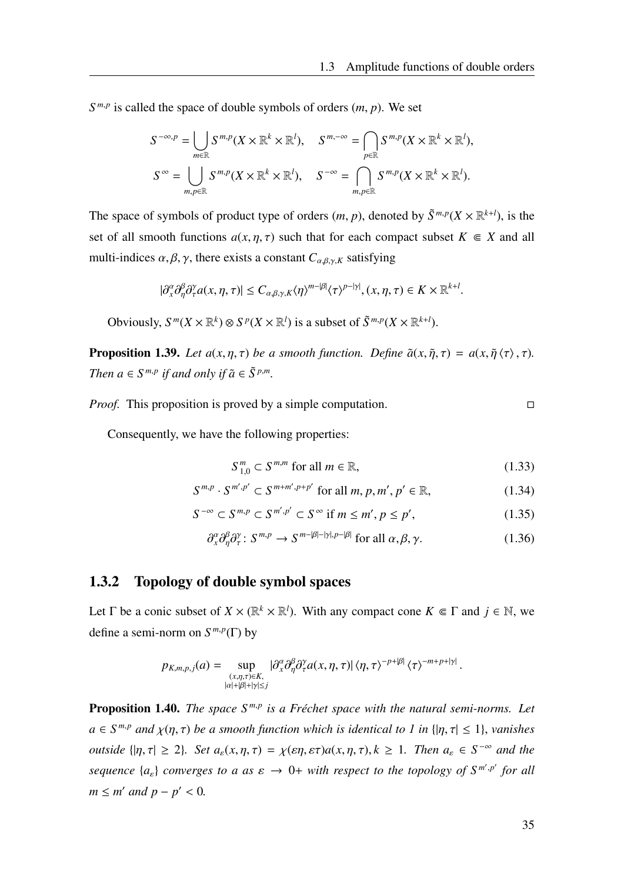$S^{m,p}$ is called the space of double symbols of orders $(m, p)$. We set

$$S^{-\infty,p} = \bigcup_{m\in\mathbb{R}} S^{m,p}(X \times \mathbb{R}^k \times \mathbb{R}^l), \quad S^{m,-\infty} = \bigcap_{p\in\mathbb{R}} S^{m,p}(X \times \mathbb{R}^k \times \mathbb{R}^l),$$

$$S^{\infty} = \bigcup_{m,p\in\mathbb{R}} S^{m,p}(X \times \mathbb{R}^k \times \mathbb{R}^l), \quad S^{-\infty} = \bigcap_{m,p\in\mathbb{R}} S^{m,p}(X \times \mathbb{R}^k \times \mathbb{R}^l).$$

The space of symbols of product type of orders $(m, p)$, denoted by $\tilde{S}^{m,p}(X \times \mathbb{R}^{k+l})$, is the set of all smooth functions $a(x, \eta, \tau)$ such that for each compact subset $K \Subset X$ and all multi-indices $\alpha, \beta, \gamma$, there exists a constant $C_{\alpha,\beta,\gamma,K}$ satisfying

$$|\partial_x^\alpha \partial_\eta^\beta \partial_\tau^\gamma a(x, \eta, \tau)| \leq C_{\alpha,\beta,\gamma,K} \langle \eta \rangle^{m-|\beta|} \langle \tau \rangle^{p-|\gamma|}, (x, \eta, \tau) \in K \times \mathbb{R}^{k+l}.$$

Obviously, $S^m(X \times \mathbb{R}^k) \otimes S^p(X \times \mathbb{R}^l)$ is a subset of $\tilde{S}^{m,p}(X \times \mathbb{R}^{k+l})$.

**Proposition 1.39.** *Let $a(x, \eta, \tau)$ be a smooth function. Define $\tilde{a}(x, \tilde{\eta}, \tau) = a(x, \tilde{\eta} \langle \tau \rangle, \tau)$. Then $a \in S^{m,p}$ if and only if $\tilde{a} \in \tilde{S}^{p,m}$.*

*Proof.* This proposition is proved by a simple computation. □

Consequently, we have the following properties:

$$S^m_{1,0} \subset S^{m,m} \text{ for all } m \in \mathbb{R}, \tag{1.33}$$

$$S^{m,p} \cdot S^{m',p'} \subset S^{m+m',p+p'} \text{ for all } m, p, m', p' \in \mathbb{R}, \tag{1.34}$$

$$S^{-\infty} \subset S^{m,p} \subset S^{m',p'} \subset S^{\infty} \text{ if } m \leq m', p \leq p', \tag{1.35}$$

$$\partial_x^\alpha \partial_\eta^\beta \partial_\tau^\gamma \colon S^{m,p} \to S^{m-|\beta|-|\gamma|,p-|\beta|} \text{ for all } \alpha, \beta, \gamma. \tag{1.36}$$

### 1.3.2 Topology of double symbol spaces

Let $\Gamma$ be a conic subset of $X \times (\mathbb{R}^k \times \mathbb{R}^l)$. With any compact cone $K \Subset \Gamma$ and $j \in \mathbb{N}$, we define a semi-norm on $S^{m,p}(\Gamma)$ by

$$p_{K,m,p,j}(a) = \sup_{\substack{(x,\eta,\tau)\in K,\\ |\alpha|+|\beta|+|\gamma|\leq j}} |\partial_x^\alpha \partial_\eta^\beta \partial_\tau^\gamma a(x, \eta, \tau)| \langle \eta, \tau \rangle^{-p+|\beta|} \langle \tau \rangle^{-m+p+|\gamma|}.$$

**Proposition 1.40.** *The space $S^{m,p}$ is a Fréchet space with the natural semi-norms. Let $a \in S^{m,p}$ and $\chi(\eta, \tau)$ be a smooth function which is identical to 1 in $\{|\eta, \tau| \leq 1\}$, vanishes outside $\{|\eta, \tau| \geq 2\}$. Set $a_\varepsilon(x, \eta, \tau) = \chi(\varepsilon\eta, \varepsilon\tau)a(x, \eta, \tau), k \geq 1$. Then $a_\varepsilon \in S^{-\infty}$ and the sequence $\{a_\varepsilon\}$ converges to $a$ as $\varepsilon \to 0+$ with respect to the topology of $S^{m',p'}$ for all $m \leq m'$ and $p - p' < 0$.*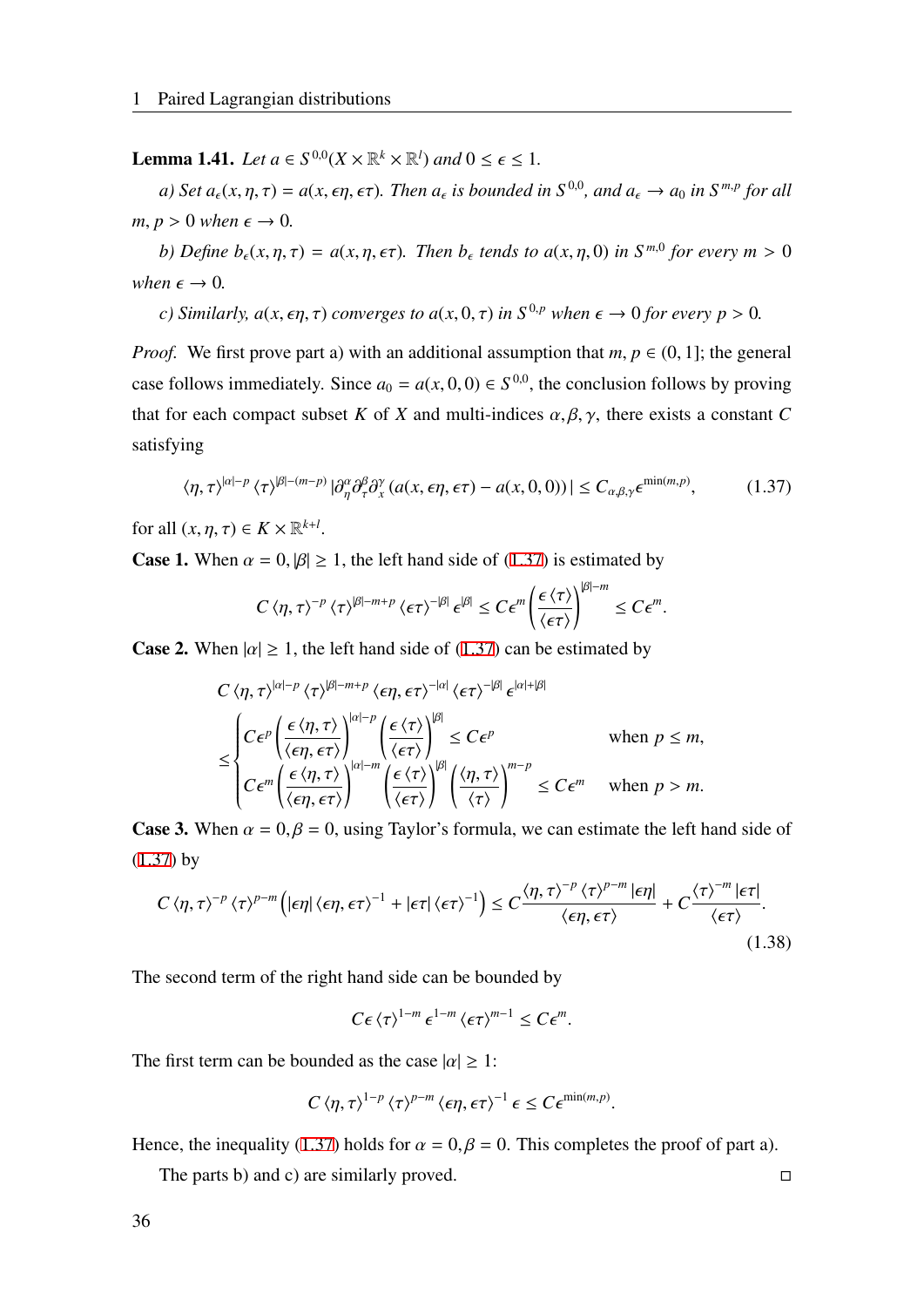**Lemma 1.41.** *Let $a \in S^{0,0}(X \times \mathbb{R}^k \times \mathbb{R}^l)$ and $0 \le \epsilon \le 1$.*

*a) Set $a_\epsilon(x, \eta, \tau) = a(x, \epsilon\eta, \epsilon\tau)$. Then $a_\epsilon$ is bounded in $S^{0,0}$, and $a_\epsilon \to a_0$ in $S^{m,p}$ for all $m, p > 0$ when $\epsilon \to 0$.*

*b) Define $b_\epsilon(x, \eta, \tau) = a(x, \eta, \epsilon\tau)$. Then $b_\epsilon$ tends to $a(x, \eta, 0)$ in $S^{m,0}$ for every $m > 0$ when $\epsilon \to 0$.*

*c) Similarly, $a(x, \epsilon\eta, \tau)$ converges to $a(x, 0, \tau)$ in $S^{0,p}$ when $\epsilon \to 0$ for every $p > 0$.*

*Proof.* We first prove part a) with an additional assumption that $m, p \in (0, 1]$; the general case follows immediately. Since $a_0 = a(x, 0, 0) \in S^{0,0}$, the conclusion follows by proving that for each compact subset $K$ of $X$ and multi-indices $\alpha, \beta, \gamma$, there exists a constant $C$ satisfying

$$\langle \eta, \tau \rangle^{|\alpha| - p} \langle \tau \rangle^{|\beta| - (m-p)} |\partial_\eta^\alpha \partial_\tau^\beta \partial_x^\gamma (a(x, \epsilon\eta, \epsilon\tau) - a(x, 0, 0))| \le C_{\alpha,\beta,\gamma} \epsilon^{\min(m,p)}, \tag{1.37}$$

for all $(x, \eta, \tau) \in K \times \mathbb{R}^{k+l}$.

**Case 1.** When $\alpha = 0, |\beta| \ge 1$, the left hand side of (1.37) is estimated by

$$C \langle \eta, \tau \rangle^{-p} \langle \tau \rangle^{|\beta| - m + p} \langle \epsilon\tau \rangle^{-|\beta|} \epsilon^{|\beta|} \le C\epsilon^m \left( \frac{\epsilon \langle \tau \rangle}{\langle \epsilon\tau \rangle} \right)^{|\beta| - m} \le C\epsilon^m.$$

**Case 2.** When $|\alpha| \ge 1$, the left hand side of (1.37) can be estimated by

$$\begin{aligned}
&C \langle \eta, \tau \rangle^{|\alpha| - p} \langle \tau \rangle^{|\beta| - m + p} \langle \epsilon\eta, \epsilon\tau \rangle^{-|\alpha|} \langle \epsilon\tau \rangle^{-|\beta|} \epsilon^{|\alpha| + |\beta|} \\
&\le \begin{cases} C\epsilon^p \left( \dfrac{\epsilon \langle \eta, \tau \rangle}{\langle \epsilon\eta, \epsilon\tau \rangle} \right)^{|\alpha| - p} \left( \dfrac{\epsilon \langle \tau \rangle}{\langle \epsilon\tau \rangle} \right)^{|\beta|} \le C\epsilon^p & \text{when } p \le m, \\ C\epsilon^m \left( \dfrac{\epsilon \langle \eta, \tau \rangle}{\langle \epsilon\eta, \epsilon\tau \rangle} \right)^{|\alpha| - m} \left( \dfrac{\epsilon \langle \tau \rangle}{\langle \epsilon\tau \rangle} \right)^{|\beta|} \left( \dfrac{\langle \eta, \tau \rangle}{\langle \tau \rangle} \right)^{m-p} \le C\epsilon^m & \text{when } p > m. \end{cases}
\end{aligned}$$

**Case 3.** When $\alpha = 0, \beta = 0$, using Taylor's formula, we can estimate the left hand side of (1.37) by

$$C \langle \eta, \tau \rangle^{-p} \langle \tau \rangle^{p-m} \left( |\epsilon\eta| \langle \epsilon\eta, \epsilon\tau \rangle^{-1} + |\epsilon\tau| \langle \epsilon\tau \rangle^{-1} \right) \le C \frac{\langle \eta, \tau \rangle^{-p} \langle \tau \rangle^{p-m} |\epsilon\eta|}{\langle \epsilon\eta, \epsilon\tau \rangle} + C \frac{\langle \tau \rangle^{-m} |\epsilon\tau|}{\langle \epsilon\tau \rangle}. \tag{1.38}$$

The second term of the right hand side can be bounded by

$$C\epsilon \langle \tau \rangle^{1-m} \epsilon^{1-m} \langle \epsilon\tau \rangle^{m-1} \le C\epsilon^m.$$

The first term can be bounded as the case $|\alpha| \ge 1$:

$$C \langle \eta, \tau \rangle^{1-p} \langle \tau \rangle^{p-m} \langle \epsilon\eta, \epsilon\tau \rangle^{-1} \epsilon \le C\epsilon^{\min(m,p)}.$$

Hence, the inequality (1.37) holds for $\alpha = 0, \beta = 0$. This completes the proof of part a).

The parts b) and c) are similarly proved. □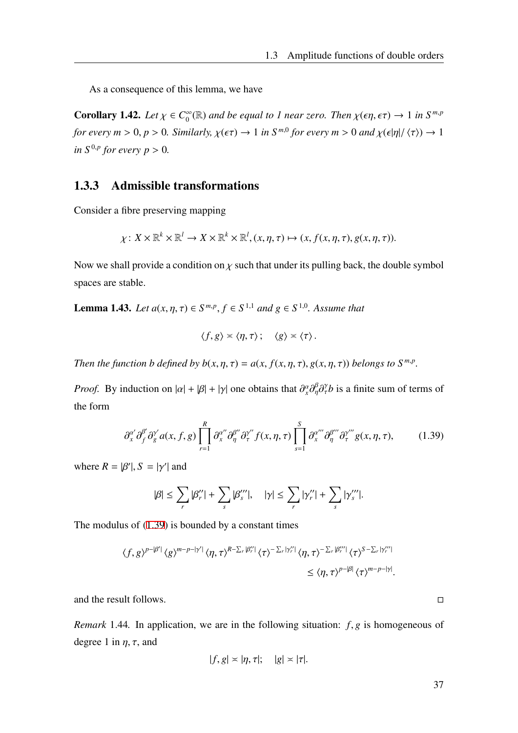As a consequence of this lemma, we have

**Corollary 1.42.** *Let $\chi \in C_0^\infty(\mathbb{R})$ and be equal to 1 near zero. Then $\chi(\epsilon\eta, \epsilon\tau) \to 1$ in $S^{m,p}$ for every $m > 0, p > 0$. Similarly, $\chi(\epsilon\tau) \to 1$ in $S^{m,0}$ for every $m > 0$ and $\chi(\epsilon|\eta|/\langle\tau\rangle) \to 1$ in $S^{0,p}$ for every $p > 0$.*

### 1.3.3 Admissible transformations

Consider a fibre preserving mapping

$$\chi\colon X \times \mathbb{R}^k \times \mathbb{R}^l \to X \times \mathbb{R}^k \times \mathbb{R}^l, (x, \eta, \tau) \mapsto (x, f(x, \eta, \tau), g(x, \eta, \tau)).$$

Now we shall provide a condition on $\chi$ such that under its pulling back, the double symbol spaces are stable.

**Lemma 1.43.** *Let $a(x, \eta, \tau) \in S^{m,p}$, $f \in S^{1,1}$ and $g \in S^{1,0}$. Assume that*

$$\langle f, g\rangle \asymp \langle \eta, \tau\rangle\,; \quad \langle g\rangle \asymp \langle\tau\rangle\,.$$

*Then the function $b$ defined by $b(x, \eta, \tau) = a(x, f(x, \eta, \tau), g(x, \eta, \tau))$ belongs to $S^{m,p}$.*

*Proof.* By induction on $|\alpha| + |\beta| + |\gamma|$ one obtains that $\partial_x^\alpha \partial_\eta^\beta \partial_\tau^\gamma b$ is a finite sum of terms of the form

$$\partial_x^{\alpha'} \partial_f^{\beta'} \partial_g^{\gamma'} a(x, f, g) \prod_{r=1}^{R} \partial_x^{\alpha''} \partial_\eta^{\beta''} \partial_\tau^{\gamma''} f(x, \eta, \tau) \prod_{s=1}^{S} \partial_x^{\alpha'''} \partial_\eta^{\beta'''} \partial_\tau^{\gamma'''} g(x, \eta, \tau), \tag{1.39}$$

where $R = |\beta'|, S = |\gamma'|$ and

$$|\beta| \leq \sum_r |\beta_r''| + \sum_s |\beta_s'''|, \quad |\gamma| \leq \sum_r |\gamma_r''| + \sum_s |\gamma_s'''|.$$

The modulus of (1.39) is bounded by a constant times

$$\langle f, g\rangle^{p-|\beta'|} \langle g\rangle^{m-p-|\gamma'|} \langle \eta, \tau\rangle^{R - \sum_r |\beta_r''|} \langle\tau\rangle^{-\sum_r |\gamma_r''|} \langle \eta, \tau\rangle^{-\sum_r |\beta_r'''|} \langle\tau\rangle^{S - \sum_r |\gamma_r'''|}$$
$$\leq \langle \eta, \tau\rangle^{p-|\beta|} \langle\tau\rangle^{m-p-|\gamma|}.$$

and the result follows. □

*Remark* 1.44. In application, we are in the following situation: $f, g$ is homogeneous of degree 1 in $\eta, \tau$, and

$$|f, g| \asymp |\eta, \tau|; \quad |g| \asymp |\tau|.$$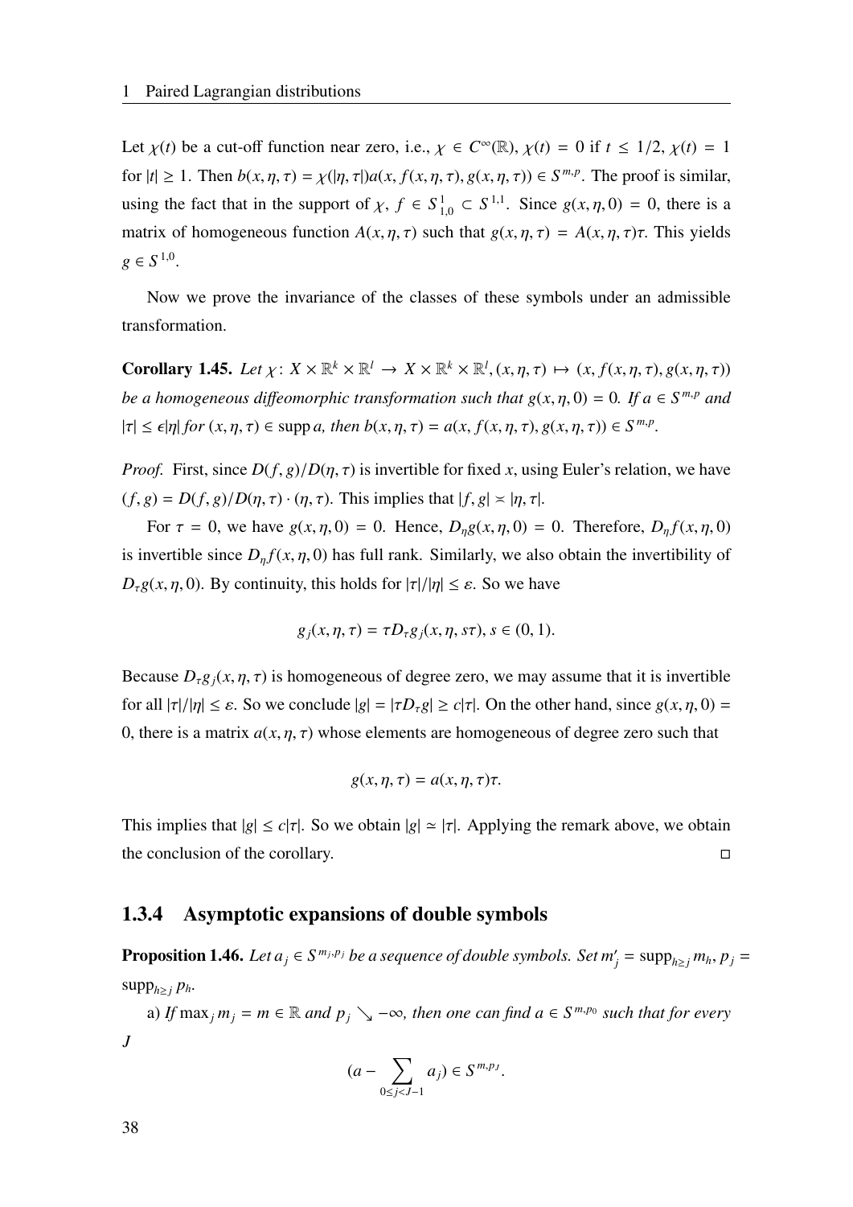Let $\chi(t)$ be a cut-off function near zero, i.e., $\chi \in C^\infty(\mathbb{R})$, $\chi(t) = 0$ if $t \leq 1/2$, $\chi(t) = 1$ for $|t| \geq 1$. Then $b(x, \eta, \tau) = \chi(|\eta, \tau|)a(x, f(x, \eta, \tau), g(x, \eta, \tau)) \in S^{m,p}$. The proof is similar, using the fact that in the support of $\chi$, $f \in S^1_{1,0} \subset S^{1,1}$. Since $g(x, \eta, 0) = 0$, there is a matrix of homogeneous function $A(x, \eta, \tau)$ such that $g(x, \eta, \tau) = A(x, \eta, \tau)\tau$. This yields $g \in S^{1,0}$.

Now we prove the invariance of the classes of these symbols under an admissible transformation.

**Corollary 1.45.** *Let* $\chi\colon X \times \mathbb{R}^k \times \mathbb{R}^l \to X \times \mathbb{R}^k \times \mathbb{R}^l, (x, \eta, \tau) \mapsto (x, f(x, \eta, \tau), g(x, \eta, \tau))$ *be a homogeneous diffeomorphic transformation such that* $g(x, \eta, 0) = 0$*. If* $a \in S^{m,p}$ *and* $|\tau| \leq \epsilon|\eta|$ *for* $(x, \eta, \tau) \in \operatorname{supp} a$*, then* $b(x, \eta, \tau) = a(x, f(x, \eta, \tau), g(x, \eta, \tau)) \in S^{m,p}$*.*

*Proof.* First, since $D(f, g)/D(\eta, \tau)$ is invertible for fixed $x$, using Euler's relation, we have $(f, g) = D(f, g)/D(\eta, \tau) \cdot (\eta, \tau)$. This implies that $|f, g| \asymp |\eta, \tau|$.

For $\tau = 0$, we have $g(x, \eta, 0) = 0$. Hence, $D_\eta g(x, \eta, 0) = 0$. Therefore, $D_\eta f(x, \eta, 0)$ is invertible since $D_\eta f(x, \eta, 0)$ has full rank. Similarly, we also obtain the invertibility of $D_\tau g(x, \eta, 0)$. By continuity, this holds for $|\tau|/|\eta| \leq \varepsilon$. So we have

$$g_j(x, \eta, \tau) = \tau D_\tau g_j(x, \eta, s\tau), s \in (0, 1).$$

Because $D_\tau g_j(x, \eta, \tau)$ is homogeneous of degree zero, we may assume that it is invertible for all $|\tau|/|\eta| \leq \varepsilon$. So we conclude $|g| = |\tau D_\tau g| \geq c|\tau|$. On the other hand, since $g(x, \eta, 0) = 0$, there is a matrix $a(x, \eta, \tau)$ whose elements are homogeneous of degree zero such that

$$g(x, \eta, \tau) = a(x, \eta, \tau)\tau.$$

This implies that $|g| \leq c|\tau|$. So we obtain $|g| \simeq |\tau|$. Applying the remark above, we obtain the conclusion of the corollary. $\square$

### 1.3.4 Asymptotic expansions of double symbols

**Proposition 1.46.** *Let* $a_j \in S^{m_j,p_j}$ *be a sequence of double symbols. Set* $m'_j = \operatorname{supp}_{h \geq j} m_h$*,* $p_j = \operatorname{supp}_{h \geq j} p_h$*.*

a) *If* $\max_j m_j = m \in \mathbb{R}$ *and* $p_j \searrow -\infty$*, then one can find* $a \in S^{m,p_0}$ *such that for every* $J$

$$(a - \sum_{0 \leq j < J-1} a_j) \in S^{m,p_J}.$$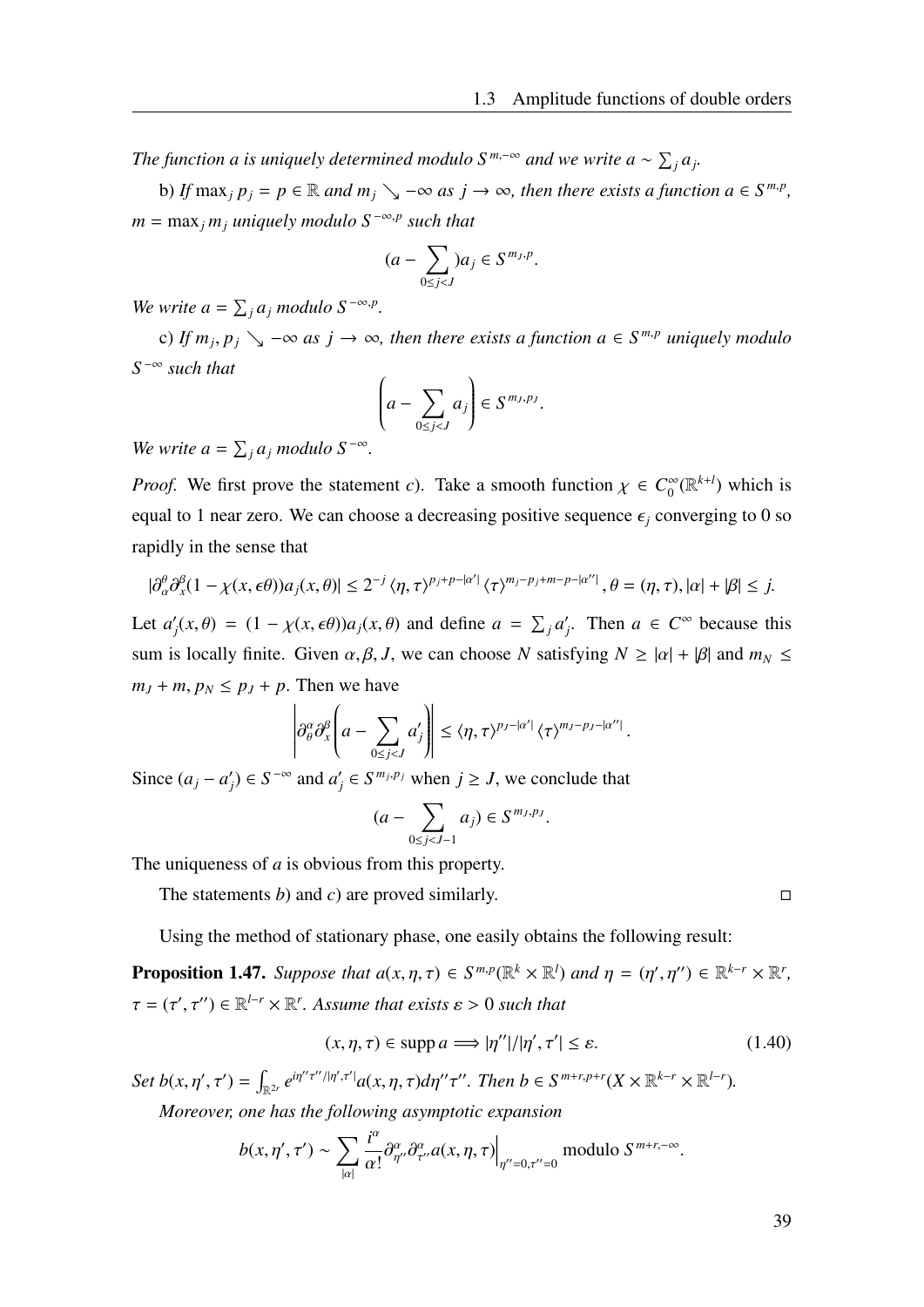*The function a is uniquely determined modulo $S^{m,-\infty}$ and we write $a \sim \sum_j a_j$.*

b) *If $\max_j p_j = p \in \mathbb{R}$ and $m_j \searrow -\infty$ as $j \to \infty$, then there exists a function $a \in S^{m,p}$, $m = \max_j m_j$ uniquely modulo $S^{-\infty,p}$ such that*

$$(a - \sum_{0 \le j < J})a_j \in S^{m_J,p}.$$

*We write $a = \sum_j a_j$ modulo $S^{-\infty,p}$.*

c) *If $m_j, p_j \searrow -\infty$ as $j \to \infty$, then there exists a function $a \in S^{m,p}$ uniquely modulo $S^{-\infty}$ such that*

$$\left(a - \sum_{0 \le j < J} a_j\right) \in S^{m_J,p_J}.$$

*We write $a = \sum_j a_j$ modulo $S^{-\infty}$.*

*Proof.* We first prove the statement $c$). Take a smooth function $\chi \in C_0^\infty(\mathbb{R}^{k+l})$ which is equal to 1 near zero. We can choose a decreasing positive sequence $\epsilon_j$ converging to 0 so rapidly in the sense that

$$|\partial_\alpha^\theta \partial_x^\beta (1 - \chi(x, \epsilon\theta)) a_j(x, \theta)| \le 2^{-j} \langle \eta, \tau \rangle^{p_j + p - |\alpha'|} \langle \tau \rangle^{m_j - p_j + m - p - |\alpha''|}, \theta = (\eta, \tau), |\alpha| + |\beta| \le j.$$

Let $a'_j(x, \theta) = (1 - \chi(x, \epsilon\theta)) a_j(x, \theta)$ and define $a = \sum_j a'_j$. Then $a \in C^\infty$ because this sum is locally finite. Given $\alpha, \beta, J$, we can choose $N$ satisfying $N \ge |\alpha| + |\beta|$ and $m_N \le m_J + m$, $p_N \le p_J + p$. Then we have

$$\left| \partial_\theta^\alpha \partial_x^\beta \left( a - \sum_{0 \le j < J} a'_j \right) \right| \le \langle \eta, \tau \rangle^{p_J - |\alpha'|} \langle \tau \rangle^{m_J - p_J - |\alpha''|}.$$

Since $(a_j - a'_j) \in S^{-\infty}$ and $a'_j \in S^{m_j, p_j}$ when $j \ge J$, we conclude that

$$(a - \sum_{0 \le j < J-1} a_j) \in S^{m_J, p_J}.$$

The uniqueness of $a$ is obvious from this property.

The statements $b$) and $c$) are proved similarly. ◻

Using the method of stationary phase, one easily obtains the following result:

**Proposition 1.47.** *Suppose that $a(x, \eta, \tau) \in S^{m,p}(\mathbb{R}^k \times \mathbb{R}^l)$ and $\eta = (\eta', \eta'') \in \mathbb{R}^{k-r} \times \mathbb{R}^r$, $\tau = (\tau', \tau'') \in \mathbb{R}^{l-r} \times \mathbb{R}^r$. Assume that exists $\varepsilon > 0$ such that*

$$(x, \eta, \tau) \in \operatorname{supp} a \Longrightarrow |\eta''|/|\eta', \tau'| \le \varepsilon. \tag{1.40}$$

*Set $b(x, \eta', \tau') = \int_{\mathbb{R}^{2r}} e^{i\eta''\tau''/|\eta',\tau'|} a(x, \eta, \tau) d\eta''\tau''$. Then $b \in S^{m+r,p+r}(X \times \mathbb{R}^{k-r} \times \mathbb{R}^{l-r})$.*

*Moreover, one has the following asymptotic expansion*

$$b(x, \eta', \tau') \sim \sum_{|\alpha|} \frac{i^\alpha}{\alpha!} \partial_{\eta''}^\alpha \partial_{\tau''}^\alpha a(x, \eta, \tau) \Big|_{\eta''=0, \tau''=0} \text{ modulo } S^{m+r,-\infty}.$$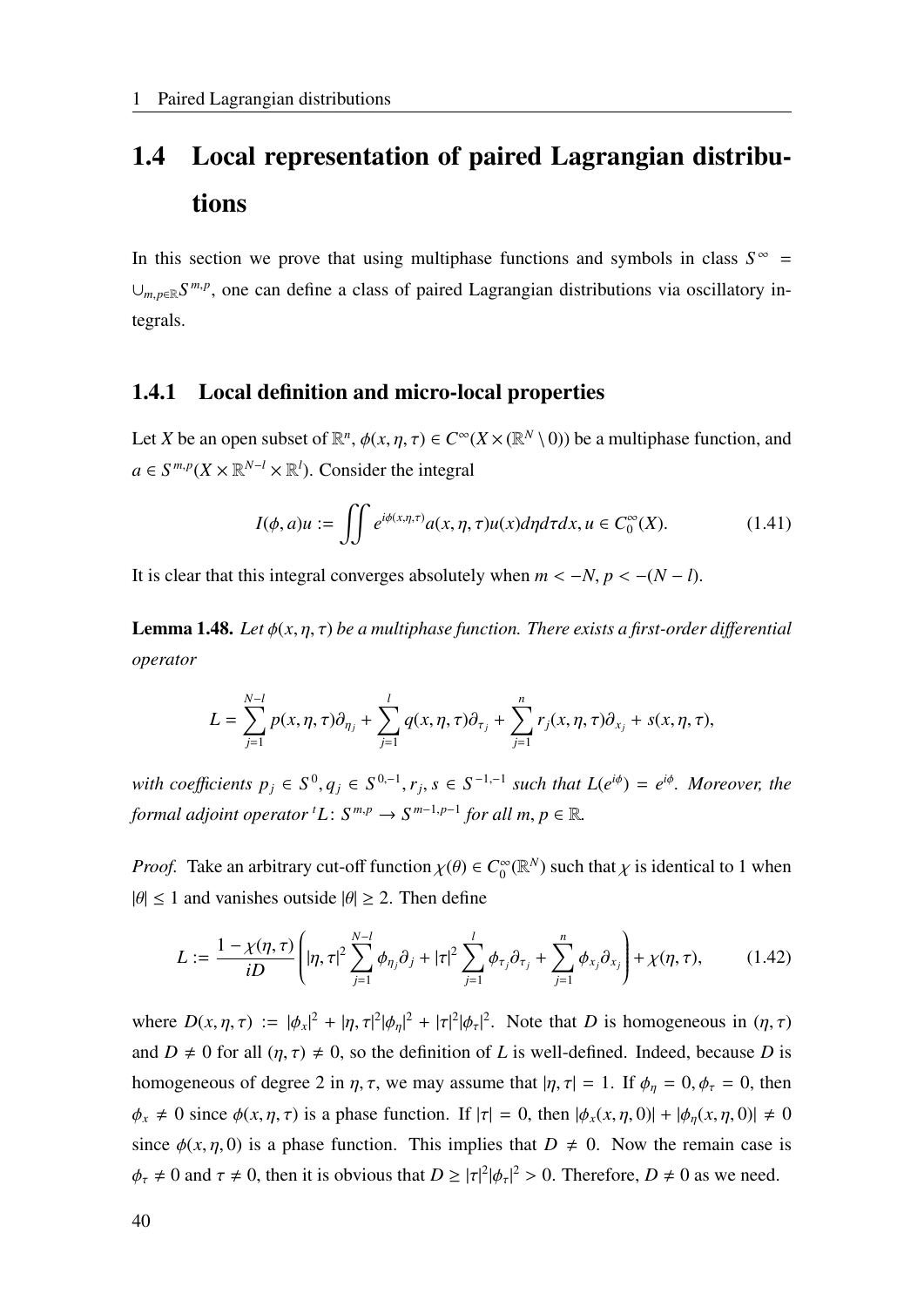## 1.4 Local representation of paired Lagrangian distributions

In this section we prove that using multiphase functions and symbols in class $S^\infty = \cup_{m,p\in\mathbb{R}} S^{m,p}$, one can define a class of paired Lagrangian distributions via oscillatory integrals.

### 1.4.1 Local definition and micro-local properties

Let $X$ be an open subset of $\mathbb{R}^n$, $\phi(x,\eta,\tau) \in C^\infty(X \times (\mathbb{R}^N \setminus 0))$ be a multiphase function, and $a \in S^{m,p}(X \times \mathbb{R}^{N-l} \times \mathbb{R}^l)$. Consider the integral

$$I(\phi, a)u := \iint e^{i\phi(x,\eta,\tau)} a(x,\eta,\tau) u(x) d\eta d\tau dx, u \in C_0^\infty(X). \tag{1.41}$$

It is clear that this integral converges absolutely when $m < -N$, $p < -(N-l)$.

**Lemma 1.48.** *Let $\phi(x,\eta,\tau)$ be a multiphase function. There exists a first-order differential operator*

$$L = \sum_{j=1}^{N-l} p(x,\eta,\tau)\partial_{\eta_j} + \sum_{j=1}^{l} q(x,\eta,\tau)\partial_{\tau_j} + \sum_{j=1}^{n} r_j(x,\eta,\tau)\partial_{x_j} + s(x,\eta,\tau),$$

*with coefficients $p_j \in S^0, q_j \in S^{0,-1}, r_j, s \in S^{-1,-1}$ such that $L(e^{i\phi}) = e^{i\phi}$. Moreover, the formal adjoint operator ${}^tL\colon S^{m,p} \to S^{m-1,p-1}$ for all $m, p \in \mathbb{R}$.*

*Proof.* Take an arbitrary cut-off function $\chi(\theta) \in C_0^\infty(\mathbb{R}^N)$ such that $\chi$ is identical to 1 when $|\theta| \leq 1$ and vanishes outside $|\theta| \geq 2$. Then define

$$L := \frac{1-\chi(\eta,\tau)}{iD}\left(|\eta,\tau|^2 \sum_{j=1}^{N-l} \phi_{\eta_j}\partial_j + |\tau|^2 \sum_{j=1}^{l} \phi_{\tau_j}\partial_{\tau_j} + \sum_{j=1}^{n} \phi_{x_j}\partial_{x_j}\right) + \chi(\eta,\tau), \tag{1.42}$$

where $D(x,\eta,\tau) := |\phi_x|^2 + |\eta,\tau|^2|\phi_\eta|^2 + |\tau|^2|\phi_\tau|^2$. Note that $D$ is homogeneous in $(\eta,\tau)$ and $D \neq 0$ for all $(\eta,\tau) \neq 0$, so the definition of $L$ is well-defined. Indeed, because $D$ is homogeneous of degree 2 in $\eta,\tau$, we may assume that $|\eta,\tau| = 1$. If $\phi_\eta = 0, \phi_\tau = 0$, then $\phi_x \neq 0$ since $\phi(x,\eta,\tau)$ is a phase function. If $|\tau| = 0$, then $|\phi_x(x,\eta,0)| + |\phi_\eta(x,\eta,0)| \neq 0$ since $\phi(x,\eta,0)$ is a phase function. This implies that $D \neq 0$. Now the remain case is $\phi_\tau \neq 0$ and $\tau \neq 0$, then it is obvious that $D \geq |\tau|^2|\phi_\tau|^2 > 0$. Therefore, $D \neq 0$ as we need.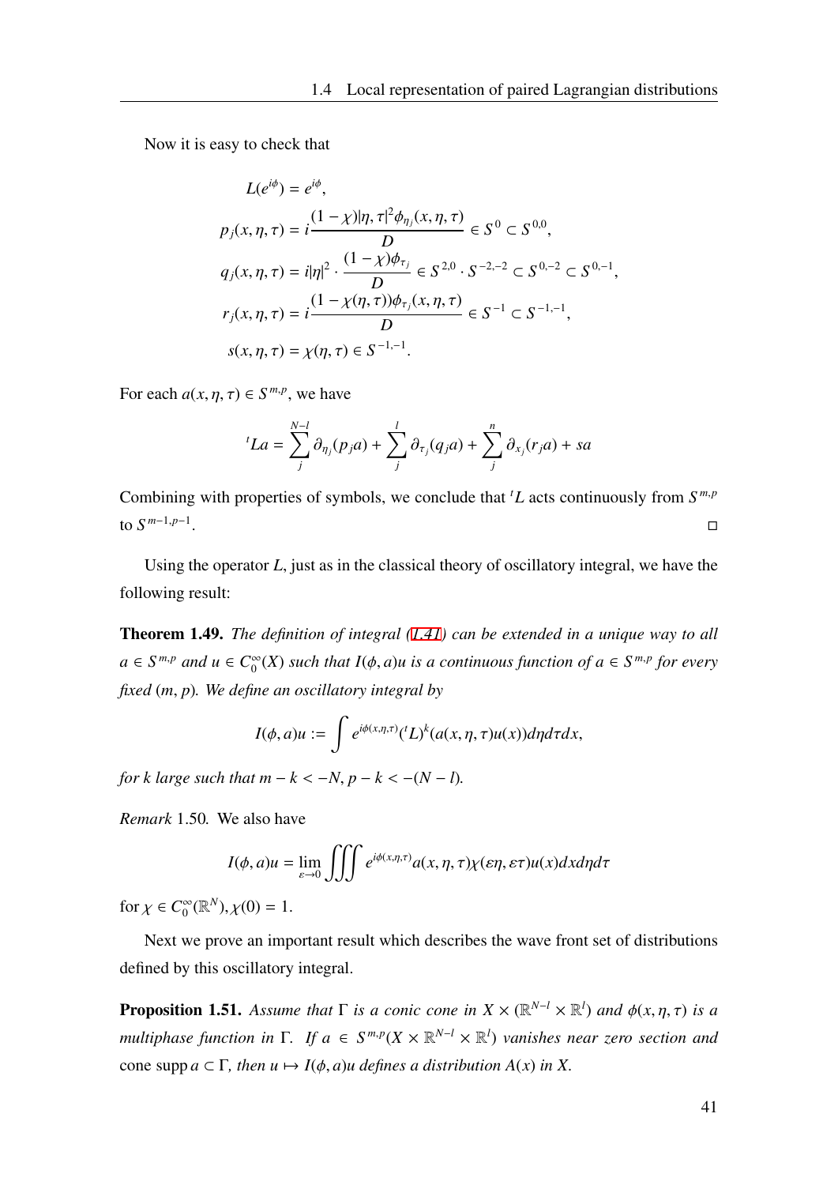Now it is easy to check that

$$
\begin{aligned}
L(e^{i\phi}) &= e^{i\phi}, \\
p_j(x,\eta,\tau) &= i\frac{(1-\chi)|\eta,\tau|^2\phi_{\eta_j}(x,\eta,\tau)}{D} \in S^0 \subset S^{0,0}, \\
q_j(x,\eta,\tau) &= i|\eta|^2\cdot\frac{(1-\chi)\phi_{\tau_j}}{D} \in S^{2,0}\cdot S^{-2,-2} \subset S^{0,-2} \subset S^{0,-1}, \\
r_j(x,\eta,\tau) &= i\frac{(1-\chi(\eta,\tau))\phi_{\tau_j}(x,\eta,\tau)}{D} \in S^{-1} \subset S^{-1,-1}, \\
s(x,\eta,\tau) &= \chi(\eta,\tau) \in S^{-1,-1}.
\end{aligned}
$$

For each $a(x,\eta,\tau) \in S^{m,p}$, we have

$$
{}^tLa = \sum_j^{N-l} \partial_{\eta_j}(p_j a) + \sum_j^{l} \partial_{\tau_j}(q_j a) + \sum_j^{n} \partial_{x_j}(r_j a) + sa
$$

Combining with properties of symbols, we conclude that ${}^tL$ acts continuously from $S^{m,p}$ to $S^{m-1,p-1}$. □

Using the operator $L$, just as in the classical theory of oscillatory integral, we have the following result:

**Theorem 1.49.** *The definition of integral (1.41) can be extended in a unique way to all $a \in S^{m,p}$ and $u \in C_0^\infty(X)$ such that $I(\phi,a)u$ is a continuous function of $a \in S^{m,p}$ for every fixed $(m,p)$. We define an oscillatory integral by*

$$
I(\phi,a)u := \int e^{i\phi(x,\eta,\tau)}({}^tL)^k(a(x,\eta,\tau)u(x))d\eta d\tau dx,
$$

*for $k$ large such that $m-k < -N$, $p-k < -(N-l)$.*

*Remark* 1.50. We also have

$$
I(\phi,a)u = \lim_{\varepsilon\to 0}\iiint e^{i\phi(x,\eta,\tau)}a(x,\eta,\tau)\chi(\varepsilon\eta,\varepsilon\tau)u(x)dxd\eta d\tau
$$

for $\chi \in C_0^\infty(\mathbb{R}^N)$, $\chi(0) = 1$.

Next we prove an important result which describes the wave front set of distributions defined by this oscillatory integral.

**Proposition 1.51.** *Assume that $\Gamma$ is a conic cone in $X \times (\mathbb{R}^{N-l} \times \mathbb{R}^l)$ and $\phi(x,\eta,\tau)$ is a multiphase function in $\Gamma$. If $a \in S^{m,p}(X \times \mathbb{R}^{N-l} \times \mathbb{R}^l)$ vanishes near zero section and* cone supp $a \subset \Gamma$*, then $u \mapsto I(\phi,a)u$ defines a distribution $A(x)$ in $X$.*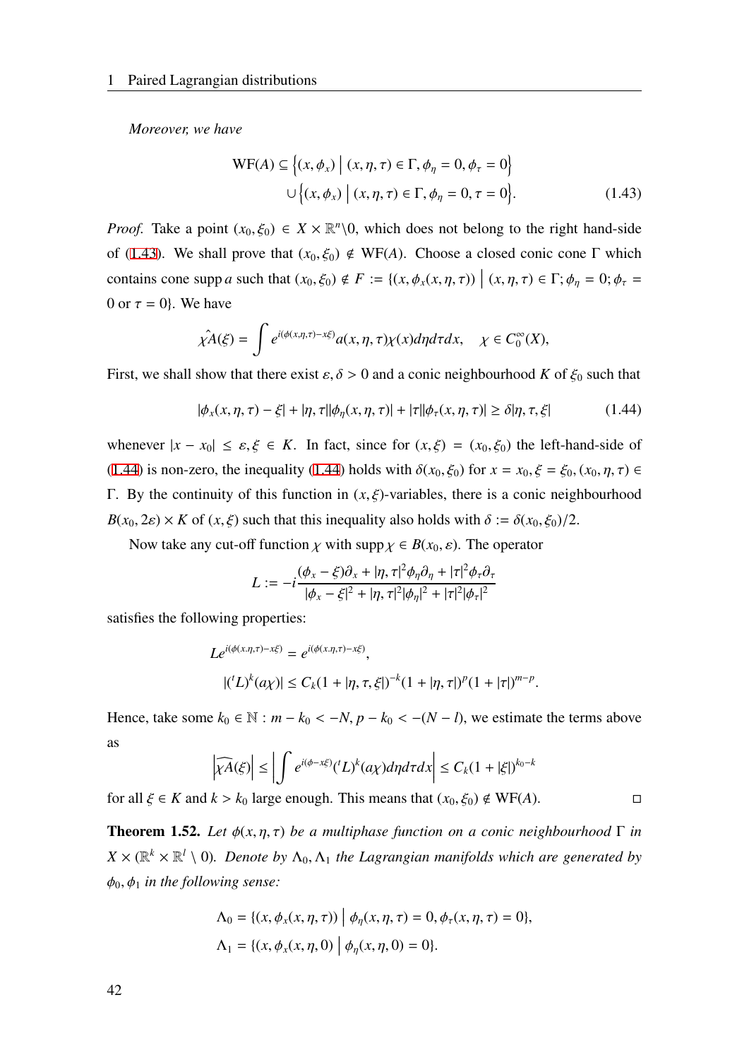*Moreover, we have*

$$
\begin{aligned}
\mathrm{WF}(A) \subseteq & \left\{(x, \phi_x) \;\middle|\; (x, \eta, \tau) \in \Gamma, \phi_\eta = 0, \phi_\tau = 0\right\} \\
& \cup \left\{(x, \phi_x) \;\middle|\; (x, \eta, \tau) \in \Gamma, \phi_\eta = 0, \tau = 0\right\}.
\end{aligned}
\tag{1.43}
$$

*Proof.* Take a point $(x_0, \xi_0) \in X \times \mathbb{R}^n \backslash 0$, which does not belong to the right hand-side of (1.43). We shall prove that $(x_0, \xi_0) \notin \mathrm{WF}(A)$. Choose a closed conic cone $\Gamma$ which contains $\operatorname{cone\,supp} a$ such that $(x_0, \xi_0) \notin F := \{(x, \phi_x(x, \eta, \tau)) \mid (x, \eta, \tau) \in \Gamma; \phi_\eta = 0; \phi_\tau = 0 \text{ or } \tau = 0\}$. We have

$$
\widehat{\chi A}(\xi) = \int e^{i(\phi(x,\eta,\tau) - x\xi)} a(x, \eta, \tau)\chi(x) d\eta d\tau dx, \quad \chi \in C_0^\infty(X),
$$

First, we shall show that there exist $\varepsilon, \delta > 0$ and a conic neighbourhood $K$ of $\xi_0$ such that

$$
|\phi_x(x, \eta, \tau) - \xi| + |\eta, \tau||\phi_\eta(x, \eta, \tau)| + |\tau||\phi_\tau(x, \eta, \tau)| \geq \delta|\eta, \tau, \xi| \tag{1.44}
$$

whenever $|x - x_0| \leq \varepsilon, \xi \in K$. In fact, since for $(x, \xi) = (x_0, \xi_0)$ the left-hand-side of (1.44) is non-zero, the inequality (1.44) holds with $\delta(x_0, \xi_0)$ for $x = x_0, \xi = \xi_0, (x_0, \eta, \tau) \in \Gamma$. By the continuity of this function in $(x, \xi)$-variables, there is a conic neighbourhood $B(x_0, 2\varepsilon) \times K$ of $(x, \xi)$ such that this inequality also holds with $\delta := \delta(x_0, \xi_0)/2$.

Now take any cut-off function $\chi$ with $\operatorname{supp} \chi \in B(x_0, \varepsilon)$. The operator

$$
L := -i \frac{(\phi_x - \xi)\partial_x + |\eta, \tau|^2 \phi_\eta \partial_\eta + |\tau|^2 \phi_\tau \partial_\tau}{|\phi_x - \xi|^2 + |\eta, \tau|^2 |\phi_\eta|^2 + |\tau|^2 |\phi_\tau|^2}
$$

satisfies the following properties:

$$
\begin{aligned}
& L e^{i(\phi(x.\eta,\tau) - x\xi)} = e^{i(\phi(x.\eta,\tau) - x\xi)}, \\
& |({}^t L)^k (a\chi)| \leq C_k (1 + |\eta, \tau, \xi|)^{-k} (1 + |\eta, \tau|)^p (1 + |\tau|)^{m-p}.
\end{aligned}
$$

Hence, take some $k_0 \in \mathbb{N} : m - k_0 < -N, p - k_0 < -(N - l)$, we estimate the terms above as

$$
\left|\widehat{\chi A}(\xi)\right| \leq \left|\int e^{i(\phi - x\xi)} ({}^t L)^k (a\chi) d\eta d\tau dx\right| \leq C_k (1 + |\xi|)^{k_0 - k}
$$

for all $\xi \in K$ and $k > k_0$ large enough. This means that $(x_0, \xi_0) \notin \mathrm{WF}(A)$. □

**Theorem 1.52.** *Let $\phi(x, \eta, \tau)$ be a multiphase function on a conic neighbourhood $\Gamma$ in $X \times (\mathbb{R}^k \times \mathbb{R}^l \setminus 0)$. Denote by $\Lambda_0, \Lambda_1$ the Lagrangian manifolds which are generated by $\phi_0, \phi_1$ in the following sense:*

$$
\begin{aligned}
\Lambda_0 &= \{(x, \phi_x(x, \eta, \tau)) \mid \phi_\eta(x, \eta, \tau) = 0, \phi_\tau(x, \eta, \tau) = 0\}, \\
\Lambda_1 &= \{(x, \phi_x(x, \eta, 0) \mid \phi_\eta(x, \eta, 0) = 0\}.
\end{aligned}
$$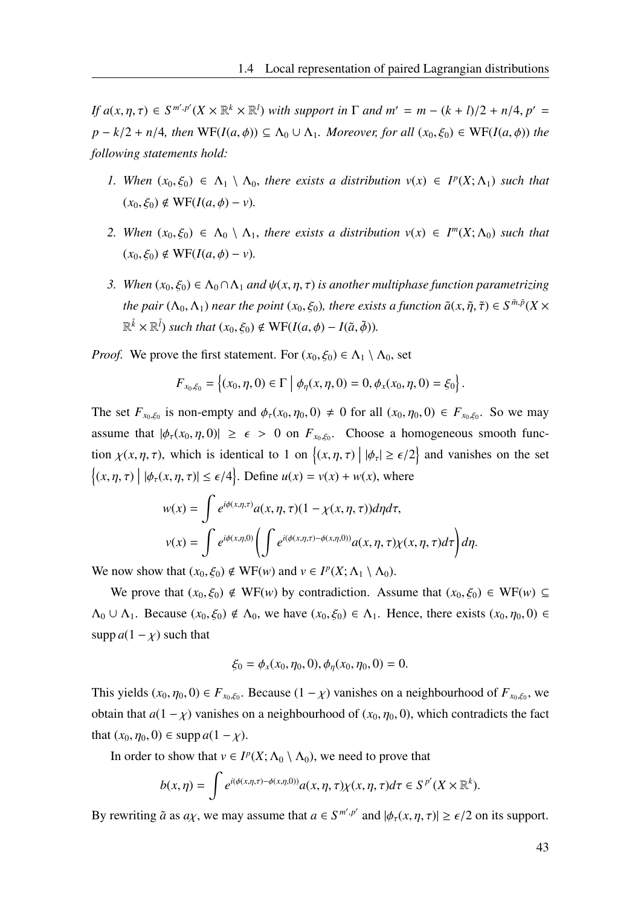*If $a(x,\eta,\tau) \in S^{m',p'}(X \times \mathbb{R}^k \times \mathbb{R}^l)$ with support in $\Gamma$ and $m' = m - (k+l)/2 + n/4$, $p' = p - k/2 + n/4$, then $\mathrm{WF}(I(a,\phi)) \subseteq \Lambda_0 \cup \Lambda_1$. Moreover, for all $(x_0,\xi_0) \in \mathrm{WF}(I(a,\phi))$ the following statements hold:*

1. *When $(x_0,\xi_0) \in \Lambda_1 \setminus \Lambda_0$, there exists a distribution $v(x) \in I^p(X;\Lambda_1)$ such that $(x_0,\xi_0) \notin \mathrm{WF}(I(a,\phi) - v)$.*
2. *When $(x_0,\xi_0) \in \Lambda_0 \setminus \Lambda_1$, there exists a distribution $v(x) \in I^m(X;\Lambda_0)$ such that $(x_0,\xi_0) \notin \mathrm{WF}(I(a,\phi) - v)$.*
3. *When $(x_0,\xi_0) \in \Lambda_0 \cap \Lambda_1$ and $\psi(x,\eta,\tau)$ is another multiphase function parametrizing the pair $(\Lambda_0,\Lambda_1)$ near the point $(x_0,\xi_0)$, there exists a function $\tilde{a}(x,\tilde{\eta},\tilde{\tau}) \in S^{\tilde{m},\tilde{p}}(X \times \mathbb{R}^{\tilde{k}} \times \mathbb{R}^{\tilde{l}})$ such that $(x_0,\xi_0) \notin \mathrm{WF}(I(a,\phi) - I(\tilde{a},\tilde{\phi}))$.*

*Proof.* We prove the first statement. For $(x_0,\xi_0) \in \Lambda_1 \setminus \Lambda_0$, set

$$F_{x_0,\xi_0} = \left\{(x_0,\eta,0) \in \Gamma \;\middle|\; \phi_\eta(x,\eta,0) = 0, \phi_x(x_0,\eta,0) = \xi_0\right\}.$$

The set $F_{x_0,\xi_0}$ is non-empty and $\phi_\tau(x_0,\eta_0,0) \neq 0$ for all $(x_0,\eta_0,0) \in F_{x_0,\xi_0}$. So we may assume that $|\phi_\tau(x_0,\eta,0)| \geq \epsilon > 0$ on $F_{x_0,\xi_0}$. Choose a homogeneous smooth function $\chi(x,\eta,\tau)$, which is identical to 1 on $\left\{(x,\eta,\tau) \;\middle|\; |\phi_\tau| \geq \epsilon/2\right\}$ and vanishes on the set $\left\{(x,\eta,\tau) \;\middle|\; |\phi_\tau(x,\eta,\tau)| \leq \epsilon/4\right\}$. Define $u(x) = v(x) + w(x)$, where

$$w(x) = \int e^{i\phi(x,\eta,\tau)} a(x,\eta,\tau)(1-\chi(x,\eta,\tau))d\eta d\tau,$$
$$v(x) = \int e^{i\phi(x,\eta,0)} \left( \int e^{i(\phi(x,\eta,\tau)-\phi(x,\eta,0))} a(x,\eta,\tau)\chi(x,\eta,\tau)d\tau \right) d\eta.$$

We now show that $(x_0,\xi_0) \notin \mathrm{WF}(w)$ and $v \in I^p(X;\Lambda_1 \setminus \Lambda_0)$.

We prove that $(x_0,\xi_0) \notin \mathrm{WF}(w)$ by contradiction. Assume that $(x_0,\xi_0) \in \mathrm{WF}(w) \subseteq \Lambda_0 \cup \Lambda_1$. Because $(x_0,\xi_0) \notin \Lambda_0$, we have $(x_0,\xi_0) \in \Lambda_1$. Hence, there exists $(x_0,\eta_0,0) \in \operatorname{supp} a(1-\chi)$ such that

$$\xi_0 = \phi_x(x_0,\eta_0,0), \phi_\eta(x_0,\eta_0,0) = 0.$$

This yields $(x_0,\eta_0,0) \in F_{x_0,\xi_0}$. Because $(1-\chi)$ vanishes on a neighbourhood of $F_{x_0,\xi_0}$, we obtain that $a(1-\chi)$ vanishes on a neighbourhood of $(x_0,\eta_0,0)$, which contradicts the fact that $(x_0,\eta_0,0) \in \operatorname{supp} a(1-\chi)$.

In order to show that $v \in I^p(X;\Lambda_0 \setminus \Lambda_0)$, we need to prove that

$$b(x,\eta) = \int e^{i(\phi(x,\eta,\tau)-\phi(x,\eta,0))} a(x,\eta,\tau)\chi(x,\eta,\tau)d\tau \in S^{p'}(X \times \mathbb{R}^k).$$

By rewriting $\tilde{a}$ as $a\chi$, we may assume that $a \in S^{m',p'}$ and $|\phi_\tau(x,\eta,\tau)| \geq \epsilon/2$ on its support.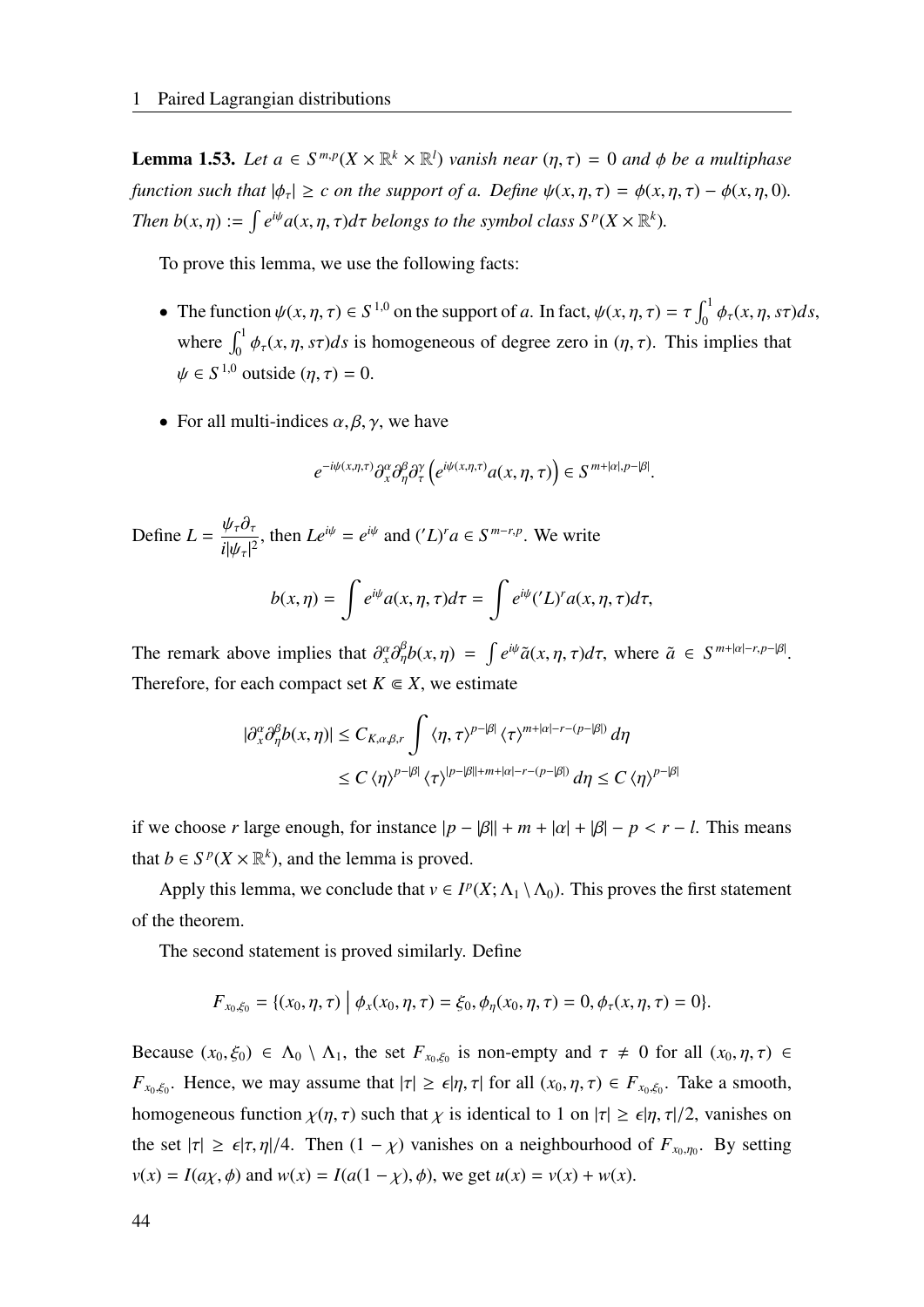**Lemma 1.53.** *Let $a \in S^{m,p}(X \times \mathbb{R}^k \times \mathbb{R}^l)$ vanish near $(\eta, \tau) = 0$ and $\phi$ be a multiphase function such that $|\phi_\tau| \geq c$ on the support of $a$. Define $\psi(x, \eta, \tau) = \phi(x, \eta, \tau) - \phi(x, \eta, 0)$. Then $b(x, \eta) := \int e^{i\psi} a(x, \eta, \tau) d\tau$ belongs to the symbol class $S^p(X \times \mathbb{R}^k)$.*

To prove this lemma, we use the following facts:

- The function $\psi(x, \eta, \tau) \in S^{1,0}$ on the support of $a$. In fact, $\psi(x, \eta, \tau) = \tau \int_0^1 \phi_\tau(x, \eta, s\tau) ds$, where $\int_0^1 \phi_\tau(x, \eta, s\tau) ds$ is homogeneous of degree zero in $(\eta, \tau)$. This implies that $\psi \in S^{1,0}$ outside $(\eta, \tau) = 0$.

- For all multi-indices $\alpha, \beta, \gamma$, we have

$$e^{-i\psi(x,\eta,\tau)} \partial_x^\alpha \partial_\eta^\beta \partial_\tau^\gamma \left( e^{i\psi(x,\eta,\tau)} a(x, \eta, \tau) \right) \in S^{m+|\alpha|, p-|\beta|}.$$

Define $L = \dfrac{\psi_\tau \partial_\tau}{i |\psi_\tau|^2}$, then $Le^{i\psi} = e^{i\psi}$ and $('L)^r a \in S^{m-r,p}$. We write

$$b(x, \eta) = \int e^{i\psi} a(x, \eta, \tau) d\tau = \int e^{i\psi} ('L)^r a(x, \eta, \tau) d\tau,$$

The remark above implies that $\partial_x^\alpha \partial_\eta^\beta b(x, \eta) = \int e^{i\psi} \tilde{a}(x, \eta, \tau) d\tau$, where $\tilde{a} \in S^{m+|\alpha|-r, p-|\beta|}$. Therefore, for each compact set $K \Subset X$, we estimate

$$\begin{aligned}
|\partial_x^\alpha \partial_\eta^\beta b(x, \eta)| &\leq C_{K,\alpha,\beta,r} \int \langle \eta, \tau \rangle^{p-|\beta|} \langle \tau \rangle^{m+|\alpha|-r-(p-|\beta|)} d\eta \\
&\leq C \langle \eta \rangle^{p-|\beta|} \langle \tau \rangle^{|p-|\beta||+m+|\alpha|-r-(p-|\beta|)} d\eta \leq C \langle \eta \rangle^{p-|\beta|}
\end{aligned}$$

if we choose $r$ large enough, for instance $|p - |\beta|| + m + |\alpha| + |\beta| - p < r - l$. This means that $b \in S^p(X \times \mathbb{R}^k)$, and the lemma is proved.

Apply this lemma, we conclude that $v \in I^p(X; \Lambda_1 \setminus \Lambda_0)$. This proves the first statement of the theorem.

The second statement is proved similarly. Define

$$F_{x_0,\xi_0} = \{(x_0, \eta, \tau) \mid \phi_x(x_0, \eta, \tau) = \xi_0, \phi_\eta(x_0, \eta, \tau) = 0, \phi_\tau(x, \eta, \tau) = 0\}.$$

Because $(x_0, \xi_0) \in \Lambda_0 \setminus \Lambda_1$, the set $F_{x_0,\xi_0}$ is non-empty and $\tau \neq 0$ for all $(x_0, \eta, \tau) \in F_{x_0,\xi_0}$. Hence, we may assume that $|\tau| \geq \epsilon |\eta, \tau|$ for all $(x_0, \eta, \tau) \in F_{x_0,\xi_0}$. Take a smooth, homogeneous function $\chi(\eta, \tau)$ such that $\chi$ is identical to 1 on $|\tau| \geq \epsilon |\eta, \tau|/2$, vanishes on the set $|\tau| \geq \epsilon |\tau, \eta|/4$. Then $(1 - \chi)$ vanishes on a neighbourhood of $F_{x_0,\eta_0}$. By setting $v(x) = I(a\chi, \phi)$ and $w(x) = I(a(1 - \chi), \phi)$, we get $u(x) = v(x) + w(x)$.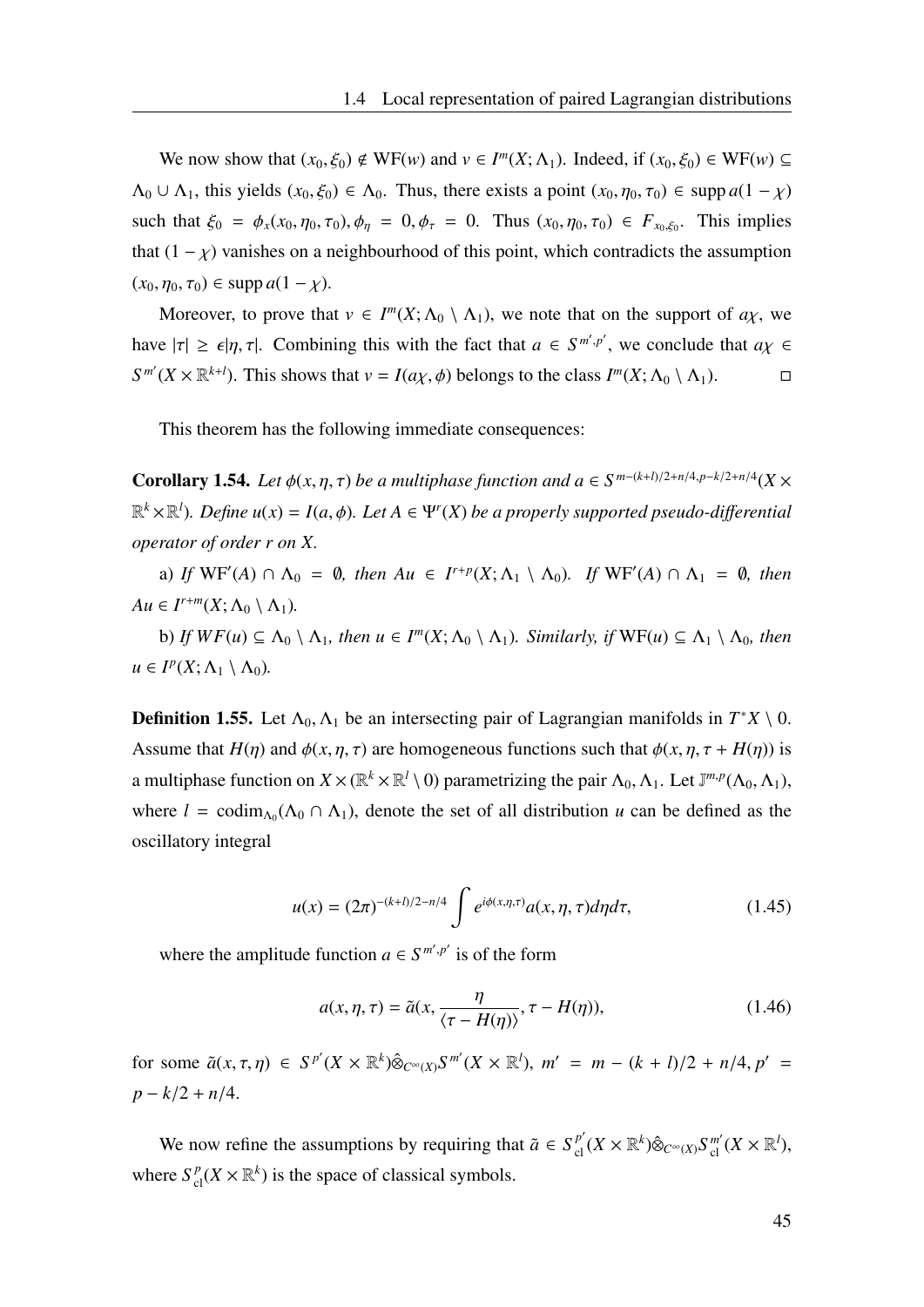We now show that $(x_0,\xi_0) \notin \mathrm{WF}(w)$ and $v \in I^m(X;\Lambda_1)$. Indeed, if $(x_0,\xi_0) \in \mathrm{WF}(w) \subseteq \Lambda_0 \cup \Lambda_1$, this yields $(x_0,\xi_0) \in \Lambda_0$. Thus, there exists a point $(x_0,\eta_0,\tau_0) \in \operatorname{supp} a(1-\chi)$ such that $\xi_0 = \phi_x(x_0,\eta_0,\tau_0), \phi_\eta = 0, \phi_\tau = 0$. Thus $(x_0,\eta_0,\tau_0) \in F_{x_0,\xi_0}$. This implies that $(1-\chi)$ vanishes on a neighbourhood of this point, which contradicts the assumption $(x_0,\eta_0,\tau_0) \in \operatorname{supp} a(1-\chi)$.

Moreover, to prove that $v \in I^m(X;\Lambda_0 \setminus \Lambda_1)$, we note that on the support of $a\chi$, we have $|\tau| \geq \epsilon|\eta,\tau|$. Combining this with the fact that $a \in S^{m',p'}$, we conclude that $a\chi \in S^{m'}(X \times \mathbb{R}^{k+l})$. This shows that $v = I(a\chi,\phi)$ belongs to the class $I^m(X;\Lambda_0 \setminus \Lambda_1)$. □

This theorem has the following immediate consequences:

**Corollary 1.54.** *Let $\phi(x,\eta,\tau)$ be a multiphase function and $a \in S^{m-(k+l)/2+n/4,\,p-k/2+n/4}(X \times \mathbb{R}^k \times \mathbb{R}^l)$. Define $u(x) = I(a,\phi)$. Let $A \in \Psi^r(X)$ be a properly supported pseudo-differential operator of order $r$ on $X$.*

*a) If $\mathrm{WF}'(A) \cap \Lambda_0 = \emptyset$, then $Au \in I^{r+p}(X;\Lambda_1 \setminus \Lambda_0)$. If $\mathrm{WF}'(A) \cap \Lambda_1 = \emptyset$, then $Au \in I^{r+m}(X;\Lambda_0 \setminus \Lambda_1)$.*

*b) If $WF(u) \subseteq \Lambda_0 \setminus \Lambda_1$, then $u \in I^m(X;\Lambda_0 \setminus \Lambda_1)$. Similarly, if $\mathrm{WF}(u) \subseteq \Lambda_1 \setminus \Lambda_0$, then $u \in I^p(X;\Lambda_1 \setminus \Lambda_0)$.*

**Definition 1.55.** Let $\Lambda_0, \Lambda_1$ be an intersecting pair of Lagrangian manifolds in $T^*X \setminus 0$. Assume that $H(\eta)$ and $\phi(x,\eta,\tau)$ are homogeneous functions such that $\phi(x,\eta,\tau + H(\eta))$ is a multiphase function on $X \times (\mathbb{R}^k \times \mathbb{R}^l \setminus 0)$ parametrizing the pair $\Lambda_0, \Lambda_1$. Let $\mathbb{I}^{m,p}(\Lambda_0,\Lambda_1)$, where $l = \operatorname{codim}_{\Lambda_0}(\Lambda_0 \cap \Lambda_1)$, denote the set of all distribution $u$ can be defined as the oscillatory integral

$$u(x) = (2\pi)^{-(k+l)/2-n/4} \int e^{i\phi(x,\eta,\tau)} a(x,\eta,\tau) d\eta d\tau, \tag{1.45}$$

where the amplitude function $a \in S^{m',p'}$ is of the form

$$a(x,\eta,\tau) = \tilde{a}(x, \frac{\eta}{\langle \tau - H(\eta) \rangle}, \tau - H(\eta)), \tag{1.46}$$

for some $\tilde{a}(x,\tau,\eta) \in S^{p'}(X \times \mathbb{R}^k) \hat{\otimes}_{C^\infty(X)} S^{m'}(X \times \mathbb{R}^l)$, $m' = m - (k+l)/2 + n/4, p' = p - k/2 + n/4$.

We now refine the assumptions by requiring that $\tilde{a} \in S^{p'}_{\mathrm{cl}}(X \times \mathbb{R}^k) \hat{\otimes}_{C^\infty(X)} S^{m'}_{\mathrm{cl}}(X \times \mathbb{R}^l)$, where $S^p_{\mathrm{cl}}(X \times \mathbb{R}^k)$ is the space of classical symbols.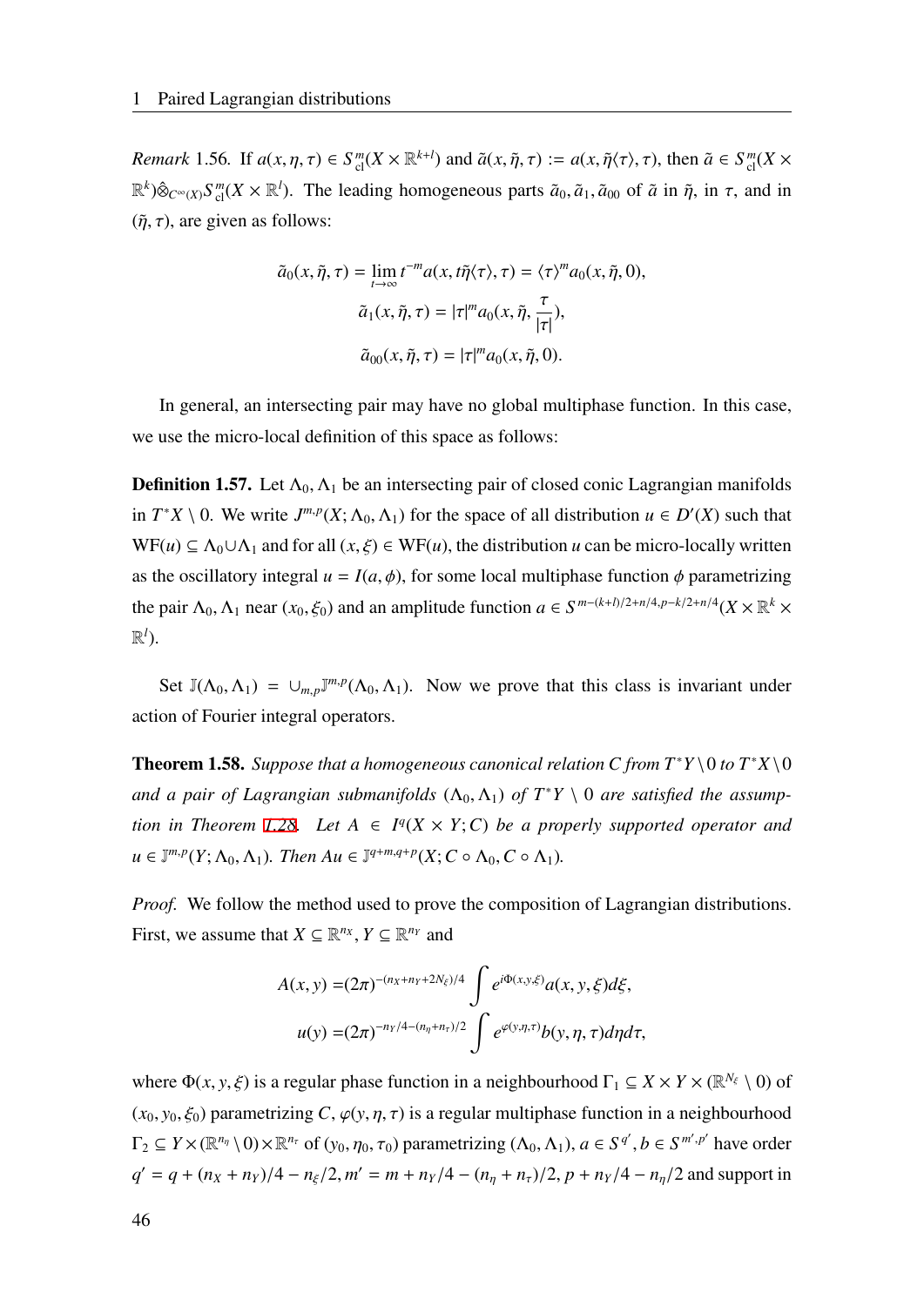*Remark* 1.56. If $a(x,\eta,\tau) \in S^m_{\mathrm{cl}}(X \times \mathbb{R}^{k+l})$ and $\tilde{a}(x,\tilde{\eta},\tau) := a(x,\tilde{\eta}\langle\tau\rangle,\tau)$, then $\tilde{a} \in S^m_{\mathrm{cl}}(X \times \mathbb{R}^k)\hat{\otimes}_{C^\infty(X)} S^m_{\mathrm{cl}}(X \times \mathbb{R}^l)$. The leading homogeneous parts $\tilde{a}_0, \tilde{a}_1, \tilde{a}_{00}$ of $\tilde{a}$ in $\tilde{\eta}$, in $\tau$, and in $(\tilde{\eta},\tau)$, are given as follows:

$$
\begin{aligned}
\tilde{a}_0(x,\tilde{\eta},\tau) &= \lim_{t\to\infty} t^{-m} a(x, t\tilde{\eta}\langle\tau\rangle,\tau) = \langle\tau\rangle^m a_0(x,\tilde{\eta},0),\\
\tilde{a}_1(x,\tilde{\eta},\tau) &= |\tau|^m a_0(x,\tilde{\eta},\frac{\tau}{|\tau|}),\\
\tilde{a}_{00}(x,\tilde{\eta},\tau) &= |\tau|^m a_0(x,\tilde{\eta},0).
\end{aligned}
$$

In general, an intersecting pair may have no global multiphase function. In this case, we use the micro-local definition of this space as follows:

**Definition 1.57.** Let $\Lambda_0, \Lambda_1$ be an intersecting pair of closed conic Lagrangian manifolds in $T^*X \setminus 0$. We write $J^{m,p}(X; \Lambda_0, \Lambda_1)$ for the space of all distribution $u \in D'(X)$ such that $\mathrm{WF}(u) \subseteq \Lambda_0 \cup \Lambda_1$ and for all $(x,\xi) \in \mathrm{WF}(u)$, the distribution $u$ can be micro-locally written as the oscillatory integral $u = I(a,\phi)$, for some local multiphase function $\phi$ parametrizing the pair $\Lambda_0, \Lambda_1$ near $(x_0,\xi_0)$ and an amplitude function $a \in S^{m-(k+l)/2+n/4,\,p-k/2+n/4}(X \times \mathbb{R}^k \times \mathbb{R}^l)$.

Set $\mathbb{J}(\Lambda_0,\Lambda_1) = \cup_{m,p}\mathbb{J}^{m,p}(\Lambda_0,\Lambda_1)$. Now we prove that this class is invariant under action of Fourier integral operators.

**Theorem 1.58.** *Suppose that a homogeneous canonical relation $C$ from $T^*Y\setminus 0$ to $T^*X\setminus 0$ and a pair of Lagrangian submanifolds $(\Lambda_0,\Lambda_1)$ of $T^*Y \setminus 0$ are satisfied the assumption in Theorem 1.28. Let $A \in I^q(X \times Y; C)$ be a properly supported operator and $u \in \mathbb{J}^{m,p}(Y; \Lambda_0, \Lambda_1)$. Then $Au \in \mathbb{J}^{q+m,q+p}(X; C \circ \Lambda_0, C \circ \Lambda_1)$.*

*Proof.* We follow the method used to prove the composition of Lagrangian distributions. First, we assume that $X \subseteq \mathbb{R}^{n_X}$, $Y \subseteq \mathbb{R}^{n_Y}$ and

$$
\begin{aligned}
A(x,y) &= (2\pi)^{-(n_X+n_Y+2N_\xi)/4} \int e^{i\Phi(x,y,\xi)} a(x,y,\xi)d\xi,\\
u(y) &= (2\pi)^{-n_Y/4-(n_\eta+n_\tau)/2} \int e^{\varphi(y,\eta,\tau)} b(y,\eta,\tau)d\eta d\tau,
\end{aligned}
$$

where $\Phi(x,y,\xi)$ is a regular phase function in a neighbourhood $\Gamma_1 \subseteq X \times Y \times (\mathbb{R}^{N_\xi} \setminus 0)$ of $(x_0,y_0,\xi_0)$ parametrizing $C$, $\varphi(y,\eta,\tau)$ is a regular multiphase function in a neighbourhood $\Gamma_2 \subseteq Y \times (\mathbb{R}^{n_\eta} \setminus 0) \times \mathbb{R}^{n_\tau}$ of $(y_0,\eta_0,\tau_0)$ parametrizing $(\Lambda_0,\Lambda_1)$, $a \in S^{q'}$, $b \in S^{m',p'}$ have order $q' = q + (n_X+n_Y)/4 - n_\xi/2$, $m' = m + n_Y/4 - (n_\eta+n_\tau)/2$, $p + n_Y/4 - n_\eta/2$ and support in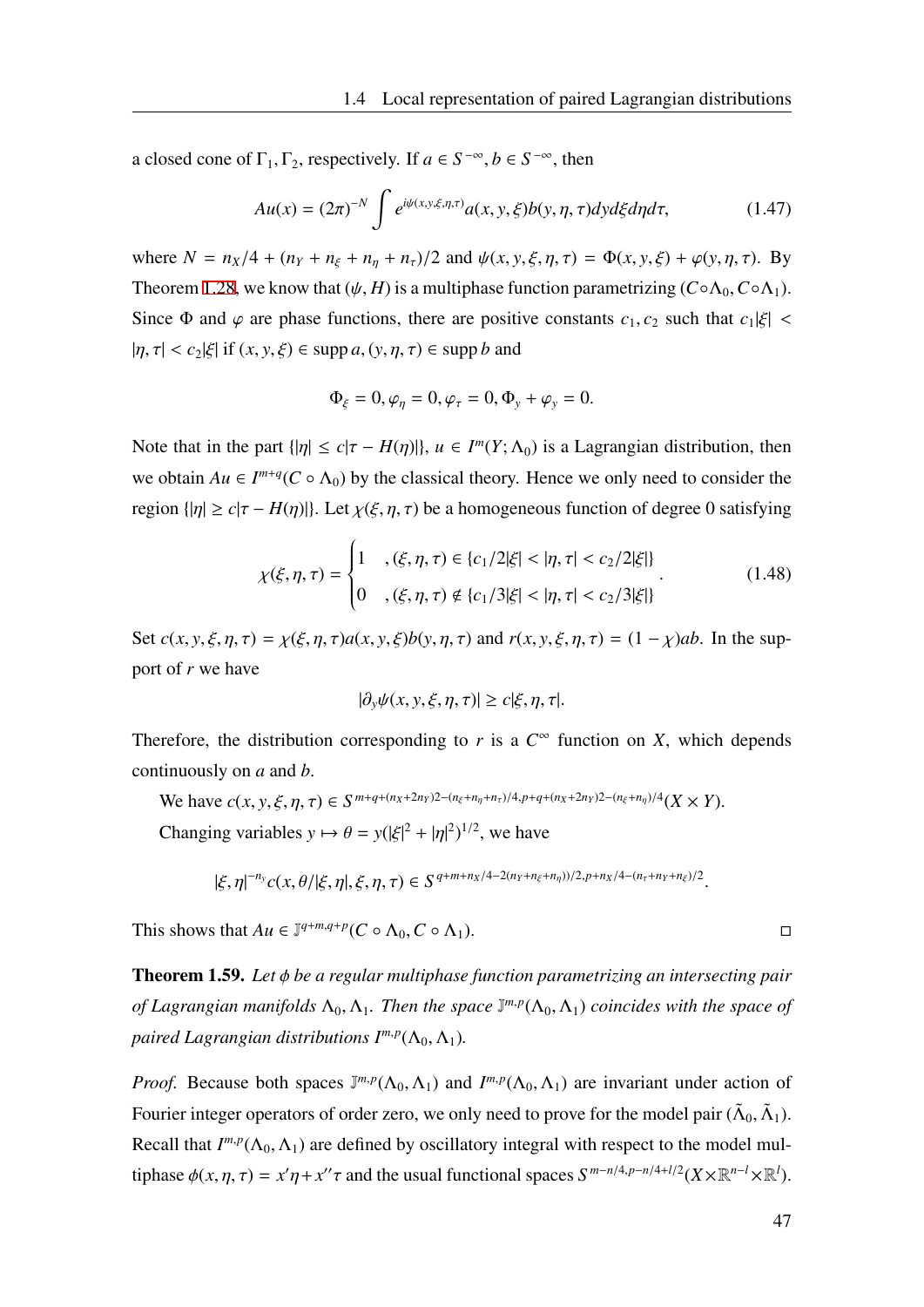a closed cone of $\Gamma_1, \Gamma_2$, respectively. If $a \in S^{-\infty}, b \in S^{-\infty}$, then

$$Au(x) = (2\pi)^{-N} \int e^{i\psi(x,y,\xi,\eta,\tau)} a(x,y,\xi) b(y,\eta,\tau) dy d\xi d\eta d\tau, \tag{1.47}$$

where $N = n_X/4 + (n_Y + n_\xi + n_\eta + n_\tau)/2$ and $\psi(x,y,\xi,\eta,\tau) = \Phi(x,y,\xi) + \varphi(y,\eta,\tau)$. By Theorem 1.28, we know that $(\psi, H)$ is a multiphase function parametrizing $(C\circ\Lambda_0, C\circ\Lambda_1)$. Since $\Phi$ and $\varphi$ are phase functions, there are positive constants $c_1, c_2$ such that $c_1|\xi| < |\eta, \tau| < c_2|\xi|$ if $(x,y,\xi) \in \operatorname{supp} a$, $(y,\eta,\tau) \in \operatorname{supp} b$ and

$$\Phi_\xi = 0, \varphi_\eta = 0, \varphi_\tau = 0, \Phi_y + \varphi_y = 0.$$

Note that in the part $\{|\eta| \le c|\tau - H(\eta)|\}$, $u \in I^m(Y; \Lambda_0)$ is a Lagrangian distribution, then we obtain $Au \in I^{m+q}(C \circ \Lambda_0)$ by the classical theory. Hence we only need to consider the region $\{|\eta| \ge c|\tau - H(\eta)|\}$. Let $\chi(\xi, \eta, \tau)$ be a homogeneous function of degree 0 satisfying

$$\chi(\xi,\eta,\tau) = \begin{cases} 1 & , (\xi,\eta,\tau) \in \{c_1/2|\xi| < |\eta,\tau| < c_2/2|\xi|\} \\ 0 & , (\xi,\eta,\tau) \notin \{c_1/3|\xi| < |\eta,\tau| < c_2/3|\xi|\} \end{cases}. \tag{1.48}$$

Set $c(x,y,\xi,\eta,\tau) = \chi(\xi,\eta,\tau)a(x,y,\xi)b(y,\eta,\tau)$ and $r(x,y,\xi,\eta,\tau) = (1-\chi)ab$. In the support of $r$ we have

$$|\partial_y \psi(x,y,\xi,\eta,\tau)| \ge c|\xi,\eta,\tau|.$$

Therefore, the distribution corresponding to $r$ is a $C^\infty$ function on $X$, which depends continuously on $a$ and $b$.

We have $c(x,y,\xi,\eta,\tau) \in S^{m+q+(n_X+2n_Y)2-(n_\xi+n_\eta+n_\tau)/4, p+q+(n_X+2n_Y)2-(n_\xi+n_\eta)/4}(X \times Y)$.

Changing variables $y \mapsto \theta = y(|\xi|^2 + |\eta|^2)^{1/2}$, we have

$$|\xi,\eta|^{-n_y} c(x, \theta/|\xi,\eta|, \xi, \eta, \tau) \in S^{q+m+n_X/4-2(n_Y+n_\xi+n_\eta))/2, p+n_X/4-(n_\tau+n_Y+n_\xi)/2}.$$

This shows that $Au \in \mathbb{J}^{q+m,q+p}(C \circ \Lambda_0, C \circ \Lambda_1)$. □

**Theorem 1.59.** *Let $\phi$ be a regular multiphase function parametrizing an intersecting pair of Lagrangian manifolds $\Lambda_0, \Lambda_1$. Then the space $\mathbb{J}^{m,p}(\Lambda_0, \Lambda_1)$ coincides with the space of paired Lagrangian distributions $I^{m,p}(\Lambda_0, \Lambda_1)$.*

*Proof.* Because both spaces $\mathbb{J}^{m,p}(\Lambda_0, \Lambda_1)$ and $I^{m,p}(\Lambda_0, \Lambda_1)$ are invariant under action of Fourier integer operators of order zero, we only need to prove for the model pair $(\tilde{\Lambda}_0, \tilde{\Lambda}_1)$. Recall that $I^{m,p}(\Lambda_0, \Lambda_1)$ are defined by oscillatory integral with respect to the model multiphase $\phi(x,\eta,\tau) = x'\eta + x''\tau$ and the usual functional spaces $S^{m-n/4, p-n/4+l/2}(X \times \mathbb{R}^{n-l} \times \mathbb{R}^l)$.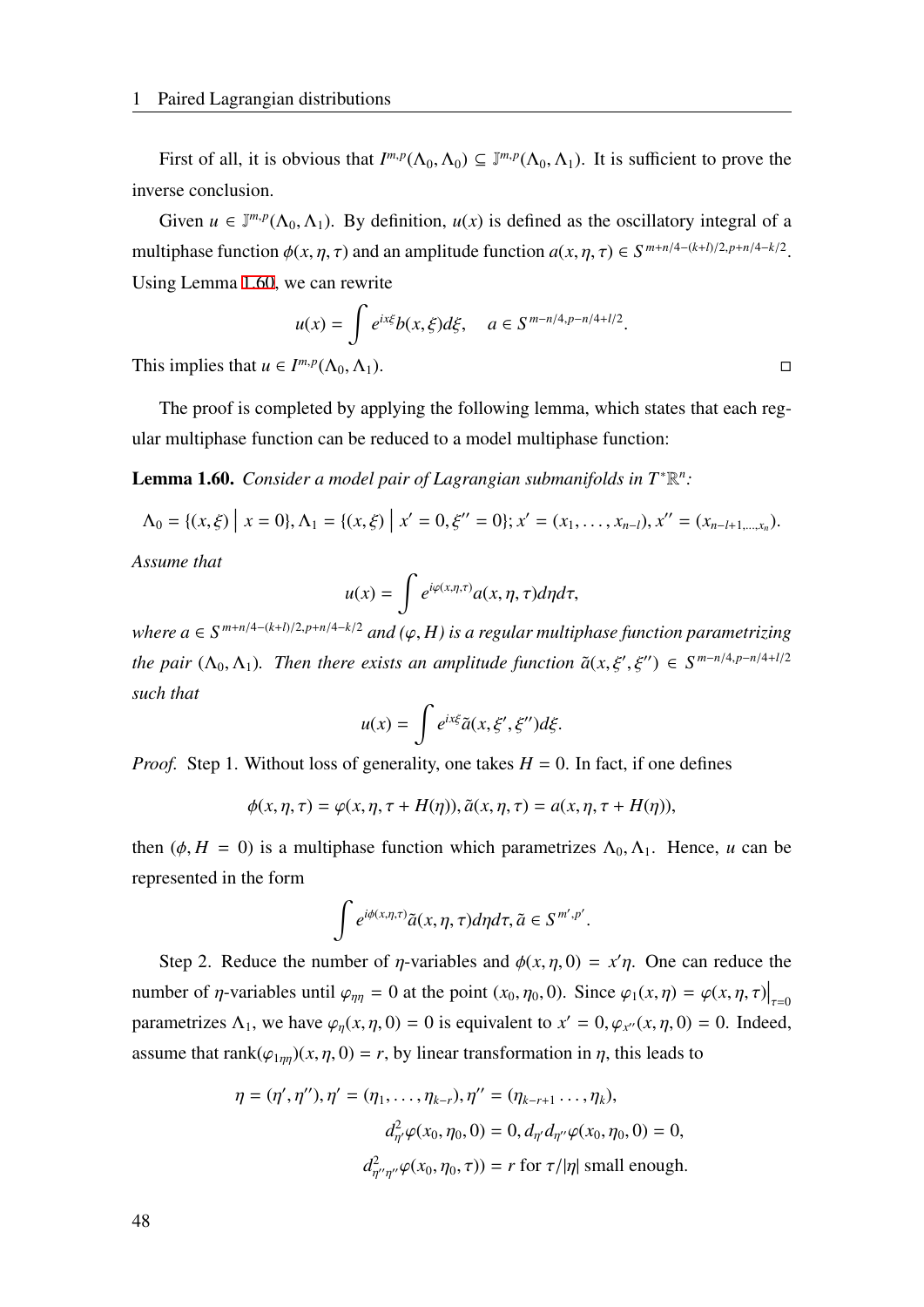First of all, it is obvious that $I^{m,p}(\Lambda_0, \Lambda_0) \subseteq \mathbb{J}^{m,p}(\Lambda_0, \Lambda_1)$. It is sufficient to prove the inverse conclusion.

Given $u \in \mathbb{J}^{m,p}(\Lambda_0, \Lambda_1)$. By definition, $u(x)$ is defined as the oscillatory integral of a multiphase function $\phi(x, \eta, \tau)$ and an amplitude function $a(x, \eta, \tau) \in S^{m+n/4-(k+l)/2, p+n/4-k/2}$. Using Lemma 1.60, we can rewrite

$$u(x) = \int e^{ix\xi} b(x, \xi) d\xi, \quad a \in S^{m-n/4, p-n/4+l/2}.$$

This implies that $u \in I^{m,p}(\Lambda_0, \Lambda_1)$. □

The proof is completed by applying the following lemma, which states that each regular multiphase function can be reduced to a model multiphase function:

**Lemma 1.60.** *Consider a model pair of Lagrangian submanifolds in $T^*\mathbb{R}^n$:*

$$\Lambda_0 = \{(x, \xi) \mid x = 0\}, \Lambda_1 = \{(x, \xi) \mid x' = 0, \xi'' = 0\}; x' = (x_1, \ldots, x_{n-l}), x'' = (x_{n-l+1,\ldots,x_n}).$$

*Assume that*

$$u(x) = \int e^{i\varphi(x,\eta,\tau)} a(x, \eta, \tau) d\eta d\tau,$$

*where $a \in S^{m+n/4-(k+l)/2, p+n/4-k/2}$ and $(\varphi, H)$ is a regular multiphase function parametrizing the pair $(\Lambda_0, \Lambda_1)$. Then there exists an amplitude function $\tilde{a}(x, \xi', \xi'') \in S^{m-n/4, p-n/4+l/2}$ such that*

$$u(x) = \int e^{ix\xi} \tilde{a}(x, \xi', \xi'') d\xi.$$

*Proof.* Step 1. Without loss of generality, one takes $H = 0$. In fact, if one defines

$$\phi(x, \eta, \tau) = \varphi(x, \eta, \tau + H(\eta)), \tilde{a}(x, \eta, \tau) = a(x, \eta, \tau + H(\eta)),$$

then $(\phi, H = 0)$ is a multiphase function which parametrizes $\Lambda_0, \Lambda_1$. Hence, $u$ can be represented in the form

$$\int e^{i\phi(x,\eta,\tau)} \tilde{a}(x, \eta, \tau) d\eta d\tau, \tilde{a} \in S^{m',p'}.$$

Step 2. Reduce the number of $\eta$-variables and $\phi(x, \eta, 0) = x'\eta$. One can reduce the number of $\eta$-variables until $\varphi_{\eta\eta} = 0$ at the point $(x_0, \eta_0, 0)$. Since $\varphi_1(x, \eta) = \varphi(x, \eta, \tau)\big|_{\tau=0}$ parametrizes $\Lambda_1$, we have $\varphi_\eta(x, \eta, 0) = 0$ is equivalent to $x' = 0, \varphi_{x''}(x, \eta, 0) = 0$. Indeed, assume that $\operatorname{rank}(\varphi_{1\eta\eta})(x, \eta, 0) = r$, by linear transformation in $\eta$, this leads to

$$\begin{aligned}
\eta = (\eta', \eta''), \eta' = (\eta_1, \ldots, \eta_{k-r}), \eta'' = (\eta_{k-r+1} \ldots, \eta_k), \\
d^2_{\eta'}\varphi(x_0, \eta_0, 0) = 0, d_{\eta'} d_{\eta''}\varphi(x_0, \eta_0, 0) = 0, \\
d^2_{\eta''\eta''}\varphi(x_0, \eta_0, \tau)) = r \text{ for } \tau/|\eta| \text{ small enough.}
\end{aligned}$$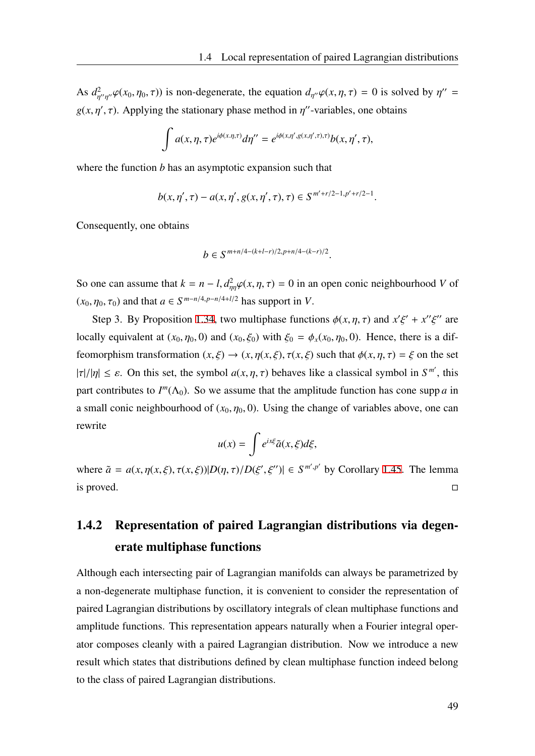As $d^2_{\eta''\eta''}\varphi(x_0, \eta_0, \tau))$ is non-degenerate, the equation $d_{\eta''}\varphi(x, \eta, \tau) = 0$ is solved by $\eta'' = g(x, \eta', \tau)$. Applying the stationary phase method in $\eta''$-variables, one obtains

$$\int a(x, \eta, \tau) e^{i\phi(x.\eta,\tau)} d\eta'' = e^{i\phi(x,\eta', g(x,\eta',\tau),\tau)} b(x, \eta', \tau),$$

where the function $b$ has an asymptotic expansion such that

$$b(x, \eta', \tau) - a(x, \eta', g(x, \eta', \tau), \tau) \in S^{m'+r/2-1, p'+r/2-1}.$$

Consequently, one obtains

$$b \in S^{m+n/4-(k+l-r)/2, p+n/4-(k-r)/2}.$$

So one can assume that $k = n - l$, $d^2_{\eta\eta}\varphi(x, \eta, \tau) = 0$ in an open conic neighbourhood $V$ of $(x_0, \eta_0, \tau_0)$ and that $a \in S^{m-n/4, p-n/4+l/2}$ has support in $V$.

Step 3. By Proposition 1.34, two multiphase functions $\phi(x, \eta, \tau)$ and $x'\xi' + x''\xi''$ are locally equivalent at $(x_0, \eta_0, 0)$ and $(x_0, \xi_0)$ with $\xi_0 = \phi_x(x_0, \eta_0, 0)$. Hence, there is a diffeomorphism transformation $(x, \xi) \to (x, \eta(x, \xi), \tau(x, \xi))$ such that $\phi(x, \eta, \tau) = \xi$ on the set $|\tau|/|\eta| \leq \varepsilon$. On this set, the symbol $a(x, \eta, \tau)$ behaves like a classical symbol in $S^{m'}$, this part contributes to $I^m(\Lambda_0)$. So we assume that the amplitude function has cone $\operatorname{supp} a$ in a small conic neighbourhood of $(x_0, \eta_0, 0)$. Using the change of variables above, one can rewrite

$$u(x) = \int e^{ix\xi} \tilde{a}(x, \xi) d\xi,$$

where $\tilde{a} = a(x, \eta(x, \xi), \tau(x, \xi))|D(\eta, \tau)/D(\xi', \xi'')| \in S^{m', p'}$ by Corollary 1.45. The lemma is proved. □

### 1.4.2 Representation of paired Lagrangian distributions via degenerate multiphase functions

Although each intersecting pair of Lagrangian manifolds can always be parametrized by a non-degenerate multiphase function, it is convenient to consider the representation of paired Lagrangian distributions by oscillatory integrals of clean multiphase functions and amplitude functions. This representation appears naturally when a Fourier integral operator composes cleanly with a paired Lagrangian distribution. Now we introduce a new result which states that distributions defined by clean multiphase function indeed belong to the class of paired Lagrangian distributions.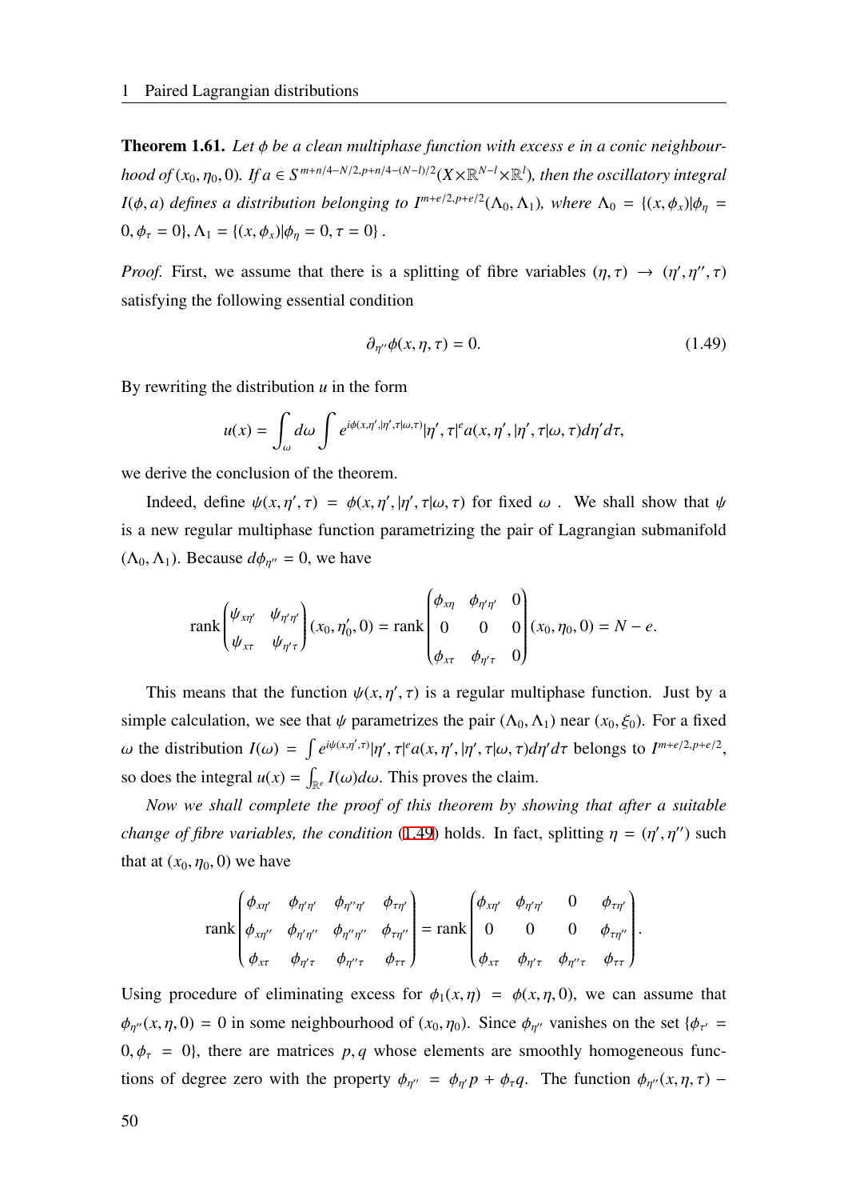**Theorem 1.61.** *Let $\phi$ be a clean multiphase function with excess $e$ in a conic neighbourhood of $(x_0, \eta_0, 0)$. If $a \in S^{m+n/4-N/2, p+n/4-(N-l)/2}(X \times \mathbb{R}^{N-l} \times \mathbb{R}^l)$, then the oscillatory integral $I(\phi, a)$ defines a distribution belonging to $I^{m+e/2, p+e/2}(\Lambda_0, \Lambda_1)$, where $\Lambda_0 = \{(x, \phi_x) | \phi_\eta = 0, \phi_\tau = 0\}, \Lambda_1 = \{(x, \phi_x) | \phi_\eta = 0, \tau = 0\}$.*

*Proof.* First, we assume that there is a splitting of fibre variables $(\eta, \tau) \to (\eta', \eta'', \tau)$ satisfying the following essential condition

$$\partial_{\eta''} \phi(x, \eta, \tau) = 0. \tag{1.49}$$

By rewriting the distribution $u$ in the form

$$u(x) = \int_\omega d\omega \int e^{i\phi(x, \eta', |\eta', \tau| \omega, \tau)} |\eta', \tau|^e a(x, \eta', |\eta', \tau| \omega, \tau) d\eta' d\tau,$$

we derive the conclusion of the theorem.

Indeed, define $\psi(x, \eta', \tau) = \phi(x, \eta', |\eta', \tau| \omega, \tau)$ for fixed $\omega$. We shall show that $\psi$ is a new regular multiphase function parametrizing the pair of Lagrangian submanifold $(\Lambda_0, \Lambda_1)$. Because $d\phi_{\eta''} = 0$, we have

$$\operatorname{rank} \begin{pmatrix} \psi_{x\eta'} & \psi_{\eta'\eta'} \\ \psi_{x\tau} & \psi_{\eta'\tau} \end{pmatrix} (x_0, \eta'_0, 0) = \operatorname{rank} \begin{pmatrix} \phi_{x\eta} & \phi_{\eta'\eta'} & 0 \\ 0 & 0 & 0 \\ \phi_{x\tau} & \phi_{\eta'\tau} & 0 \end{pmatrix} (x_0, \eta_0, 0) = N - e.$$

This means that the function $\psi(x, \eta', \tau)$ is a regular multiphase function. Just by a simple calculation, we see that $\psi$ parametrizes the pair $(\Lambda_0, \Lambda_1)$ near $(x_0, \xi_0)$. For a fixed $\omega$ the distribution $I(\omega) = \int e^{i\psi(x, \eta', \tau)} |\eta', \tau|^e a(x, \eta', |\eta', \tau| \omega, \tau) d\eta' d\tau$ belongs to $I^{m+e/2, p+e/2}$, so does the integral $u(x) = \int_{\mathbb{R}^e} I(\omega) d\omega$. This proves the claim.

*Now we shall complete the proof of this theorem by showing that after a suitable change of fibre variables, the condition* (1.49) holds. In fact, splitting $\eta = (\eta', \eta'')$ such that at $(x_0, \eta_0, 0)$ we have

$$\operatorname{rank} \begin{pmatrix} \phi_{x\eta'} & \phi_{\eta'\eta'} & \phi_{\eta''\eta'} & \phi_{\tau\eta'} \\ \phi_{x\eta''} & \phi_{\eta'\eta''} & \phi_{\eta''\eta''} & \phi_{\tau\eta''} \\ \phi_{x\tau} & \phi_{\eta'\tau} & \phi_{\eta''\tau} & \phi_{\tau\tau} \end{pmatrix} = \operatorname{rank} \begin{pmatrix} \phi_{x\eta'} & \phi_{\eta'\eta'} & 0 & \phi_{\tau\eta'} \\ 0 & 0 & 0 & \phi_{\tau\eta''} \\ \phi_{x\tau} & \phi_{\eta'\tau} & \phi_{\eta''\tau} & \phi_{\tau\tau} \end{pmatrix}.$$

Using procedure of eliminating excess for $\phi_1(x, \eta) = \phi(x, \eta, 0)$, we can assume that $\phi_{\eta''}(x, \eta, 0) = 0$ in some neighbourhood of $(x_0, \eta_0)$. Since $\phi_{\eta''}$ vanishes on the set $\{\phi_{\tau'} = 0, \phi_\tau = 0\}$, there are matrices $p, q$ whose elements are smoothly homogeneous functions of degree zero with the property $\phi_{\eta''} = \phi_{\eta'} p + \phi_\tau q$. The function $\phi_{\eta''}(x, \eta, \tau) -$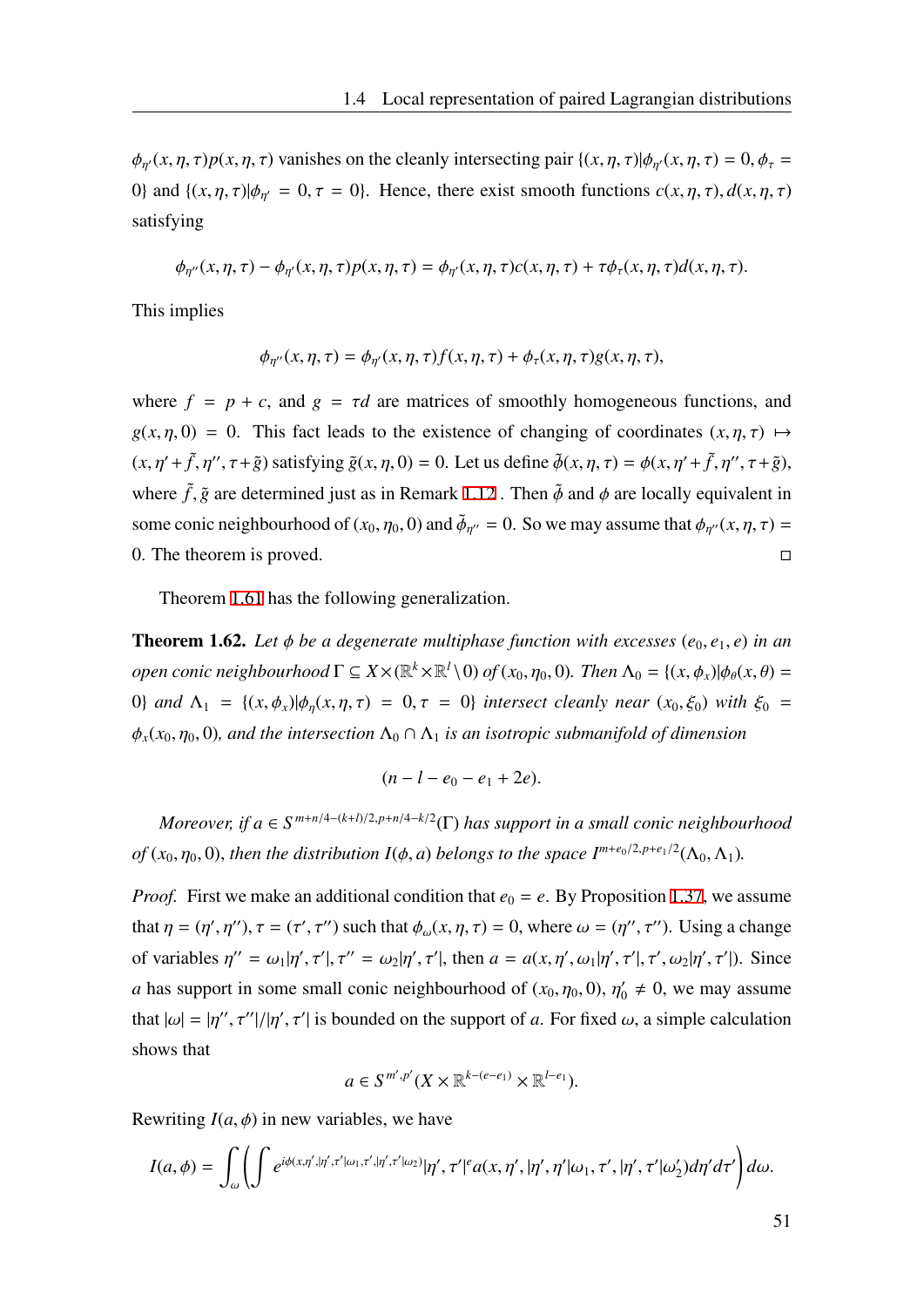$\phi_{\eta'}(x,\eta,\tau)p(x,\eta,\tau)$ vanishes on the cleanly intersecting pair $\{(x,\eta,\tau)|\phi_{\eta'}(x,\eta,\tau)=0,\phi_\tau=0\}$ and $\{(x,\eta,\tau)|\phi_{\eta'}=0,\tau=0\}$. Hence, there exist smooth functions $c(x,\eta,\tau),d(x,\eta,\tau)$ satisfying

$$\phi_{\eta''}(x,\eta,\tau)-\phi_{\eta'}(x,\eta,\tau)p(x,\eta,\tau)=\phi_{\eta'}(x,\eta,\tau)c(x,\eta,\tau)+\tau\phi_\tau(x,\eta,\tau)d(x,\eta,\tau).$$

This implies

$$\phi_{\eta''}(x,\eta,\tau)=\phi_{\eta'}(x,\eta,\tau)f(x,\eta,\tau)+\phi_\tau(x,\eta,\tau)g(x,\eta,\tau),$$

where $f=p+c$, and $g=\tau d$ are matrices of smoothly homogeneous functions, and $g(x,\eta,0)=0$. This fact leads to the existence of changing of coordinates $(x,\eta,\tau)\mapsto(x,\eta'+\tilde f,\eta'',\tau+\tilde g)$ satisfying $\tilde g(x,\eta,0)=0$. Let us define $\tilde\phi(x,\eta,\tau)=\phi(x,\eta'+\tilde f,\eta'',\tau+\tilde g)$, where $\tilde f,\tilde g$ are determined just as in Remark 1.12 . Then $\tilde\phi$ and $\phi$ are locally equivalent in some conic neighbourhood of $(x_0,\eta_0,0)$ and $\tilde\phi_{\eta''}=0$. So we may assume that $\phi_{\eta''}(x,\eta,\tau)=0$. The theorem is proved. □

Theorem 1.61 has the following generalization.

**Theorem 1.62.** *Let $\phi$ be a degenerate multiphase function with excesses $(e_0,e_1,e)$ in an open conic neighbourhood $\Gamma\subseteq X\times(\mathbb{R}^k\times\mathbb{R}^l\setminus 0)$ of $(x_0,\eta_0,0)$. Then $\Lambda_0=\{(x,\phi_x)|\phi_\theta(x,\theta)=0\}$ and $\Lambda_1=\{(x,\phi_x)|\phi_\eta(x,\eta,\tau)=0,\tau=0\}$ intersect cleanly near $(x_0,\xi_0)$ with $\xi_0=\phi_x(x_0,\eta_0,0)$, and the intersection $\Lambda_0\cap\Lambda_1$ is an isotropic submanifold of dimension*

$$(n-l-e_0-e_1+2e).$$

*Moreover, if $a\in S^{m+n/4-(k+l)/2,p+n/4-k/2}(\Gamma)$ has support in a small conic neighbourhood of $(x_0,\eta_0,0)$, then the distribution $I(\phi,a)$ belongs to the space $I^{m+e_0/2,p+e_1/2}(\Lambda_0,\Lambda_1)$.*

*Proof.* First we make an additional condition that $e_0=e$. By Proposition 1.37, we assume that $\eta=(\eta',\eta''),\tau=(\tau',\tau'')$ such that $\phi_\omega(x,\eta,\tau)=0$, where $\omega=(\eta'',\tau'')$. Using a change of variables $\eta''=\omega_1|\eta',\tau'|,\tau''=\omega_2|\eta',\tau'|$, then $a=a(x,\eta',\omega_1|\eta',\tau'|,\tau',\omega_2|\eta',\tau'|)$. Since $a$ has support in some small conic neighbourhood of $(x_0,\eta_0,0)$, $\eta_0'\neq 0$, we may assume that $|\omega|=|\eta'',\tau''|/|\eta',\tau'|$ is bounded on the support of $a$. For fixed $\omega$, a simple calculation shows that

$$a\in S^{m',p'}(X\times\mathbb{R}^{k-(e-e_1)}\times\mathbb{R}^{l-e_1}).$$

Rewriting $I(a,\phi)$ in new variables, we have

$$I(a,\phi)=\int_\omega\left(\int e^{i\phi(x,\eta',|\eta',\tau'|\omega_1,\tau',|\eta',\tau'|\omega_2)}|\eta',\tau'|^e a(x,\eta',|\eta',\eta'|\omega_1,\tau',|\eta',\tau'|\omega_2')d\eta'd\tau'\right)d\omega.$$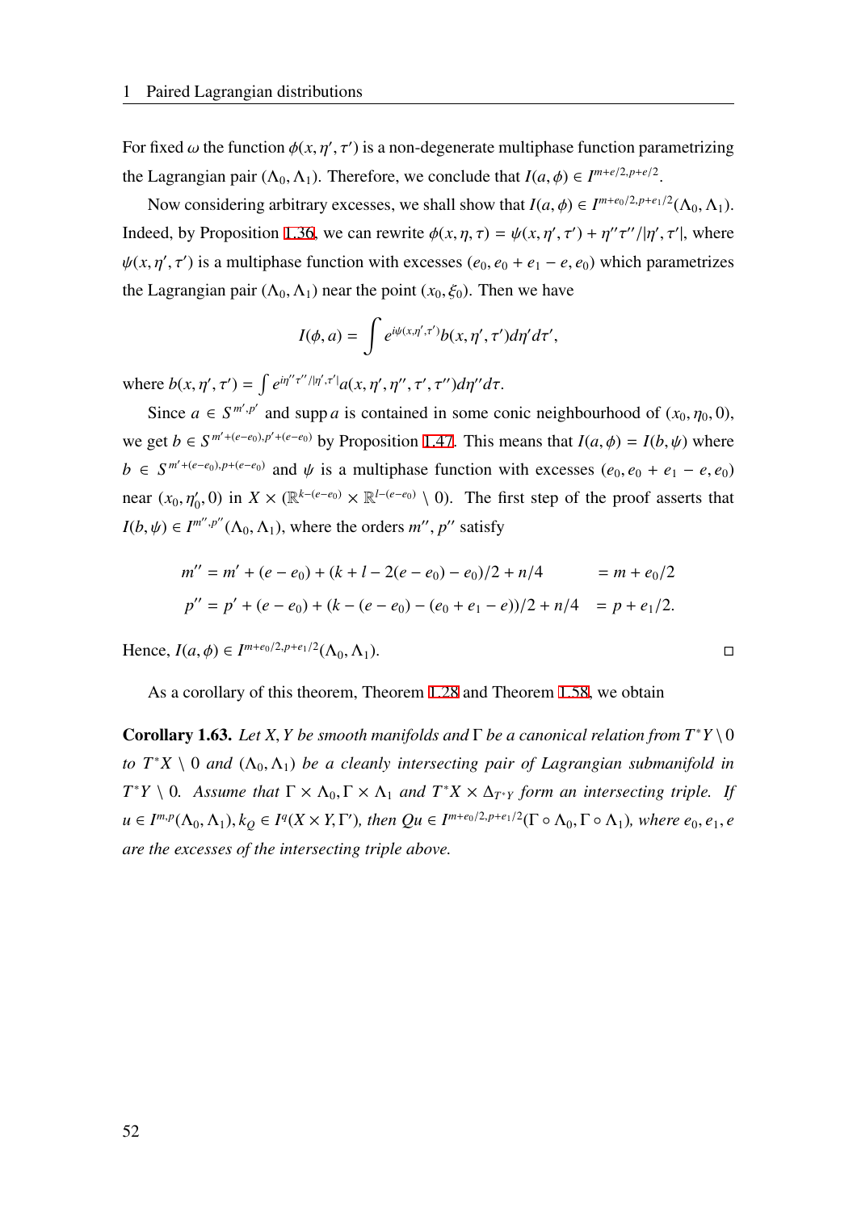For fixed $\omega$ the function $\phi(x, \eta', \tau')$ is a non-degenerate multiphase function parametrizing the Lagrangian pair $(\Lambda_0, \Lambda_1)$. Therefore, we conclude that $I(a, \phi) \in I^{m+e/2, p+e/2}$.

Now considering arbitrary excesses, we shall show that $I(a, \phi) \in I^{m+e_0/2, p+e_1/2}(\Lambda_0, \Lambda_1)$. Indeed, by Proposition 1.36, we can rewrite $\phi(x, \eta, \tau) = \psi(x, \eta', \tau') + \eta''\tau''/|\eta', \tau'|$, where $\psi(x, \eta', \tau')$ is a multiphase function with excesses $(e_0, e_0 + e_1 - e, e_0)$ which parametrizes the Lagrangian pair $(\Lambda_0, \Lambda_1)$ near the point $(x_0, \xi_0)$. Then we have

$$I(\phi, a) = \int e^{i\psi(x, \eta', \tau')} b(x, \eta', \tau') d\eta' d\tau',$$

where $b(x, \eta', \tau') = \int e^{i\eta''\tau''/|\eta', \tau'|} a(x, \eta', \eta'', \tau', \tau'') d\eta'' d\tau$.

Since $a \in S^{m', p'}$ and $\operatorname{supp} a$ is contained in some conic neighbourhood of $(x_0, \eta_0, 0)$, we get $b \in S^{m'+(e-e_0), p'+(e-e_0)}$ by Proposition 1.47. This means that $I(a, \phi) = I(b, \psi)$ where $b \in S^{m'+(e-e_0), p+(e-e_0)}$ and $\psi$ is a multiphase function with excesses $(e_0, e_0 + e_1 - e, e_0)$ near $(x_0, \eta_0', 0)$ in $X \times (\mathbb{R}^{k-(e-e_0)} \times \mathbb{R}^{l-(e-e_0)} \setminus 0)$. The first step of the proof asserts that $I(b, \psi) \in I^{m'', p''}(\Lambda_0, \Lambda_1)$, where the orders $m'', p''$ satisfy

$$\begin{aligned}
m'' &= m' + (e - e_0) + (k + l - 2(e - e_0) - e_0)/2 + n/4 &&= m + e_0/2 \\
p'' &= p' + (e - e_0) + (k - (e - e_0) - (e_0 + e_1 - e))/2 + n/4 &&= p + e_1/2.
\end{aligned}$$

Hence, $I(a, \phi) \in I^{m+e_0/2, p+e_1/2}(\Lambda_0, \Lambda_1)$. □

As a corollary of this theorem, Theorem 1.28 and Theorem 1.58, we obtain

**Corollary 1.63.** *Let $X, Y$ be smooth manifolds and $\Gamma$ be a canonical relation from $T^*Y \setminus 0$ to $T^*X \setminus 0$ and $(\Lambda_0, \Lambda_1)$ be a cleanly intersecting pair of Lagrangian submanifold in $T^*Y \setminus 0$. Assume that $\Gamma \times \Lambda_0, \Gamma \times \Lambda_1$ and $T^*X \times \Delta_{T^*Y}$ form an intersecting triple. If $u \in I^{m,p}(\Lambda_0, \Lambda_1), k_Q \in I^q(X \times Y, \Gamma')$, then $Qu \in I^{m+e_0/2, p+e_1/2}(\Gamma \circ \Lambda_0, \Gamma \circ \Lambda_1)$, where $e_0, e_1, e$ are the excesses of the intersecting triple above.*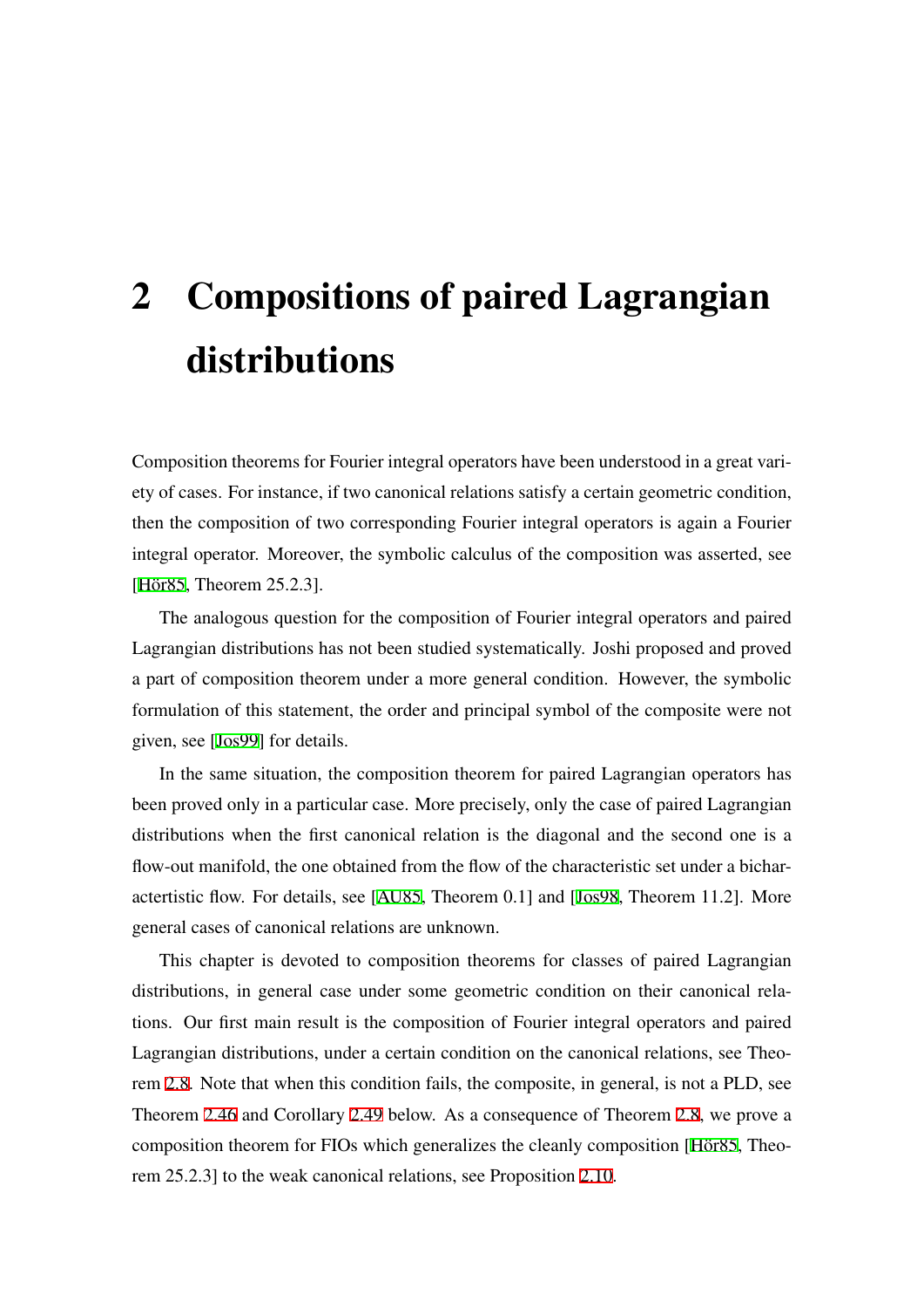# 2 Compositions of paired Lagrangian distributions

Composition theorems for Fourier integral operators have been understood in a great variety of cases. For instance, if two canonical relations satisfy a certain geometric condition, then the composition of two corresponding Fourier integral operators is again a Fourier integral operator. Moreover, the symbolic calculus of the composition was asserted, see [Hör85, Theorem 25.2.3].

The analogous question for the composition of Fourier integral operators and paired Lagrangian distributions has not been studied systematically. Joshi proposed and proved a part of composition theorem under a more general condition. However, the symbolic formulation of this statement, the order and principal symbol of the composite were not given, see [Jos99] for details.

In the same situation, the composition theorem for paired Lagrangian operators has been proved only in a particular case. More precisely, only the case of paired Lagrangian distributions when the first canonical relation is the diagonal and the second one is a flow-out manifold, the one obtained from the flow of the characteristic set under a bicharactertistic flow. For details, see [AU85, Theorem 0.1] and [Jos98, Theorem 11.2]. More general cases of canonical relations are unknown.

This chapter is devoted to composition theorems for classes of paired Lagrangian distributions, in general case under some geometric condition on their canonical relations. Our first main result is the composition of Fourier integral operators and paired Lagrangian distributions, under a certain condition on the canonical relations, see Theorem 2.8. Note that when this condition fails, the composite, in general, is not a PLD, see Theorem 2.46 and Corollary 2.49 below. As a consequence of Theorem 2.8, we prove a composition theorem for FIOs which generalizes the cleanly composition [Hör85, Theorem 25.2.3] to the weak canonical relations, see Proposition 2.10.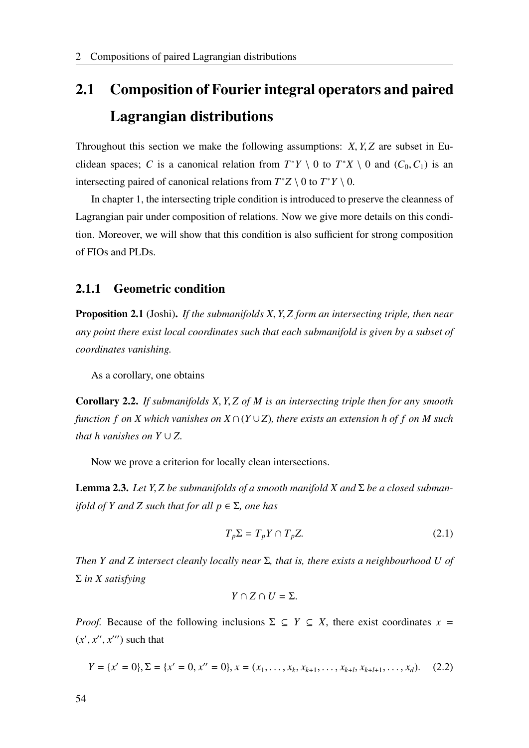## 2.1 Composition of Fourier integral operators and paired Lagrangian distributions

Throughout this section we make the following assumptions: $X, Y, Z$ are subset in Euclidean spaces; $C$ is a canonical relation from $T^*Y \setminus 0$ to $T^*X \setminus 0$ and $(C_0, C_1)$ is an intersecting paired of canonical relations from $T^*Z \setminus 0$ to $T^*Y \setminus 0$.

In chapter 1, the intersecting triple condition is introduced to preserve the cleanness of Lagrangian pair under composition of relations. Now we give more details on this condition. Moreover, we will show that this condition is also sufficient for strong composition of FIOs and PLDs.

### 2.1.1 Geometric condition

**Proposition 2.1** (Joshi)**.** *If the submanifolds $X, Y, Z$ form an intersecting triple, then near any point there exist local coordinates such that each submanifold is given by a subset of coordinates vanishing.*

As a corollary, one obtains

**Corollary 2.2.** *If submanifolds $X, Y, Z$ of $M$ is an intersecting triple then for any smooth function $f$ on $X$ which vanishes on $X \cap (Y \cup Z)$, there exists an extension $h$ of $f$ on $M$ such that $h$ vanishes on $Y \cup Z$.*

Now we prove a criterion for locally clean intersections.

**Lemma 2.3.** *Let $Y, Z$ be submanifolds of a smooth manifold $X$ and $\Sigma$ be a closed submanifold of $Y$ and $Z$ such that for all $p \in \Sigma$, one has*

$$T_p\Sigma = T_pY \cap T_pZ. \tag{2.1}$$

*Then $Y$ and $Z$ intersect cleanly locally near $\Sigma$, that is, there exists a neighbourhood $U$ of $\Sigma$ in $X$ satisfying*

$$Y \cap Z \cap U = \Sigma.$$

*Proof.* Because of the following inclusions $\Sigma \subseteq Y \subseteq X$, there exist coordinates $x = (x', x'', x''')$ such that

$$Y = \{x' = 0\}, \Sigma = \{x' = 0, x'' = 0\}, x = (x_1, \ldots, x_k, x_{k+1}, \ldots, x_{k+l}, x_{k+l+1}, \ldots, x_d). \tag{2.2}$$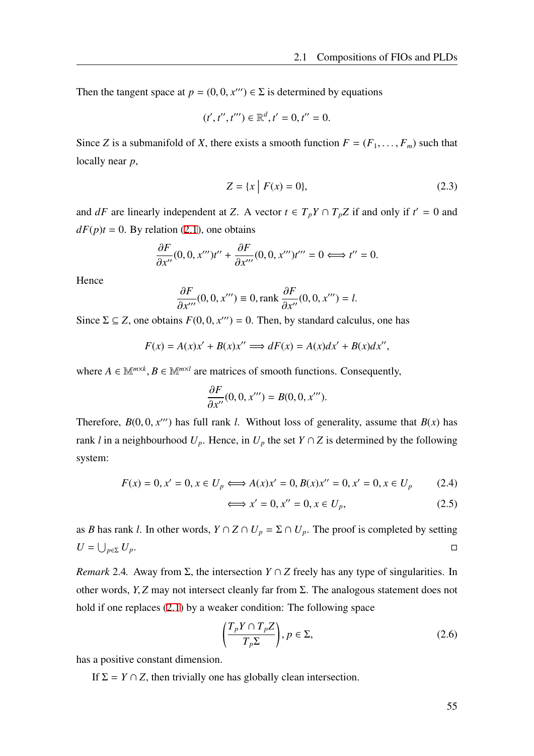Then the tangent space at $p = (0, 0, x''') \in \Sigma$ is determined by equations

$$(t', t'', t''') \in \mathbb{R}^d, t' = 0, t'' = 0.$$

Since $Z$ is a submanifold of $X$, there exists a smooth function $F = (F_1, \ldots, F_m)$ such that locally near $p$,

$$Z = \{x \mid F(x) = 0\}, \tag{2.3}$$

and $dF$ are linearly independent at $Z$. A vector $t \in T_pY \cap T_pZ$ if and only if $t' = 0$ and $dF(p)t = 0$. By relation (2.1), one obtains

$$\frac{\partial F}{\partial x''}(0, 0, x''')t'' + \frac{\partial F}{\partial x'''}(0, 0, x''')t''' = 0 \Longleftrightarrow t'' = 0.$$

Hence

$$\frac{\partial F}{\partial x'''}(0, 0, x''') \equiv 0, \text{rank} \frac{\partial F}{\partial x''}(0, 0, x''') = l.$$

Since $\Sigma \subseteq Z$, one obtains $F(0, 0, x''') = 0$. Then, by standard calculus, one has

$$F(x) = A(x)x' + B(x)x'' \Longrightarrow dF(x) = A(x)dx' + B(x)dx'',$$

where $A \in \mathbb{M}^{m \times k}, B \in \mathbb{M}^{m \times l}$ are matrices of smooth functions. Consequently,

$$\frac{\partial F}{\partial x''}(0, 0, x''') = B(0, 0, x''').$$

Therefore, $B(0, 0, x''')$ has full rank $l$. Without loss of generality, assume that $B(x)$ has rank $l$ in a neighbourhood $U_p$. Hence, in $U_p$ the set $Y \cap Z$ is determined by the following system:

$$F(x) = 0, x' = 0, x \in U_p \Longleftrightarrow A(x)x' = 0, B(x)x'' = 0, x' = 0, x \in U_p \tag{2.4}$$

$$\Longleftrightarrow x' = 0, x'' = 0, x \in U_p, \tag{2.5}$$

as $B$ has rank $l$. In other words, $Y \cap Z \cap U_p = \Sigma \cap U_p$. The proof is completed by setting $U = \bigcup_{p \in \Sigma} U_p$. □

*Remark* 2.4. Away from $\Sigma$, the intersection $Y \cap Z$ freely has any type of singularities. In other words, $Y, Z$ may not intersect cleanly far from $\Sigma$. The analogous statement does not hold if one replaces (2.1) by a weaker condition: The following space

$$\left(\frac{T_pY \cap T_pZ}{T_p\Sigma}\right), p \in \Sigma, \tag{2.6}$$

has a positive constant dimension.

If $\Sigma = Y \cap Z$, then trivially one has globally clean intersection.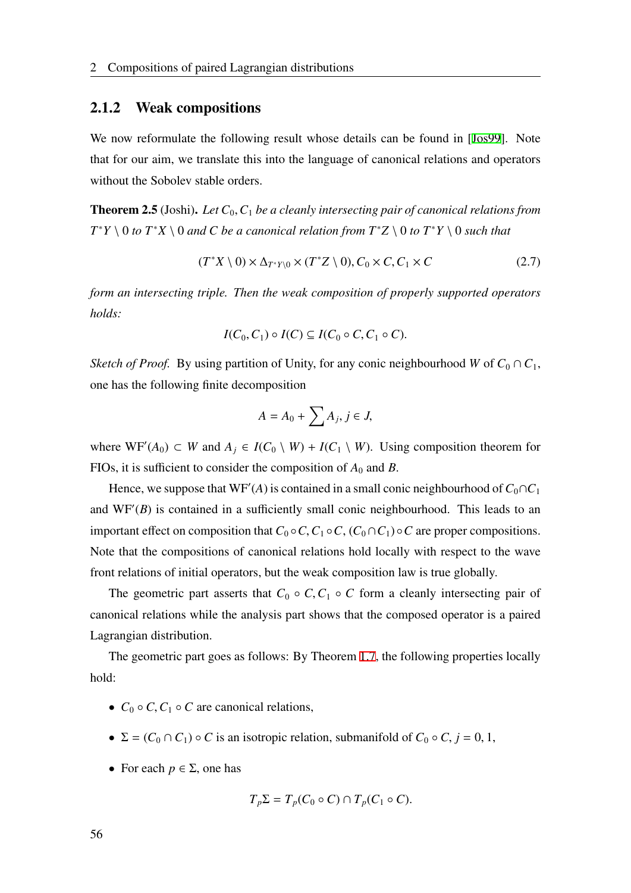### 2.1.2 Weak compositions

We now reformulate the following result whose details can be found in [Jos99]. Note that for our aim, we translate this into the language of canonical relations and operators without the Sobolev stable orders.

**Theorem 2.5** (Joshi). *Let $C_0, C_1$ be a cleanly intersecting pair of canonical relations from $T^*Y \setminus 0$ to $T^*X \setminus 0$ and $C$ be a canonical relation from $T^*Z \setminus 0$ to $T^*Y \setminus 0$ such that*

$$(T^*X \setminus 0) \times \Delta_{T^*Y \setminus 0} \times (T^*Z \setminus 0), C_0 \times C, C_1 \times C \tag{2.7}$$

*form an intersecting triple. Then the weak composition of properly supported operators holds:*

$$I(C_0, C_1) \circ I(C) \subseteq I(C_0 \circ C, C_1 \circ C).$$

*Sketch of Proof.* By using partition of Unity, for any conic neighbourhood $W$ of $C_0 \cap C_1$, one has the following finite decomposition

$$A = A_0 + \sum A_j, j \in J,$$

where $\mathrm{WF}'(A_0) \subset W$ and $A_j \in I(C_0 \setminus W) + I(C_1 \setminus W)$. Using composition theorem for FIOs, it is sufficient to consider the composition of $A_0$ and $B$.

Hence, we suppose that $\mathrm{WF}'(A)$ is contained in a small conic neighbourhood of $C_0 \cap C_1$ and $\mathrm{WF}'(B)$ is contained in a sufficiently small conic neighbourhood. This leads to an important effect on composition that $C_0 \circ C, C_1 \circ C, (C_0 \cap C_1) \circ C$ are proper compositions. Note that the compositions of canonical relations hold locally with respect to the wave front relations of initial operators, but the weak composition law is true globally.

The geometric part asserts that $C_0 \circ C, C_1 \circ C$ form a cleanly intersecting pair of canonical relations while the analysis part shows that the composed operator is a paired Lagrangian distribution.

The geometric part goes as follows: By Theorem 1.7, the following properties locally hold:

- $C_0 \circ C, C_1 \circ C$ are canonical relations,
- $\Sigma = (C_0 \cap C_1) \circ C$ is an isotropic relation, submanifold of $C_0 \circ C$, $j = 0, 1$,
- For each $p \in \Sigma$, one has

$$T_p\Sigma = T_p(C_0 \circ C) \cap T_p(C_1 \circ C).$$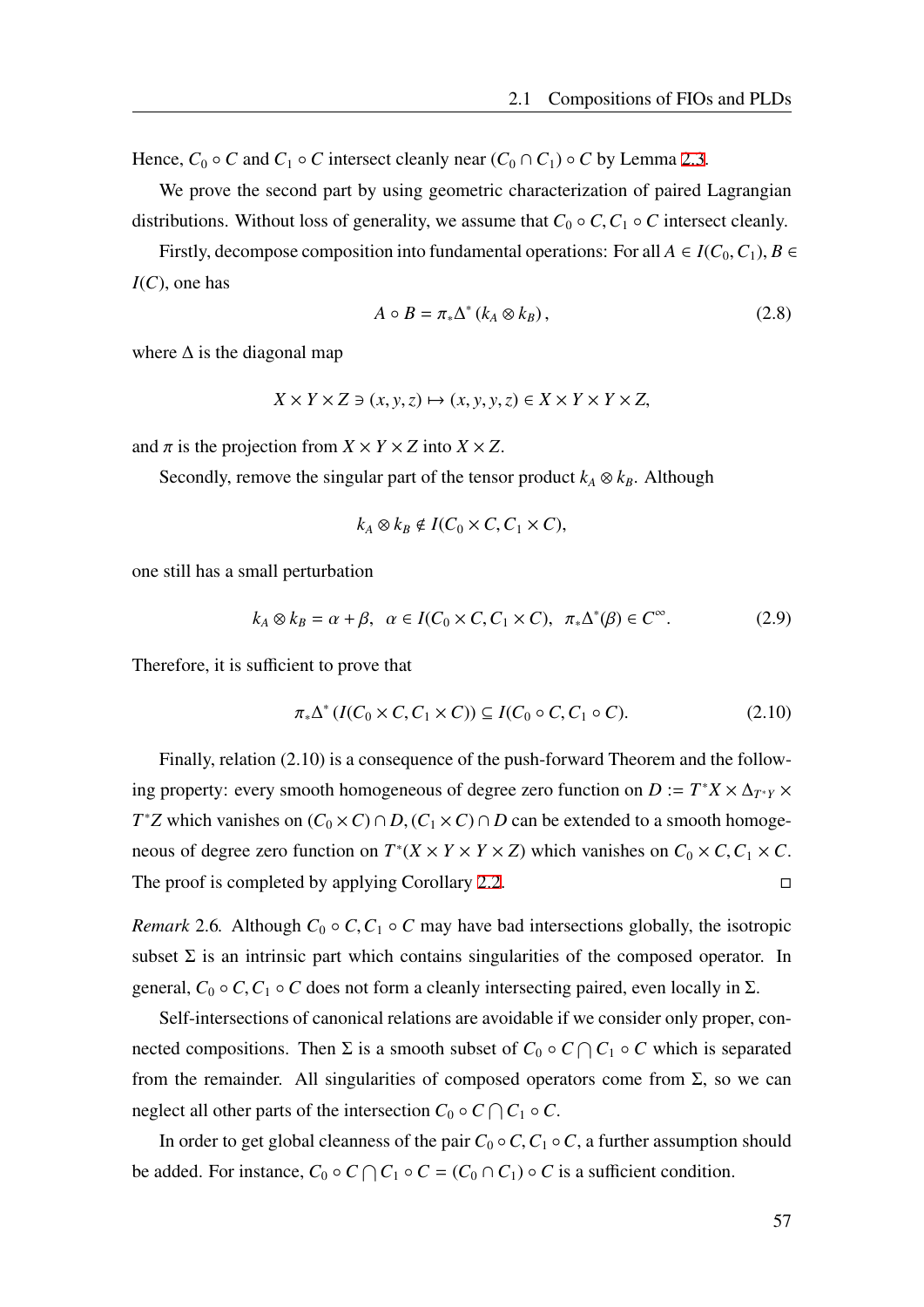Hence, $C_0 \circ C$ and $C_1 \circ C$ intersect cleanly near $(C_0 \cap C_1) \circ C$ by Lemma 2.3.

We prove the second part by using geometric characterization of paired Lagrangian distributions. Without loss of generality, we assume that $C_0 \circ C, C_1 \circ C$ intersect cleanly.

Firstly, decompose composition into fundamental operations: For all $A \in I(C_0, C_1), B \in I(C)$, one has

$$A \circ B = \pi_* \Delta^* (k_A \otimes k_B), \tag{2.8}$$

where $\Delta$ is the diagonal map

$$X \times Y \times Z \ni (x, y, z) \mapsto (x, y, y, z) \in X \times Y \times Y \times Z,$$

and $\pi$ is the projection from $X \times Y \times Z$ into $X \times Z$.

Secondly, remove the singular part of the tensor product $k_A \otimes k_B$. Although

$$k_A \otimes k_B \notin I(C_0 \times C, C_1 \times C),$$

one still has a small perturbation

$$k_A \otimes k_B = \alpha + \beta, \quad \alpha \in I(C_0 \times C, C_1 \times C), \quad \pi_* \Delta^*(\beta) \in C^\infty. \tag{2.9}$$

Therefore, it is sufficient to prove that

$$\pi_* \Delta^* (I(C_0 \times C, C_1 \times C)) \subseteq I(C_0 \circ C, C_1 \circ C). \tag{2.10}$$

Finally, relation (2.10) is a consequence of the push-forward Theorem and the following property: every smooth homogeneous of degree zero function on $D := T^*X \times \Delta_{T^*Y} \times T^*Z$ which vanishes on $(C_0 \times C) \cap D, (C_1 \times C) \cap D$ can be extended to a smooth homogeneous of degree zero function on $T^*(X \times Y \times Y \times Z)$ which vanishes on $C_0 \times C, C_1 \times C$. The proof is completed by applying Corollary 2.2. □

*Remark* 2.6. Although $C_0 \circ C, C_1 \circ C$ may have bad intersections globally, the isotropic subset $\Sigma$ is an intrinsic part which contains singularities of the composed operator. In general, $C_0 \circ C, C_1 \circ C$ does not form a cleanly intersecting paired, even locally in $\Sigma$.

Self-intersections of canonical relations are avoidable if we consider only proper, connected compositions. Then $\Sigma$ is a smooth subset of $C_0 \circ C \bigcap C_1 \circ C$ which is separated from the remainder. All singularities of composed operators come from $\Sigma$, so we can neglect all other parts of the intersection $C_0 \circ C \bigcap C_1 \circ C$.

In order to get global cleanness of the pair $C_0 \circ C, C_1 \circ C$, a further assumption should be added. For instance, $C_0 \circ C \bigcap C_1 \circ C = (C_0 \cap C_1) \circ C$ is a sufficient condition.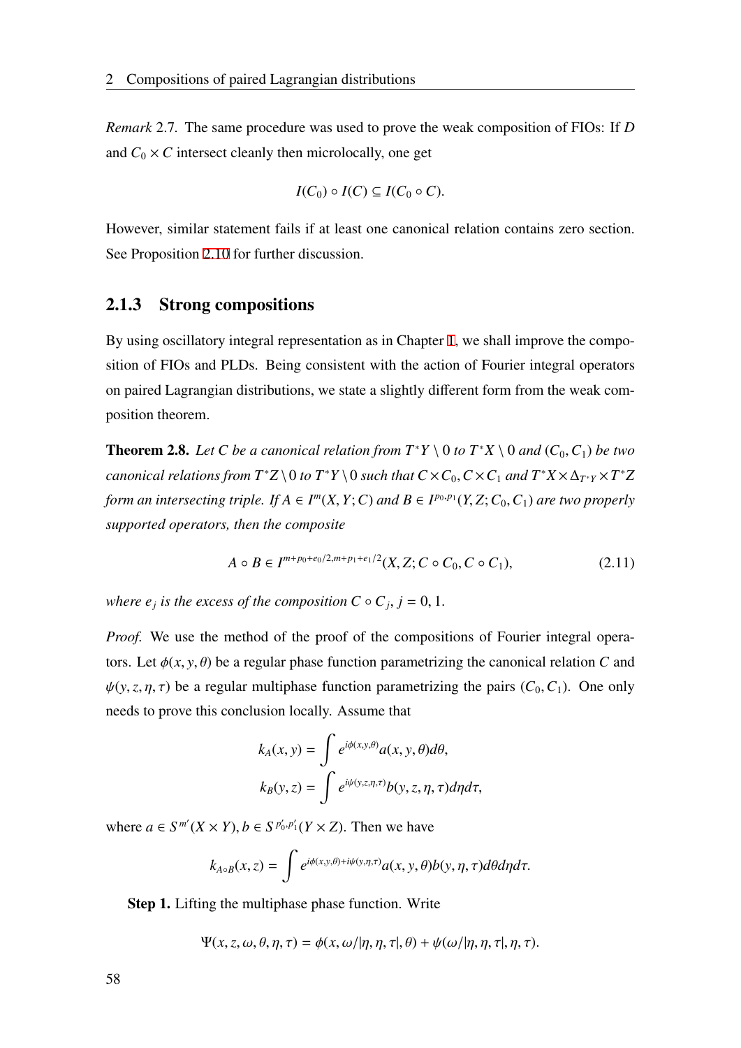*Remark* 2.7. The same procedure was used to prove the weak composition of FIOs: If $D$ and $C_0 \times C$ intersect cleanly then microlocally, one get

$$I(C_0) \circ I(C) \subseteq I(C_0 \circ C).$$

However, similar statement fails if at least one canonical relation contains zero section. See Proposition 2.10 for further discussion.

### 2.1.3 Strong compositions

By using oscillatory integral representation as in Chapter 1, we shall improve the composition of FIOs and PLDs. Being consistent with the action of Fourier integral operators on paired Lagrangian distributions, we state a slightly different form from the weak composition theorem.

**Theorem 2.8.** *Let $C$ be a canonical relation from $T^*Y \setminus 0$ to $T^*X \setminus 0$ and $(C_0, C_1)$ be two canonical relations from $T^*Z \setminus 0$ to $T^*Y \setminus 0$ such that $C \times C_0$, $C \times C_1$ and $T^*X \times \Delta_{T^*Y} \times T^*Z$ form an intersecting triple. If $A \in I^m(X, Y; C)$ and $B \in I^{p_0, p_1}(Y, Z; C_0, C_1)$ are two properly supported operators, then the composite*

$$A \circ B \in I^{m+p_0+e_0/2, m+p_1+e_1/2}(X, Z; C \circ C_0, C \circ C_1), \tag{2.11}$$

*where $e_j$ is the excess of the composition $C \circ C_j$, $j = 0, 1$.*

*Proof.* We use the method of the proof of the compositions of Fourier integral operators. Let $\phi(x, y, \theta)$ be a regular phase function parametrizing the canonical relation $C$ and $\psi(y, z, \eta, \tau)$ be a regular multiphase function parametrizing the pairs $(C_0, C_1)$. One only needs to prove this conclusion locally. Assume that

$$k_A(x, y) = \int e^{i\phi(x, y, \theta)} a(x, y, \theta) d\theta,$$
$$k_B(y, z) = \int e^{i\psi(y, z, \eta, \tau)} b(y, z, \eta, \tau) d\eta d\tau,$$

where $a \in S^{m'}(X \times Y)$, $b \in S^{p_0', p_1'}(Y \times Z)$. Then we have

$$k_{A \circ B}(x, z) = \int e^{i\phi(x, y, \theta) + i\psi(y, \eta, \tau)} a(x, y, \theta) b(y, \eta, \tau) d\theta d\eta d\tau.$$

**Step 1.** Lifting the multiphase phase function. Write

$$\Psi(x, z, \omega, \theta, \eta, \tau) = \phi(x, \omega/|\eta, \tau|, \theta) + \psi(\omega/|\eta, \eta, \tau|, \eta, \tau).$$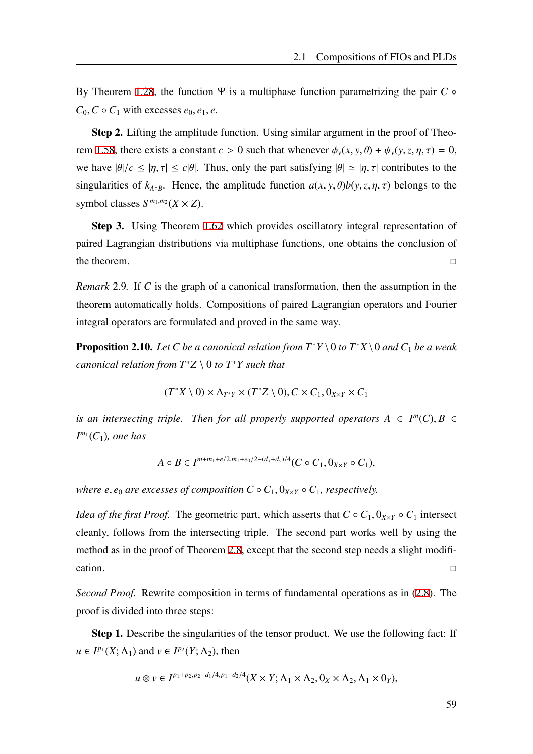By Theorem 1.28, the function $\Psi$ is a multiphase function parametrizing the pair $C \circ C_0, C \circ C_1$ with excesses $e_0, e_1, e$.

**Step 2.** Lifting the amplitude function. Using similar argument in the proof of Theorem 1.58, there exists a constant $c > 0$ such that whenever $\phi_y(x, y, \theta) + \psi_y(y, z, \eta, \tau) = 0$, we have $|\theta|/c \leq |\eta, \tau| \leq c|\theta|$. Thus, only the part satisfying $|\theta| \simeq |\eta, \tau|$ contributes to the singularities of $k_{A \circ B}$. Hence, the amplitude function $a(x, y, \theta)b(y, z, \eta, \tau)$ belongs to the symbol classes $S^{m_1, m_2}(X \times Z)$.

**Step 3.** Using Theorem 1.62 which provides oscillatory integral representation of paired Lagrangian distributions via multiphase functions, one obtains the conclusion of the theorem. □

*Remark* 2.9. If $C$ is the graph of a canonical transformation, then the assumption in the theorem automatically holds. Compositions of paired Lagrangian operators and Fourier integral operators are formulated and proved in the same way.

**Proposition 2.10.** *Let $C$ be a canonical relation from $T^*Y \setminus 0$ to $T^*X \setminus 0$ and $C_1$ be a weak canonical relation from $T^*Z \setminus 0$ to $T^*Y$ such that*

$$(T^*X \setminus 0) \times \Delta_{T^*Y} \times (T^*Z \setminus 0), C \times C_1, 0_{X \times Y} \times C_1$$

*is an intersecting triple. Then for all properly supported operators $A \in I^m(C), B \in I^{m_1}(C_1)$, one has*

$$A \circ B \in I^{m+m_1+e/2, m_1+e_0/2-(d_x+d_y)/4}(C \circ C_1, 0_{X \times Y} \circ C_1),$$

*where $e, e_0$ are excesses of composition $C \circ C_1, 0_{X \times Y} \circ C_1$, respectively.*

*Idea of the first Proof.* The geometric part, which asserts that $C \circ C_1, 0_{X \times Y} \circ C_1$ intersect cleanly, follows from the intersecting triple. The second part works well by using the method as in the proof of Theorem 2.8, except that the second step needs a slight modification. □

*Second Proof.* Rewrite composition in terms of fundamental operations as in (2.8). The proof is divided into three steps:

**Step 1.** Describe the singularities of the tensor product. We use the following fact: If $u \in I^{p_1}(X; \Lambda_1)$ and $v \in I^{p_2}(Y; \Lambda_2)$, then

$$u \otimes v \in I^{p_1+p_2, p_2-d_1/4, p_1-d_2/4}(X \times Y; \Lambda_1 \times \Lambda_2, 0_X \times \Lambda_2, \Lambda_1 \times 0_Y),$$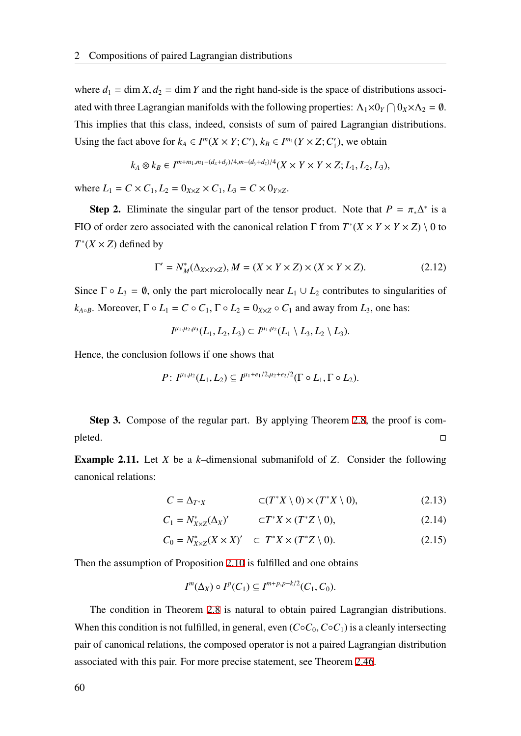where $d_1 = \dim X, d_2 = \dim Y$ and the right hand-side is the space of distributions associated with three Lagrangian manifolds with the following properties: $\Lambda_1 \times 0_Y \bigcap 0_X \times \Lambda_2 = \emptyset$. This implies that this class, indeed, consists of sum of paired Lagrangian distributions. Using the fact above for $k_A \in I^m(X \times Y; C')$, $k_B \in I^{m_1}(Y \times Z; C_1')$, we obtain

$$k_A \otimes k_B \in I^{m+m_1, m_1-(d_x+d_y)/4, m-(d_y+d_z)/4}(X \times Y \times Y \times Z; L_1, L_2, L_3),$$

where $L_1 = C \times C_1, L_2 = 0_{X \times Z} \times C_1, L_3 = C \times 0_{Y \times Z}$.

**Step 2.** Eliminate the singular part of the tensor product. Note that $P = \pi_* \Delta^*$ is a FIO of order zero associated with the canonical relation $\Gamma$ from $T^*(X \times Y \times Y \times Z) \setminus 0$ to $T^*(X \times Z)$ defined by

$$\Gamma' = N_M^*(\Delta_{X \times Y \times Z}), M = (X \times Y \times Z) \times (X \times Y \times Z). \tag{2.12}$$

Since $\Gamma \circ L_3 = \emptyset$, only the part microlocally near $L_1 \cup L_2$ contributes to singularities of $k_{A \circ B}$. Moreover, $\Gamma \circ L_1 = C \circ C_1, \Gamma \circ L_2 = 0_{X \times Z} \circ C_1$ and away from $L_3$, one has:

$$I^{\mu_1, \mu_2, \mu_3}(L_1, L_2, L_3) \subset I^{\mu_1, \mu_2}(L_1 \setminus L_3, L_2 \setminus L_3).$$

Hence, the conclusion follows if one shows that

$$P \colon I^{\mu_1, \mu_2}(L_1, L_2) \subseteq I^{\mu_1 + e_1/2, \mu_2 + e_2/2}(\Gamma \circ L_1, \Gamma \circ L_2).$$

**Step 3.** Compose of the regular part. By applying Theorem 2.8, the proof is completed. $\square$

**Example 2.11.** Let $X$ be a $k$–dimensional submanifold of $Z$. Consider the following canonical relations:

$$C = \Delta_{T^*X} \quad \subset (T^*X \setminus 0) \times (T^*X \setminus 0), \tag{2.13}$$

$$C_1 = N^*_{X \times Z}(\Delta_X)' \quad \subset T^*X \times (T^*Z \setminus 0), \tag{2.14}$$

$$C_0 = N^*_{X \times Z}(X \times X)' \quad \subset T^*X \times (T^*Z \setminus 0). \tag{2.15}$$

Then the assumption of Proposition 2.10 is fulfilled and one obtains

$$I^m(\Delta_X) \circ I^p(C_1) \subseteq I^{m+p, p-k/2}(C_1, C_0).$$

The condition in Theorem 2.8 is natural to obtain paired Lagrangian distributions. When this condition is not fulfilled, in general, even $(C \circ C_0, C \circ C_1)$ is a cleanly intersecting pair of canonical relations, the composed operator is not a paired Lagrangian distribution associated with this pair. For more precise statement, see Theorem 2.46.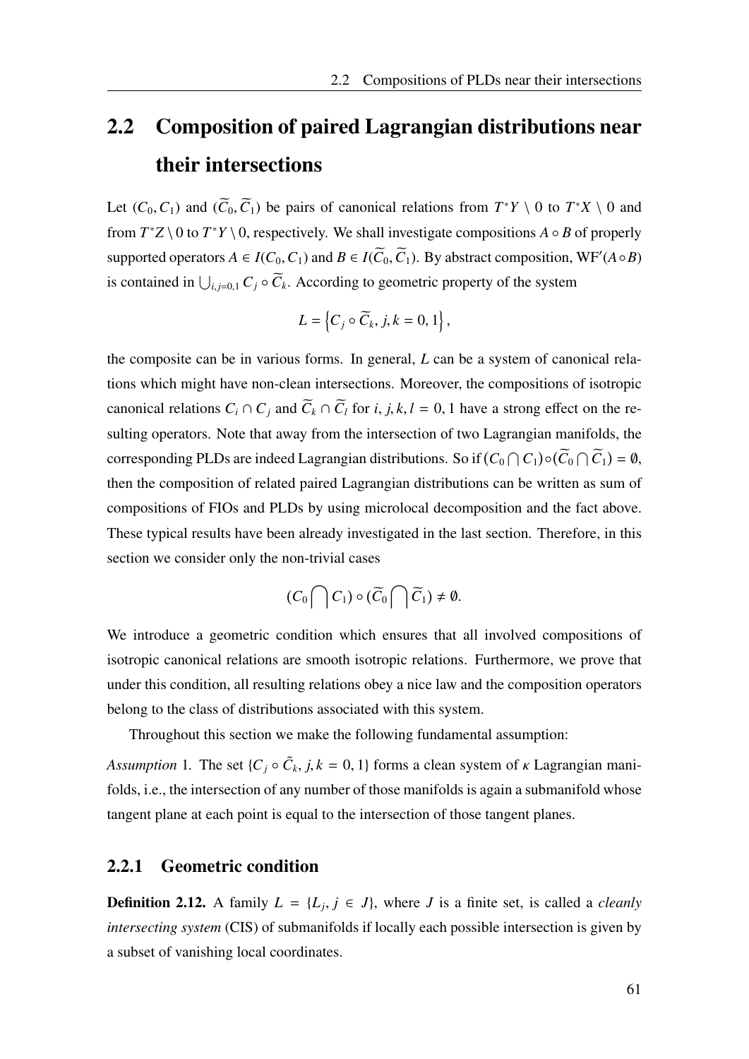## 2.2 Composition of paired Lagrangian distributions near their intersections

Let $(C_0, C_1)$ and $(\widetilde{C}_0, \widetilde{C}_1)$ be pairs of canonical relations from $T^*Y \setminus 0$ to $T^*X \setminus 0$ and from $T^*Z \setminus 0$ to $T^*Y \setminus 0$, respectively. We shall investigate compositions $A \circ B$ of properly supported operators $A \in I(C_0, C_1)$ and $B \in I(\widetilde{C}_0, \widetilde{C}_1)$. By abstract composition, $\mathrm{WF}'(A \circ B)$ is contained in $\bigcup_{i,j=0,1} C_j \circ \widetilde{C}_k$. According to geometric property of the system

$$L = \left\{C_j \circ \widetilde{C}_k,\, j, k = 0, 1\right\},$$

the composite can be in various forms. In general, $L$ can be a system of canonical relations which might have non-clean intersections. Moreover, the compositions of isotropic canonical relations $C_i \cap C_j$ and $\widetilde{C}_k \cap \widetilde{C}_l$ for $i, j, k, l = 0, 1$ have a strong effect on the resulting operators. Note that away from the intersection of two Lagrangian manifolds, the corresponding PLDs are indeed Lagrangian distributions. So if $(C_0 \bigcap C_1) \circ (\widetilde{C}_0 \bigcap \widetilde{C}_1) = \emptyset$, then the composition of related paired Lagrangian distributions can be written as sum of compositions of FIOs and PLDs by using microlocal decomposition and the fact above. These typical results have been already investigated in the last section. Therefore, in this section we consider only the non-trivial cases

$$(C_0 \bigcap C_1) \circ (\widetilde{C}_0 \bigcap \widetilde{C}_1) \neq \emptyset.$$

We introduce a geometric condition which ensures that all involved compositions of isotropic canonical relations are smooth isotropic relations. Furthermore, we prove that under this condition, all resulting relations obey a nice law and the composition operators belong to the class of distributions associated with this system.

Throughout this section we make the following fundamental assumption:

*Assumption* 1. The set $\{C_j \circ \tilde{C}_k,\, j, k = 0, 1\}$ forms a clean system of $\kappa$ Lagrangian manifolds, i.e., the intersection of any number of those manifolds is again a submanifold whose tangent plane at each point is equal to the intersection of those tangent planes.

### 2.2.1 Geometric condition

**Definition 2.12.** A family $L = \{L_j,\, j \in J\}$, where $J$ is a finite set, is called a *cleanly intersecting system* (CIS) of submanifolds if locally each possible intersection is given by a subset of vanishing local coordinates.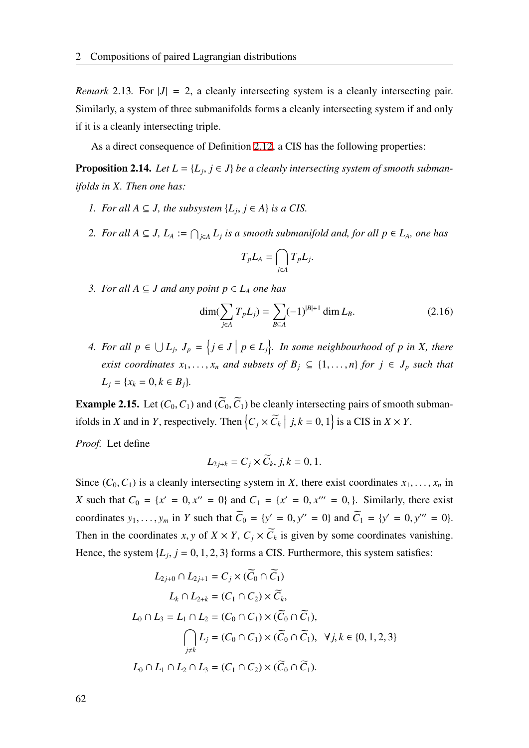*Remark* 2.13. For $|J| = 2$, a cleanly intersecting system is a cleanly intersecting pair. Similarly, a system of three submanifolds forms a cleanly intersecting system if and only if it is a cleanly intersecting triple.

As a direct consequence of Definition 2.12, a CIS has the following properties:

**Proposition 2.14.** *Let $L = \{L_j, j \in J\}$ be a cleanly intersecting system of smooth submanifolds in $X$. Then one has:*

1. *For all $A \subseteq J$, the subsystem $\{L_j, j \in A\}$ is a CIS.*
2. *For all $A \subseteq J$, $L_A := \bigcap_{j \in A} L_j$ is a smooth submanifold and, for all $p \in L_A$, one has*
$$T_p L_A = \bigcap_{j \in A} T_p L_j.$$
3. *For all $A \subseteq J$ and any point $p \in L_A$ one has*
$$\dim(\sum_{j \in A} T_p L_j) = \sum_{B \subseteq A} (-1)^{|B|+1} \dim L_B. \tag{2.16}$$
4. *For all $p \in \bigcup L_j$, $J_p = \left\{ j \in J \mid p \in L_j \right\}$. In some neighbourhood of $p$ in $X$, there exist coordinates $x_1, \ldots, x_n$ and subsets of $B_j \subseteq \{1, \ldots, n\}$ for $j \in J_p$ such that $L_j = \{x_k = 0, k \in B_j\}$.*

**Example 2.15.** Let $(C_0, C_1)$ and $(\widetilde{C}_0, \widetilde{C}_1)$ be cleanly intersecting pairs of smooth submanifolds in $X$ and in $Y$, respectively. Then $\left\{ C_j \times \widetilde{C}_k \mid j, k = 0, 1 \right\}$ is a CIS in $X \times Y$.

*Proof.* Let define
$$L_{2j+k} = C_j \times \widetilde{C}_k, j, k = 0, 1.$$
Since $(C_0, C_1)$ is a cleanly intersecting system in $X$, there exist coordinates $x_1, \ldots, x_n$ in $X$ such that $C_0 = \{x' = 0, x'' = 0\}$ and $C_1 = \{x' = 0, x''' = 0, \}$. Similarly, there exist coordinates $y_1, \ldots, y_m$ in $Y$ such that $\widetilde{C}_0 = \{y' = 0, y'' = 0\}$ and $\widetilde{C}_1 = \{y' = 0, y''' = 0\}$. Then in the coordinates $x, y$ of $X \times Y$, $C_j \times \widetilde{C}_k$ is given by some coordinates vanishing. Hence, the system $\{L_j, j = 0, 1, 2, 3\}$ forms a CIS. Furthermore, this system satisfies:

$$\begin{aligned}
L_{2j+0} \cap L_{2j+1} &= C_j \times (\widetilde{C}_0 \cap \widetilde{C}_1) \\
L_k \cap L_{2+k} &= (C_1 \cap C_2) \times \widetilde{C}_k, \\
L_0 \cap L_3 = L_1 \cap L_2 &= (C_0 \cap C_1) \times (\widetilde{C}_0 \cap \widetilde{C}_1), \\
\bigcap_{j \neq k} L_j &= (C_0 \cap C_1) \times (\widetilde{C}_0 \cap \widetilde{C}_1), \quad \forall j, k \in \{0, 1, 2, 3\} \\
L_0 \cap L_1 \cap L_2 \cap L_3 &= (C_1 \cap C_2) \times (\widetilde{C}_0 \cap \widetilde{C}_1).
\end{aligned}$$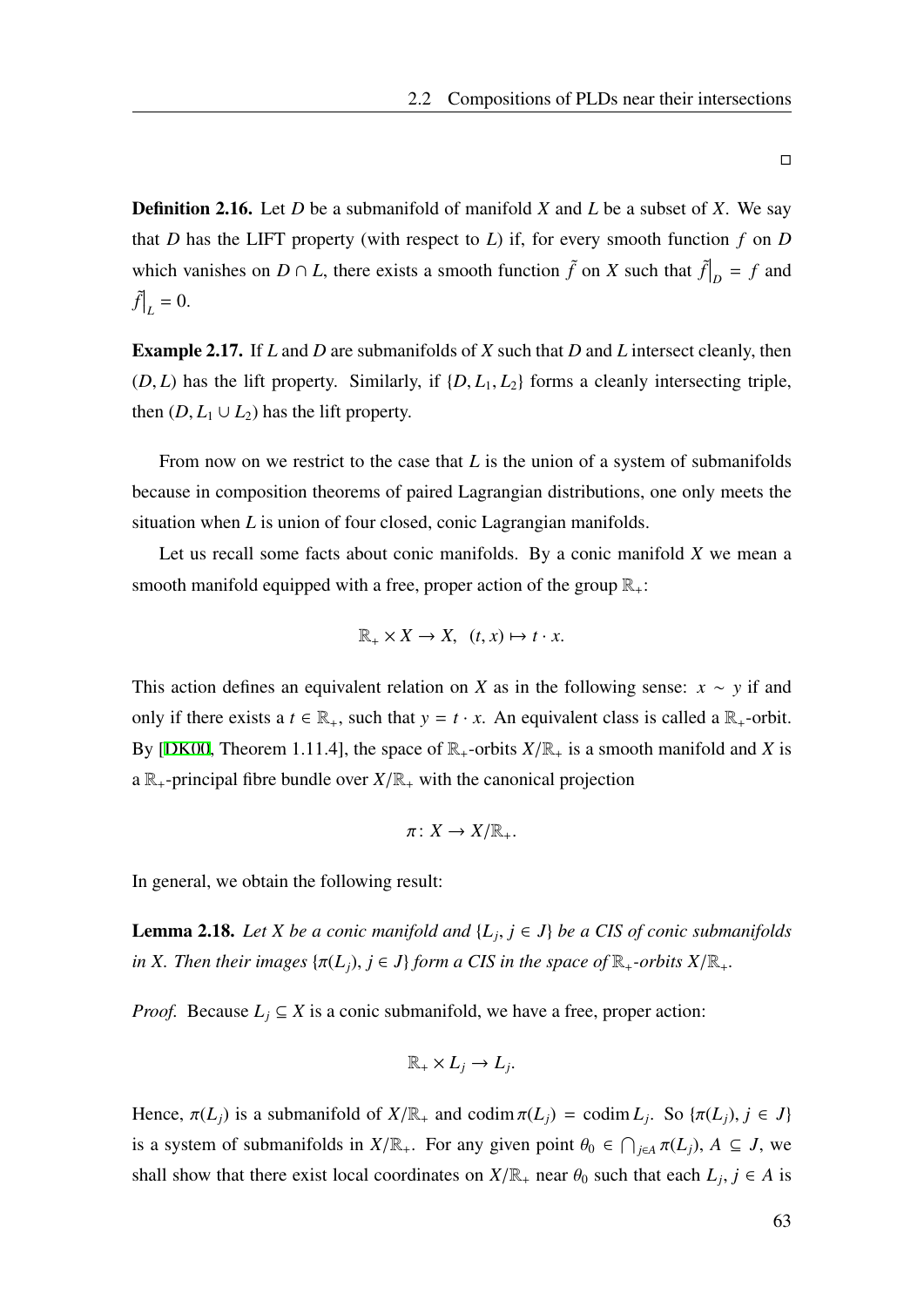□

**Definition 2.16.** Let $D$ be a submanifold of manifold $X$ and $L$ be a subset of $X$. We say that $D$ has the LIFT property (with respect to $L$) if, for every smooth function $f$ on $D$ which vanishes on $D \cap L$, there exists a smooth function $\tilde{f}$ on $X$ such that $\tilde{f}\big|_D = f$ and $\tilde{f}\big|_L = 0$.

**Example 2.17.** If $L$ and $D$ are submanifolds of $X$ such that $D$ and $L$ intersect cleanly, then $(D, L)$ has the lift property. Similarly, if $\{D, L_1, L_2\}$ forms a cleanly intersecting triple, then $(D, L_1 \cup L_2)$ has the lift property.

From now on we restrict to the case that $L$ is the union of a system of submanifolds because in composition theorems of paired Lagrangian distributions, one only meets the situation when $L$ is union of four closed, conic Lagrangian manifolds.

Let us recall some facts about conic manifolds. By a conic manifold $X$ we mean a smooth manifold equipped with a free, proper action of the group $\mathbb{R}_+$:

$$\mathbb{R}_+ \times X \to X, \quad (t, x) \mapsto t \cdot x.$$

This action defines an equivalent relation on $X$ as in the following sense: $x \sim y$ if and only if there exists a $t \in \mathbb{R}_+$, such that $y = t \cdot x$. An equivalent class is called a $\mathbb{R}_+$-orbit. By [DK00, Theorem 1.11.4], the space of $\mathbb{R}_+$-orbits $X/\mathbb{R}_+$ is a smooth manifold and $X$ is a $\mathbb{R}_+$-principal fibre bundle over $X/\mathbb{R}_+$ with the canonical projection

$$\pi \colon X \to X/\mathbb{R}_+.$$

In general, we obtain the following result:

**Lemma 2.18.** *Let $X$ be a conic manifold and $\{L_j, j \in J\}$ be a CIS of conic submanifolds in $X$. Then their images $\{\pi(L_j), j \in J\}$ form a CIS in the space of $\mathbb{R}_+$-orbits $X/\mathbb{R}_+$.*

*Proof.* Because $L_j \subseteq X$ is a conic submanifold, we have a free, proper action:

$$\mathbb{R}_+ \times L_j \to L_j.$$

Hence, $\pi(L_j)$ is a submanifold of $X/\mathbb{R}_+$ and $\operatorname{codim} \pi(L_j) = \operatorname{codim} L_j$. So $\{\pi(L_j), j \in J\}$ is a system of submanifolds in $X/\mathbb{R}_+$. For any given point $\theta_0 \in \bigcap_{j \in A} \pi(L_j)$, $A \subseteq J$, we shall show that there exist local coordinates on $X/\mathbb{R}_+$ near $\theta_0$ such that each $L_j, j \in A$ is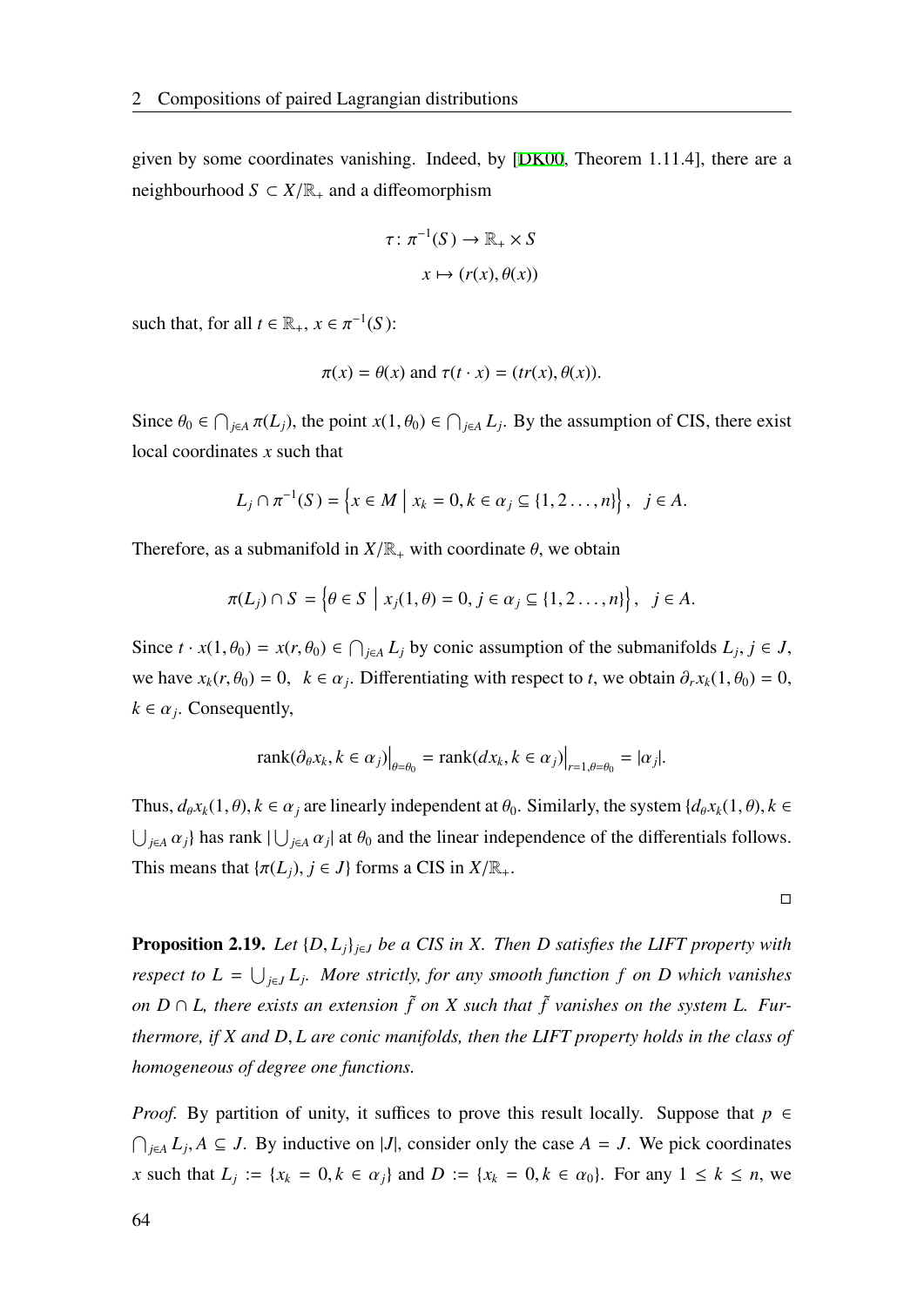given by some coordinates vanishing. Indeed, by [DK00, Theorem 1.11.4], there are a neighbourhood $S \subset X/\mathbb{R}_+$ and a diffeomorphism

$$\tau \colon \pi^{-1}(S) \to \mathbb{R}_+ \times S$$
$$x \mapsto (r(x), \theta(x))$$

such that, for all $t \in \mathbb{R}_+$, $x \in \pi^{-1}(S)$:

$$\pi(x) = \theta(x) \text{ and } \tau(t \cdot x) = (tr(x), \theta(x)).$$

Since $\theta_0 \in \bigcap_{j \in A} \pi(L_j)$, the point $x(1, \theta_0) \in \bigcap_{j \in A} L_j$. By the assumption of CIS, there exist local coordinates $x$ such that

$$L_j \cap \pi^{-1}(S) = \left\{ x \in M \mid x_k = 0, k \in \alpha_j \subseteq \{1, 2 \ldots, n\} \right\}, \quad j \in A.$$

Therefore, as a submanifold in $X/\mathbb{R}_+$ with coordinate $\theta$, we obtain

$$\pi(L_j) \cap S = \left\{ \theta \in S \mid x_j(1, \theta) = 0, j \in \alpha_j \subseteq \{1, 2 \ldots, n\} \right\}, \quad j \in A.$$

Since $t \cdot x(1, \theta_0) = x(r, \theta_0) \in \bigcap_{j \in A} L_j$ by conic assumption of the submanifolds $L_j$, $j \in J$, we have $x_k(r, \theta_0) = 0$, $k \in \alpha_j$. Differentiating with respect to $t$, we obtain $\partial_r x_k(1, \theta_0) = 0$, $k \in \alpha_j$. Consequently,

$$\operatorname{rank}(\partial_\theta x_k, k \in \alpha_j)\big|_{\theta = \theta_0} = \operatorname{rank}(dx_k, k \in \alpha_j)\big|_{r=1, \theta = \theta_0} = |\alpha_j|.$$

Thus, $d_\theta x_k(1, \theta), k \in \alpha_j$ are linearly independent at $\theta_0$. Similarly, the system $\{d_\theta x_k(1, \theta), k \in \bigcup_{j \in A} \alpha_j\}$ has rank $|\bigcup_{j \in A} \alpha_j|$ at $\theta_0$ and the linear independence of the differentials follows. This means that $\{\pi(L_j), j \in J\}$ forms a CIS in $X/\mathbb{R}_+$.

□

**Proposition 2.19.** *Let $\{D, L_j\}_{j \in J}$ be a CIS in $X$. Then $D$ satisfies the LIFT property with respect to $L = \bigcup_{j \in J} L_j$. More strictly, for any smooth function $f$ on $D$ which vanishes on $D \cap L$, there exists an extension $\tilde{f}$ on $X$ such that $\tilde{f}$ vanishes on the system $L$. Furthermore, if $X$ and $D, L$ are conic manifolds, then the LIFT property holds in the class of homogeneous of degree one functions.*

*Proof.* By partition of unity, it suffices to prove this result locally. Suppose that $p \in \bigcap_{j \in A} L_j, A \subseteq J$. By inductive on $|J|$, consider only the case $A = J$. We pick coordinates $x$ such that $L_j := \{x_k = 0, k \in \alpha_j\}$ and $D := \{x_k = 0, k \in \alpha_0\}$. For any $1 \leq k \leq n$, we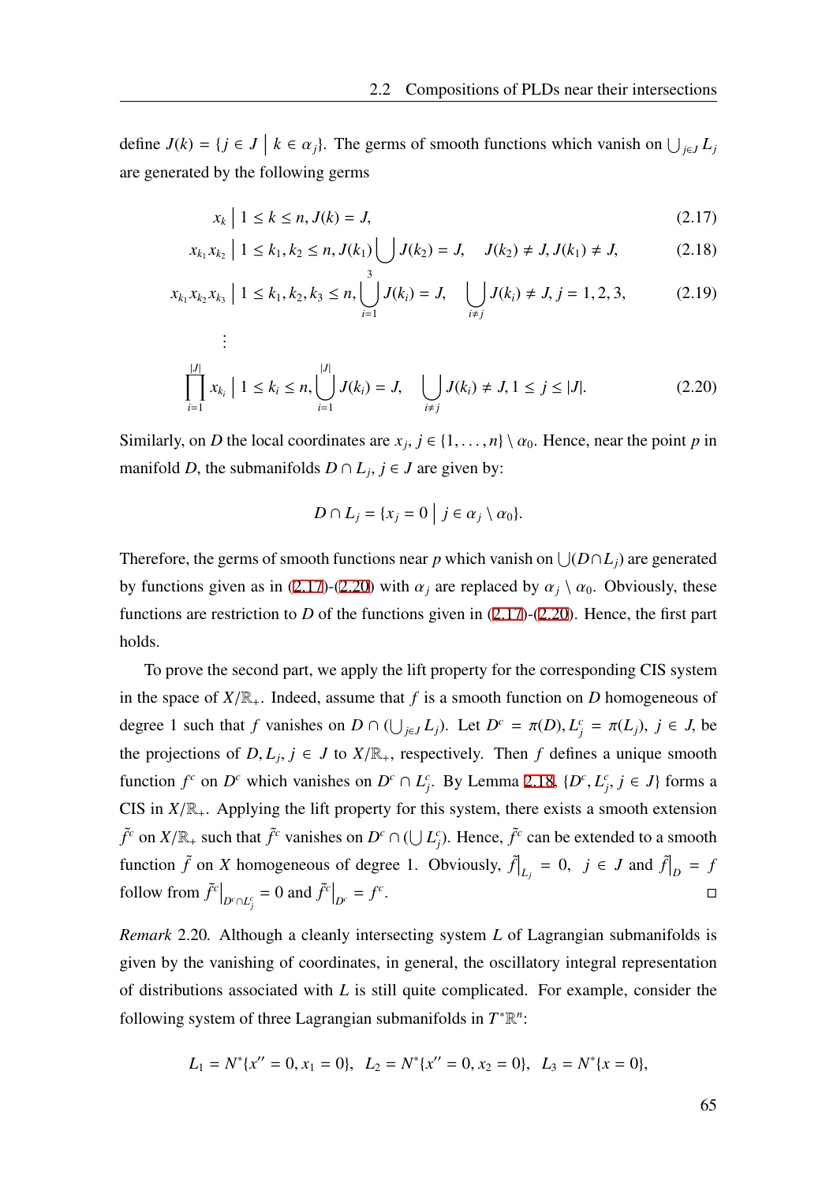define $J(k) = \{j \in J \mid k \in \alpha_j\}$. The germs of smooth functions which vanish on $\bigcup_{j\in J} L_j$ are generated by the following germs

$$x_k \mid 1 \le k \le n, J(k) = J, \tag{2.17}$$

$$x_{k_1}x_{k_2} \mid 1 \le k_1, k_2 \le n, J(k_1)\bigcup J(k_2) = J, \quad J(k_2) \neq J, J(k_1) \neq J, \tag{2.18}$$

$$x_{k_1}x_{k_2}x_{k_3} \mid 1 \le k_1, k_2, k_3 \le n, \bigcup_{i=1}^{3} J(k_i) = J, \quad \bigcup_{i\neq j} J(k_i) \neq J, j = 1, 2, 3, \tag{2.19}$$

$$\vdots$$

$$\prod_{i=1}^{|J|} x_{k_i} \mid 1 \le k_i \le n, \bigcup_{i=1}^{|J|} J(k_i) = J, \quad \bigcup_{i\neq j} J(k_i) \neq J, 1 \le j \le |J|. \tag{2.20}$$

Similarly, on $D$ the local coordinates are $x_j$, $j \in \{1, \ldots, n\} \setminus \alpha_0$. Hence, near the point $p$ in manifold $D$, the submanifolds $D \cap L_j$, $j \in J$ are given by:

$$D \cap L_j = \{x_j = 0 \mid j \in \alpha_j \setminus \alpha_0\}.$$

Therefore, the germs of smooth functions near $p$ which vanish on $\bigcup(D \cap L_j)$ are generated by functions given as in (2.17)-(2.20) with $\alpha_j$ are replaced by $\alpha_j \setminus \alpha_0$. Obviously, these functions are restriction to $D$ of the functions given in (2.17)-(2.20). Hence, the first part holds.

To prove the second part, we apply the lift property for the corresponding CIS system in the space of $X/\mathbb{R}_+$. Indeed, assume that $f$ is a smooth function on $D$ homogeneous of degree 1 such that $f$ vanishes on $D \cap (\bigcup_{j\in J} L_j)$. Let $D^c = \pi(D), L_j^c = \pi(L_j)$, $j \in J$, be the projections of $D, L_j, j \in J$ to $X/\mathbb{R}_+$, respectively. Then $f$ defines a unique smooth function $f^c$ on $D^c$ which vanishes on $D^c \cap L_j^c$. By Lemma 2.18, $\{D^c, L_j^c, j \in J\}$ forms a CIS in $X/\mathbb{R}_+$. Applying the lift property for this system, there exists a smooth extension $\tilde{f}^c$ on $X/\mathbb{R}_+$ such that $\tilde{f}^c$ vanishes on $D^c \cap (\bigcup L_j^c)$. Hence, $\tilde{f}^c$ can be extended to a smooth function $\tilde{f}$ on $X$ homogeneous of degree 1. Obviously, $\tilde{f}\big|_{L_j} = 0$, $j \in J$ and $\tilde{f}\big|_D = f$ follow from $\tilde{f}^c\big|_{D^c\cap L_j^c} = 0$ and $\tilde{f}^c\big|_{D^c} = f^c$. $\square$

*Remark* 2.20. Although a cleanly intersecting system $L$ of Lagrangian submanifolds is given by the vanishing of coordinates, in general, the oscillatory integral representation of distributions associated with $L$ is still quite complicated. For example, consider the following system of three Lagrangian submanifolds in $T^*\mathbb{R}^n$:

$$L_1 = N^*\{x'' = 0, x_1 = 0\}, \quad L_2 = N^*\{x'' = 0, x_2 = 0\}, \quad L_3 = N^*\{x = 0\},$$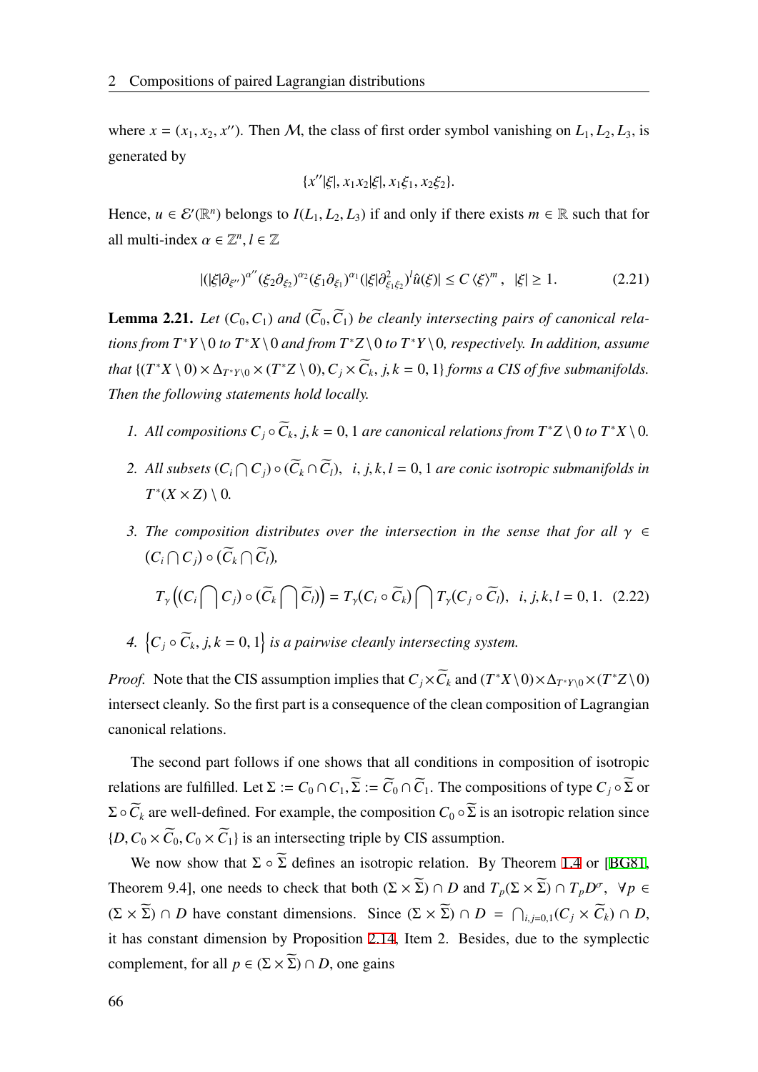where $x = (x_1, x_2, x'')$. Then $\mathcal{M}$, the class of first order symbol vanishing on $L_1, L_2, L_3$, is generated by

$$\{x''|\xi|, x_1x_2|\xi|, x_1\xi_1, x_2\xi_2\}.$$

Hence, $u \in \mathcal{E}'(\mathbb{R}^n)$ belongs to $I(L_1, L_2, L_3)$ if and only if there exists $m \in \mathbb{R}$ such that for all multi-index $\alpha \in \mathbb{Z}^n, l \in \mathbb{Z}$

$$|(|\xi|\partial_{\xi''})^{\alpha''}(\xi_2\partial_{\xi_2})^{\alpha_2}(\xi_1\partial_{\xi_1})^{\alpha_1}(|\xi|\partial^2_{\xi_1\xi_2})^l\hat{u}(\xi)| \le C\langle\xi\rangle^m, \quad |\xi| \ge 1. \tag{2.21}$$

**Lemma 2.21.** *Let $(C_0, C_1)$ and $(\widetilde{C}_0, \widetilde{C}_1)$ be cleanly intersecting pairs of canonical relations from $T^*Y \setminus 0$ to $T^*X \setminus 0$ and from $T^*Z \setminus 0$ to $T^*Y \setminus 0$, respectively. In addition, assume that $\{(T^*X \setminus 0) \times \Delta_{T^*Y\setminus 0} \times (T^*Z \setminus 0), C_j \times \widetilde{C}_k, j, k = 0, 1\}$ forms a CIS of five submanifolds. Then the following statements hold locally.*

1. *All compositions $C_j \circ \widetilde{C}_k, j, k = 0, 1$ are canonical relations from $T^*Z \setminus 0$ to $T^*X \setminus 0$.*

2. *All subsets $(C_i \bigcap C_j) \circ (\widetilde{C}_k \cap \widetilde{C}_l), \ \ i, j, k, l = 0, 1$ are conic isotropic submanifolds in $T^*(X \times Z) \setminus 0$.*

3. *The composition distributes over the intersection in the sense that for all $\gamma \in (C_i \bigcap C_j) \circ (\widetilde{C}_k \bigcap \widetilde{C}_l)$,*

$$T_\gamma\left((C_i \bigcap C_j) \circ (\widetilde{C}_k \bigcap \widetilde{C}_l)\right) = T_\gamma(C_i \circ \widetilde{C}_k) \bigcap T_\gamma(C_j \circ \widetilde{C}_l), \ \ i, j, k, l = 0, 1. \tag{2.22}$$

4. *$\left\{C_j \circ \widetilde{C}_k, j, k = 0, 1\right\}$ is a pairwise cleanly intersecting system.*

*Proof.* Note that the CIS assumption implies that $C_j \times \widetilde{C}_k$ and $(T^*X \setminus 0) \times \Delta_{T^*Y\setminus 0} \times (T^*Z \setminus 0)$ intersect cleanly. So the first part is a consequence of the clean composition of Lagrangian canonical relations.

The second part follows if one shows that all conditions in composition of isotropic relations are fulfilled. Let $\Sigma := C_0 \cap C_1, \widetilde{\Sigma} := \widetilde{C}_0 \cap \widetilde{C}_1$. The compositions of type $C_j \circ \widetilde{\Sigma}$ or $\Sigma \circ \widetilde{C}_k$ are well-defined. For example, the composition $C_0 \circ \widetilde{\Sigma}$ is an isotropic relation since $\{D, C_0 \times \widetilde{C}_0, C_0 \times \widetilde{C}_1\}$ is an intersecting triple by CIS assumption.

We now show that $\Sigma \circ \widetilde{\Sigma}$ defines an isotropic relation. By Theorem 1.4 or [BG81, Theorem 9.4], one needs to check that both $(\Sigma \times \widetilde{\Sigma}) \cap D$ and $T_p(\Sigma \times \widetilde{\Sigma}) \cap T_pD^\sigma, \ \ \forall p \in (\Sigma \times \widetilde{\Sigma}) \cap D$ have constant dimensions. Since $(\Sigma \times \widetilde{\Sigma}) \cap D = \bigcap_{i,j=0,1}(C_j \times \widetilde{C}_k) \cap D$, it has constant dimension by Proposition 2.14, Item 2. Besides, due to the symplectic complement, for all $p \in (\Sigma \times \widetilde{\Sigma}) \cap D$, one gains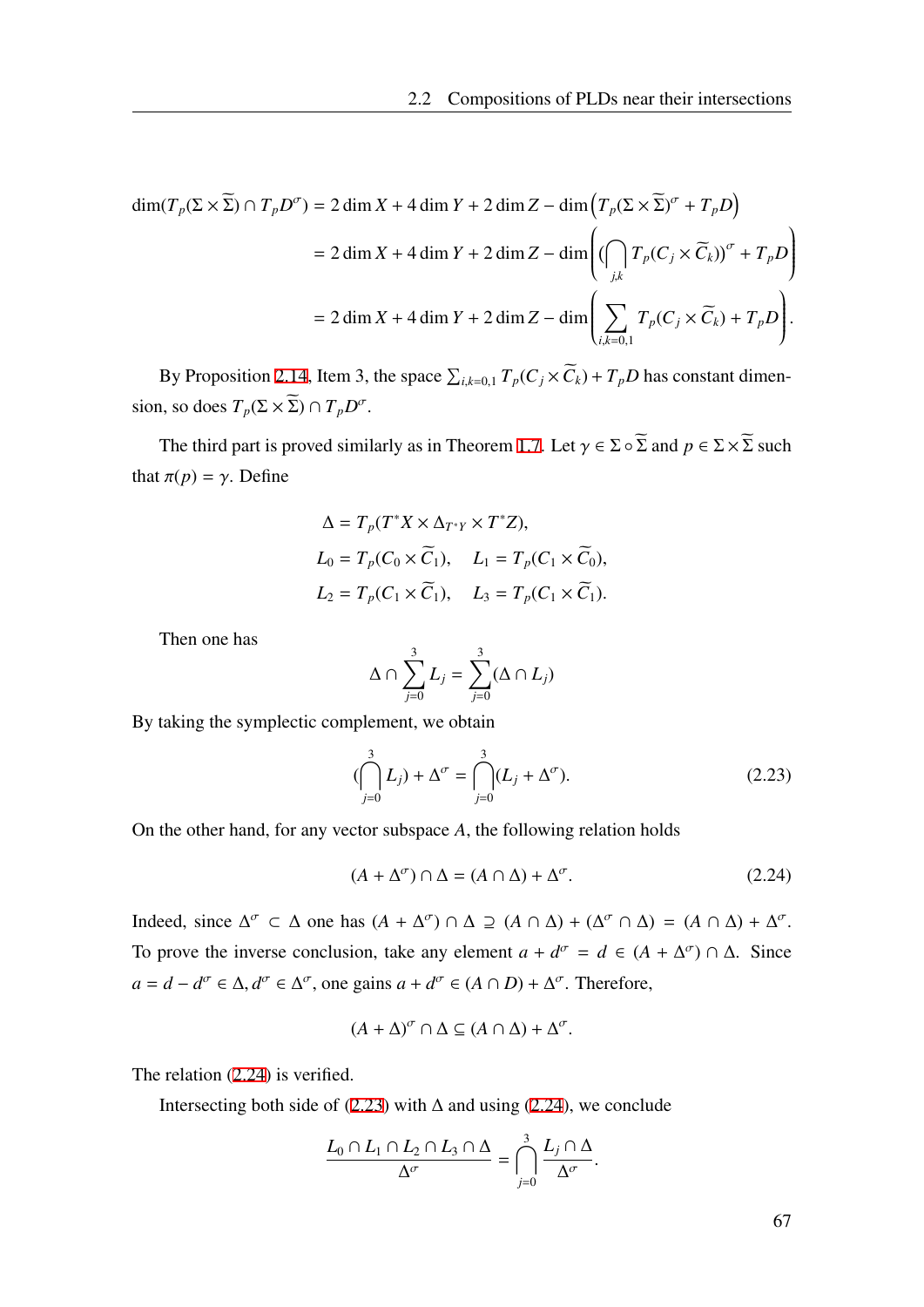$$
\begin{aligned}
\dim(T_p(\Sigma \times \widetilde{\Sigma}) \cap T_p D^\sigma) &= 2\dim X + 4\dim Y + 2\dim Z - \dim\Big(T_p(\Sigma \times \widetilde{\Sigma})^\sigma + T_p D\Big) \\
&= 2\dim X + 4\dim Y + 2\dim Z - \dim\left( (\bigcap_{j,k} T_p(C_j \times \widetilde{C}_k))^\sigma + T_p D \right) \\
&= 2\dim X + 4\dim Y + 2\dim Z - \dim\left( \sum_{i,k=0,1} T_p(C_j \times \widetilde{C}_k) + T_p D \right).
\end{aligned}
$$

By Proposition 2.14, Item 3, the space $\sum_{i,k=0,1} T_p(C_j \times \widetilde{C}_k) + T_p D$ has constant dimension, so does $T_p(\Sigma \times \widetilde{\Sigma}) \cap T_p D^\sigma$.

The third part is proved similarly as in Theorem 1.7. Let $\gamma \in \Sigma \circ \widetilde{\Sigma}$ and $p \in \Sigma \times \widetilde{\Sigma}$ such that $\pi(p) = \gamma$. Define

$$
\begin{aligned}
\Delta &= T_p(T^*X \times \Delta_{T^*Y} \times T^*Z), \\
L_0 &= T_p(C_0 \times \widetilde{C}_1), \quad L_1 = T_p(C_1 \times \widetilde{C}_0), \\
L_2 &= T_p(C_1 \times \widetilde{C}_1), \quad L_3 = T_p(C_1 \times \widetilde{C}_1).
\end{aligned}
$$

Then one has

$$
\Delta \cap \sum_{j=0}^{3} L_j = \sum_{j=0}^{3} (\Delta \cap L_j)
$$

By taking the symplectic complement, we obtain

$$
(\bigcap_{j=0}^{3} L_j) + \Delta^\sigma = \bigcap_{j=0}^{3} (L_j + \Delta^\sigma). \tag{2.23}
$$

On the other hand, for any vector subspace $A$, the following relation holds

$$
(A + \Delta^\sigma) \cap \Delta = (A \cap \Delta) + \Delta^\sigma. \tag{2.24}
$$

Indeed, since $\Delta^\sigma \subset \Delta$ one has $(A + \Delta^\sigma) \cap \Delta \supseteq (A \cap \Delta) + (\Delta^\sigma \cap \Delta) = (A \cap \Delta) + \Delta^\sigma$. To prove the inverse conclusion, take any element $a + d^\sigma = d \in (A + \Delta^\sigma) \cap \Delta$. Since $a = d - d^\sigma \in \Delta, d^\sigma \in \Delta^\sigma$, one gains $a + d^\sigma \in (A \cap D) + \Delta^\sigma$. Therefore,

$$
(A + \Delta)^\sigma \cap \Delta \subseteq (A \cap \Delta) + \Delta^\sigma.
$$

The relation (2.24) is verified.

Intersecting both side of (2.23) with $\Delta$ and using (2.24), we conclude

$$
\frac{L_0 \cap L_1 \cap L_2 \cap L_3 \cap \Delta}{\Delta^\sigma} = \bigcap_{j=0}^{3} \frac{L_j \cap \Delta}{\Delta^\sigma}.
$$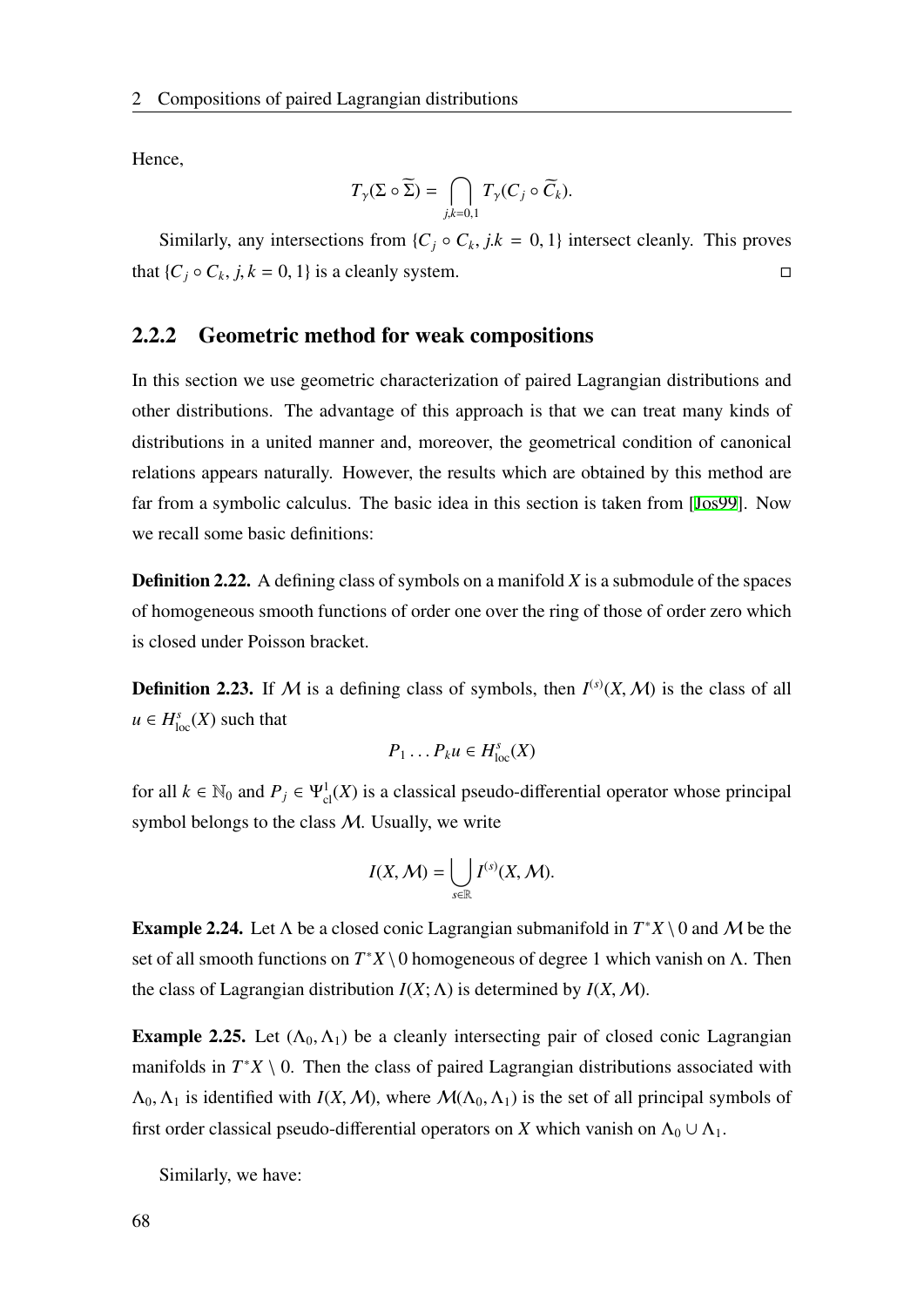Hence,

$$T_\gamma(\Sigma \circ \widetilde{\Sigma}) = \bigcap_{j,k=0,1} T_\gamma(C_j \circ \widetilde{C}_k).$$

Similarly, any intersections from $\{C_j \circ C_k, j.k = 0, 1\}$ intersect cleanly. This proves that $\{C_j \circ C_k, j, k = 0, 1\}$ is a cleanly system. □

### 2.2.2 Geometric method for weak compositions

In this section we use geometric characterization of paired Lagrangian distributions and other distributions. The advantage of this approach is that we can treat many kinds of distributions in a united manner and, moreover, the geometrical condition of canonical relations appears naturally. However, the results which are obtained by this method are far from a symbolic calculus. The basic idea in this section is taken from [Jos99]. Now we recall some basic definitions:

**Definition 2.22.** A defining class of symbols on a manifold $X$ is a submodule of the spaces of homogeneous smooth functions of order one over the ring of those of order zero which is closed under Poisson bracket.

**Definition 2.23.** If $\mathcal{M}$ is a defining class of symbols, then $I^{(s)}(X, \mathcal{M})$ is the class of all $u \in H^s_{\mathrm{loc}}(X)$ such that

$$P_1 \ldots P_k u \in H^s_{\mathrm{loc}}(X)$$

for all $k \in \mathbb{N}_0$ and $P_j \in \Psi^1_{\mathrm{cl}}(X)$ is a classical pseudo-differential operator whose principal symbol belongs to the class $\mathcal{M}$. Usually, we write

$$I(X, \mathcal{M}) = \bigcup_{s \in \mathbb{R}} I^{(s)}(X, \mathcal{M}).$$

**Example 2.24.** Let $\Lambda$ be a closed conic Lagrangian submanifold in $T^*X \setminus 0$ and $\mathcal{M}$ be the set of all smooth functions on $T^*X \setminus 0$ homogeneous of degree 1 which vanish on $\Lambda$. Then the class of Lagrangian distribution $I(X; \Lambda)$ is determined by $I(X, \mathcal{M})$.

**Example 2.25.** Let $(\Lambda_0, \Lambda_1)$ be a cleanly intersecting pair of closed conic Lagrangian manifolds in $T^*X \setminus 0$. Then the class of paired Lagrangian distributions associated with $\Lambda_0, \Lambda_1$ is identified with $I(X, \mathcal{M})$, where $\mathcal{M}(\Lambda_0, \Lambda_1)$ is the set of all principal symbols of first order classical pseudo-differential operators on $X$ which vanish on $\Lambda_0 \cup \Lambda_1$.

Similarly, we have: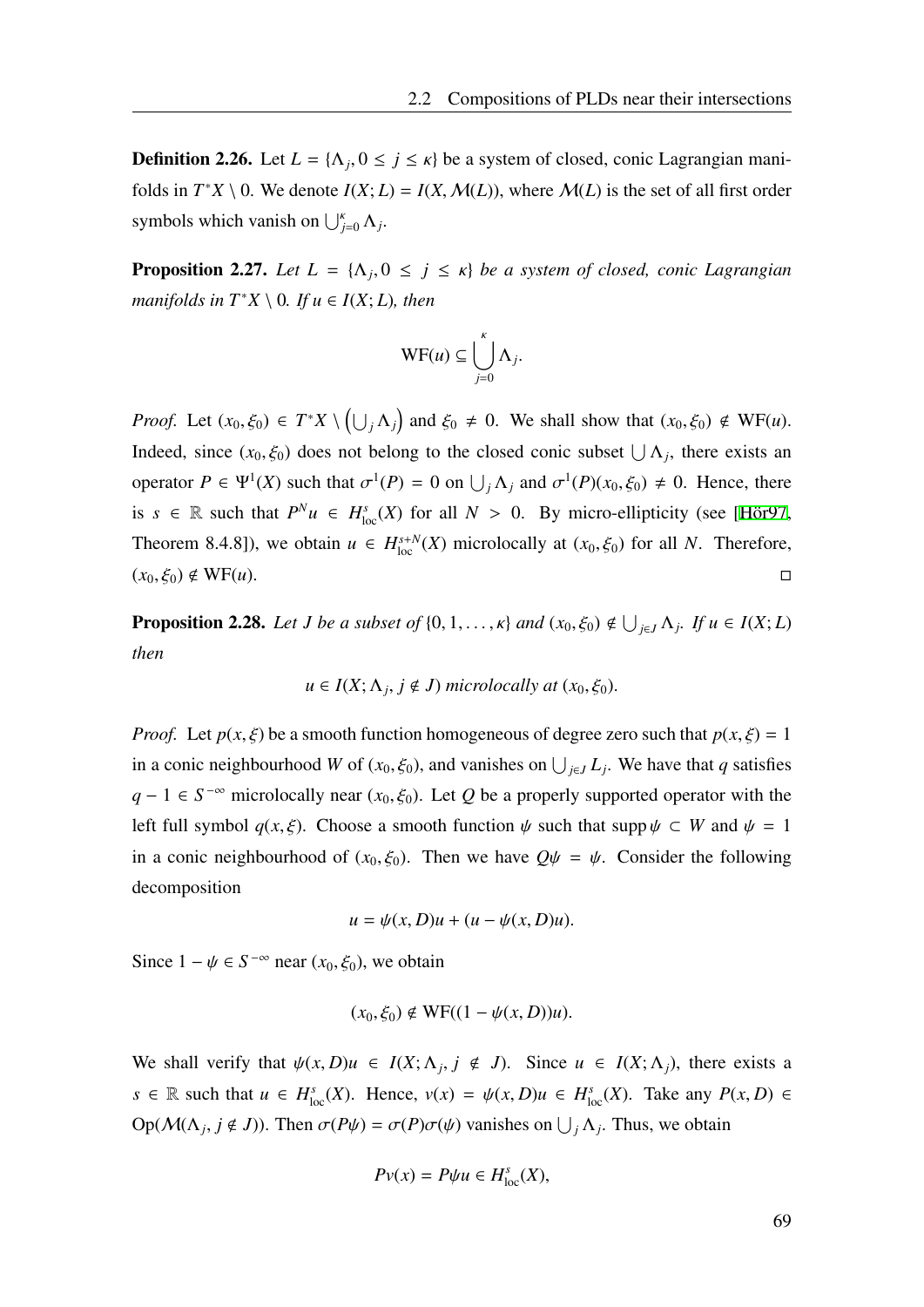**Definition 2.26.** Let $L = \{\Lambda_j, 0 \le j \le \kappa\}$ be a system of closed, conic Lagrangian manifolds in $T^*X \setminus 0$. We denote $I(X; L) = I(X, \mathcal{M}(L))$, where $\mathcal{M}(L)$ is the set of all first order symbols which vanish on $\bigcup_{j=0}^{\kappa} \Lambda_j$.

**Proposition 2.27.** *Let $L = \{\Lambda_j, 0 \le j \le \kappa\}$ be a system of closed, conic Lagrangian manifolds in $T^*X \setminus 0$. If $u \in I(X; L)$, then*

$$\mathrm{WF}(u) \subseteq \bigcup_{j=0}^{\kappa} \Lambda_j.$$

*Proof.* Let $(x_0, \xi_0) \in T^*X \setminus \left(\bigcup_j \Lambda_j\right)$ and $\xi_0 \neq 0$. We shall show that $(x_0, \xi_0) \notin \mathrm{WF}(u)$. Indeed, since $(x_0, \xi_0)$ does not belong to the closed conic subset $\bigcup \Lambda_j$, there exists an operator $P \in \Psi^1(X)$ such that $\sigma^1(P) = 0$ on $\bigcup_j \Lambda_j$ and $\sigma^1(P)(x_0, \xi_0) \neq 0$. Hence, there is $s \in \mathbb{R}$ such that $P^N u \in H^s_{\mathrm{loc}}(X)$ for all $N > 0$. By micro-ellipticity (see [Hör97, Theorem 8.4.8]), we obtain $u \in H^{s+N}_{\mathrm{loc}}(X)$ microlocally at $(x_0, \xi_0)$ for all $N$. Therefore, $(x_0, \xi_0) \notin \mathrm{WF}(u)$. □

**Proposition 2.28.** *Let $J$ be a subset of $\{0, 1, \dots, \kappa\}$ and $(x_0, \xi_0) \notin \bigcup_{j \in J} \Lambda_j$. If $u \in I(X; L)$ then*

$$u \in I(X; \Lambda_j, j \notin J) \text{ microlocally at } (x_0, \xi_0).$$

*Proof.* Let $p(x, \xi)$ be a smooth function homogeneous of degree zero such that $p(x, \xi) = 1$ in a conic neighbourhood $W$ of $(x_0, \xi_0)$, and vanishes on $\bigcup_{j \in J} L_j$. We have that $q$ satisfies $q - 1 \in S^{-\infty}$ microlocally near $(x_0, \xi_0)$. Let $Q$ be a properly supported operator with the left full symbol $q(x, \xi)$. Choose a smooth function $\psi$ such that $\operatorname{supp} \psi \subset W$ and $\psi = 1$ in a conic neighbourhood of $(x_0, \xi_0)$. Then we have $Q\psi = \psi$. Consider the following decomposition

$$u = \psi(x, D)u + (u - \psi(x, D)u).$$

Since $1 - \psi \in S^{-\infty}$ near $(x_0, \xi_0)$, we obtain

$$(x_0, \xi_0) \notin \mathrm{WF}((1 - \psi(x, D))u).$$

We shall verify that $\psi(x, D)u \in I(X; \Lambda_j, j \notin J)$. Since $u \in I(X; \Lambda_j)$, there exists a $s \in \mathbb{R}$ such that $u \in H^s_{\mathrm{loc}}(X)$. Hence, $v(x) = \psi(x, D)u \in H^s_{\mathrm{loc}}(X)$. Take any $P(x, D) \in \mathrm{Op}(\mathcal{M}(\Lambda_j, j \notin J))$. Then $\sigma(P\psi) = \sigma(P)\sigma(\psi)$ vanishes on $\bigcup_j \Lambda_j$. Thus, we obtain

$$Pv(x) = P\psi u \in H^s_{\mathrm{loc}}(X),$$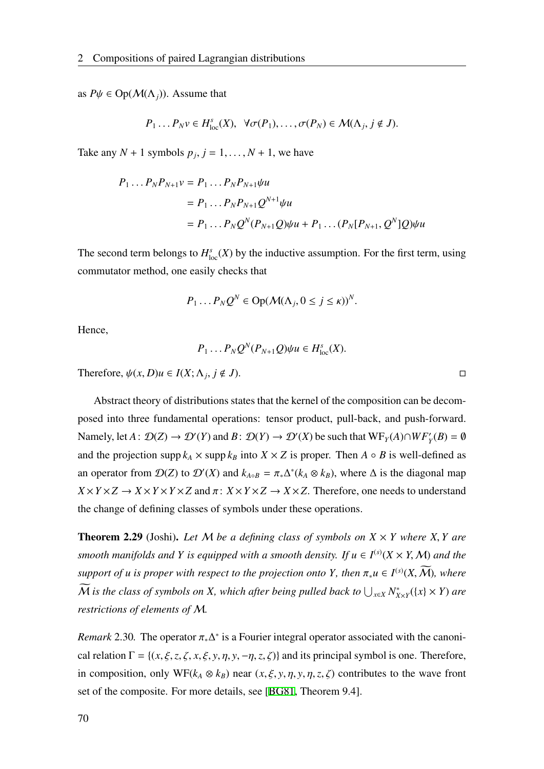as $P\psi \in \mathrm{Op}(\mathcal{M}(\Lambda_j))$. Assume that

$$P_1 \dots P_N v \in H^s_{\mathrm{loc}}(X), \quad \forall \sigma(P_1), \dots, \sigma(P_N) \in \mathcal{M}(\Lambda_j, j \notin J).$$

Take any $N+1$ symbols $p_j$, $j = 1, \dots, N+1$, we have

$$\begin{aligned}
P_1 \dots P_N P_{N+1} v &= P_1 \dots P_N P_{N+1} \psi u \\
&= P_1 \dots P_N P_{N+1} Q^{N+1} \psi u \\
&= P_1 \dots P_N Q^N (P_{N+1} Q) \psi u + P_1 \dots (P_N [P_{N+1}, Q^N] Q) \psi u
\end{aligned}$$

The second term belongs to $H^s_{\mathrm{loc}}(X)$ by the inductive assumption. For the first term, using commutator method, one easily checks that

$$P_1 \dots P_N Q^N \in \mathrm{Op}(\mathcal{M}(\Lambda_j, 0 \le j \le \kappa))^N.$$

Hence,

$$P_1 \dots P_N Q^N (P_{N+1} Q) \psi u \in H^s_{\mathrm{loc}}(X).$$

Therefore, $\psi(x, D) u \in I(X; \Lambda_j, j \notin J)$. □

Abstract theory of distributions states that the kernel of the composition can be decomposed into three fundamental operations: tensor product, pull-back, and push-forward. Namely, let $A \colon \mathcal{D}(Z) \to \mathcal{D}'(Y)$ and $B \colon \mathcal{D}(Y) \to \mathcal{D}'(X)$ be such that $\mathrm{WF}_Y(A) \cap WF'_Y(B) = \emptyset$ and the projection $\operatorname{supp} k_A \times \operatorname{supp} k_B$ into $X \times Z$ is proper. Then $A \circ B$ is well-defined as an operator from $\mathcal{D}(Z)$ to $\mathcal{D}'(X)$ and $k_{A \circ B} = \pi_* \Delta^* (k_A \otimes k_B)$, where $\Delta$ is the diagonal map $X \times Y \times Z \to X \times Y \times Y \times Z$ and $\pi \colon X \times Y \times Z \to X \times Z$. Therefore, one needs to understand the change of defining classes of symbols under these operations.

**Theorem 2.29** (Joshi). *Let $\mathcal{M}$ be a defining class of symbols on $X \times Y$ where $X, Y$ are smooth manifolds and $Y$ is equipped with a smooth density. If $u \in I^{(s)}(X \times Y, \mathcal{M})$ and the support of $u$ is proper with respect to the projection onto $Y$, then $\pi_* u \in I^{(s)}(X, \widetilde{\mathcal{M}})$, where $\widetilde{\mathcal{M}}$ is the class of symbols on $X$, which after being pulled back to $\bigcup_{x \in X} N^*_{X \times Y}(\{x\} \times Y)$ are restrictions of elements of $\mathcal{M}$.*

*Remark* 2.30. The operator $\pi_* \Delta^*$ is a Fourier integral operator associated with the canonical relation $\Gamma = \{(x, \xi, z, \zeta, x, \xi, y, \eta, y, -\eta, z, \zeta)\}$ and its principal symbol is one. Therefore, in composition, only $\mathrm{WF}(k_A \otimes k_B)$ near $(x, \xi, y, \eta, y, \eta, z, \zeta)$ contributes to the wave front set of the composite. For more details, see [BG81, Theorem 9.4].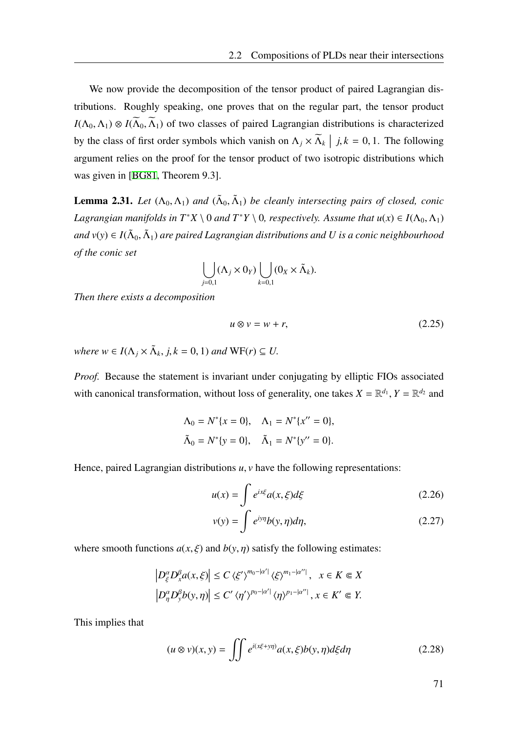We now provide the decomposition of the tensor product of paired Lagrangian distributions. Roughly speaking, one proves that on the regular part, the tensor product $I(\Lambda_0, \Lambda_1) \otimes I(\widetilde{\Lambda}_0, \widetilde{\Lambda}_1)$ of two classes of paired Lagrangian distributions is characterized by the class of first order symbols which vanish on $\Lambda_j \times \widetilde{\Lambda}_k \mid j, k = 0, 1$. The following argument relies on the proof for the tensor product of two isotropic distributions which was given in [BG81, Theorem 9.3].

**Lemma 2.31.** *Let $(\Lambda_0, \Lambda_1)$ and $(\tilde{\Lambda}_0, \tilde{\Lambda}_1)$ be cleanly intersecting pairs of closed, conic Lagrangian manifolds in $T^*X \setminus 0$ and $T^*Y \setminus 0$, respectively. Assume that $u(x) \in I(\Lambda_0, \Lambda_1)$ and $v(y) \in I(\tilde{\Lambda}_0, \tilde{\Lambda}_1)$ are paired Lagrangian distributions and $U$ is a conic neighbourhood of the conic set*

$$\bigcup_{j=0,1} (\Lambda_j \times 0_Y) \bigcup_{k=0,1} (0_X \times \tilde{\Lambda}_k).$$

*Then there exists a decomposition*

$$u \otimes v = w + r, \tag{2.25}$$

*where $w \in I(\Lambda_j \times \tilde{\Lambda}_k, j, k = 0, 1)$ and $\mathrm{WF}(r) \subseteq U$.*

*Proof.* Because the statement is invariant under conjugating by elliptic FIOs associated with canonical transformation, without loss of generality, one takes $X = \mathbb{R}^{d_1}$, $Y = \mathbb{R}^{d_2}$ and

$$\Lambda_0 = N^*\{x = 0\}, \quad \Lambda_1 = N^*\{x'' = 0\},$$
$$\tilde{\Lambda}_0 = N^*\{y = 0\}, \quad \tilde{\Lambda}_1 = N^*\{y'' = 0\}.$$

Hence, paired Lagrangian distributions $u, v$ have the following representations:

$$u(x) = \int e^{ix\xi} a(x, \xi) d\xi \tag{2.26}$$

$$v(y) = \int e^{iy\eta} b(y, \eta) d\eta, \tag{2.27}$$

where smooth functions $a(x, \xi)$ and $b(y, \eta)$ satisfy the following estimates:

$$\left| D_\xi^\alpha D_x^\beta a(x, \xi) \right| \leq C \langle \xi' \rangle^{m_0 - |\alpha'|} \langle \xi \rangle^{m_1 - |\alpha''|}, \quad x \in K \Subset X$$
$$\left| D_\eta^\alpha D_y^\beta b(y, \eta) \right| \leq C' \langle \eta' \rangle^{p_0 - |\alpha'|} \langle \eta \rangle^{p_1 - |\alpha''|}, x \in K' \Subset Y.$$

This implies that

$$(u \otimes v)(x, y) = \iint e^{i(x\xi + y\eta)} a(x, \xi) b(y, \eta) d\xi d\eta \tag{2.28}$$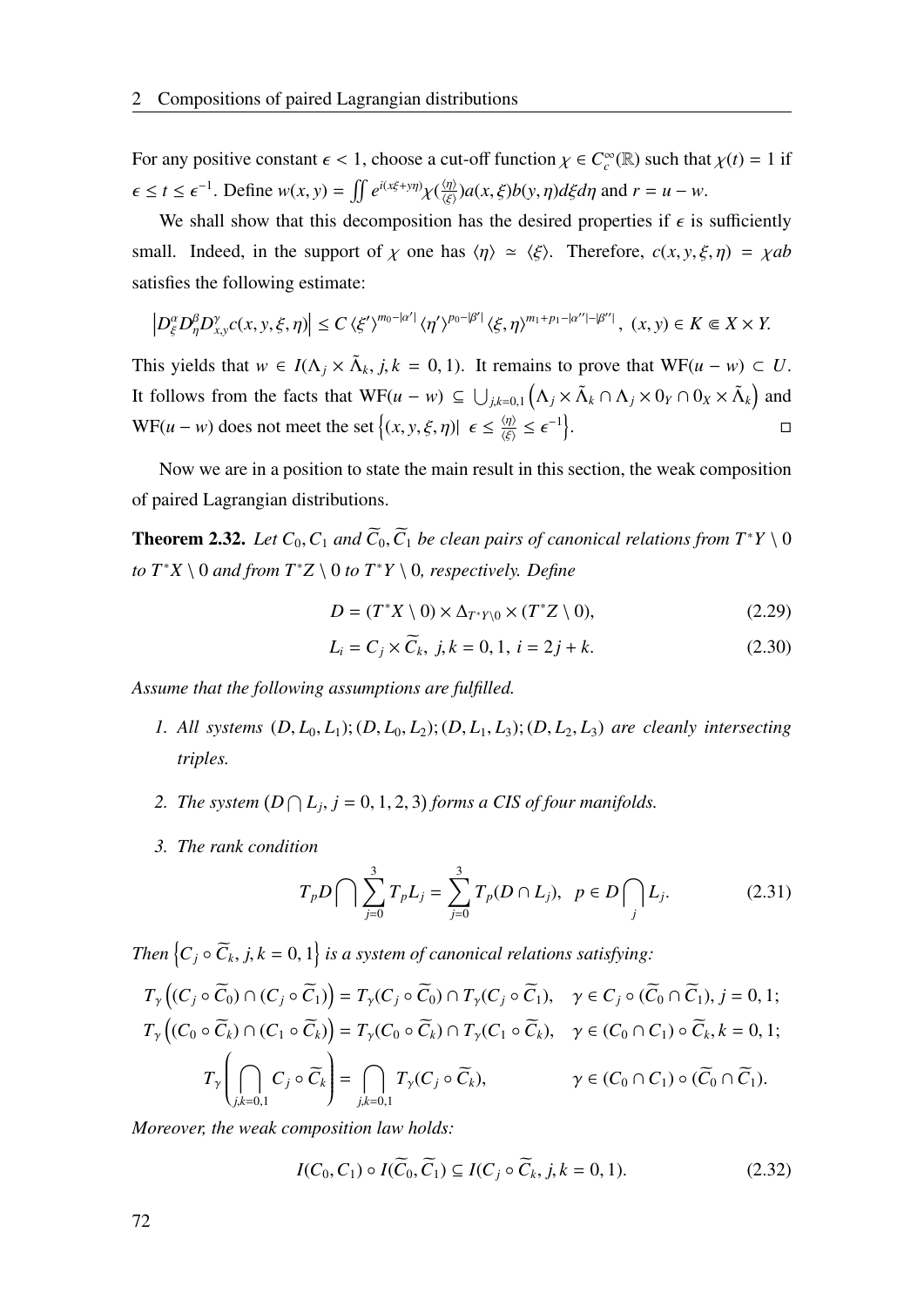For any positive constant $\epsilon < 1$, choose a cut-off function $\chi \in C_c^\infty(\mathbb{R})$ such that $\chi(t) = 1$ if $\epsilon \le t \le \epsilon^{-1}$. Define $w(x, y) = \iint e^{i(x\xi + y\eta)} \chi(\frac{\langle\eta\rangle}{\langle\xi\rangle}) a(x, \xi) b(y, \eta) d\xi d\eta$ and $r = u - w$.

We shall show that this decomposition has the desired properties if $\epsilon$ is sufficiently small. Indeed, in the support of $\chi$ one has $\langle\eta\rangle \simeq \langle\xi\rangle$. Therefore, $c(x, y, \xi, \eta) = \chi ab$ satisfies the following estimate:

$$\left| D_\xi^\alpha D_\eta^\beta D_{x,y}^\gamma c(x, y, \xi, \eta) \right| \le C \langle\xi'\rangle^{m_0 - |\alpha'|} \langle\eta'\rangle^{p_0 - |\beta'|} \langle\xi, \eta\rangle^{m_1 + p_1 - |\alpha''| - |\beta''|}, \ (x, y) \in K \Subset X \times Y.$$

This yields that $w \in I(\Lambda_j \times \tilde{\Lambda}_k, j, k = 0, 1)$. It remains to prove that $\mathrm{WF}(u - w) \subset U$. It follows from the facts that $\mathrm{WF}(u - w) \subseteq \bigcup_{j,k=0,1} \left( \Lambda_j \times \tilde{\Lambda}_k \cap \Lambda_j \times 0_Y \cap 0_X \times \tilde{\Lambda}_k \right)$ and $\mathrm{WF}(u - w)$ does not meet the set $\left\{ (x, y, \xi, \eta) | \ \epsilon \le \frac{\langle\eta\rangle}{\langle\xi\rangle} \le \epsilon^{-1} \right\}$. □

Now we are in a position to state the main result in this section, the weak composition of paired Lagrangian distributions.

**Theorem 2.32.** *Let $C_0, C_1$ and $\widetilde{C}_0, \widetilde{C}_1$ be clean pairs of canonical relations from $T^*Y \setminus 0$ to $T^*X \setminus 0$ and from $T^*Z \setminus 0$ to $T^*Y \setminus 0$, respectively. Define*

$$D = (T^*X \setminus 0) \times \Delta_{T^*Y \setminus 0} \times (T^*Z \setminus 0), \tag{2.29}$$

$$L_i = C_j \times \widetilde{C}_k, \ j, k = 0, 1, \ i = 2j + k. \tag{2.30}$$

*Assume that the following assumptions are fulfilled.*

1. *All systems $(D, L_0, L_1); (D, L_0, L_2); (D, L_1, L_3); (D, L_2, L_3)$ are cleanly intersecting triples.*
2. *The system $(D \bigcap L_j, j = 0, 1, 2, 3)$ forms a CIS of four manifolds.*
3. *The rank condition*

$$T_p D \bigcap \sum_{j=0}^{3} T_p L_j = \sum_{j=0}^{3} T_p (D \cap L_j), \ \ p \in D \bigcap_j L_j. \tag{2.31}$$

*Then $\left\{ C_j \circ \widetilde{C}_k, j, k = 0, 1 \right\}$ is a system of canonical relations satisfying:*

$$T_\gamma \left( (C_j \circ \widetilde{C}_0) \cap (C_j \circ \widetilde{C}_1) \right) = T_\gamma (C_j \circ \widetilde{C}_0) \cap T_\gamma (C_j \circ \widetilde{C}_1), \quad \gamma \in C_j \circ (\widetilde{C}_0 \cap \widetilde{C}_1), j = 0, 1;$$

$$T_\gamma \left( (C_0 \circ \widetilde{C}_k) \cap (C_1 \circ \widetilde{C}_k) \right) = T_\gamma (C_0 \circ \widetilde{C}_k) \cap T_\gamma (C_1 \circ \widetilde{C}_k), \quad \gamma \in (C_0 \cap C_1) \circ \widetilde{C}_k, k = 0, 1;$$

$$T_\gamma \left( \bigcap_{j,k=0,1} C_j \circ \widetilde{C}_k \right) = \bigcap_{j,k=0,1} T_\gamma (C_j \circ \widetilde{C}_k), \qquad \gamma \in (C_0 \cap C_1) \circ (\widetilde{C}_0 \cap \widetilde{C}_1).$$

*Moreover, the weak composition law holds:*

$$I(C_0, C_1) \circ I(\widetilde{C}_0, \widetilde{C}_1) \subseteq I(C_j \circ \widetilde{C}_k, j, k = 0, 1). \tag{2.32}$$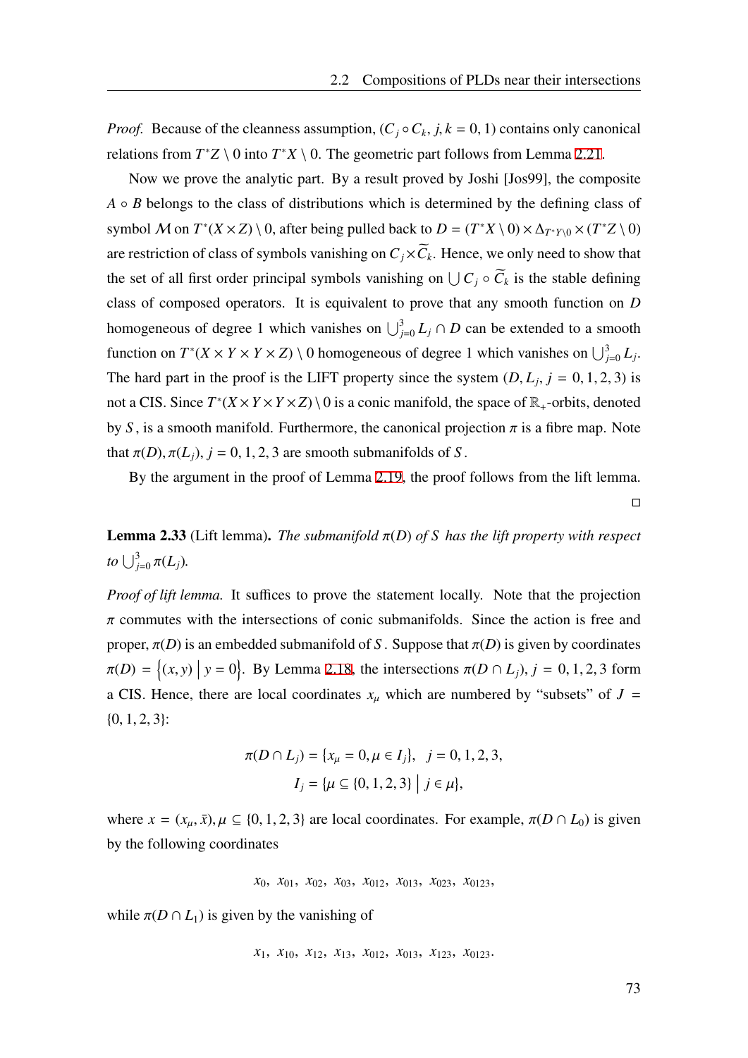*Proof.* Because of the cleanness assumption, $(C_j \circ C_k, j, k = 0, 1)$ contains only canonical relations from $T^*Z \setminus 0$ into $T^*X \setminus 0$. The geometric part follows from Lemma 2.21.

Now we prove the analytic part. By a result proved by Joshi [Jos99], the composite $A \circ B$ belongs to the class of distributions which is determined by the defining class of symbol $\mathcal{M}$ on $T^*(X \times Z) \setminus 0$, after being pulled back to $D = (T^*X \setminus 0) \times \Delta_{T^*Y\setminus 0} \times (T^*Z \setminus 0)$ are restriction of class of symbols vanishing on $C_j \times \widetilde{C}_k$. Hence, we only need to show that the set of all first order principal symbols vanishing on $\bigcup C_j \circ \widetilde{C}_k$ is the stable defining class of composed operators. It is equivalent to prove that any smooth function on $D$ homogeneous of degree 1 which vanishes on $\bigcup_{j=0}^{3} L_j \cap D$ can be extended to a smooth function on $T^*(X \times Y \times Y \times Z) \setminus 0$ homogeneous of degree 1 which vanishes on $\bigcup_{j=0}^{3} L_j$. The hard part in the proof is the LIFT property since the system $(D, L_j, j = 0, 1, 2, 3)$ is not a CIS. Since $T^*(X \times Y \times Y \times Z) \setminus 0$ is a conic manifold, the space of $\mathbb{R}_+$-orbits, denoted by $S$, is a smooth manifold. Furthermore, the canonical projection $\pi$ is a fibre map. Note that $\pi(D), \pi(L_j), j = 0, 1, 2, 3$ are smooth submanifolds of $S$.

By the argument in the proof of Lemma 2.19, the proof follows from the lift lemma. □

**Lemma 2.33** (Lift lemma)**.** *The submanifold $\pi(D)$ of $S$ has the lift property with respect to $\bigcup_{j=0}^{3} \pi(L_j)$.*

*Proof of lift lemma.* It suffices to prove the statement locally. Note that the projection $\pi$ commutes with the intersections of conic submanifolds. Since the action is free and proper, $\pi(D)$ is an embedded submanifold of $S$. Suppose that $\pi(D)$ is given by coordinates $\pi(D) = \{(x, y) \mid y = 0\}$. By Lemma 2.18, the intersections $\pi(D \cap L_j), j = 0, 1, 2, 3$ form a CIS. Hence, there are local coordinates $x_\mu$ which are numbered by "subsets" of $J = \{0, 1, 2, 3\}$:

$$\pi(D \cap L_j) = \{x_\mu = 0, \mu \in I_j\}, \quad j = 0, 1, 2, 3,$$
$$I_j = \{\mu \subseteq \{0, 1, 2, 3\} \mid j \in \mu\},$$

where $x = (x_\mu, \bar{x}), \mu \subseteq \{0, 1, 2, 3\}$ are local coordinates. For example, $\pi(D \cap L_0)$ is given by the following coordinates

$$x_0,\ x_{01},\ x_{02},\ x_{03},\ x_{012},\ x_{013},\ x_{023},\ x_{0123},$$

while $\pi(D \cap L_1)$ is given by the vanishing of

$$x_1,\ x_{10},\ x_{12},\ x_{13},\ x_{012},\ x_{013},\ x_{123},\ x_{0123}.$$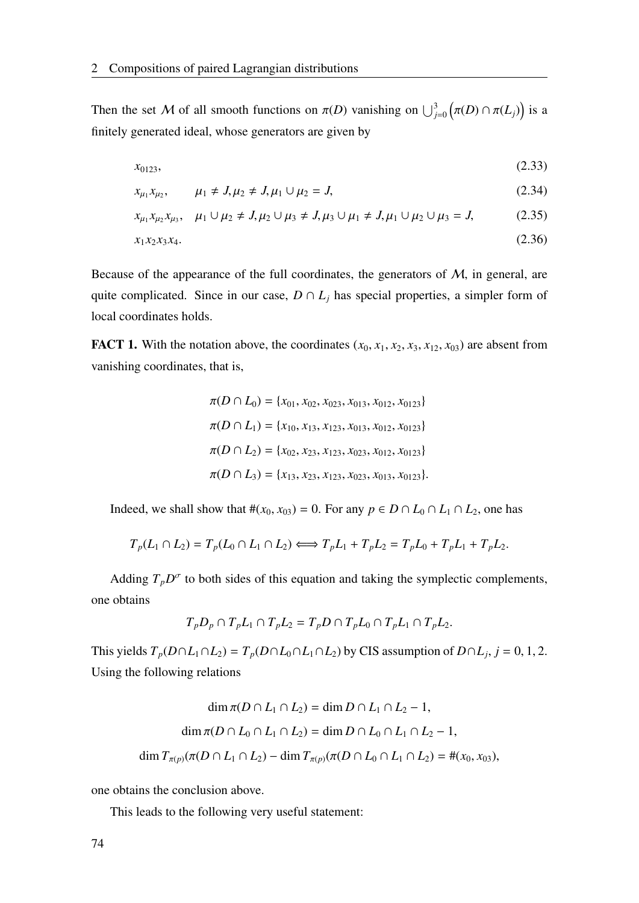Then the set $\mathcal{M}$ of all smooth functions on $\pi(D)$ vanishing on $\bigcup_{j=0}^{3}\left(\pi(D)\cap\pi(L_j)\right)$ is a finitely generated ideal, whose generators are given by

$$x_{0123}, \tag{2.33}$$

$$x_{\mu_1}x_{\mu_2}, \qquad \mu_1 \neq J, \mu_2 \neq J, \mu_1 \cup \mu_2 = J, \tag{2.34}$$

$$x_{\mu_1}x_{\mu_2}x_{\mu_3}, \quad \mu_1 \cup \mu_2 \neq J, \mu_2 \cup \mu_3 \neq J, \mu_3 \cup \mu_1 \neq J, \mu_1 \cup \mu_2 \cup \mu_3 = J, \tag{2.35}$$

$$x_1x_2x_3x_4. \tag{2.36}$$

Because of the appearance of the full coordinates, the generators of $\mathcal{M}$, in general, are quite complicated. Since in our case, $D \cap L_j$ has special properties, a simpler form of local coordinates holds.

**FACT 1.** With the notation above, the coordinates $(x_0, x_1, x_2, x_3, x_{12}, x_{03})$ are absent from vanishing coordinates, that is,

$$\pi(D \cap L_0) = \{x_{01}, x_{02}, x_{023}, x_{013}, x_{012}, x_{0123}\}$$

$$\pi(D \cap L_1) = \{x_{10}, x_{13}, x_{123}, x_{013}, x_{012}, x_{0123}\}$$

$$\pi(D \cap L_2) = \{x_{02}, x_{23}, x_{123}, x_{023}, x_{012}, x_{0123}\}$$

$$\pi(D \cap L_3) = \{x_{13}, x_{23}, x_{123}, x_{023}, x_{013}, x_{0123}\}.$$

Indeed, we shall show that $\#(x_0, x_{03}) = 0$. For any $p \in D \cap L_0 \cap L_1 \cap L_2$, one has

$$T_p(L_1 \cap L_2) = T_p(L_0 \cap L_1 \cap L_2) \Longleftrightarrow T_pL_1 + T_pL_2 = T_pL_0 + T_pL_1 + T_pL_2.$$

Adding $T_pD^\sigma$ to both sides of this equation and taking the symplectic complements, one obtains

$$T_pD_p \cap T_pL_1 \cap T_pL_2 = T_pD \cap T_pL_0 \cap T_pL_1 \cap T_pL_2.$$

This yields $T_p(D \cap L_1 \cap L_2) = T_p(D \cap L_0 \cap L_1 \cap L_2)$ by CIS assumption of $D \cap L_j$, $j = 0, 1, 2$. Using the following relations

$$\dim \pi(D \cap L_1 \cap L_2) = \dim D \cap L_1 \cap L_2 - 1,$$

$$\dim \pi(D \cap L_0 \cap L_1 \cap L_2) = \dim D \cap L_0 \cap L_1 \cap L_2 - 1,$$

$$\dim T_{\pi(p)}(\pi(D \cap L_1 \cap L_2) - \dim T_{\pi(p)}(\pi(D \cap L_0 \cap L_1 \cap L_2) = \#(x_0, x_{03}),$$

one obtains the conclusion above.

This leads to the following very useful statement: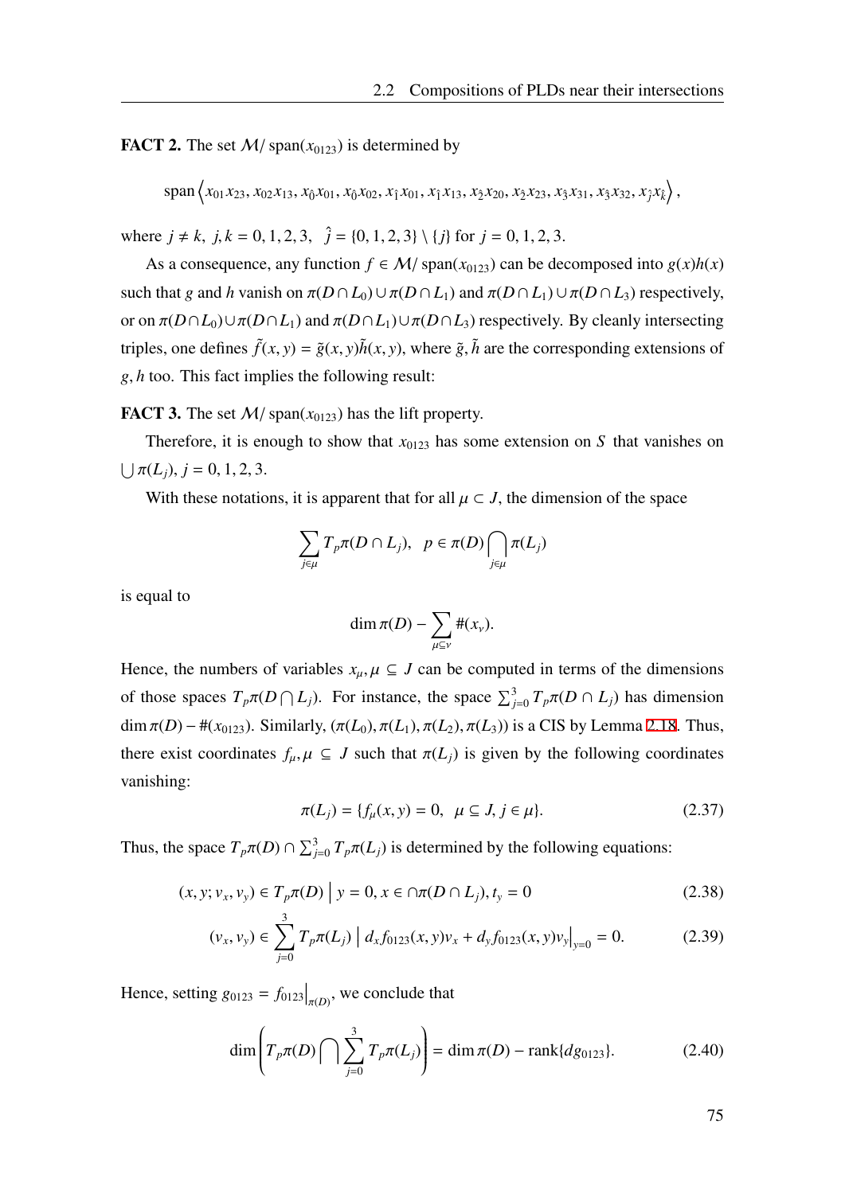**FACT 2.** The set $\mathcal{M}/\,\mathrm{span}(x_{0123})$ is determined by

$$\mathrm{span}\left\langle x_{01}x_{23}, x_{02}x_{13}, x_{\hat{0}}x_{01}, x_{\hat{0}}x_{02}, x_{\hat{1}}x_{01}, x_{\hat{1}}x_{13}, x_{\hat{2}}x_{20}, x_{\hat{2}}x_{23}, x_{\hat{3}}x_{31}, x_{\hat{3}}x_{32}, x_{\hat{j}}x_{\hat{k}}\right\rangle,$$

where $j \neq k,\ j,k = 0,1,2,3,\ \ \hat{j} = \{0,1,2,3\} \setminus \{j\}$ for $j = 0,1,2,3$.

As a consequence, any function $f \in \mathcal{M}/\,\mathrm{span}(x_{0123})$ can be decomposed into $g(x)h(x)$ such that $g$ and $h$ vanish on $\pi(D \cap L_0) \cup \pi(D \cap L_1)$ and $\pi(D \cap L_1) \cup \pi(D \cap L_3)$ respectively, or on $\pi(D \cap L_0) \cup \pi(D \cap L_1)$ and $\pi(D \cap L_1) \cup \pi(D \cap L_3)$) respectively. By cleanly intersecting triples, one defines $\tilde{f}(x,y) = \tilde{g}(x,y)\tilde{h}(x,y)$, where $\tilde{g}, \tilde{h}$ are the corresponding extensions of $g, h$ too. This fact implies the following result:

**FACT 3.** The set $\mathcal{M}/\,\mathrm{span}(x_{0123})$ has the lift property.

Therefore, it is enough to show that $x_{0123}$ has some extension on $S$ that vanishes on $\bigcup \pi(L_j),\ j = 0,1,2,3$.

With these notations, it is apparent that for all $\mu \subset J$, the dimension of the space

$$\sum_{j\in\mu} T_p\pi(D \cap L_j), \quad p \in \pi(D) \bigcap_{j\in\mu} \pi(L_j)$$

is equal to

$$\dim \pi(D) - \sum_{\mu \subseteq \nu} \#(x_\nu).$$

Hence, the numbers of variables $x_\mu, \mu \subseteq J$ can be computed in terms of the dimensions of those spaces $T_p\pi(D \bigcap L_j)$. For instance, the space $\sum_{j=0}^{3} T_p\pi(D \cap L_j)$ has dimension $\dim \pi(D) - \#(x_{0123})$. Similarly, $(\pi(L_0), \pi(L_1), \pi(L_2), \pi(L_3))$ is a CIS by Lemma 2.18. Thus, there exist coordinates $f_\mu, \mu \subseteq J$ such that $\pi(L_j)$ is given by the following coordinates vanishing:

$$\pi(L_j) = \{f_\mu(x,y) = 0,\ \ \mu \subseteq J, j \in \mu\}. \tag{2.37}$$

Thus, the space $T_p\pi(D) \cap \sum_{j=0}^{3} T_p\pi(L_j)$ is determined by the following equations:

$$(x, y; v_x, v_y) \in T_p\pi(D) \;\big|\; y = 0, x \in \cap\pi(D \cap L_j), t_y = 0 \tag{2.38}$$

$$(v_x, v_y) \in \sum_{j=0}^{3} T_p\pi(L_j) \;\big|\; d_x f_{0123}(x,y)v_x + d_y f_{0123}(x,y)v_y\big|_{y=0} = 0. \tag{2.39}$$

Hence, setting $g_{0123} = f_{0123}\big|_{\pi(D)}$, we conclude that

$$\dim\left(T_p\pi(D) \bigcap \sum_{j=0}^{3} T_p\pi(L_j)\right) = \dim \pi(D) - \mathrm{rank}\{dg_{0123}\}. \tag{2.40}$$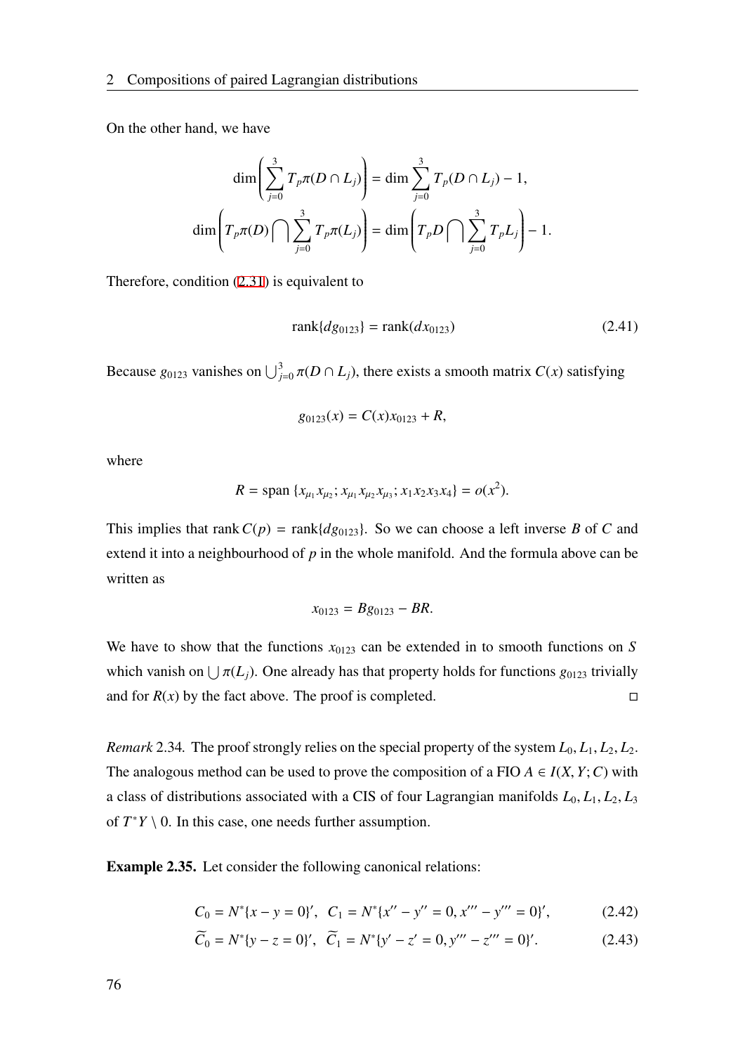On the other hand, we have

$$\dim\left(\sum_{j=0}^{3} T_p\pi(D \cap L_j)\right) = \dim \sum_{j=0}^{3} T_p(D \cap L_j) - 1,$$

$$\dim\left(T_p\pi(D) \bigcap \sum_{j=0}^{3} T_p\pi(L_j)\right) = \dim\left(T_p D \bigcap \sum_{j=0}^{3} T_p L_j\right) - 1.$$

Therefore, condition (2.31) is equivalent to

$$\operatorname{rank}\{dg_{0123}\} = \operatorname{rank}(dx_{0123}) \tag{2.41}$$

Because $g_{0123}$ vanishes on $\bigcup_{j=0}^{3} \pi(D \cap L_j)$, there exists a smooth matrix $C(x)$ satisfying

$$g_{0123}(x) = C(x)x_{0123} + R,$$

where

$$R = \operatorname{span}\{x_{\mu_1}x_{\mu_2}; x_{\mu_1}x_{\mu_2}x_{\mu_3}; x_1x_2x_3x_4\} = o(x^2).$$

This implies that $\operatorname{rank} C(p) = \operatorname{rank}\{dg_{0123}\}$. So we can choose a left inverse $B$ of $C$ and extend it into a neighbourhood of $p$ in the whole manifold. And the formula above can be written as

$$x_{0123} = Bg_{0123} - BR.$$

We have to show that the functions $x_{0123}$ can be extended in to smooth functions on $S$ which vanish on $\bigcup \pi(L_j)$. One already has that property holds for functions $g_{0123}$ trivially and for $R(x)$ by the fact above. The proof is completed. □

*Remark* 2.34. The proof strongly relies on the special property of the system $L_0, L_1, L_2, L_2$. The analogous method can be used to prove the composition of a FIO $A \in I(X, Y; C)$ with a class of distributions associated with a CIS of four Lagrangian manifolds $L_0, L_1, L_2, L_3$ of $T^*Y \setminus 0$. In this case, one needs further assumption.

**Example 2.35.** Let consider the following canonical relations:

$$C_0 = N^*\{x - y = 0\}', \;\; C_1 = N^*\{x'' - y'' = 0, x''' - y''' = 0\}', \tag{2.42}$$

$$\widetilde{C}_0 = N^*\{y - z = 0\}', \;\; \widetilde{C}_1 = N^*\{y' - z' = 0, y''' - z''' = 0\}'. \tag{2.43}$$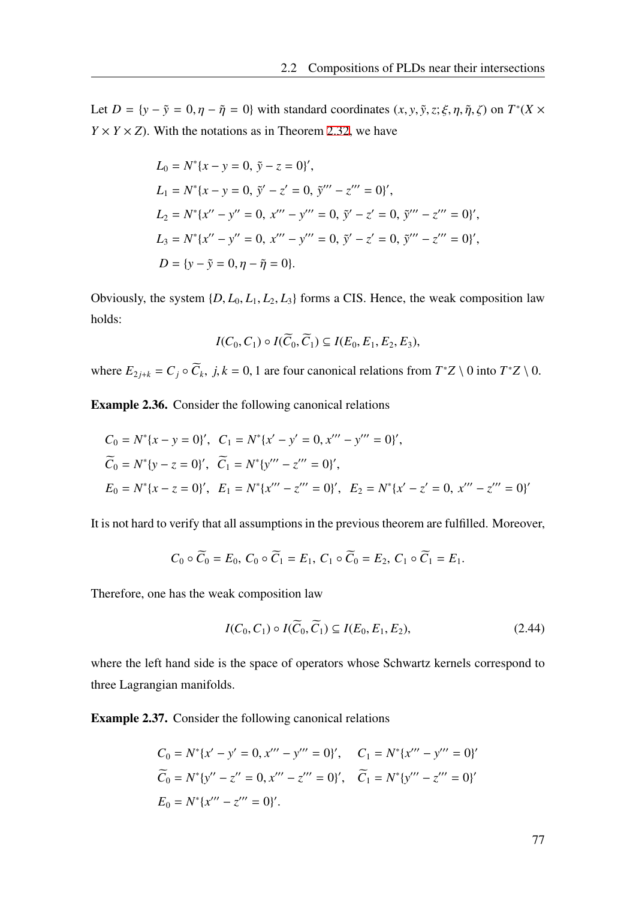Let $D = \{y - \tilde{y} = 0, \eta - \tilde{\eta} = 0\}$ with standard coordinates $(x, y, \tilde{y}, z; \xi, \eta, \tilde{\eta}, \zeta)$ on $T^*(X \times Y \times Y \times Z)$. With the notations as in Theorem 2.32, we have

$$
\begin{aligned}
&L_0 = N^*\{x - y = 0,\ \tilde{y} - z = 0\}', \\
&L_1 = N^*\{x - y = 0,\ \tilde{y}' - z' = 0,\ \tilde{y}''' - z''' = 0\}', \\
&L_2 = N^*\{x'' - y'' = 0,\ x''' - y''' = 0,\ \tilde{y}' - z' = 0,\ \tilde{y}''' - z''' = 0\}', \\
&L_3 = N^*\{x'' - y'' = 0,\ x''' - y''' = 0,\ \tilde{y}' - z' = 0,\ \tilde{y}''' - z''' = 0\}', \\
&D = \{y - \tilde{y} = 0, \eta - \tilde{\eta} = 0\}.
\end{aligned}
$$

Obviously, the system $\{D, L_0, L_1, L_2, L_3\}$ forms a CIS. Hence, the weak composition law holds:

$$I(C_0, C_1) \circ I(\widetilde{C}_0, \widetilde{C}_1) \subseteq I(E_0, E_1, E_2, E_3),$$

where $E_{2j+k} = C_j \circ \widetilde{C}_k,\ j, k = 0, 1$ are four canonical relations from $T^*Z \setminus 0$ into $T^*Z \setminus 0$.

**Example 2.36.** Consider the following canonical relations

$$
\begin{aligned}
&C_0 = N^*\{x - y = 0\}',\ \ C_1 = N^*\{x' - y' = 0, x''' - y''' = 0\}', \\
&\widetilde{C}_0 = N^*\{y - z = 0\}',\ \ \widetilde{C}_1 = N^*\{y''' - z''' = 0\}', \\
&E_0 = N^*\{x - z = 0\}',\ \ E_1 = N^*\{x''' - z''' = 0\}',\ \ E_2 = N^*\{x' - z' = 0,\ x''' - z''' = 0\}'
\end{aligned}
$$

It is not hard to verify that all assumptions in the previous theorem are fulfilled. Moreover,

$$C_0 \circ \widetilde{C}_0 = E_0,\ C_0 \circ \widetilde{C}_1 = E_1,\ C_1 \circ \widetilde{C}_0 = E_2,\ C_1 \circ \widetilde{C}_1 = E_1.$$

Therefore, one has the weak composition law

$$I(C_0, C_1) \circ I(\widetilde{C}_0, \widetilde{C}_1) \subseteq I(E_0, E_1, E_2), \tag{2.44}$$

where the left hand side is the space of operators whose Schwartz kernels correspond to three Lagrangian manifolds.

**Example 2.37.** Consider the following canonical relations

$$
\begin{aligned}
&C_0 = N^*\{x' - y' = 0, x''' - y''' = 0\}', \quad C_1 = N^*\{x''' - y''' = 0\}' \\
&\widetilde{C}_0 = N^*\{y'' - z'' = 0, x''' - z''' = 0\}', \quad \widetilde{C}_1 = N^*\{y''' - z''' = 0\}' \\
&E_0 = N^*\{x''' - z''' = 0\}'.
\end{aligned}
$$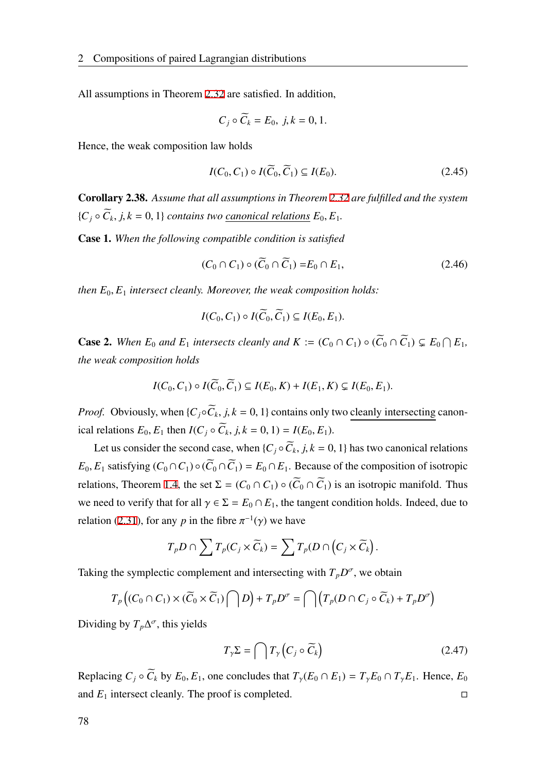All assumptions in Theorem 2.32 are satisfied. In addition,

$$C_j \circ \widetilde{C}_k = E_0, \; j,k = 0,1.$$

Hence, the weak composition law holds

$$I(C_0, C_1) \circ I(\widetilde{C}_0, \widetilde{C}_1) \subseteq I(E_0). \tag{2.45}$$

**Corollary 2.38.** *Assume that all assumptions in Theorem 2.32 are fulfilled and the system $\{C_j \circ \widetilde{C}_k, j,k = 0,1\}$ contains two canonical relations $E_0, E_1$.*

**Case 1.** *When the following compatible condition is satisfied*

$$(C_0 \cap C_1) \circ (\widetilde{C}_0 \cap \widetilde{C}_1) = E_0 \cap E_1, \tag{2.46}$$

*then $E_0, E_1$ intersect cleanly. Moreover, the weak composition holds:*

$$I(C_0, C_1) \circ I(\widetilde{C}_0, \widetilde{C}_1) \subseteq I(E_0, E_1).$$

**Case 2.** *When $E_0$ and $E_1$ intersects cleanly and $K := (C_0 \cap C_1) \circ (\widetilde{C}_0 \cap \widetilde{C}_1) \subsetneq E_0 \bigcap E_1$, the weak composition holds*

$$I(C_0, C_1) \circ I(\widetilde{C}_0, \widetilde{C}_1) \subseteq I(E_0, K) + I(E_1, K) \subsetneq I(E_0, E_1).$$

*Proof.* Obviously, when $\{C_j \circ \widetilde{C}_k, j,k = 0,1\}$ contains only two cleanly intersecting canonical relations $E_0, E_1$ then $I(C_j \circ \widetilde{C}_k, j,k = 0,1) = I(E_0, E_1)$.

Let us consider the second case, when $\{C_j \circ \widetilde{C}_k, j,k = 0,1\}$ has two canonical relations $E_0, E_1$ satisfying $(C_0 \cap C_1) \circ (\widetilde{C}_0 \cap \widetilde{C}_1) = E_0 \cap E_1$. Because of the composition of isotropic relations, Theorem 1.4, the set $\Sigma = (C_0 \cap C_1) \circ (\widetilde{C}_0 \cap \widetilde{C}_1)$ is an isotropic manifold. Thus we need to verify that for all $\gamma \in \Sigma = E_0 \cap E_1$, the tangent condition holds. Indeed, due to relation (2.31), for any $p$ in the fibre $\pi^{-1}(\gamma)$ we have

$$T_p D \cap \sum T_p(C_j \times \widetilde{C}_k) = \sum T_p\big(D \cap \big(C_j \times \widetilde{C}_k\big).$$

Taking the symplectic complement and intersecting with $T_p D^\sigma$, we obtain

$$T_p\left((C_0 \cap C_1) \times (\widetilde{C}_0 \times \widetilde{C}_1) \bigcap D\right) + T_p D^\sigma = \bigcap \left(T_p(D \cap C_j \circ \widetilde{C}_k) + T_p D^\sigma\right)$$

Dividing by $T_p \Delta^\sigma$, this yields

$$T_\gamma \Sigma = \bigcap T_\gamma \left(C_j \circ \widetilde{C}_k\right) \tag{2.47}$$

Replacing $C_j \circ \widetilde{C}_k$ by $E_0, E_1$, one concludes that $T_\gamma(E_0 \cap E_1) = T_\gamma E_0 \cap T_\gamma E_1$. Hence, $E_0$ and $E_1$ intersect cleanly. The proof is completed. $\square$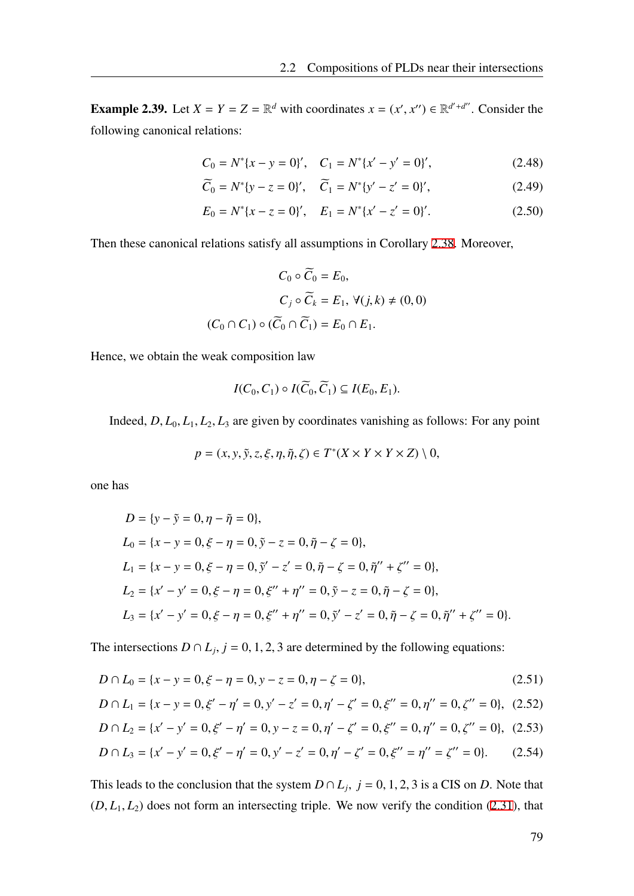**Example 2.39.** Let $X = Y = Z = \mathbb{R}^d$ with coordinates $x = (x', x'') \in \mathbb{R}^{d'+d''}$. Consider the following canonical relations:

$$C_0 = N^*\{x - y = 0\}', \quad C_1 = N^*\{x' - y' = 0\}', \tag{2.48}$$

$$\widetilde{C}_0 = N^*\{y - z = 0\}', \quad \widetilde{C}_1 = N^*\{y' - z' = 0\}', \tag{2.49}$$

$$E_0 = N^*\{x - z = 0\}', \quad E_1 = N^*\{x' - z' = 0\}'. \tag{2.50}$$

Then these canonical relations satisfy all assumptions in Corollary 2.38. Moreover,

$$\begin{aligned} C_0 \circ \widetilde{C}_0 &= E_0, \\ C_j \circ \widetilde{C}_k &= E_1, \ \forall (j,k) \neq (0,0) \\ (C_0 \cap C_1) \circ (\widetilde{C}_0 \cap \widetilde{C}_1) &= E_0 \cap E_1. \end{aligned}$$

Hence, we obtain the weak composition law

$$I(C_0, C_1) \circ I(\widetilde{C}_0, \widetilde{C}_1) \subseteq I(E_0, E_1).$$

Indeed, $D, L_0, L_1, L_2, L_3$ are given by coordinates vanishing as follows: For any point

$$p = (x, y, \tilde{y}, z, \xi, \eta, \tilde{\eta}, \zeta) \in T^*(X \times Y \times Y \times Z) \setminus 0,$$

one has

$$\begin{aligned} D &= \{y - \tilde{y} = 0, \eta - \tilde{\eta} = 0\}, \\ L_0 &= \{x - y = 0, \xi - \eta = 0, \tilde{y} - z = 0, \tilde{\eta} - \zeta = 0\}, \\ L_1 &= \{x - y = 0, \xi - \eta = 0, \tilde{y}' - z' = 0, \tilde{\eta} - \zeta = 0, \tilde{\eta}'' + \zeta'' = 0\}, \\ L_2 &= \{x' - y' = 0, \xi - \eta = 0, \xi'' + \eta'' = 0, \tilde{y} - z = 0, \tilde{\eta} - \zeta = 0\}, \\ L_3 &= \{x' - y' = 0, \xi - \eta = 0, \xi'' + \eta'' = 0, \tilde{y}' - z' = 0, \tilde{\eta} - \zeta = 0, \tilde{\eta}'' + \zeta'' = 0\}. \end{aligned}$$

The intersections $D \cap L_j$, $j = 0, 1, 2, 3$ are determined by the following equations:

$$D \cap L_0 = \{x - y = 0, \xi - \eta = 0, y - z = 0, \eta - \zeta = 0\}, \tag{2.51}$$

$$D \cap L_1 = \{x - y = 0, \xi' - \eta' = 0, y' - z' = 0, \eta' - \zeta' = 0, \xi'' = 0, \eta'' = 0, \zeta'' = 0\}, \tag{2.52}$$

$$D \cap L_2 = \{x' - y' = 0, \xi' - \eta' = 0, y - z = 0, \eta' - \zeta' = 0, \xi'' = 0, \eta'' = 0, \zeta'' = 0\}, \tag{2.53}$$

$$D \cap L_3 = \{x' - y' = 0, \xi' - \eta' = 0, y' - z' = 0, \eta' - \zeta' = 0, \xi'' = \eta'' = \zeta'' = 0\}. \tag{2.54}$$

This leads to the conclusion that the system $D \cap L_j$, $j = 0, 1, 2, 3$ is a CIS on $D$. Note that $(D, L_1, L_2)$ does not form an intersecting triple. We now verify the condition (2.31), that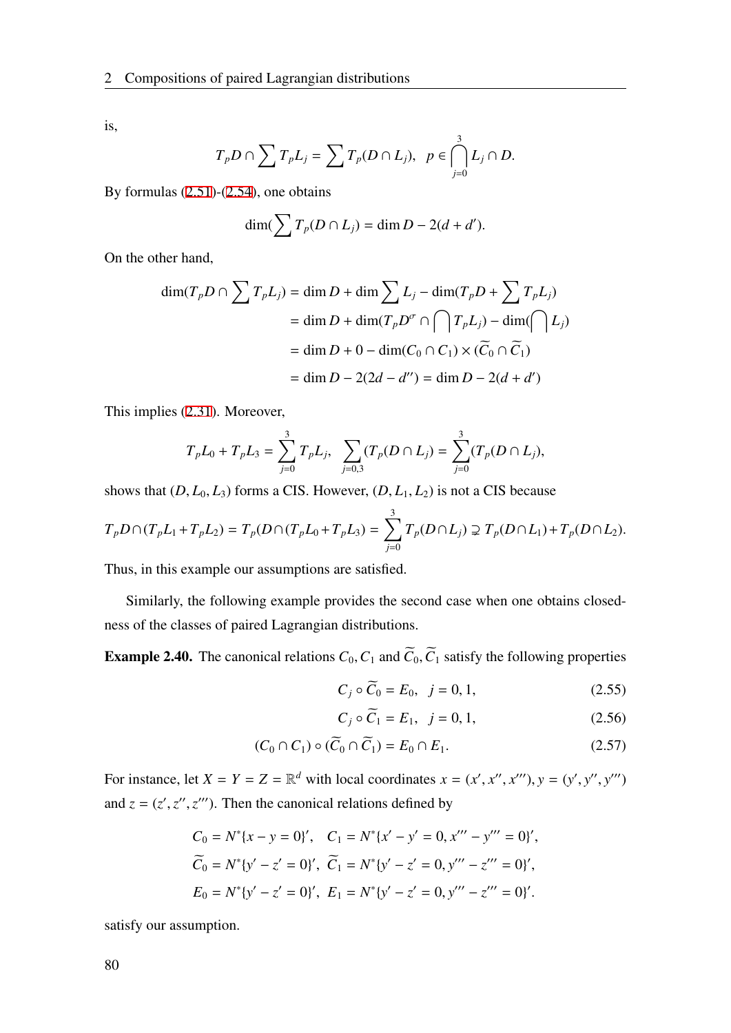is,

$$T_pD \cap \sum T_pL_j = \sum T_p(D \cap L_j), \quad p \in \bigcap_{j=0}^{3} L_j \cap D.$$

By formulas (2.51)-(2.54), one obtains

$$\dim(\sum T_p(D \cap L_j) = \dim D - 2(d + d').$$

On the other hand,

$$\begin{aligned}
\dim(T_pD \cap \sum T_pL_j) &= \dim D + \dim \sum L_j - \dim(T_pD + \sum T_pL_j) \\
&= \dim D + \dim(T_pD^{\sigma} \cap \bigcap T_pL_j) - \dim(\bigcap L_j) \\
&= \dim D + 0 - \dim(C_0 \cap C_1) \times (\widetilde{C}_0 \cap \widetilde{C}_1) \\
&= \dim D - 2(2d - d'') = \dim D - 2(d + d')
\end{aligned}$$

This implies (2.31). Moreover,

$$T_pL_0 + T_pL_3 = \sum_{j=0}^{3} T_pL_j, \quad \sum_{j=0,3} (T_p(D \cap L_j) = \sum_{j=0}^{3} (T_p(D \cap L_j),$$

shows that $(D, L_0, L_3)$ forms a CIS. However, $(D, L_1, L_2)$ is not a CIS because

$$T_pD \cap (T_pL_1 + T_pL_2) = T_p(D \cap (T_pL_0 + T_pL_3) = \sum_{j=0}^{3} T_p(D \cap L_j) \supsetneq T_p(D \cap L_1) + T_p(D \cap L_2).$$

Thus, in this example our assumptions are satisfied.

Similarly, the following example provides the second case when one obtains closedness of the classes of paired Lagrangian distributions.

**Example 2.40.** The canonical relations $C_0, C_1$ and $\widetilde{C}_0, \widetilde{C}_1$ satisfy the following properties

$$C_j \circ \widetilde{C}_0 = E_0, \quad j = 0, 1, \tag{2.55}$$

$$C_j \circ \widetilde{C}_1 = E_1, \quad j = 0, 1, \tag{2.56}$$

$$(C_0 \cap C_1) \circ (\widetilde{C}_0 \cap \widetilde{C}_1) = E_0 \cap E_1. \tag{2.57}$$

For instance, let $X = Y = Z = \mathbb{R}^d$ with local coordinates $x = (x', x'', x''')$, $y = (y', y'', y''')$ and $z = (z', z'', z''')$. Then the canonical relations defined by

$$\begin{aligned}
C_0 &= N^*\{x - y = 0\}', \quad C_1 = N^*\{x' - y' = 0, x''' - y''' = 0\}', \\
\widetilde{C}_0 &= N^*\{y' - z' = 0\}', \ \widetilde{C}_1 = N^*\{y' - z' = 0, y''' - z''' = 0\}', \\
E_0 &= N^*\{y' - z' = 0\}', \ E_1 = N^*\{y' - z' = 0, y''' - z''' = 0\}'.
\end{aligned}$$

satisfy our assumption.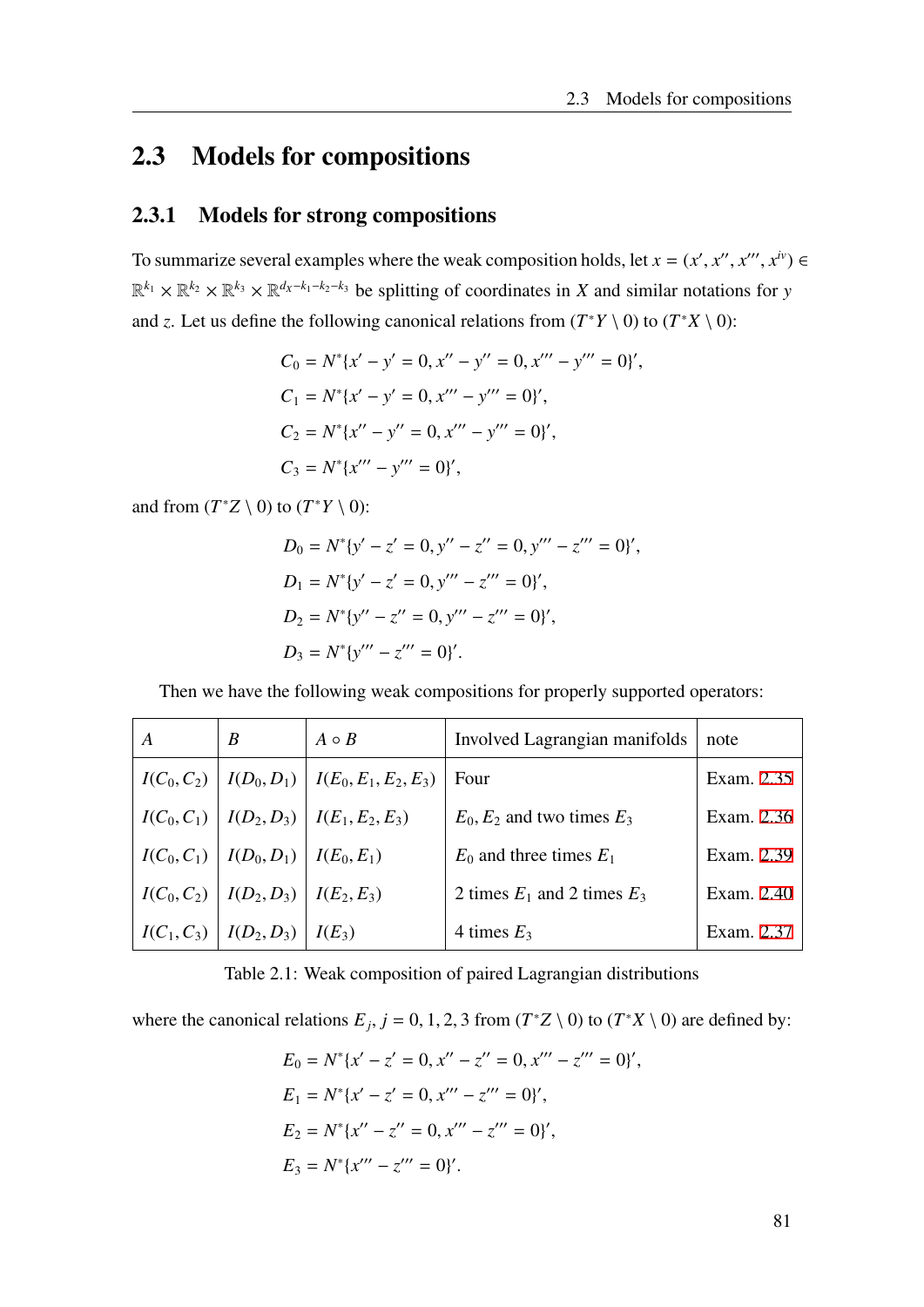## 2.3 Models for compositions

### 2.3.1 Models for strong compositions

To summarize several examples where the weak composition holds, let $x = (x', x'', x''', x^{iv}) \in \mathbb{R}^{k_1} \times \mathbb{R}^{k_2} \times \mathbb{R}^{k_3} \times \mathbb{R}^{d_X - k_1 - k_2 - k_3}$ be splitting of coordinates in $X$ and similar notations for $y$ and $z$. Let us define the following canonical relations from $(T^*Y \setminus 0)$ to $(T^*X \setminus 0)$:

$$
\begin{aligned}
C_0 &= N^*\{x' - y' = 0, x'' - y'' = 0, x''' - y''' = 0\}', \\
C_1 &= N^*\{x' - y' = 0, x''' - y''' = 0\}', \\
C_2 &= N^*\{x'' - y'' = 0, x''' - y''' = 0\}', \\
C_3 &= N^*\{x''' - y''' = 0\}',
\end{aligned}
$$

and from $(T^*Z \setminus 0)$ to $(T^*Y \setminus 0)$:

$$
\begin{aligned}
D_0 &= N^*\{y' - z' = 0, y'' - z'' = 0, y''' - z''' = 0\}', \\
D_1 &= N^*\{y' - z' = 0, y''' - z''' = 0\}', \\
D_2 &= N^*\{y'' - z'' = 0, y''' - z''' = 0\}', \\
D_3 &= N^*\{y''' - z''' = 0\}'.
\end{aligned}
$$

Then we have the following weak compositions for properly supported operators:

| $A$ | $B$ | $A \circ B$ | Involved Lagrangian manifolds | note |
|---|---|---|---|---|
| $I(C_0, C_2)$ | $I(D_0, D_1)$ | $I(E_0, E_1, E_2, E_3)$ | Four | Exam. 2.35 |
| $I(C_0, C_1)$ | $I(D_2, D_3)$ | $I(E_1, E_2, E_3)$ | $E_0, E_2$ and two times $E_3$ | Exam. 2.36 |
| $I(C_0, C_1)$ | $I(D_0, D_1)$ | $I(E_0, E_1)$ | $E_0$ and three times $E_1$ | Exam. 2.39 |
| $I(C_0, C_2)$ | $I(D_2, D_3)$ | $I(E_2, E_3)$ | 2 times $E_1$ and 2 times $E_3$ | Exam. 2.40 |
| $I(C_1, C_3)$ | $I(D_2, D_3)$ | $I(E_3)$ | 4 times $E_3$ | Exam. 2.37 |

Table 2.1: Weak composition of paired Lagrangian distributions

where the canonical relations $E_j$, $j = 0, 1, 2, 3$ from $(T^*Z \setminus 0)$ to $(T^*X \setminus 0)$ are defined by:

$$
\begin{aligned}
E_0 &= N^*\{x' - z' = 0, x'' - z'' = 0, x''' - z''' = 0\}', \\
E_1 &= N^*\{x' - z' = 0, x''' - z''' = 0\}', \\
E_2 &= N^*\{x'' - z'' = 0, x''' - z''' = 0\}', \\
E_3 &= N^*\{x''' - z''' = 0\}'.
\end{aligned}
$$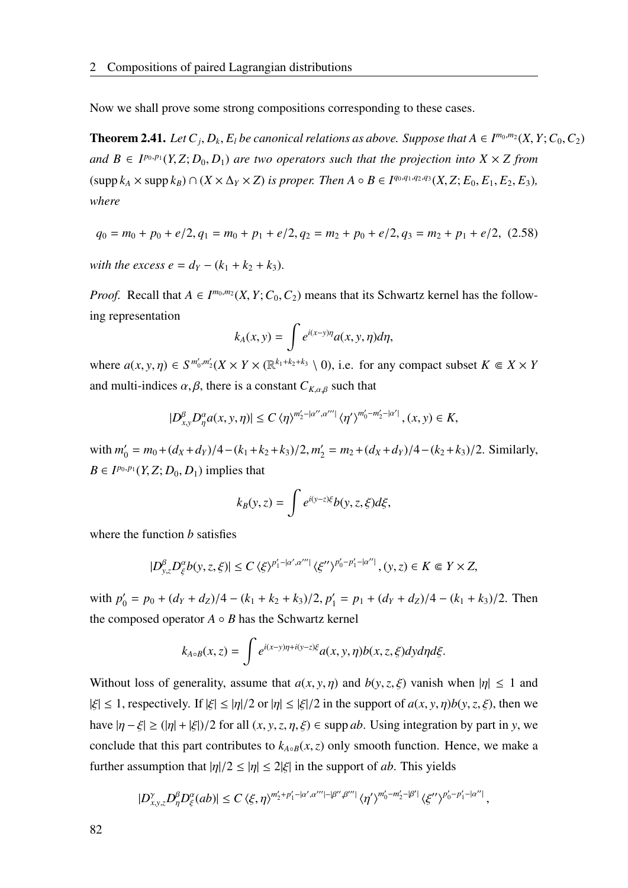Now we shall prove some strong compositions corresponding to these cases.

**Theorem 2.41.** *Let $C_j, D_k, E_l$ be canonical relations as above. Suppose that $A \in I^{m_0,m_2}(X,Y;C_0,C_2)$ and $B \in I^{p_0,p_1}(Y,Z;D_0,D_1)$ are two operators such that the projection into $X \times Z$ from $(\operatorname{supp} k_A \times \operatorname{supp} k_B) \cap (X \times \Delta_Y \times Z)$ is proper. Then $A \circ B \in I^{q_0,q_1,q_2,q_3}(X,Z;E_0,E_1,E_2,E_3)$, where*

$$q_0 = m_0 + p_0 + e/2, q_1 = m_0 + p_1 + e/2, q_2 = m_2 + p_0 + e/2, q_3 = m_2 + p_1 + e/2, \quad (2.58)$$

*with the excess $e = d_Y - (k_1 + k_2 + k_3)$.*

*Proof.* Recall that $A \in I^{m_0,m_2}(X,Y;C_0,C_2)$ means that its Schwartz kernel has the following representation

$$k_A(x,y) = \int e^{i(x-y)\eta} a(x,y,\eta) d\eta,$$

where $a(x,y,\eta) \in S^{m_0',m_2'}(X \times Y \times (\mathbb{R}^{k_1+k_2+k_3} \setminus 0))$, i.e. for any compact subset $K \Subset X \times Y$ and multi-indices $\alpha, \beta$, there is a constant $C_{K,\alpha,\beta}$ such that

$$|D_{x,y}^{\beta} D_{\eta}^{\alpha} a(x,y,\eta)| \leq C \langle \eta \rangle^{m_2' - |\alpha'', \alpha'''|} \langle \eta' \rangle^{m_0' - m_2' - |\alpha'|}, (x,y) \in K,$$

with $m_0' = m_0 + (d_X + d_Y)/4 - (k_1 + k_2 + k_3)/2, m_2' = m_2 + (d_X + d_Y)/4 - (k_2 + k_3)/2$. Similarly, $B \in I^{p_0,p_1}(Y,Z;D_0,D_1)$ implies that

$$k_B(y,z) = \int e^{i(y-z)\xi} b(y,z,\xi) d\xi,$$

where the function $b$ satisfies

$$|D_{y,z}^{\beta} D_{\xi}^{\alpha} b(y,z,\xi)| \leq C \langle \xi \rangle^{p_1' - |\alpha', \alpha'''|} \langle \xi'' \rangle^{p_0' - p_1' - |\alpha''|}, (y,z) \in K \Subset Y \times Z,$$

with $p_0' = p_0 + (d_Y + d_Z)/4 - (k_1 + k_2 + k_3)/2, p_1' = p_1 + (d_Y + d_Z)/4 - (k_1 + k_3)/2$. Then the composed operator $A \circ B$ has the Schwartz kernel

$$k_{A \circ B}(x,z) = \int e^{i(x-y)\eta + i(y-z)\xi} a(x,y,\eta) b(x,z,\xi) dy d\eta d\xi.$$

Without loss of generality, assume that $a(x,y,\eta)$ and $b(y,z,\xi)$ vanish when $|\eta| \leq 1$ and $|\xi| \leq 1$, respectively. If $|\xi| \leq |\eta|/2$ or $|\eta| \leq |\xi|/2$ in the support of $a(x,y,\eta)b(y,z,\xi)$, then we have $|\eta - \xi| \geq (|\eta| + |\xi|)/2$ for all $(x,y,z,\eta,\xi) \in \operatorname{supp} ab$. Using integration by part in $y$, we conclude that this part contributes to $k_{A \circ B}(x,z)$ only smooth function. Hence, we make a further assumption that $|\eta|/2 \leq |\eta| \leq 2|\xi|$ in the support of $ab$. This yields

$$|D_{x,y,z}^{\gamma} D_{\eta}^{\beta} D_{\xi}^{\alpha}(ab)| \leq C \langle \xi, \eta \rangle^{m_2' + p_1' - |\alpha', \alpha'''| - |\beta'', \beta'''|} \langle \eta' \rangle^{m_0' - m_2' - |\beta'|} \langle \xi'' \rangle^{p_0' - p_1' - |\alpha''|},$$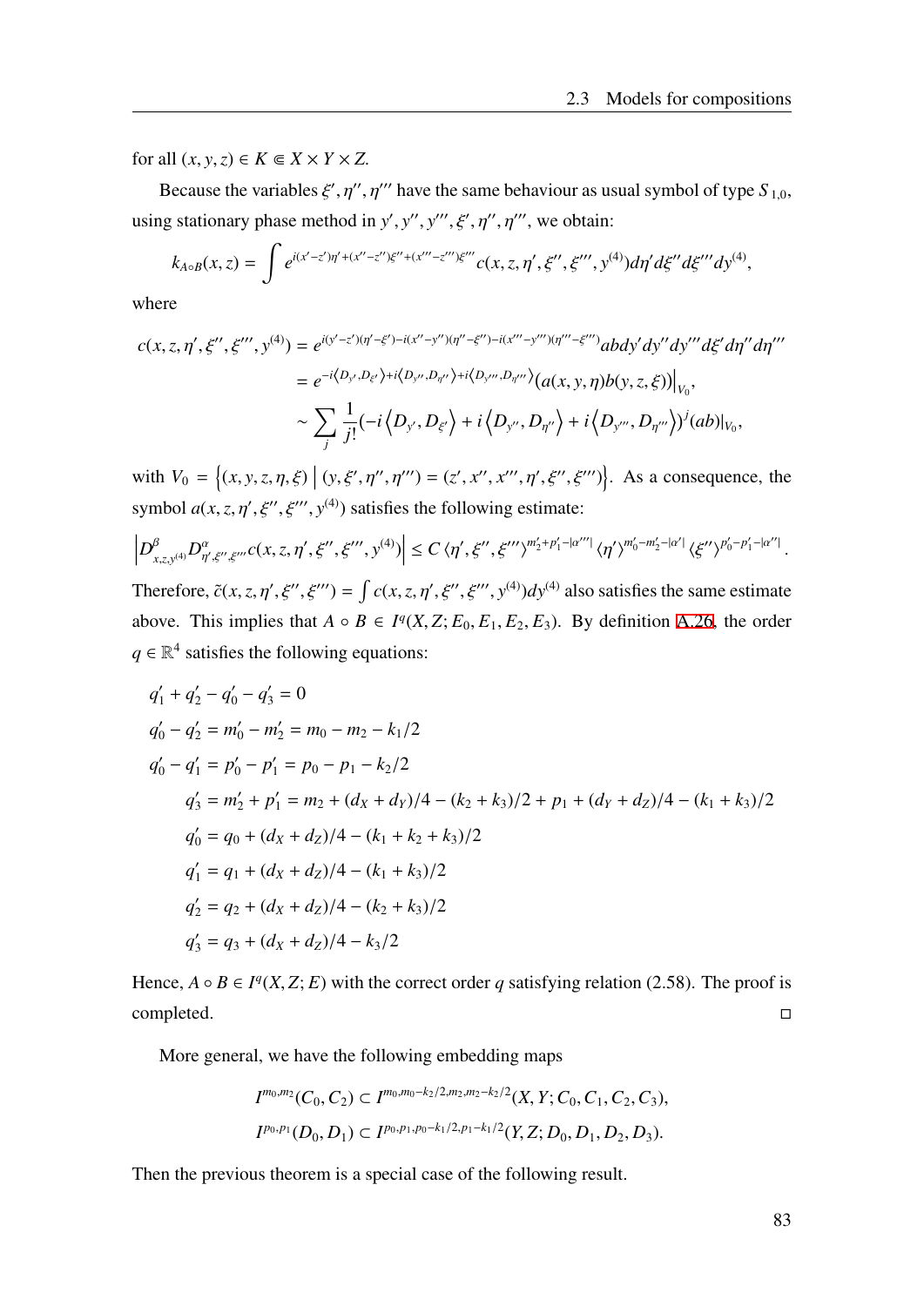for all $(x, y, z) \in K \Subset X \times Y \times Z$.

Because the variables $\xi', \eta'', \eta'''$ have the same behaviour as usual symbol of type $S_{1,0}$, using stationary phase method in $y', y'', y''', \xi', \eta'', \eta'''$, we obtain:

$$k_{A\circ B}(x,z) = \int e^{i(x'-z')\eta' + (x''-z'')\xi'' + (x'''-z''')\xi'''} c(x,z,\eta',\xi'',\xi''',y^{(4)}) d\eta' d\xi'' d\xi''' dy^{(4)},$$

where

$$\begin{aligned}
c(x,z,\eta',\xi'',\xi''',y^{(4)}) &= e^{i(y'-z')(\eta'-\xi') - i(x''-y'')(\eta''-\xi'') - i(x'''-y''')(\eta'''-\xi''')} ab dy' dy'' dy''' d\xi' d\eta'' d\eta''' \\
&= e^{-i\langle D_{y'}, D_{\xi'}\rangle + i\langle D_{y''}, D_{\eta''}\rangle + i\langle D_{y'''}, D_{\eta'''}\rangle} (a(x,y,\eta) b(y,z,\xi))\big|_{V_0}, \\
&\sim \sum_j \frac{1}{j!} (-i\langle D_{y'}, D_{\xi'}\rangle + i\langle D_{y''}, D_{\eta''}\rangle + i\langle D_{y'''}, D_{\eta'''}\rangle)^j (ab)|_{V_0},
\end{aligned}$$

with $V_0 = \left\{(x,y,z,\eta,\xi) \mid (y,\xi',\eta'',\eta''') = (z',x'',x''',\eta',\xi'',\xi''')\right\}$. As a consequence, the symbol $a(x,z,\eta',\xi'',\xi''',y^{(4)})$ satisfies the following estimate:

$$\left| D^{\beta}_{x,z,y^{(4)}} D^{\alpha}_{\eta',\xi'',\xi'''} c(x,z,\eta',\xi'',\xi''',y^{(4)}) \right| \le C \langle \eta',\xi'',\xi''' \rangle^{m_2'+p_1'-|\alpha'''|} \langle \eta' \rangle^{m_0'-m_2'-|\alpha'|} \langle \xi'' \rangle^{p_0'-p_1'-|\alpha''|}.$$

Therefore, $\tilde{c}(x,z,\eta',\xi'',\xi''') = \int c(x,z,\eta',\xi'',\xi''',y^{(4)}) dy^{(4)}$ also satisfies the same estimate above. This implies that $A \circ B \in I^q(X,Z;E_0,E_1,E_2,E_3)$. By definition A.26, the order $q \in \mathbb{R}^4$ satisfies the following equations:

$$\begin{aligned}
& q_1' + q_2' - q_0' - q_3' = 0 \\
& q_0' - q_2' = m_0' - m_2' = m_0 - m_2 - k_1/2 \\
& q_0' - q_1' = p_0' - p_1' = p_0 - p_1 - k_2/2 \\
&\qquad q_3' = m_2' + p_1' = m_2 + (d_X + d_Y)/4 - (k_2 + k_3)/2 + p_1 + (d_Y + d_Z)/4 - (k_1 + k_3)/2 \\
&\qquad q_0' = q_0 + (d_X + d_Z)/4 - (k_1 + k_2 + k_3)/2 \\
&\qquad q_1' = q_1 + (d_X + d_Z)/4 - (k_1 + k_3)/2 \\
&\qquad q_2' = q_2 + (d_X + d_Z)/4 - (k_2 + k_3)/2 \\
&\qquad q_3' = q_3 + (d_X + d_Z)/4 - k_3/2
\end{aligned}$$

Hence, $A \circ B \in I^q(X,Z;E)$ with the correct order $q$ satisfying relation (2.58). The proof is completed. □

More general, we have the following embedding maps

$$I^{m_0,m_2}(C_0,C_2) \subset I^{m_0,m_0-k_2/2,m_2,m_2-k_2/2}(X,Y;C_0,C_1,C_2,C_3),$$
$$I^{p_0,p_1}(D_0,D_1) \subset I^{p_0,p_1,p_0-k_1/2,p_1-k_1/2}(Y,Z;D_0,D_1,D_2,D_3).$$

Then the previous theorem is a special case of the following result.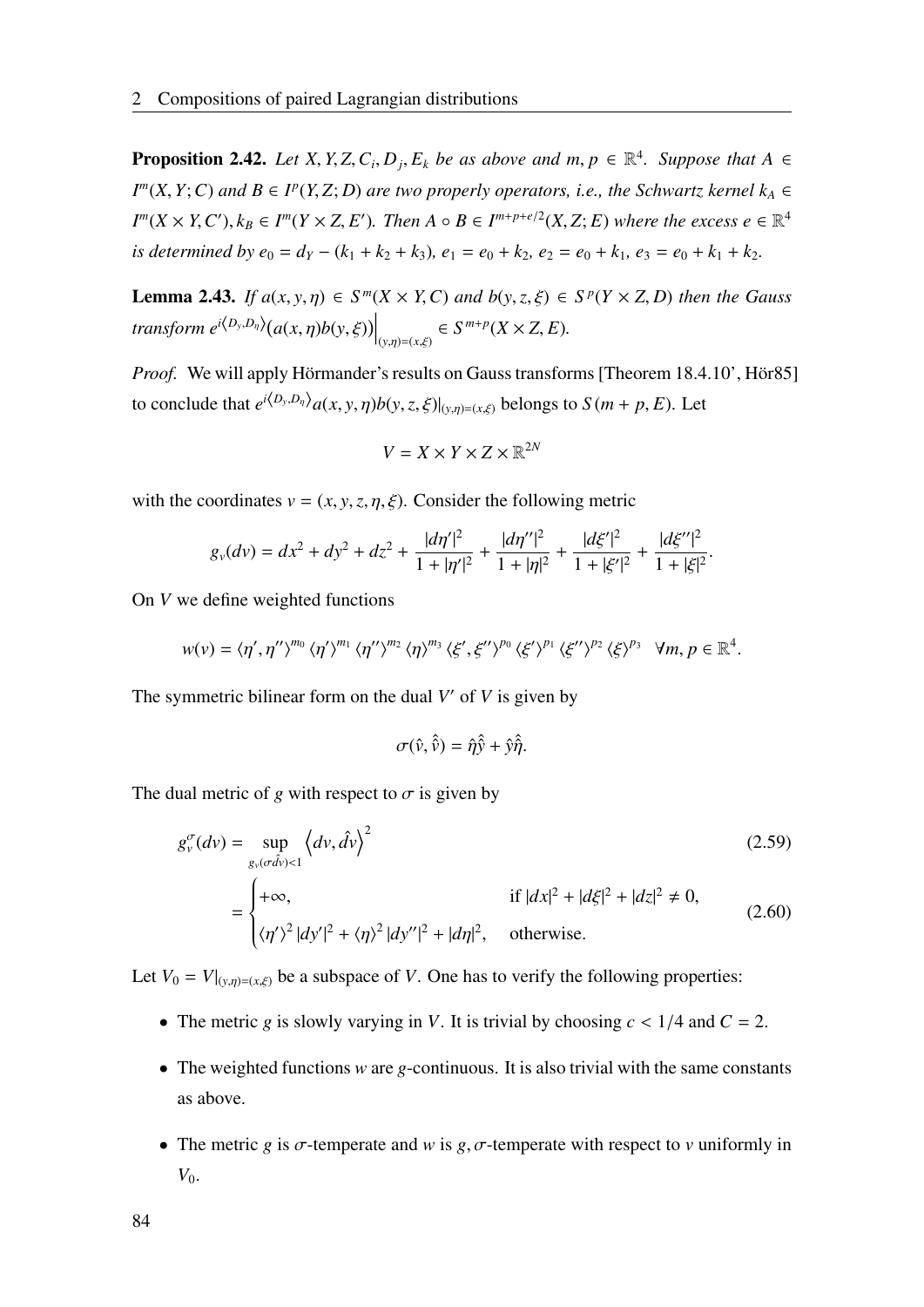**Proposition 2.42.** *Let $X, Y, Z, C_i, D_j, E_k$ be as above and $m, p \in \mathbb{R}^4$. Suppose that $A \in I^m(X, Y; C)$ and $B \in I^p(Y, Z; D)$ are two properly operators, i.e., the Schwartz kernel $k_A \in I^m(X \times Y, C'), k_B \in I^m(Y \times Z, E')$. Then $A \circ B \in I^{m+p+e/2}(X, Z; E)$ where the excess $e \in \mathbb{R}^4$ is determined by $e_0 = d_Y - (k_1 + k_2 + k_3)$, $e_1 = e_0 + k_2$, $e_2 = e_0 + k_1$, $e_3 = e_0 + k_1 + k_2$.*

**Lemma 2.43.** *If $a(x, y, \eta) \in S^m(X \times Y, C)$ and $b(y, z, \xi) \in S^p(Y \times Z, D)$ then the Gauss transform $e^{i\langle D_y, D_\eta\rangle}(a(x, \eta)b(y, \xi))\Big|_{(y,\eta)=(x,\xi)} \in S^{m+p}(X \times Z, E)$.*

*Proof.* We will apply Hörmander's results on Gauss transforms [Theorem 18.4.10', Hör85] to conclude that $e^{i\langle D_y, D_\eta\rangle} a(x, y, \eta)b(y, z, \xi)|_{(y,\eta)=(x,\xi)}$ belongs to $S(m + p, E)$. Let

$$V = X \times Y \times Z \times \mathbb{R}^{2N}$$

with the coordinates $v = (x, y, z, \eta, \xi)$. Consider the following metric

$$g_v(dv) = dx^2 + dy^2 + dz^2 + \frac{|d\eta'|^2}{1 + |\eta'|^2} + \frac{|d\eta''|^2}{1 + |\eta|^2} + \frac{|d\xi'|^2}{1 + |\xi'|^2} + \frac{|d\xi''|^2}{1 + |\xi|^2}.$$

On $V$ we define weighted functions

$$w(v) = \langle \eta', \eta''\rangle^{m_0} \langle \eta'\rangle^{m_1} \langle \eta''\rangle^{m_2} \langle \eta\rangle^{m_3} \langle \xi', \xi''\rangle^{p_0} \langle \xi'\rangle^{p_1} \langle \xi''\rangle^{p_2} \langle \xi\rangle^{p_3} \quad \forall m, p \in \mathbb{R}^4.$$

The symmetric bilinear form on the dual $V'$ of $V$ is given by

$$\sigma(\hat{v}, \hat{v}) = \hat{\eta}\hat{y} + \hat{y}\hat{\eta}.$$

The dual metric of $g$ with respect to $\sigma$ is given by

$$g_v^\sigma(dv) = \sup_{g_v(\sigma \hat{dv})<1} \left\langle dv, \hat{dv}\right\rangle^2 \tag{2.59}$$

$$= \begin{cases} +\infty, & \text{if } |dx|^2 + |d\xi|^2 + |dz|^2 \neq 0, \\ \langle \eta'\rangle^2 |dy'|^2 + \langle \eta\rangle^2 |dy''|^2 + |d\eta|^2, & \text{otherwise.} \end{cases} \tag{2.60}$$

Let $V_0 = V|_{(y,\eta)=(x,\xi)}$ be a subspace of $V$. One has to verify the following properties:

- The metric $g$ is slowly varying in $V$. It is trivial by choosing $c < 1/4$ and $C = 2$.
- The weighted functions $w$ are $g$-continuous. It is also trivial with the same constants as above.
- The metric $g$ is $\sigma$-temperate and $w$ is $g, \sigma$-temperate with respect to $v$ uniformly in $V_0$.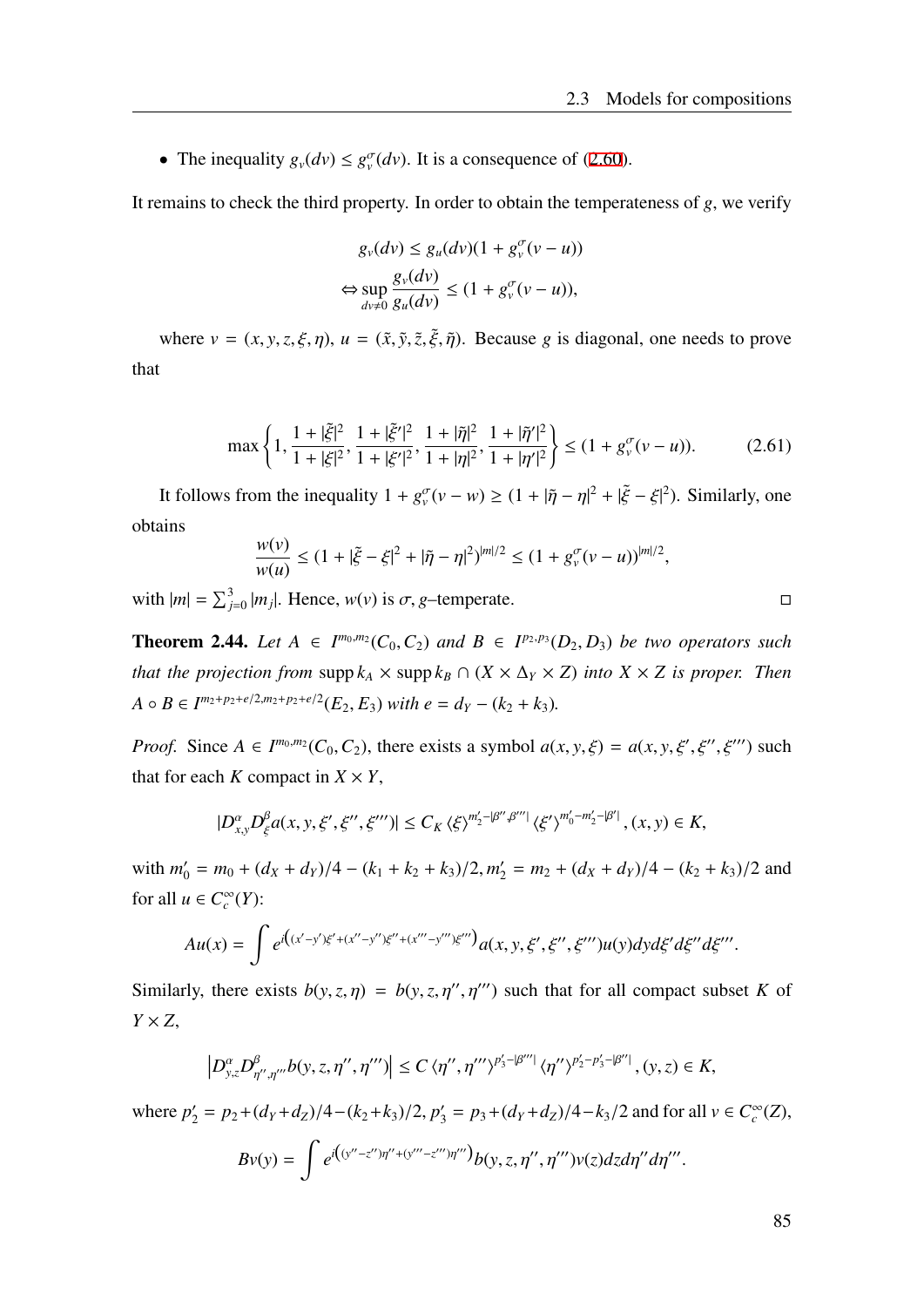- The inequality $g_v(dv) \le g_v^\sigma(dv)$. It is a consequence of (2.60).

It remains to check the third property. In order to obtain the temperateness of $g$, we verify

$$g_v(dv) \le g_u(dv)(1 + g_v^\sigma(v-u))$$
$$\Leftrightarrow \sup_{dv \neq 0} \frac{g_v(dv)}{g_u(dv)} \le (1 + g_v^\sigma(v-u)),$$

where $v = (x, y, z, \xi, \eta)$, $u = (\tilde{x}, \tilde{y}, \tilde{z}, \tilde{\xi}, \tilde{\eta})$. Because $g$ is diagonal, one needs to prove that

$$\max\left\{1, \frac{1+|\tilde{\xi}|^2}{1+|\xi|^2}, \frac{1+|\tilde{\xi}'|^2}{1+|\xi'|^2}, \frac{1+|\tilde{\eta}|^2}{1+|\eta|^2}, \frac{1+|\tilde{\eta}'|^2}{1+|\eta'|^2}\right\} \le (1 + g_v^\sigma(v-u)). \tag{2.61}$$

It follows from the inequality $1 + g_v^\sigma(v-w) \ge (1 + |\tilde{\eta} - \eta|^2 + |\tilde{\xi} - \xi|^2)$. Similarly, one obtains

$$\frac{w(v)}{w(u)} \le (1 + |\tilde{\xi} - \xi|^2 + |\tilde{\eta} - \eta|^2)^{|m|/2} \le (1 + g_v^\sigma(v-u))^{|m|/2},$$

with $|m| = \sum_{j=0}^{3} |m_j|$. Hence, $w(v)$ is $\sigma, g$–temperate. □

**Theorem 2.44.** *Let $A \in I^{m_0,m_2}(C_0, C_2)$ and $B \in I^{p_2,p_3}(D_2, D_3)$ be two operators such that the projection from $\operatorname{supp} k_A \times \operatorname{supp} k_B \cap (X \times \Delta_Y \times Z)$ into $X \times Z$ is proper. Then $A \circ B \in I^{m_2+p_2+e/2, m_2+p_2+e/2}(E_2, E_3)$ with $e = d_Y - (k_2 + k_3)$.*

*Proof.* Since $A \in I^{m_0,m_2}(C_0, C_2)$, there exists a symbol $a(x, y, \xi) = a(x, y, \xi', \xi'', \xi''')$ such that for each $K$ compact in $X \times Y$,

$$|D_{x,y}^\alpha D_\xi^\beta a(x, y, \xi', \xi'', \xi''')| \le C_K \langle \xi \rangle^{m_2' - |\beta'', \beta'''|} \langle \xi' \rangle^{m_0' - m_2' - |\beta'|}, (x, y) \in K,$$

with $m_0' = m_0 + (d_X + d_Y)/4 - (k_1 + k_2 + k_3)/2, m_2' = m_2 + (d_X + d_Y)/4 - (k_2 + k_3)/2$ and for all $u \in C_c^\infty(Y)$:

$$Au(x) = \int e^{i\left((x'-y')\xi' + (x''-y'')\xi'' + (x'''-y''')\xi'''\right)} a(x, y, \xi', \xi'', \xi''') u(y) dy d\xi' d\xi'' d\xi'''.$$

Similarly, there exists $b(y, z, \eta) = b(y, z, \eta'', \eta''')$ such that for all compact subset $K$ of $Y \times Z$,

$$\left|D_{y,z}^\alpha D_{\eta'',\eta'''}^\beta b(y, z, \eta'', \eta''')\right| \le C \langle \eta'', \eta''' \rangle^{p_3' - |\beta'''|} \langle \eta'' \rangle^{p_2' - p_3' - |\beta''|}, (y, z) \in K,$$

where $p_2' = p_2 + (d_Y + d_Z)/4 - (k_2 + k_3)/2, p_3' = p_3 + (d_Y + d_Z)/4 - k_3/2$ and for all $v \in C_c^\infty(Z)$,

$$Bv(y) = \int e^{i\left((y''-z'')\eta'' + (y'''-z''')\eta'''\right)} b(y, z, \eta'', \eta''') v(z) dz d\eta'' d\eta'''.$$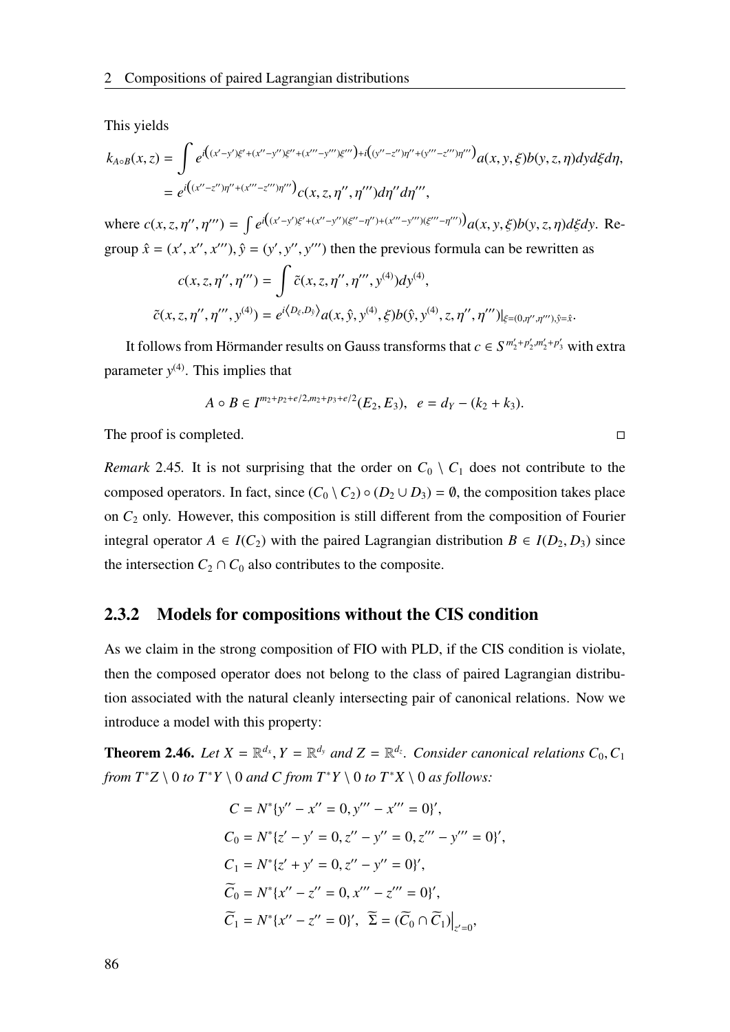This yields

$$
\begin{aligned}
k_{A\circ B}(x,z) &= \int e^{i\left((x'-y')\xi'+(x''-y'')\xi''+(x'''-y''')\xi'''\right)+i\left((y''-z'')\eta''+(y'''-z''')\eta'''\right)}a(x,y,\xi)b(y,z,\eta)dyd\xi d\eta,\\
&= e^{i\left((x''-z'')\eta''+(x'''-z''')\eta'''\right)}c(x,z,\eta'',\eta''')d\eta''d\eta''',
\end{aligned}
$$

where $c(x,z,\eta'',\eta''') = \int e^{i\left((x'-y')\xi'+(x''-y'')(\xi''-\eta'')+(x'''-y''')(\xi'''-\eta''')\right)}a(x,y,\xi)b(y,z,\eta)d\xi dy$. Regroup $\hat{x} = (x',x'',x''')$, $\hat{y} = (y',y'',y''')$ then the previous formula can be rewritten as

$$
\begin{aligned}
c(x,z,\eta'',\eta''') &= \int \tilde{c}(x,z,\eta'',\eta''',y^{(4)})dy^{(4)},\\
\tilde{c}(x,z,\eta'',\eta''',y^{(4)}) &= e^{i\langle D_\xi,D_{\hat{y}}\rangle}a(x,\hat{y},y^{(4)},\xi)b(\hat{y},y^{(4)},z,\eta'',\eta''')|_{\xi=(0,\eta'',\eta'''),\hat{y}=\hat{x}}.
\end{aligned}
$$

It follows from Hörmander results on Gauss transforms that $c \in S^{m_2'+p_2',m_2'+p_3'}$ with extra parameter $y^{(4)}$. This implies that

$$
A \circ B \in I^{m_2+p_2+e/2,m_2+p_3+e/2}(E_2,E_3), \quad e = d_Y - (k_2+k_3).
$$

The proof is completed. □

*Remark* 2.45. It is not surprising that the order on $C_0 \setminus C_1$ does not contribute to the composed operators. In fact, since $(C_0 \setminus C_2) \circ (D_2 \cup D_3) = \emptyset$, the composition takes place on $C_2$ only. However, this composition is still different from the composition of Fourier integral operator $A \in I(C_2)$ with the paired Lagrangian distribution $B \in I(D_2,D_3)$ since the intersection $C_2 \cap C_0$ also contributes to the composite.

### 2.3.2 Models for compositions without the CIS condition

As we claim in the strong composition of FIO with PLD, if the CIS condition is violate, then the composed operator does not belong to the class of paired Lagrangian distribution associated with the natural cleanly intersecting pair of canonical relations. Now we introduce a model with this property:

**Theorem 2.46.** *Let $X = \mathbb{R}^{d_x}$, $Y = \mathbb{R}^{d_y}$ and $Z = \mathbb{R}^{d_z}$. Consider canonical relations $C_0, C_1$ from $T^*Z \setminus 0$ to $T^*Y \setminus 0$ and $C$ from $T^*Y \setminus 0$ to $T^*X \setminus 0$ as follows:*

$$
\begin{aligned}
C &= N^*\{y''-x''=0, y'''-x'''=0\}',\\
C_0 &= N^*\{z'-y'=0, z''-y''=0, z'''-y'''=0\}',\\
C_1 &= N^*\{z'+y'=0, z''-y''=0\}',\\
\widetilde{C}_0 &= N^*\{x''-z''=0, x'''-z'''=0\}',\\
\widetilde{C}_1 &= N^*\{x''-z''=0\}', \ \ \widetilde{\Sigma} = (\widetilde{C}_0 \cap \widetilde{C}_1)\big|_{z'=0},
\end{aligned}
$$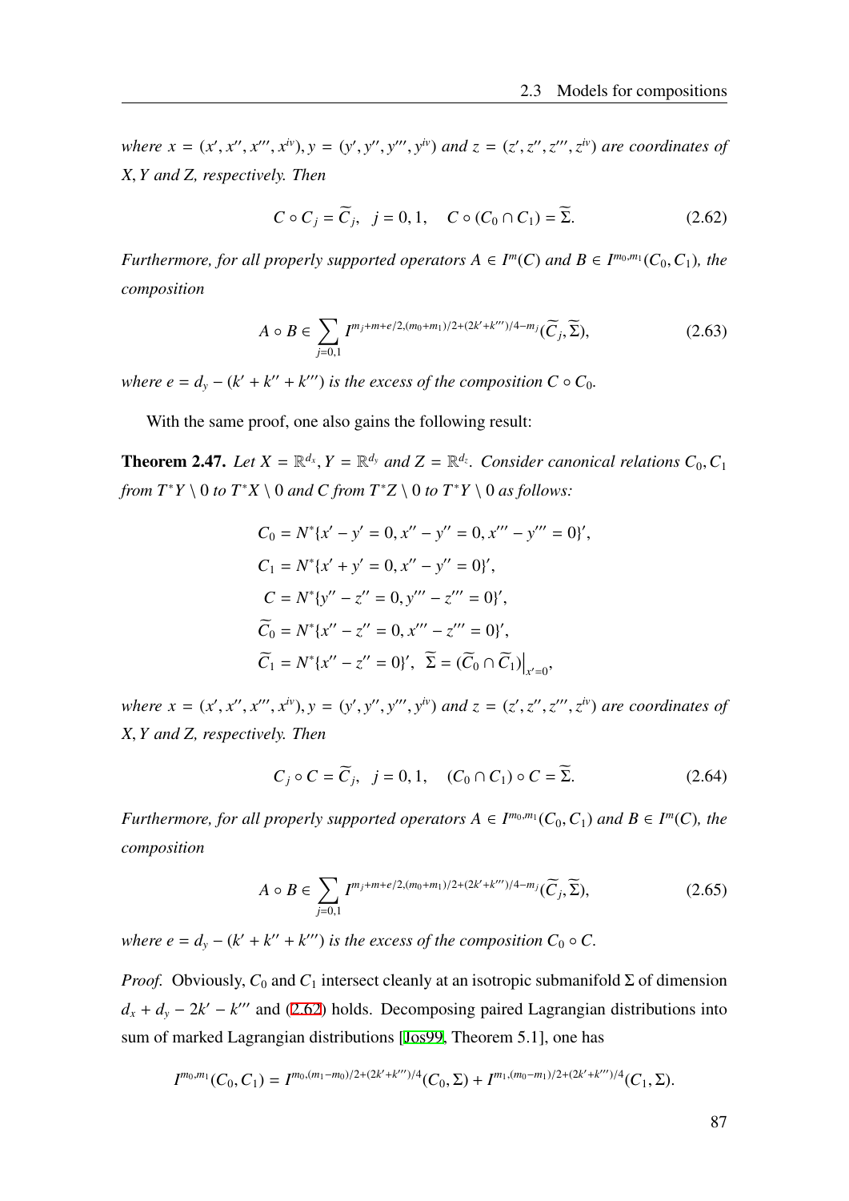*where $x = (x', x'', x''', x^{iv})$, $y = (y', y'', y''', y^{iv})$ and $z = (z', z'', z''', z^{iv})$ are coordinates of $X, Y$ and $Z$, respectively. Then*

$$C \circ C_j = \widetilde{C}_j, \quad j = 0, 1, \quad C \circ (C_0 \cap C_1) = \widetilde{\Sigma}. \tag{2.62}$$

*Furthermore, for all properly supported operators $A \in I^m(C)$ and $B \in I^{m_0,m_1}(C_0, C_1)$, the composition*

$$A \circ B \in \sum_{j=0,1} I^{m_j+m+e/2,(m_0+m_1)/2+(2k'+k''')/4-m_j}(\widetilde{C}_j, \widetilde{\Sigma}), \tag{2.63}$$

*where $e = d_y - (k' + k'' + k''')$ is the excess of the composition $C \circ C_0$.*

With the same proof, one also gains the following result:

**Theorem 2.47.** *Let $X = \mathbb{R}^{d_x}$, $Y = \mathbb{R}^{d_y}$ and $Z = \mathbb{R}^{d_z}$. Consider canonical relations $C_0, C_1$ from $T^*Y \setminus 0$ to $T^*X \setminus 0$ and $C$ from $T^*Z \setminus 0$ to $T^*Y \setminus 0$ as follows:*

$$\begin{aligned}
C_0 &= N^*\{x' - y' = 0, x'' - y'' = 0, x''' - y''' = 0\}', \\
C_1 &= N^*\{x' + y' = 0, x'' - y'' = 0\}', \\
C &= N^*\{y'' - z'' = 0, y''' - z''' = 0\}', \\
\widetilde{C}_0 &= N^*\{x'' - z'' = 0, x''' - z''' = 0\}', \\
\widetilde{C}_1 &= N^*\{x'' - z'' = 0\}', \ \ \widetilde{\Sigma} = (\widetilde{C}_0 \cap \widetilde{C}_1)\big|_{x'=0},
\end{aligned}$$

*where $x = (x', x'', x''', x^{iv})$, $y = (y', y'', y''', y^{iv})$ and $z = (z', z'', z''', z^{iv})$ are coordinates of $X, Y$ and $Z$, respectively. Then*

$$C_j \circ C = \widetilde{C}_j, \quad j = 0, 1, \quad (C_0 \cap C_1) \circ C = \widetilde{\Sigma}. \tag{2.64}$$

*Furthermore, for all properly supported operators $A \in I^{m_0,m_1}(C_0, C_1)$ and $B \in I^m(C)$, the composition*

$$A \circ B \in \sum_{j=0,1} I^{m_j+m+e/2,(m_0+m_1)/2+(2k'+k''')/4-m_j}(\widetilde{C}_j, \widetilde{\Sigma}), \tag{2.65}$$

*where $e = d_y - (k' + k'' + k''')$ is the excess of the composition $C_0 \circ C$.*

*Proof.* Obviously, $C_0$ and $C_1$ intersect cleanly at an isotropic submanifold $\Sigma$ of dimension $d_x + d_y - 2k' - k'''$ and (2.62) holds. Decomposing paired Lagrangian distributions into sum of marked Lagrangian distributions [Jos99, Theorem 5.1], one has

$$I^{m_0,m_1}(C_0, C_1) = I^{m_0,(m_1-m_0)/2+(2k'+k''')/4}(C_0, \Sigma) + I^{m_1,(m_0-m_1)/2+(2k'+k''')/4}(C_1, \Sigma).$$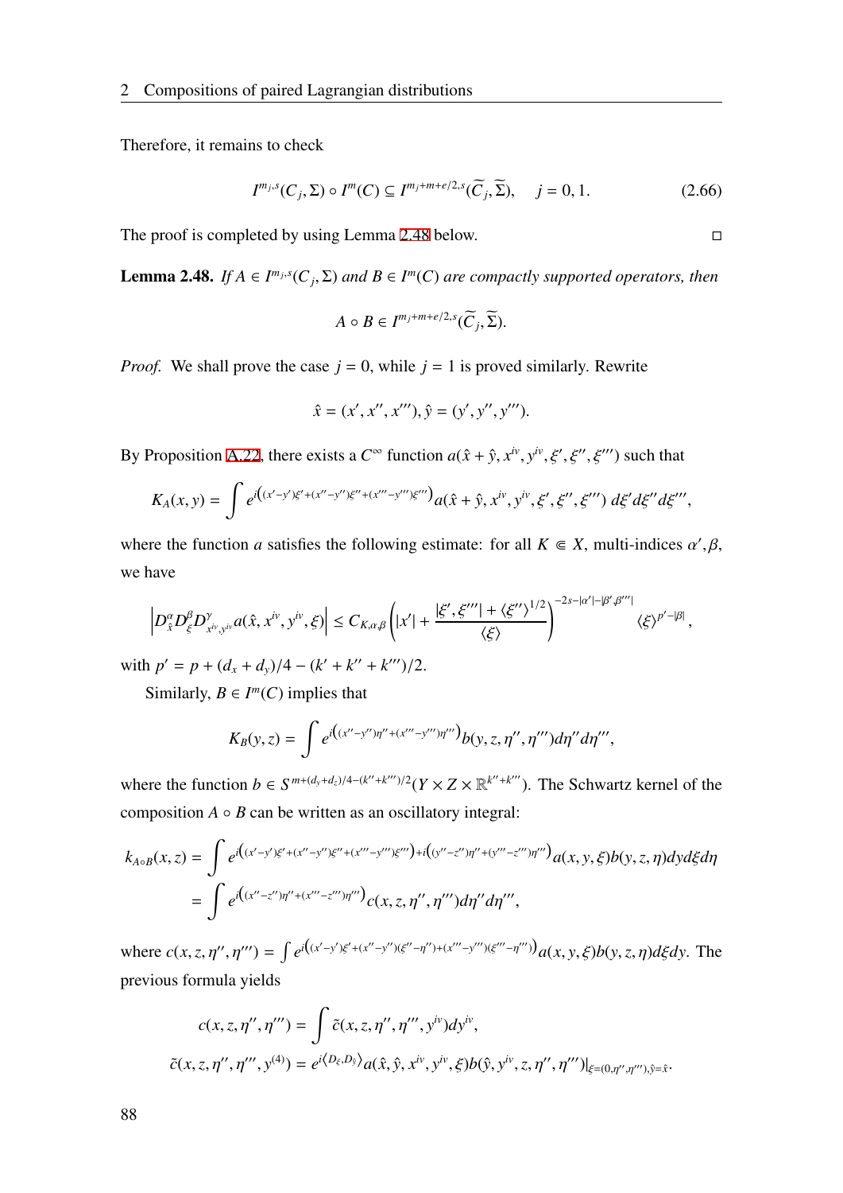Therefore, it remains to check

$$I^{m_j,s}(C_j,\Sigma)\circ I^m(C)\subseteq I^{m_j+m+e/2,s}(\widetilde{C}_j,\widetilde{\Sigma}),\quad j=0,1. \tag{2.66}$$

The proof is completed by using Lemma 2.48 below. □

**Lemma 2.48.** *If $A\in I^{m_j,s}(C_j,\Sigma)$ and $B\in I^m(C)$ are compactly supported operators, then*

$$A\circ B\in I^{m_j+m+e/2,s}(\widetilde{C}_j,\widetilde{\Sigma}).$$

*Proof.* We shall prove the case $j=0$, while $j=1$ is proved similarly. Rewrite

$$\hat{x}=(x',x'',x'''),\hat{y}=(y',y'',y''').$$

By Proposition A.22, there exists a $C^\infty$ function $a(\hat{x}+\hat{y},x^{iv},y^{iv},\xi',\xi'',\xi''')$ such that

$$K_A(x,y)=\int e^{i\left((x'-y')\xi'+(x''-y'')\xi''+(x'''-y''')\xi'''\right)}a(\hat{x}+\hat{y},x^{iv},y^{iv},\xi',\xi'',\xi''')\,d\xi'd\xi''d\xi''',$$

where the function $a$ satisfies the following estimate: for all $K\Subset X$, multi-indices $\alpha',\beta$, we have

$$\left|D^\alpha_{\hat{x}}D^\beta_\xi D^\gamma_{x^{iv},y^{iv}}a(\hat{x},x^{iv},y^{iv},\xi)\right|\le C_{K,\alpha,\beta}\left(|x'|+\frac{|\xi',\xi'''|+\langle\xi''\rangle^{1/2}}{\langle\xi\rangle}\right)^{-2s-|\alpha'|-|\beta',\beta'''|}\langle\xi\rangle^{p'-|\beta|},$$

with $p'=p+(d_x+d_y)/4-(k'+k''+k''')/2$.

Similarly, $B\in I^m(C)$ implies that

$$K_B(y,z)=\int e^{i\left((x''-y'')\eta''+(x'''-y''')\eta'''\right)}b(y,z,\eta'',\eta''')d\eta''d\eta''',$$

where the function $b\in S^{m+(d_y+d_z)/4-(k''+k''')/2}(Y\times Z\times\mathbb{R}^{k''+k'''})$. The Schwartz kernel of the composition $A\circ B$ can be written as an oscillatory integral:

$$\begin{aligned}k_{A\circ B}(x,z)&=\int e^{i\left((x'-y')\xi'+(x''-y'')\xi''+(x'''-y''')\xi'''\right)+i\left((y''-z'')\eta''+(y'''-z''')\eta'''\right)}a(x,y,\xi)b(y,z,\eta)dyd\xi d\eta\\&=\int e^{i\left((x''-z'')\eta''+(x'''-z''')\eta'''\right)}c(x,z,\eta'',\eta''')d\eta''d\eta''',\end{aligned}$$

where $c(x,z,\eta'',\eta''')=\int e^{i\left((x'-y')\xi'+(x''-y'')(\xi''-\eta'')+(x'''-y''')(\xi'''-\eta''')\right)}a(x,y,\xi)b(y,z,\eta)d\xi dy$. The previous formula yields

$$\begin{aligned}c(x,z,\eta'',\eta''')&=\int\tilde{c}(x,z,\eta'',\eta''',y^{iv})dy^{iv},\\\tilde{c}(x,z,\eta'',\eta''',y^{(4)})&=e^{i\langle D_\xi,D_{\hat{y}}\rangle}a(\hat{x},\hat{y},x^{iv},y^{iv},\xi)b(\hat{y},y^{iv},z,\eta'',\eta''')|_{\xi=(0,\eta'',\eta'''),\hat{y}=\hat{x}}.\end{aligned}$$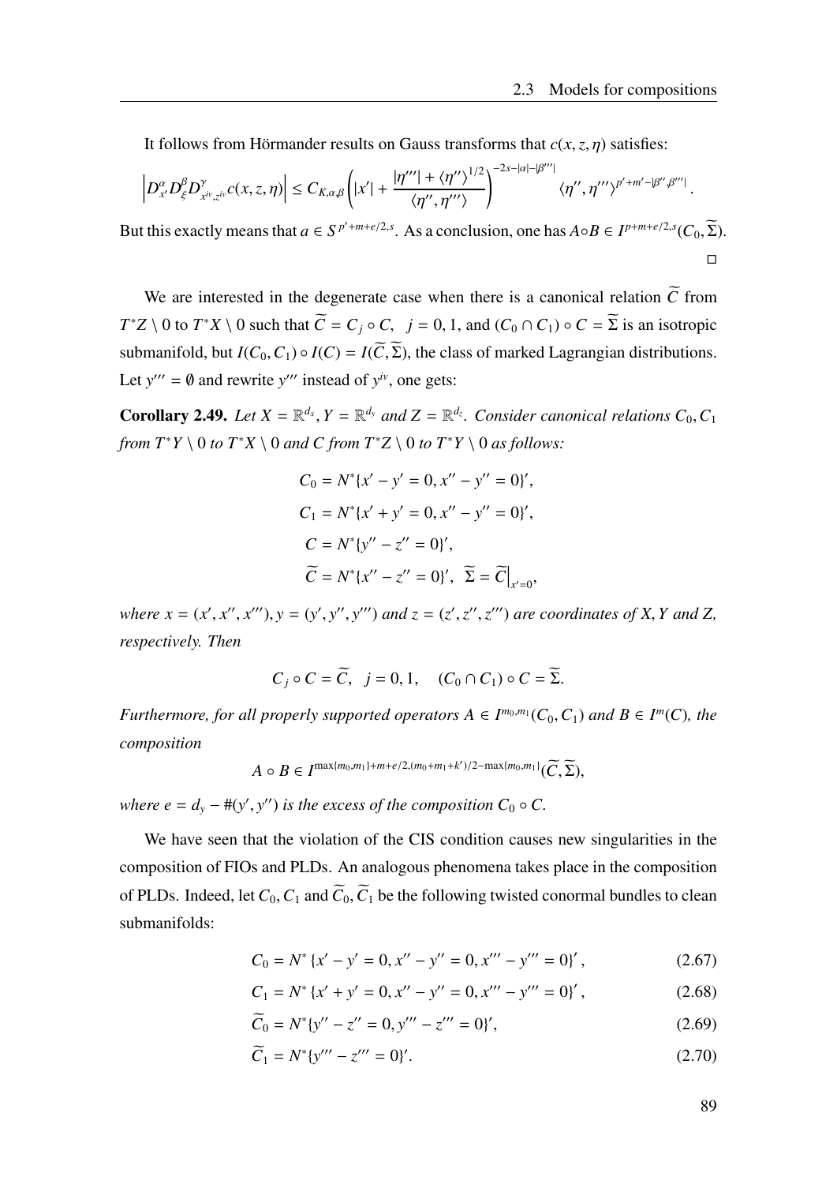It follows from Hörmander results on Gauss transforms that $c(x, z, \eta)$ satisfies:

$$\left|D^\alpha_{x'} D^\beta_\xi D^\gamma_{x^{iv},z^{iv}} c(x, z, \eta)\right| \le C_{K,\alpha,\beta}\left(|x'| + \frac{|\eta'''| + \langle\eta''\rangle^{1/2}}{\langle\eta'', \eta'''\rangle}\right)^{-2s-|\alpha|-|\beta'''|} \langle\eta'', \eta'''\rangle^{p'+m'-|\beta'',\beta'''|}.$$

But this exactly means that $a \in S^{p'+m+e/2,s}$. As a conclusion, one has $A \circ B \in I^{p+m+e/2,s}(C_0, \widetilde{\Sigma})$.

□

We are interested in the degenerate case when there is a canonical relation $\widetilde{C}$ from $T^*Z \setminus 0$ to $T^*X \setminus 0$ such that $\widetilde{C} = C_j \circ C, \quad j = 0, 1$, and $(C_0 \cap C_1) \circ C = \widetilde{\Sigma}$ is an isotropic submanifold, but $I(C_0, C_1) \circ I(C) = I(\widetilde{C}, \widetilde{\Sigma})$, the class of marked Lagrangian distributions. Let $y''' = \emptyset$ and rewrite $y'''$ instead of $y^{iv}$, one gets:

**Corollary 2.49.** *Let $X = \mathbb{R}^{d_x}, Y = \mathbb{R}^{d_y}$ and $Z = \mathbb{R}^{d_z}$. Consider canonical relations $C_0, C_1$ from $T^*Y \setminus 0$ to $T^*X \setminus 0$ and $C$ from $T^*Z \setminus 0$ to $T^*Y \setminus 0$ as follows:*

$$\begin{aligned}
C_0 &= N^*\{x' - y' = 0, x'' - y'' = 0\}',\\
C_1 &= N^*\{x' + y' = 0, x'' - y'' = 0\}',\\
C &= N^*\{y'' - z'' = 0\}',\\
\widetilde{C} &= N^*\{x'' - z'' = 0\}', \quad \widetilde{\Sigma} = \widetilde{C}\Big|_{x'=0},
\end{aligned}$$

*where $x = (x', x'', x'''), y = (y', y'', y''')$ and $z = (z', z'', z''')$ are coordinates of $X, Y$ and $Z$, respectively. Then*

$$C_j \circ C = \widetilde{C}, \quad j = 0, 1, \quad (C_0 \cap C_1) \circ C = \widetilde{\Sigma}.$$

*Furthermore, for all properly supported operators $A \in I^{m_0,m_1}(C_0, C_1)$ and $B \in I^m(C)$, the composition*

$$A \circ B \in I^{\max\{m_0,m_1\}+m+e/2,(m_0+m_1+k')/2-\max\{m_0,m_1\}}(\widetilde{C}, \widetilde{\Sigma}),$$

*where $e = d_y - \#(y', y'')$ is the excess of the composition $C_0 \circ C$.*

We have seen that the violation of the CIS condition causes new singularities in the composition of FIOs and PLDs. An analogous phenomena takes place in the composition of PLDs. Indeed, let $C_0, C_1$ and $\widetilde{C}_0, \widetilde{C}_1$ be the following twisted conormal bundles to clean submanifolds:

$$C_0 = N^*\{x' - y' = 0, x'' - y'' = 0, x''' - y''' = 0\}', \tag{2.67}$$

$$C_1 = N^*\{x' + y' = 0, x'' - y'' = 0, x''' - y''' = 0\}', \tag{2.68}$$

$$\widetilde{C}_0 = N^*\{y'' - z'' = 0, y''' - z''' = 0\}', \tag{2.69}$$

$$\widetilde{C}_1 = N^*\{y''' - z''' = 0\}'. \tag{2.70}$$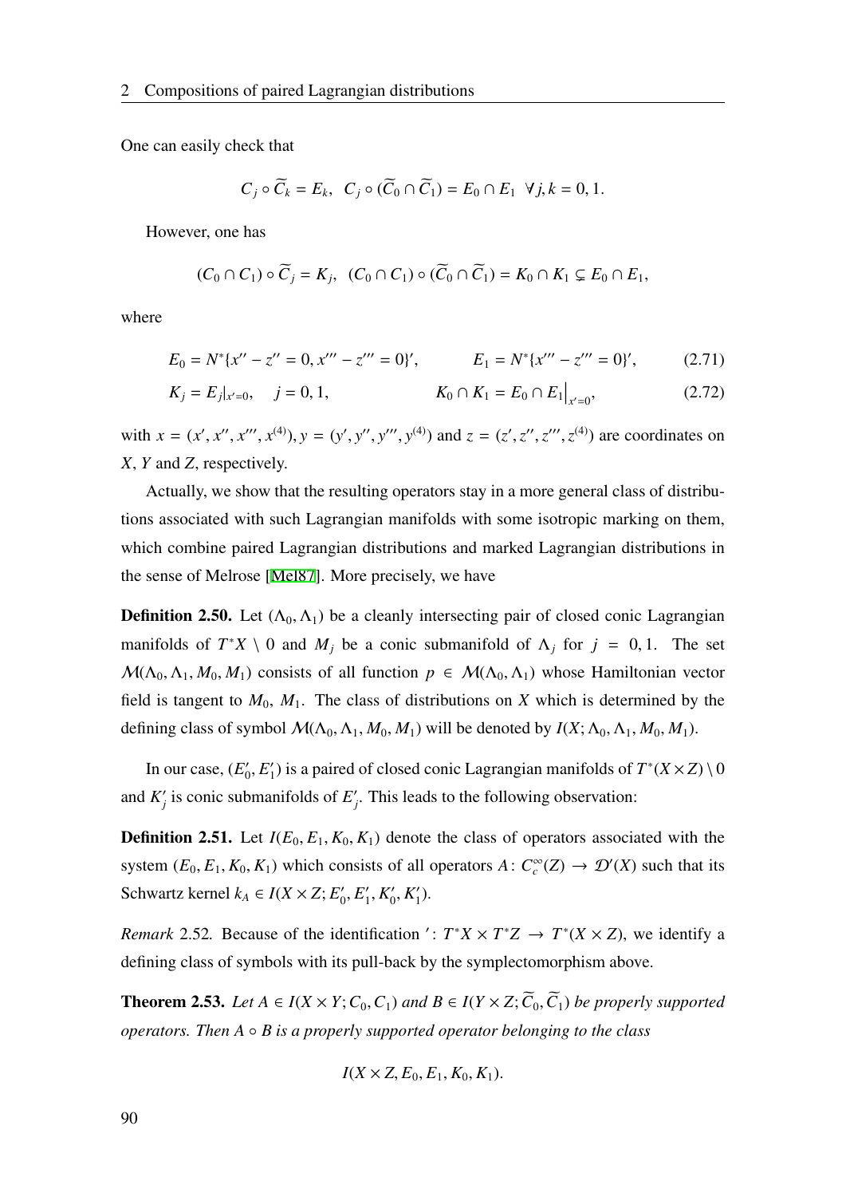One can easily check that

$$C_j \circ \widetilde{C}_k = E_k, \quad C_j \circ (\widetilde{C}_0 \cap \widetilde{C}_1) = E_0 \cap E_1 \quad \forall j, k = 0, 1.$$

However, one has

$$(C_0 \cap C_1) \circ \widetilde{C}_j = K_j, \quad (C_0 \cap C_1) \circ (\widetilde{C}_0 \cap \widetilde{C}_1) = K_0 \cap K_1 \subsetneq E_0 \cap E_1,$$

where

$$E_0 = N^*\{x'' - z'' = 0, x''' - z''' = 0\}', \qquad E_1 = N^*\{x''' - z''' = 0\}', \tag{2.71}$$

$$K_j = E_j|_{x'=0}, \quad j = 0, 1, \qquad K_0 \cap K_1 = E_0 \cap E_1\big|_{x'=0}, \tag{2.72}$$

with $x = (x', x'', x''', x^{(4)})$, $y = (y', y'', y''', y^{(4)})$ and $z = (z', z'', z''', z^{(4)})$ are coordinates on $X$, $Y$ and $Z$, respectively.

Actually, we show that the resulting operators stay in a more general class of distributions associated with such Lagrangian manifolds with some isotropic marking on them, which combine paired Lagrangian distributions and marked Lagrangian distributions in the sense of Melrose [Mel87]. More precisely, we have

**Definition 2.50.** Let $(\Lambda_0, \Lambda_1)$ be a cleanly intersecting pair of closed conic Lagrangian manifolds of $T^*X \setminus 0$ and $M_j$ be a conic submanifold of $\Lambda_j$ for $j = 0, 1$. The set $\mathcal{M}(\Lambda_0, \Lambda_1, M_0, M_1)$ consists of all function $p \in \mathcal{M}(\Lambda_0, \Lambda_1)$ whose Hamiltonian vector field is tangent to $M_0$, $M_1$. The class of distributions on $X$ which is determined by the defining class of symbol $\mathcal{M}(\Lambda_0, \Lambda_1, M_0, M_1)$ will be denoted by $I(X; \Lambda_0, \Lambda_1, M_0, M_1)$.

In our case, $(E_0', E_1')$ is a paired of closed conic Lagrangian manifolds of $T^*(X \times Z) \setminus 0$ and $K_j'$ is conic submanifolds of $E_j'$. This leads to the following observation:

**Definition 2.51.** Let $I(E_0, E_1, K_0, K_1)$ denote the class of operators associated with the system $(E_0, E_1, K_0, K_1)$ which consists of all operators $A\colon C_c^\infty(Z) \to \mathcal{D}'(X)$ such that its Schwartz kernel $k_A \in I(X \times Z; E_0', E_1', K_0', K_1')$.

*Remark* 2.52. Because of the identification $'\colon T^*X \times T^*Z \to T^*(X \times Z)$, we identify a defining class of symbols with its pull-back by the symplectomorphism above.

**Theorem 2.53.** *Let $A \in I(X \times Y; C_0, C_1)$ and $B \in I(Y \times Z; \widetilde{C}_0, \widetilde{C}_1)$ be properly supported operators. Then $A \circ B$ is a properly supported operator belonging to the class*

$$I(X \times Z, E_0, E_1, K_0, K_1).$$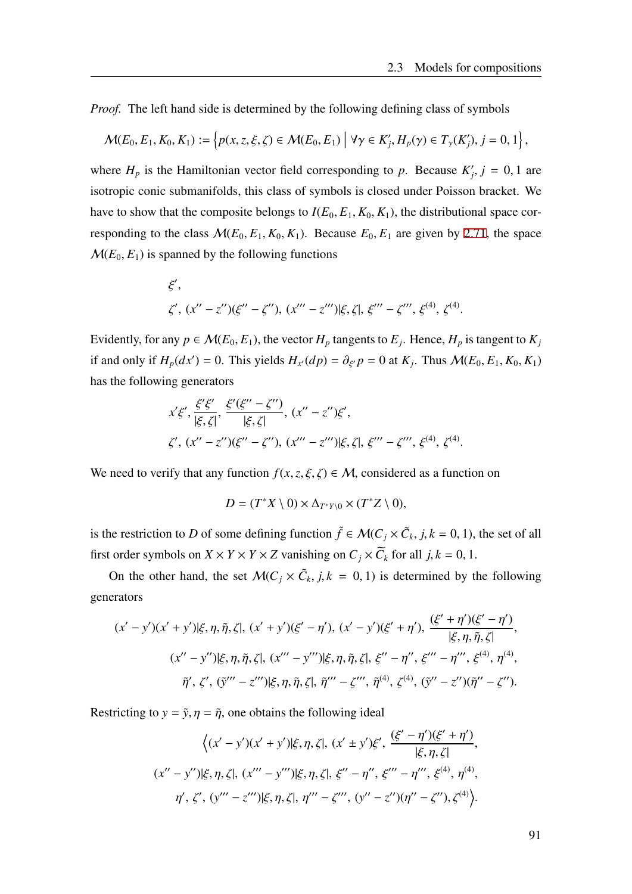*Proof.* The left hand side is determined by the following defining class of symbols

$$\mathcal{M}(E_0, E_1, K_0, K_1) := \left\{ p(x, z, \xi, \zeta) \in \mathcal{M}(E_0, E_1) \,\middle|\, \forall \gamma \in K_j', H_p(\gamma) \in T_\gamma(K_j'), j = 0, 1 \right\},$$

where $H_p$ is the Hamiltonian vector field corresponding to $p$. Because $K_j', j = 0, 1$ are isotropic conic submanifolds, this class of symbols is closed under Poisson bracket. We have to show that the composite belongs to $I(E_0, E_1, K_0, K_1)$, the distributional space corresponding to the class $\mathcal{M}(E_0, E_1, K_0, K_1)$. Because $E_0, E_1$ are given by 2.71, the space $\mathcal{M}(E_0, E_1)$ is spanned by the following functions

$$\begin{aligned}
&\xi', \\
&\zeta',\ (x'' - z'')(\xi'' - \zeta''),\ (x''' - z''')|\xi, \zeta|,\ \xi''' - \zeta''',\ \xi^{(4)},\ \zeta^{(4)}.
\end{aligned}$$

Evidently, for any $p \in \mathcal{M}(E_0, E_1)$, the vector $H_p$ tangents to $E_j$. Hence, $H_p$ is tangent to $K_j$ if and only if $H_p(dx') = 0$. This yields $H_{x'}(dp) = \partial_{\xi'} p = 0$ at $K_j$. Thus $\mathcal{M}(E_0, E_1, K_0, K_1)$ has the following generators

$$\begin{aligned}
&x'\xi',\ \frac{\xi'\xi'}{|\xi, \zeta|},\ \frac{\xi'(\xi'' - \zeta'')}{|\xi, \zeta|},\ (x'' - z'')\xi', \\
&\zeta',\ (x'' - z'')(\xi'' - \zeta''),\ (x''' - z''')|\xi, \zeta|,\ \xi''' - \zeta''',\ \xi^{(4)},\ \zeta^{(4)}.
\end{aligned}$$

We need to verify that any function $f(x, z, \xi, \zeta) \in \mathcal{M}$, considered as a function on

$$D = (T^*X \setminus 0) \times \Delta_{T^*Y\setminus 0} \times (T^*Z \setminus 0),$$

is the restriction to $D$ of some defining function $\tilde{f} \in \mathcal{M}(C_j \times \tilde{C}_k, j, k = 0, 1)$, the set of all first order symbols on $X \times Y \times Y \times Z$ vanishing on $C_j \times \widetilde{C}_k$ for all $j, k = 0, 1$.

On the other hand, the set $\mathcal{M}(C_j \times \tilde{C}_k, j, k = 0, 1)$ is determined by the following generators

$$\begin{aligned}
(x' - y')(x' + y')|\xi, \eta, \tilde{\eta}, \zeta|,\ (x' + y')(\xi' - \eta'),\ (x' - y')(\xi' + \eta'),\ \frac{(\xi' + \eta')(\xi' - \eta')}{|\xi, \eta, \tilde{\eta}, \zeta|}, \\
(x'' - y'')|\xi, \eta, \tilde{\eta}, \zeta|,\ (x''' - y''')|\xi, \eta, \tilde{\eta}, \zeta|,\ \xi'' - \eta'',\ \xi''' - \eta''',\ \xi^{(4)},\ \eta^{(4)}, \\
\tilde{\eta}',\ \zeta',\ (\tilde{y}''' - z''')|\xi, \eta, \tilde{\eta}, \zeta|,\ \tilde{\eta}''' - \zeta''',\ \tilde{\eta}^{(4)},\ \zeta^{(4)},\ (\tilde{y}'' - z'')(\tilde{\eta}'' - \zeta'').
\end{aligned}$$

Restricting to $y = \tilde{y}, \eta = \tilde{\eta}$, one obtains the following ideal

$$\begin{aligned}
\Big\langle (x' - y')(x' + y')|\xi, \eta, \zeta|,\ (x' \pm y')\xi',\ \frac{(\xi' - \eta')(\xi' + \eta')}{|\xi, \eta, \zeta|}, \\
(x'' - y'')|\xi, \eta, \zeta|,\ (x''' - y''')|\xi, \eta, \zeta|,\ \xi'' - \eta'',\ \xi''' - \eta''',\ \xi^{(4)},\ \eta^{(4)}, \\
\eta',\ \zeta',\ (y''' - z''')|\xi, \eta, \zeta|,\ \eta''' - \zeta''',\ (y'' - z'')(\eta'' - \zeta''),\ \zeta^{(4)} \Big\rangle.
\end{aligned}$$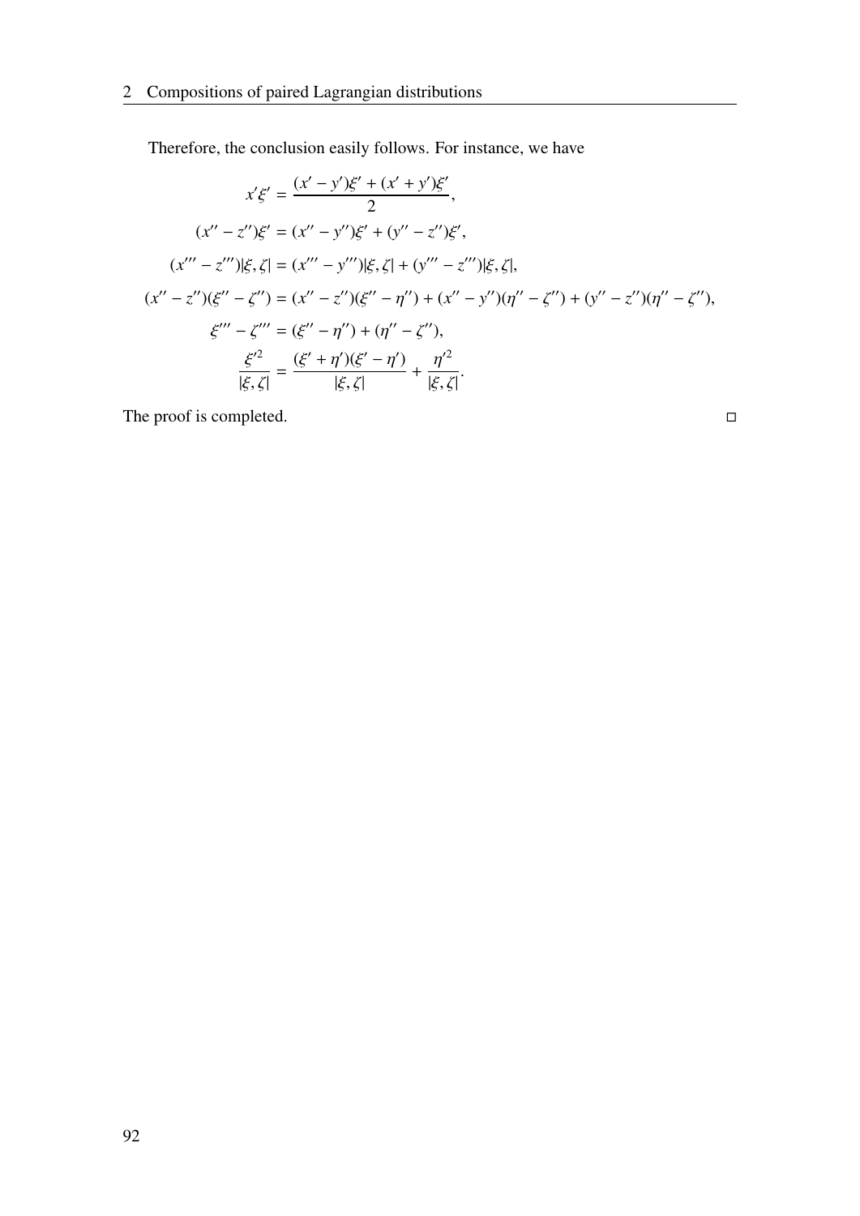Therefore, the conclusion easily follows. For instance, we have

$$
\begin{aligned}
x'\xi' &= \frac{(x'-y')\xi' + (x'+y')\xi'}{2}, \\
(x''-z'')\xi' &= (x''-y'')\xi' + (y''-z'')\xi', \\
(x'''-z''')|\xi,\zeta| &= (x'''-y''')|\xi,\zeta| + (y'''-z''')|\xi,\zeta|, \\
(x''-z'')(\xi''-\zeta'') &= (x''-z'')(\xi''-\eta'') + (x''-y'')(\eta''-\zeta'') + (y''-z'')(\eta''-\zeta''), \\
\xi'''-\zeta''' &= (\xi''-\eta'') + (\eta''-\zeta''), \\
\frac{\xi'^2}{|\xi,\zeta|} &= \frac{(\xi'+\eta')(\xi'-\eta')}{|\xi,\zeta|} + \frac{\eta'^2}{|\xi,\zeta|}.
\end{aligned}
$$

The proof is completed. □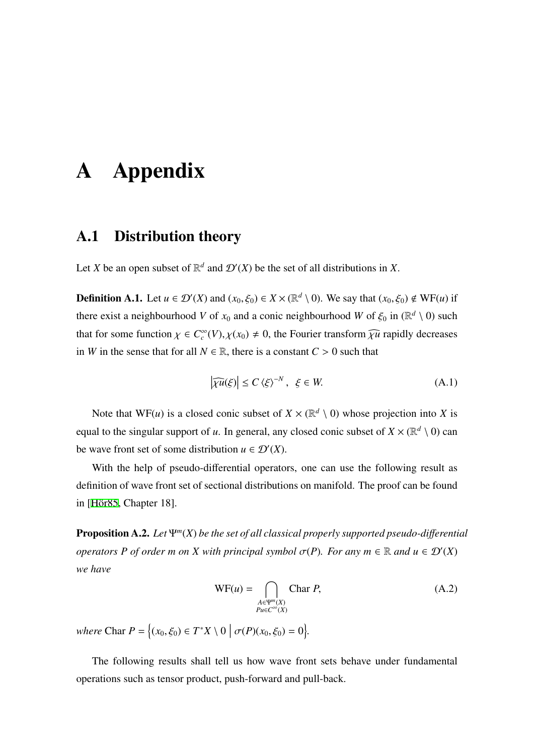# A Appendix

## A.1 Distribution theory

Let $X$ be an open subset of $\mathbb{R}^d$ and $\mathcal{D}'(X)$ be the set of all distributions in $X$.

**Definition A.1.** Let $u \in \mathcal{D}'(X)$ and $(x_0, \xi_0) \in X \times (\mathbb{R}^d \setminus 0)$. We say that $(x_0, \xi_0) \notin \mathrm{WF}(u)$ if there exist a neighbourhood $V$ of $x_0$ and a conic neighbourhood $W$ of $\xi_0$ in $(\mathbb{R}^d \setminus 0)$ such that for some function $\chi \in C_c^\infty(V), \chi(x_0) \neq 0$, the Fourier transform $\widehat{\chi u}$ rapidly decreases in $W$ in the sense that for all $N \in \mathbb{R}$, there is a constant $C > 0$ such that

$$\left|\widehat{\chi u}(\xi)\right| \leq C \langle \xi \rangle^{-N}, \quad \xi \in W. \tag{A.1}$$

Note that $\mathrm{WF}(u)$ is a closed conic subset of $X \times (\mathbb{R}^d \setminus 0)$ whose projection into $X$ is equal to the singular support of $u$. In general, any closed conic subset of $X \times (\mathbb{R}^d \setminus 0)$ can be wave front set of some distribution $u \in \mathcal{D}'(X)$.

With the help of pseudo-differential operators, one can use the following result as definition of wave front set of sectional distributions on manifold. The proof can be found in [Hör85, Chapter 18].

**Proposition A.2.** *Let $\Psi^m(X)$ be the set of all classical properly supported pseudo-differential operators $P$ of order $m$ on $X$ with principal symbol $\sigma(P)$. For any $m \in \mathbb{R}$ and $u \in \mathcal{D}'(X)$ we have*

$$\mathrm{WF}(u) = \bigcap_{\substack{A \in \Psi^m(X) \\ Pu \in C^\infty(X)}} \mathrm{Char}\, P, \tag{A.2}$$

*where* $\mathrm{Char}\, P = \left\{(x_0, \xi_0) \in T^*X \setminus 0 \;\middle|\; \sigma(P)(x_0, \xi_0) = 0\right\}$.

The following results shall tell us how wave front sets behave under fundamental operations such as tensor product, push-forward and pull-back.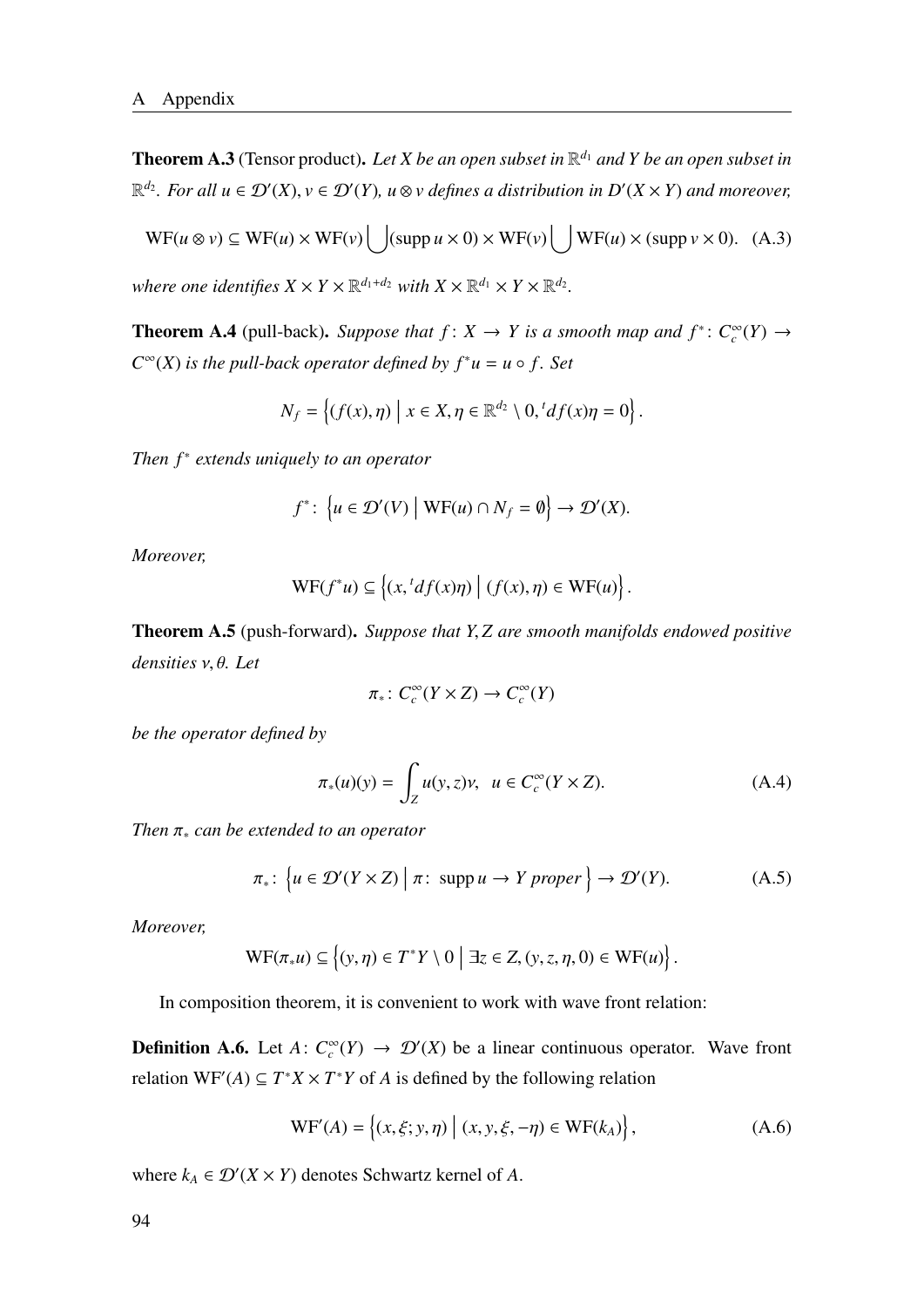**Theorem A.3** (Tensor product)**.** *Let $X$ be an open subset in $\mathbb{R}^{d_1}$ and $Y$ be an open subset in $\mathbb{R}^{d_2}$. For all $u \in \mathcal{D}'(X)$, $v \in \mathcal{D}'(Y)$, $u \otimes v$ defines a distribution in $D'(X \times Y)$ and moreover,*

$$\mathrm{WF}(u \otimes v) \subseteq \mathrm{WF}(u) \times \mathrm{WF}(v) \bigcup (\operatorname{supp} u \times 0) \times \mathrm{WF}(v) \bigcup \mathrm{WF}(u) \times (\operatorname{supp} v \times 0). \quad \text{(A.3)}$$

*where one identifies $X \times Y \times \mathbb{R}^{d_1+d_2}$ with $X \times \mathbb{R}^{d_1} \times Y \times \mathbb{R}^{d_2}$.*

**Theorem A.4** (pull-back)**.** *Suppose that $f\colon X \to Y$ is a smooth map and $f^*\colon C_c^\infty(Y) \to C^\infty(X)$ is the pull-back operator defined by $f^*u = u \circ f$. Set*

$$N_f = \left\{(f(x), \eta) \;\middle|\; x \in X, \eta \in \mathbb{R}^{d_2} \setminus 0, {}^t df(x)\eta = 0\right\}.$$

*Then $f^*$ extends uniquely to an operator*

$$f^*\colon \left\{u \in \mathcal{D}'(V) \;\middle|\; \mathrm{WF}(u) \cap N_f = \emptyset\right\} \to \mathcal{D}'(X).$$

*Moreover,*

$$\mathrm{WF}(f^*u) \subseteq \left\{(x, {}^t df(x)\eta) \;\middle|\; (f(x), \eta) \in \mathrm{WF}(u)\right\}.$$

**Theorem A.5** (push-forward)**.** *Suppose that $Y, Z$ are smooth manifolds endowed positive densities $\nu, \theta$. Let*

$$\pi_*\colon C_c^\infty(Y \times Z) \to C_c^\infty(Y)$$

*be the operator defined by*

$$\pi_*(u)(y) = \int_Z u(y, z)\nu, \quad u \in C_c^\infty(Y \times Z). \tag{A.4}$$

*Then $\pi_*$ can be extended to an operator*

$$\pi_*\colon \left\{u \in \mathcal{D}'(Y \times Z) \;\middle|\; \pi\colon \operatorname{supp} u \to Y \text{ proper}\right\} \to \mathcal{D}'(Y). \tag{A.5}$$

*Moreover,*

$$\mathrm{WF}(\pi_* u) \subseteq \left\{(y, \eta) \in T^*Y \setminus 0 \;\middle|\; \exists z \in Z, (y, z, \eta, 0) \in \mathrm{WF}(u)\right\}.$$

In composition theorem, it is convenient to work with wave front relation:

**Definition A.6.** Let $A\colon C_c^\infty(Y) \to \mathcal{D}'(X)$ be a linear continuous operator. Wave front relation $\mathrm{WF}'(A) \subseteq T^*X \times T^*Y$ of $A$ is defined by the following relation

$$\mathrm{WF}'(A) = \left\{(x, \xi; y, \eta) \;\middle|\; (x, y, \xi, -\eta) \in \mathrm{WF}(k_A)\right\}, \tag{A.6}$$

where $k_A \in \mathcal{D}'(X \times Y)$ denotes Schwartz kernel of $A$.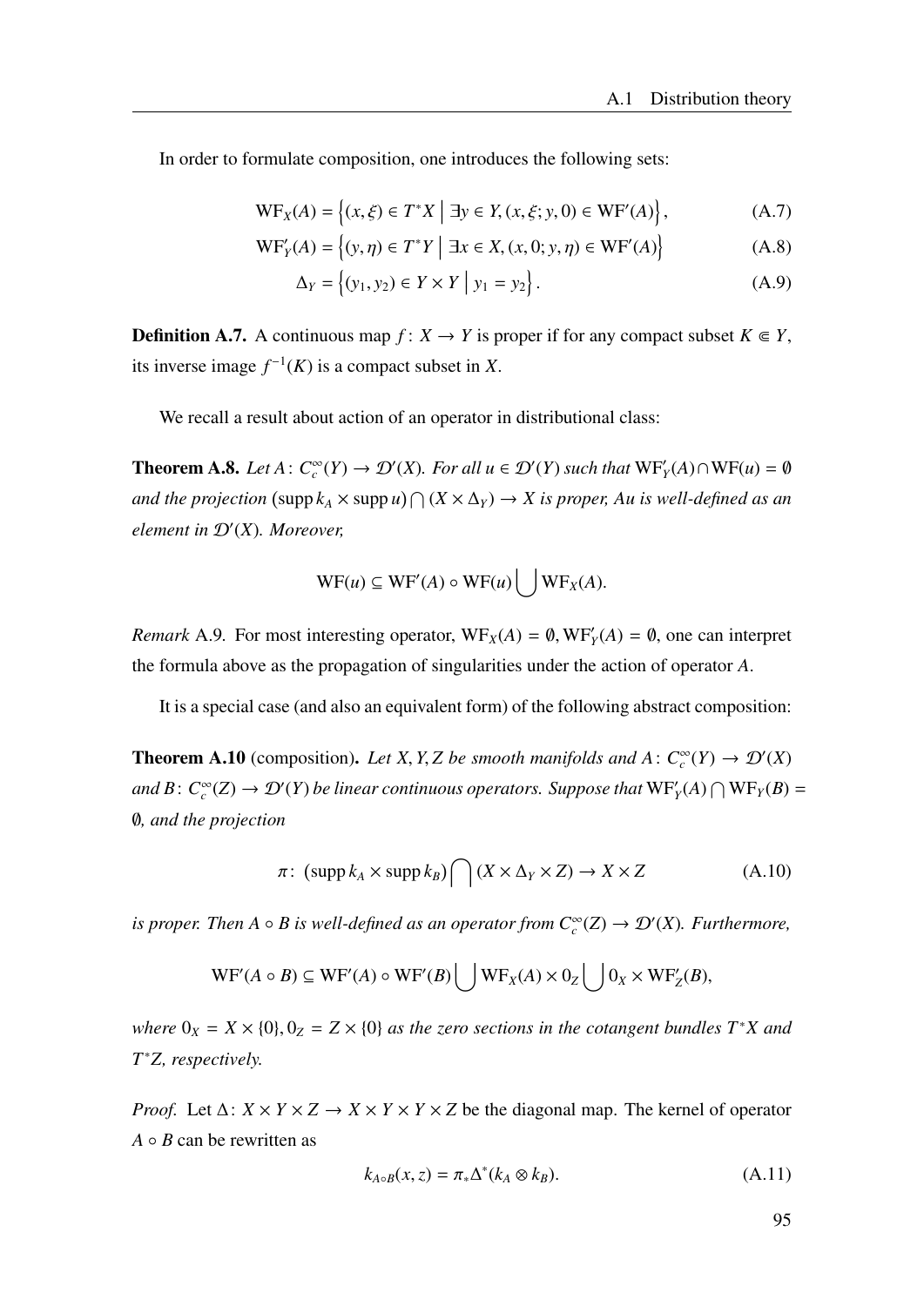In order to formulate composition, one introduces the following sets:

$$\mathrm{WF}_X(A) = \left\{(x,\xi) \in T^*X \;\middle|\; \exists y \in Y, (x,\xi; y, 0) \in \mathrm{WF}'(A)\right\}, \tag{A.7}$$

$$\mathrm{WF}'_Y(A) = \left\{(y,\eta) \in T^*Y \;\middle|\; \exists x \in X, (x,0; y, \eta) \in \mathrm{WF}'(A)\right\} \tag{A.8}$$

$$\Delta_Y = \left\{(y_1, y_2) \in Y \times Y \;\middle|\; y_1 = y_2\right\}. \tag{A.9}$$

**Definition A.7.** A continuous map $f\colon X \to Y$ is proper if for any compact subset $K \Subset Y$, its inverse image $f^{-1}(K)$ is a compact subset in $X$.

We recall a result about action of an operator in distributional class:

**Theorem A.8.** *Let $A\colon C_c^\infty(Y) \to \mathcal{D}'(X)$. For all $u \in \mathcal{D}'(Y)$ such that $\mathrm{WF}'_Y(A) \cap \mathrm{WF}(u) = \emptyset$ and the projection $(\operatorname{supp} k_A \times \operatorname{supp} u) \bigcap (X \times \Delta_Y) \to X$ is proper, $Au$ is well-defined as an element in $\mathcal{D}'(X)$. Moreover,*

$$\mathrm{WF}(u) \subseteq \mathrm{WF}'(A) \circ \mathrm{WF}(u) \bigcup \mathrm{WF}_X(A).$$

*Remark* A.9. For most interesting operator, $\mathrm{WF}_X(A) = \emptyset, \mathrm{WF}'_Y(A) = \emptyset$, one can interpret the formula above as the propagation of singularities under the action of operator $A$.

It is a special case (and also an equivalent form) of the following abstract composition:

**Theorem A.10** (composition)**.** *Let $X, Y, Z$ be smooth manifolds and $A\colon C_c^\infty(Y) \to \mathcal{D}'(X)$ and $B\colon C_c^\infty(Z) \to \mathcal{D}'(Y)$ be linear continuous operators. Suppose that $\mathrm{WF}'_Y(A) \bigcap \mathrm{WF}_Y(B) = \emptyset$, and the projection*

$$\pi\colon (\operatorname{supp} k_A \times \operatorname{supp} k_B) \bigcap (X \times \Delta_Y \times Z) \to X \times Z \tag{A.10}$$

*is proper. Then $A \circ B$ is well-defined as an operator from $C_c^\infty(Z) \to \mathcal{D}'(X)$. Furthermore,*

$$\mathrm{WF}'(A \circ B) \subseteq \mathrm{WF}'(A) \circ \mathrm{WF}'(B) \bigcup \mathrm{WF}_X(A) \times 0_Z \bigcup 0_X \times \mathrm{WF}'_Z(B),$$

*where $0_X = X \times \{0\}, 0_Z = Z \times \{0\}$ as the zero sections in the cotangent bundles $T^*X$ and $T^*Z$, respectively.*

*Proof.* Let $\Delta\colon X \times Y \times Z \to X \times Y \times Y \times Z$ be the diagonal map. The kernel of operator $A \circ B$ can be rewritten as

$$k_{A \circ B}(x,z) = \pi_* \Delta^*(k_A \otimes k_B). \tag{A.11}$$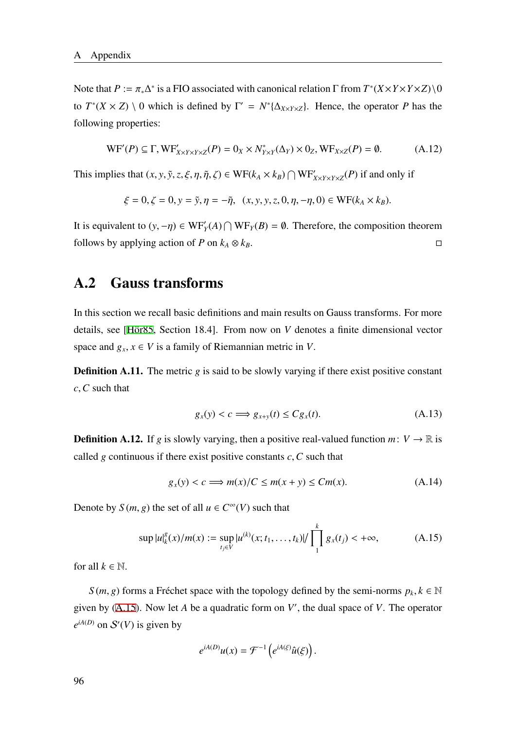Note that $P := \pi_* \Delta^*$ is a FIO associated with canonical relation $\Gamma$ from $T^*(X \times Y \times Y \times Z) \setminus 0$ to $T^*(X \times Z) \setminus 0$ which is defined by $\Gamma' = N^*\{\Delta_{X \times Y \times Z}\}$. Hence, the operator $P$ has the following properties:

$$\mathrm{WF}'(P) \subseteq \Gamma, \mathrm{WF}'_{X \times Y \times Y \times Z}(P) = 0_X \times N^*_{Y \times Y}(\Delta_Y) \times 0_Z, \mathrm{WF}_{X \times Z}(P) = \emptyset. \tag{A.12}$$

This implies that $(x, y, \tilde{y}, z, \xi, \eta, \tilde{\eta}, \zeta) \in \mathrm{WF}(k_A \times k_B) \bigcap \mathrm{WF}'_{X \times Y \times Y \times Z}(P)$ if and only if

$$\xi = 0, \zeta = 0, y = \tilde{y}, \eta = -\tilde{\eta}, \;\; (x, y, y, z, 0, \eta, -\eta, 0) \in \mathrm{WF}(k_A \times k_B).$$

It is equivalent to $(y, -\eta) \in \mathrm{WF}'_Y(A) \bigcap \mathrm{WF}_Y(B) = \emptyset$. Therefore, the composition theorem follows by applying action of $P$ on $k_A \otimes k_B$. □

## A.2 Gauss transforms

In this section we recall basic definitions and main results on Gauss transforms. For more details, see [Hör85, Section 18.4]. From now on $V$ denotes a finite dimensional vector space and $g_x, x \in V$ is a family of Riemannian metric in $V$.

**Definition A.11.** The metric $g$ is said to be slowly varying if there exist positive constant $c, C$ such that

$$g_x(y) < c \Longrightarrow g_{x+y}(t) \leq C g_x(t). \tag{A.13}$$

**Definition A.12.** If $g$ is slowly varying, then a positive real-valued function $m \colon V \to \mathbb{R}$ is called $g$ continuous if there exist positive constants $c, C$ such that

$$g_x(y) < c \Longrightarrow m(x)/C \leq m(x+y) \leq C m(x). \tag{A.14}$$

Denote by $S(m, g)$ the set of all $u \in C^\infty(V)$ such that

$$\sup |u|^g_k(x)/m(x) := \sup_{t_j \in V} |u^{(k)}(x; t_1, \ldots, t_k)| \Big/ \prod_1^k g_x(t_j) < +\infty, \tag{A.15}$$

for all $k \in \mathbb{N}$.

$S(m, g)$ forms a Fréchet space with the topology defined by the semi-norms $p_k, k \in \mathbb{N}$ given by (A.15). Now let $A$ be a quadratic form on $V'$, the dual space of $V$. The operator $e^{iA(D)}$ on $\mathcal{S}'(V)$ is given by

$$e^{iA(D)} u(x) = \mathcal{F}^{-1}\left(e^{iA(\xi)} \hat{u}(\xi)\right).$$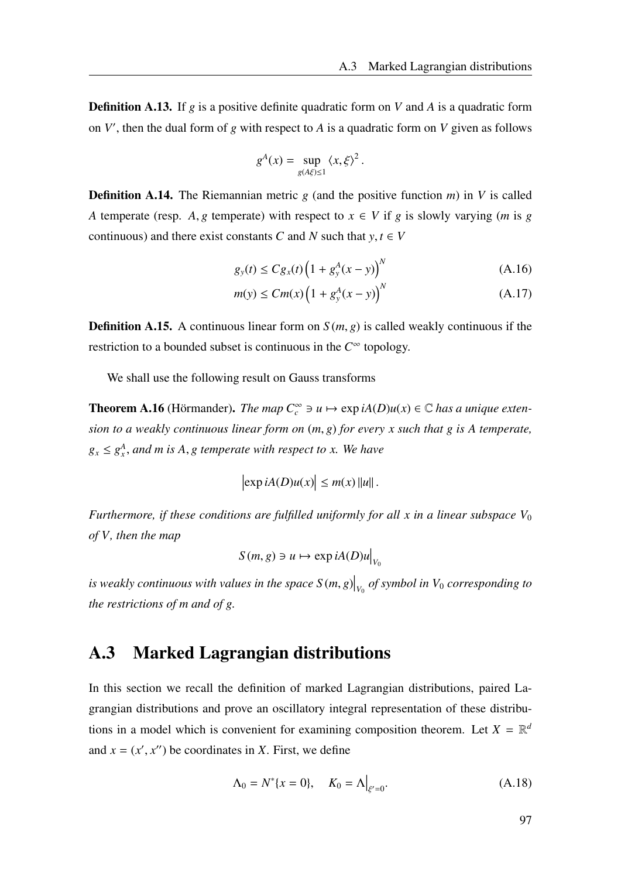**Definition A.13.** If $g$ is a positive definite quadratic form on $V$ and $A$ is a quadratic form on $V'$, then the dual form of $g$ with respect to $A$ is a quadratic form on $V$ given as follows

$$g^A(x) = \sup_{g(A\xi)\leq 1} \langle x, \xi \rangle^2 .$$

**Definition A.14.** The Riemannian metric $g$ (and the positive function $m$) in $V$ is called $A$ temperate (resp. $A, g$ temperate) with respect to $x \in V$ if $g$ is slowly varying ($m$ is $g$ continuous) and there exist constants $C$ and $N$ such that $y, t \in V$

$$g_y(t) \leq C g_x(t) \left(1 + g_y^A(x-y)\right)^N \tag{A.16}$$

$$m(y) \leq C m(x) \left(1 + g_y^A(x-y)\right)^N \tag{A.17}$$

**Definition A.15.** A continuous linear form on $S(m, g)$ is called weakly continuous if the restriction to a bounded subset is continuous in the $C^\infty$ topology.

We shall use the following result on Gauss transforms

**Theorem A.16** (Hörmander)**.** *The map $C_c^\infty \ni u \mapsto \exp iA(D)u(x) \in \mathbb{C}$ has a unique extension to a weakly continuous linear form on $(m, g)$ for every $x$ such that $g$ is $A$ temperate, $g_x \leq g_x^A$, and $m$ is $A, g$ temperate with respect to $x$. We have*

$$\left|\exp iA(D)u(x)\right| \leq m(x) \|u\| .$$

*Furthermore, if these conditions are fulfilled uniformly for all $x$ in a linear subspace $V_0$ of $V$, then the map*

$$S(m, g) \ni u \mapsto \exp iA(D)u\Big|_{V_0}$$

*is weakly continuous with values in the space $S(m, g)\Big|_{V_0}$ of symbol in $V_0$ corresponding to the restrictions of $m$ and of $g$.*

## A.3 Marked Lagrangian distributions

In this section we recall the definition of marked Lagrangian distributions, paired Lagrangian distributions and prove an oscillatory integral representation of these distributions in a model which is convenient for examining composition theorem. Let $X = \mathbb{R}^d$ and $x = (x', x'')$ be coordinates in $X$. First, we define

$$\Lambda_0 = N^*\{x = 0\}, \quad K_0 = \Lambda\Big|_{\xi'=0}. \tag{A.18}$$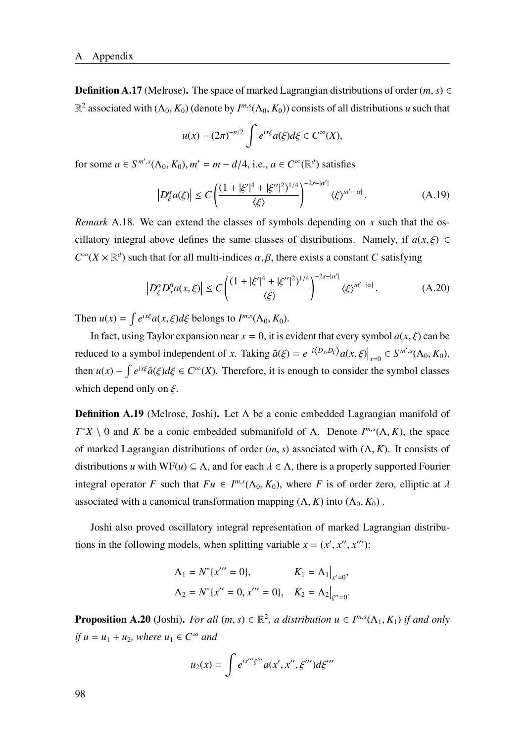**Definition A.17** (Melrose)**.** The space of marked Lagrangian distributions of order $(m, s) \in \mathbb{R}^2$ associated with $(\Lambda_0, K_0)$ (denote by $I^{m,s}(\Lambda_0, K_0)$) consists of all distributions $u$ such that

$$u(x) - (2\pi)^{-n/2} \int e^{ix\xi} a(\xi) d\xi \in C^\infty(X),$$

for some $a \in S^{m',s}(\Lambda_0, K_0), m' = m - d/4$, i.e., $a \in C^\infty(\mathbb{R}^d)$ satisfies

$$\left| D_\xi^\alpha a(\xi) \right| \leq C \left( \frac{(1 + |\xi'|^4 + |\xi''|^2)^{1/4}}{\langle \xi \rangle} \right)^{-2s - |\alpha'|} \langle \xi \rangle^{m' - |\alpha|}. \tag{A.19}$$

*Remark* A.18. We can extend the classes of symbols depending on $x$ such that the oscillatory integral above defines the same classes of distributions. Namely, if $a(x, \xi) \in C^\infty(X \times \mathbb{R}^d)$ such that for all multi-indices $\alpha, \beta$, there exists a constant $C$ satisfying

$$\left| D_\xi^\alpha D_x^\beta a(x, \xi) \right| \leq C \left( \frac{(1 + |\xi'|^4 + |\xi''|^2)^{1/4}}{\langle \xi \rangle} \right)^{-2s - |\alpha'|} \langle \xi \rangle^{m' - |\alpha|}. \tag{A.20}$$

Then $u(x) = \int e^{ix\xi} a(x, \xi) d\xi$ belongs to $I^{m,s}(\Lambda_0, K_0)$.

In fact, using Taylor expansion near $x = 0$, it is evident that every symbol $a(x, \xi)$ can be reduced to a symbol independent of $x$. Taking $\tilde{a}(\xi) = e^{-i\langle D_x, D_\xi \rangle} a(x, \xi)\big|_{x=0} \in S^{m',s}(\Lambda_0, K_0)$, then $u(x) - \int e^{ix\xi} \tilde{a}(\xi) d\xi \in C^\infty(X)$. Therefore, it is enough to consider the symbol classes which depend only on $\xi$.

**Definition A.19** (Melrose, Joshi)**.** Let $\Lambda$ be a conic embedded Lagrangian manifold of $T^*X \setminus 0$ and $K$ be a conic embedded submanifold of $\Lambda$. Denote $I^{m,s}(\Lambda, K)$, the space of marked Lagrangian distributions of order $(m, s)$ associated with $(\Lambda, K)$. It consists of distributions $u$ with $\mathrm{WF}(u) \subseteq \Lambda$, and for each $\lambda \in \Lambda$, there is a properly supported Fourier integral operator $F$ such that $Fu \in I^{m,s}(\Lambda_0, K_0)$, where $F$ is of order zero, elliptic at $\lambda$ associated with a canonical transformation mapping $(\Lambda, K)$ into $(\Lambda_0, K_0)$.

Joshi also proved oscillatory integral representation of marked Lagrangian distributions in the following models, when splitting variable $x = (x', x'', x''')$:

$$\Lambda_1 = N^*\{x''' = 0\}, \qquad K_1 = \Lambda_1\big|_{x'=0},$$
$$\Lambda_2 = N^*\{x'' = 0, x''' = 0\}, \quad K_2 = \Lambda_2\big|_{\xi''=0}.$$

**Proposition A.20** (Joshi)**.** *For all $(m, s) \in \mathbb{R}^2$, a distribution $u \in I^{m,s}(\Lambda_1, K_1)$ if and only if $u = u_1 + u_2$, where $u_1 \in C^\infty$ and*

$$u_2(x) = \int e^{ix'''\xi'''} a(x', x'', \xi''') d\xi'''$$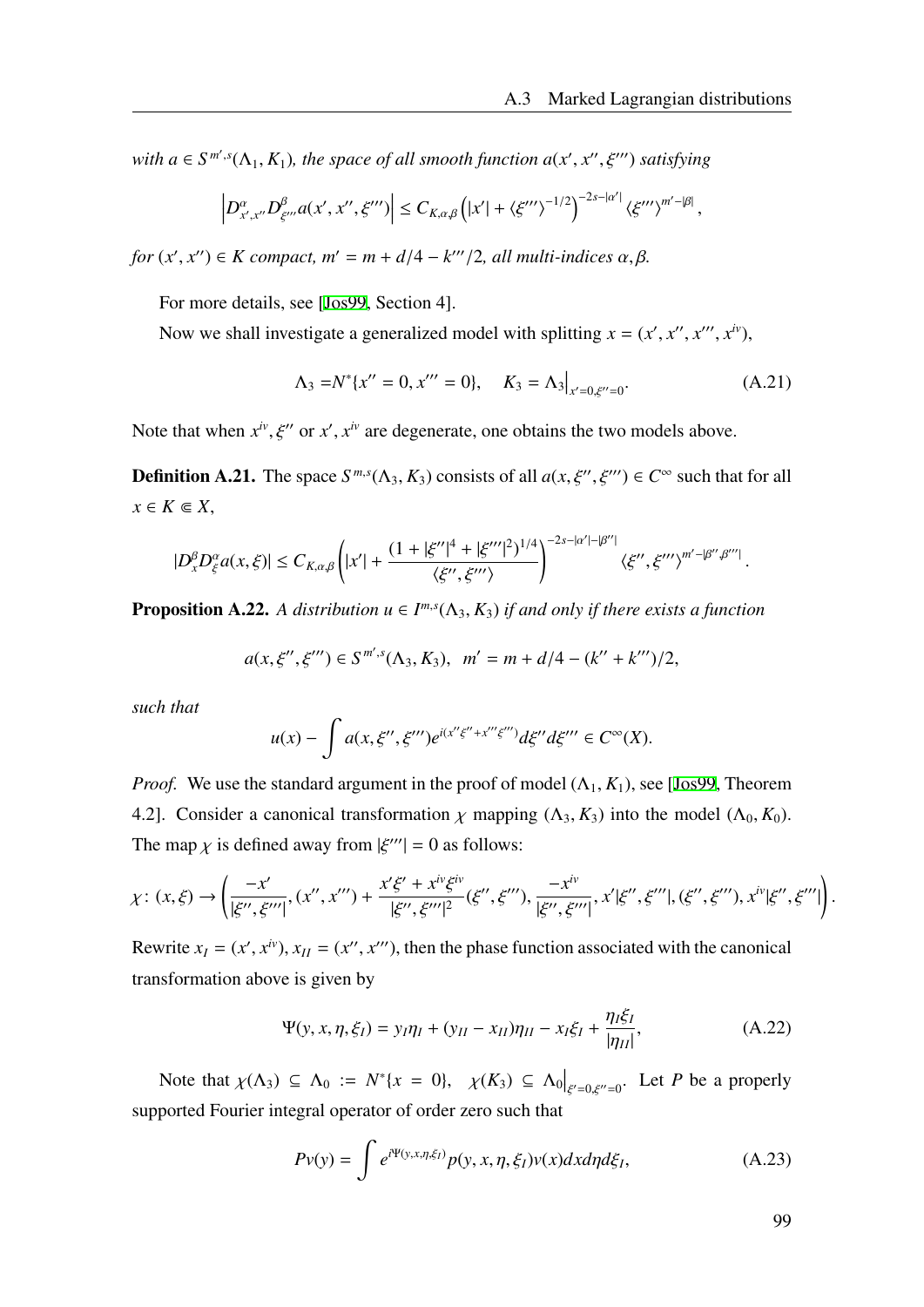*with $a \in S^{m',s}(\Lambda_1, K_1)$, the space of all smooth function $a(x', x'', \xi''')$ satisfying*

$$\left| D^{\alpha}_{x',x''} D^{\beta}_{\xi'''} a(x', x'', \xi''') \right| \le C_{K,\alpha,\beta} \left( |x'| + \langle \xi''' \rangle^{-1/2} \right)^{-2s-|\alpha'|} \langle \xi''' \rangle^{m'-|\beta|},$$

*for $(x', x'') \in K$ compact, $m' = m + d/4 - k'''/2$, all multi-indices $\alpha, \beta$.*

For more details, see [Jos99, Section 4].

Now we shall investigate a generalized model with splitting $x = (x', x'', x''', x^{iv})$,

$$\Lambda_3 = N^*\{x'' = 0, x''' = 0\}, \quad K_3 = \Lambda_3\big|_{x'=0, \xi''=0}. \tag{A.21}$$

Note that when $x^{iv}, \xi''$ or $x', x^{iv}$ are degenerate, one obtains the two models above.

**Definition A.21.** The space $S^{m,s}(\Lambda_3, K_3)$ consists of all $a(x, \xi'', \xi''') \in C^\infty$ such that for all $x \in K \Subset X$,

$$|D^{\beta}_{x} D^{\alpha}_{\xi} a(x, \xi)| \le C_{K,\alpha,\beta} \left( |x'| + \frac{(1 + |\xi''|^4 + |\xi'''|^2)^{1/4}}{\langle \xi'', \xi''' \rangle} \right)^{-2s-|\alpha'|-|\beta''|} \langle \xi'', \xi''' \rangle^{m'-|\beta'', \beta'''|}.$$

**Proposition A.22.** *A distribution $u \in I^{m,s}(\Lambda_3, K_3)$ if and only if there exists a function*

$$a(x, \xi'', \xi''') \in S^{m',s}(\Lambda_3, K_3), \quad m' = m + d/4 - (k'' + k''')/2,$$

*such that*

$$u(x) - \int a(x, \xi'', \xi''') e^{i(x''\xi'' + x'''\xi''')} d\xi'' d\xi''' \in C^\infty(X).$$

*Proof.* We use the standard argument in the proof of model $(\Lambda_1, K_1)$, see [Jos99, Theorem 4.2]. Consider a canonical transformation $\chi$ mapping $(\Lambda_3, K_3)$ into the model $(\Lambda_0, K_0)$. The map $\chi$ is defined away from $|\xi'''| = 0$ as follows:

$$\chi\colon (x, \xi) \to \left( \frac{-x'}{|\xi'', \xi'''|}, (x'', x''') + \frac{x'\xi' + x^{iv}\xi^{iv}}{|\xi'', \xi'''|^2}(\xi'', \xi'''), \frac{-x^{iv}}{|\xi'', \xi'''|}, x'|\xi'', \xi'''|, (\xi'', \xi'''), x^{iv}|\xi'', \xi'''| \right).$$

Rewrite $x_I = (x', x^{iv})$, $x_{II} = (x'', x''')$, then the phase function associated with the canonical transformation above is given by

$$\Psi(y, x, \eta, \xi_I) = y_I\eta_I + (y_{II} - x_{II})\eta_{II} - x_I\xi_I + \frac{\eta_I\xi_I}{|\eta_{II}|}, \tag{A.22}$$

Note that $\chi(\Lambda_3) \subseteq \Lambda_0 := N^*\{x = 0\}$, $\chi(K_3) \subseteq \Lambda_0\big|_{\xi'=0, \xi''=0}$. Let $P$ be a properly supported Fourier integral operator of order zero such that

$$Pv(y) = \int e^{i\Psi(y,x,\eta,\xi_I)} p(y, x, \eta, \xi_I) v(x) dx d\eta d\xi_I, \tag{A.23}$$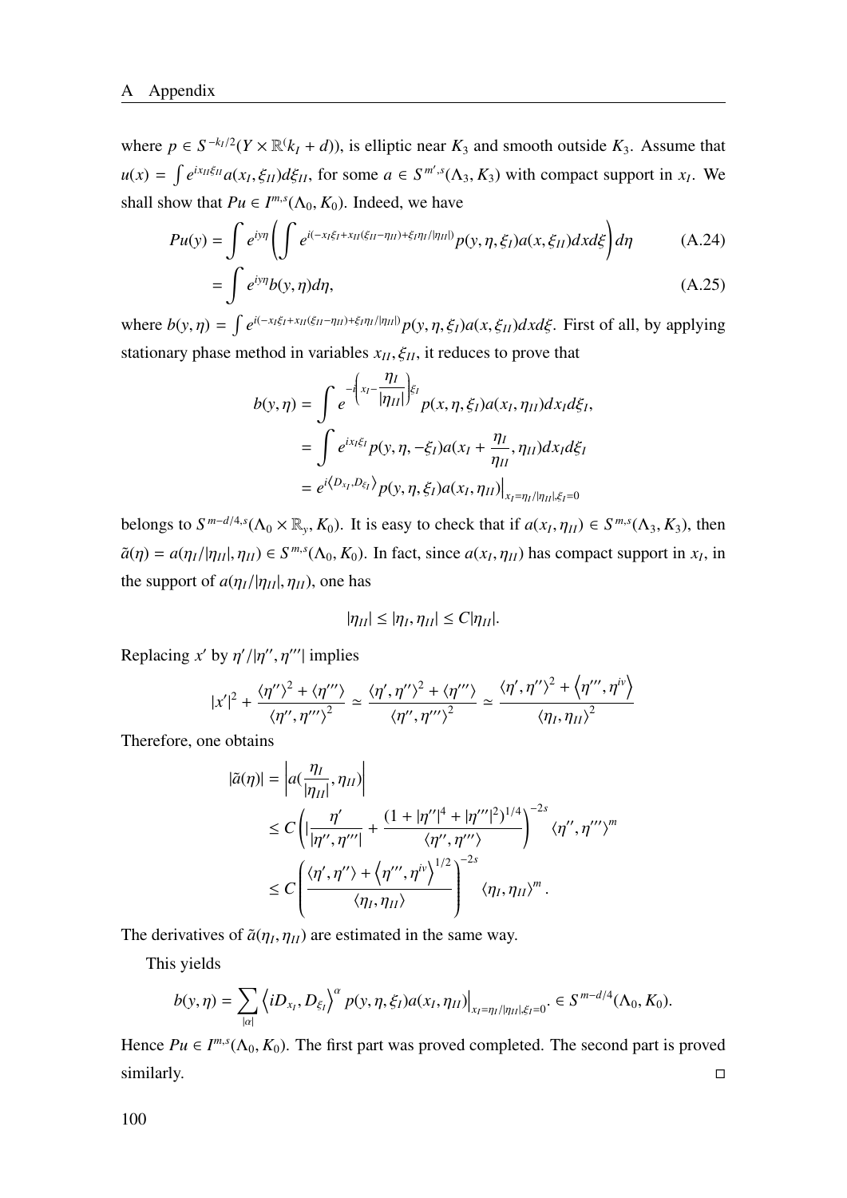where $p \in S^{-k_I/2}(Y \times \mathbb{R}^(k_I + d))$, is elliptic near $K_3$ and smooth outside $K_3$. Assume that $u(x) = \int e^{ix_{II}\xi_{II}} a(x_I, \xi_{II}) d\xi_{II}$, for some $a \in S^{m',s}(\Lambda_3, K_3)$ with compact support in $x_I$. We shall show that $Pu \in I^{m,s}(\Lambda_0, K_0)$. Indeed, we have

$$Pu(y) = \int e^{iy\eta} \left( \int e^{i(-x_I\xi_I + x_{II}(\xi_{II} - \eta_{II}) + \xi_I \eta_I/|\eta_{II}|)} p(y, \eta, \xi_I) a(x, \xi_{II}) dx d\xi \right) d\eta \tag{A.24}$$

$$= \int e^{iy\eta} b(y, \eta) d\eta, \tag{A.25}$$

where $b(y,\eta) = \int e^{i(-x_I\xi_I + x_{II}(\xi_{II} - \eta_{II}) + \xi_I \eta_I/|\eta_{II}|)} p(y, \eta, \xi_I) a(x, \xi_{II}) dx d\xi$. First of all, by applying stationary phase method in variables $x_{II}, \xi_{II}$, it reduces to prove that

$$\begin{aligned} b(y,\eta) &= \int e^{-i\left(x_I - \frac{\eta_I}{|\eta_{II}|}\right)\xi_I} p(x, \eta, \xi_I) a(x_I, \eta_{II}) dx_I d\xi_I, \\ &= \int e^{ix_I\xi_I} p(y, \eta, -\xi_I) a(x_I + \frac{\eta_I}{\eta_{II}}, \eta_{II}) dx_I d\xi_I \\ &= e^{i\langle D_{x_I}, D_{\xi_I}\rangle} p(y, \eta, \xi_I) a(x_I, \eta_{II})\Big|_{x_I = \eta_I/|\eta_{II}|, \xi_I = 0} \end{aligned}$$

belongs to $S^{m-d/4,s}(\Lambda_0 \times \mathbb{R}_y, K_0)$. It is easy to check that if $a(x_I, \eta_{II}) \in S^{m,s}(\Lambda_3, K_3)$, then $\tilde{a}(\eta) = a(\eta_I/|\eta_{II}|, \eta_{II}) \in S^{m,s}(\Lambda_0, K_0)$. In fact, since $a(x_I, \eta_{II})$ has compact support in $x_I$, in the support of $a(\eta_I/|\eta_{II}|, \eta_{II})$, one has

$$|\eta_{II}| \le |\eta_I, \eta_{II}| \le C|\eta_{II}|.$$

Replacing $x'$ by $\eta'/|\eta'', \eta'''|$ implies

$$|x'|^2 + \frac{\langle \eta'' \rangle^2 + \langle \eta''' \rangle}{\langle \eta'', \eta''' \rangle^2} \simeq \frac{\langle \eta', \eta'' \rangle^2 + \langle \eta''' \rangle}{\langle \eta'', \eta''' \rangle^2} \simeq \frac{\langle \eta', \eta'' \rangle^2 + \left\langle \eta''', \eta^{iv} \right\rangle}{\langle \eta_I, \eta_{II} \rangle^2}$$

Therefore, one obtains

$$\begin{aligned} |\tilde{a}(\eta)| &= \left| a(\frac{\eta_I}{|\eta_{II}|}, \eta_{II}) \right| \\ &\le C \left( |\frac{\eta'}{|\eta'', \eta'''|} + \frac{(1 + |\eta''|^4 + |\eta'''|^2)^{1/4}}{\langle \eta'', \eta''' \rangle} \right)^{-2s} \langle \eta'', \eta''' \rangle^m \\ &\le C \left( \frac{\langle \eta', \eta'' \rangle + \left\langle \eta''', \eta^{iv} \right\rangle^{1/2}}{\langle \eta_I, \eta_{II} \rangle} \right)^{-2s} \langle \eta_I, \eta_{II} \rangle^m . \end{aligned}$$

The derivatives of $\tilde{a}(\eta_I, \eta_{II})$ are estimated in the same way.

This yields

$$b(y,\eta) = \sum_{|\alpha|} \left\langle iD_{x_I}, D_{\xi_I} \right\rangle^\alpha p(y, \eta, \xi_I) a(x_I, \eta_{II})\Big|_{x_I = \eta_I/|\eta_{II}|, \xi_I = 0}. \in S^{m-d/4}(\Lambda_0, K_0).$$

Hence $Pu \in I^{m,s}(\Lambda_0, K_0)$. The first part was proved completed. The second part is proved similarly. ◻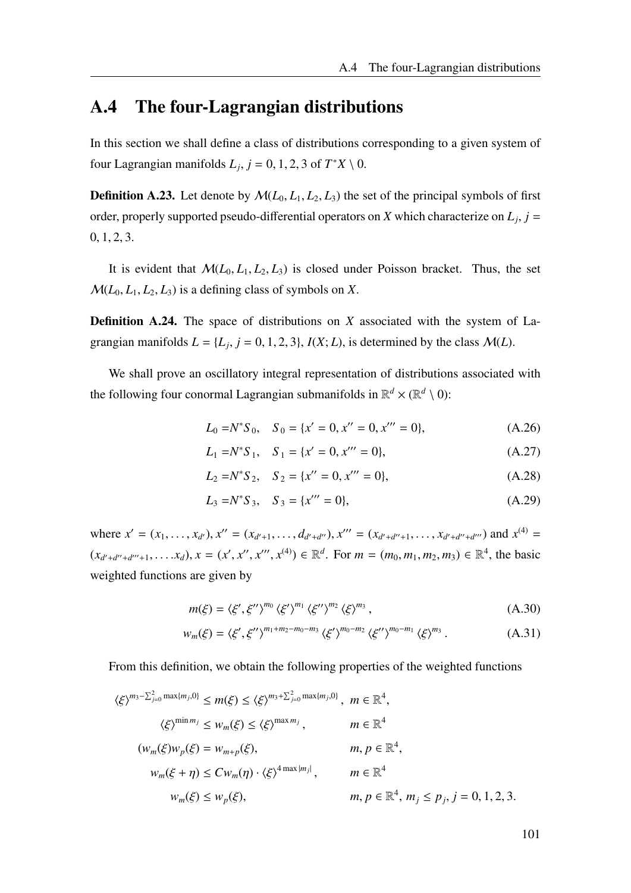## A.4 The four-Lagrangian distributions

In this section we shall define a class of distributions corresponding to a given system of four Lagrangian manifolds $L_j$, $j = 0, 1, 2, 3$ of $T^*X \setminus 0$.

**Definition A.23.** Let denote by $\mathcal{M}(L_0, L_1, L_2, L_3)$ the set of the principal symbols of first order, properly supported pseudo-differential operators on $X$ which characterize on $L_j$, $j = 0, 1, 2, 3$.

It is evident that $\mathcal{M}(L_0, L_1, L_2, L_3)$ is closed under Poisson bracket. Thus, the set $\mathcal{M}(L_0, L_1, L_2, L_3)$ is a defining class of symbols on $X$.

**Definition A.24.** The space of distributions on $X$ associated with the system of Lagrangian manifolds $L = \{L_j, j = 0, 1, 2, 3\}$, $I(X; L)$, is determined by the class $\mathcal{M}(L)$.

We shall prove an oscillatory integral representation of distributions associated with the following four conormal Lagrangian submanifolds in $\mathbb{R}^d \times (\mathbb{R}^d \setminus 0)$:

$$L_0 = N^*S_0, \quad S_0 = \{x' = 0, x'' = 0, x''' = 0\}, \tag{A.26}$$

$$L_1 = N^*S_1, \quad S_1 = \{x' = 0, x''' = 0\}, \tag{A.27}$$

$$L_2 = N^*S_2, \quad S_2 = \{x'' = 0, x''' = 0\}, \tag{A.28}$$

$$L_3 = N^*S_3, \quad S_3 = \{x''' = 0\}, \tag{A.29}$$

where $x' = (x_1, \ldots, x_{d'})$, $x'' = (x_{d'+1}, \ldots, d_{d'+d''})$, $x''' = (x_{d'+d''+1}, \ldots, x_{d'+d''+d'''})$ and $x^{(4)} = (x_{d'+d''+d'''+1}, \ldots . x_d)$, $x = (x', x'', x''', x^{(4)}) \in \mathbb{R}^d$. For $m = (m_0, m_1, m_2, m_3) \in \mathbb{R}^4$, the basic weighted functions are given by

$$m(\xi) = \langle \xi', \xi'' \rangle^{m_0} \langle \xi' \rangle^{m_1} \langle \xi'' \rangle^{m_2} \langle \xi \rangle^{m_3}, \tag{A.30}$$

$$w_m(\xi) = \langle \xi', \xi'' \rangle^{m_1 + m_2 - m_0 - m_3} \langle \xi' \rangle^{m_0 - m_2} \langle \xi'' \rangle^{m_0 - m_1} \langle \xi \rangle^{m_3}. \tag{A.31}$$

From this definition, we obtain the following properties of the weighted functions

$$
\begin{aligned}
\langle \xi \rangle^{m_3 - \sum_{j=0}^{2} \max\{m_j, 0\}} \leq m(\xi) &\leq \langle \xi \rangle^{m_3 + \sum_{j=0}^{2} \max\{m_j, 0\}}, && m \in \mathbb{R}^4, \\
\langle \xi \rangle^{\min m_j} \leq w_m(\xi) &\leq \langle \xi \rangle^{\max m_j}, && m \in \mathbb{R}^4 \\
(w_m(\xi) w_p(\xi) &= w_{m+p}(\xi), && m, p \in \mathbb{R}^4, \\
w_m(\xi + \eta) &\leq C w_m(\eta) \cdot \langle \xi \rangle^{4 \max |m_j|}, && m \in \mathbb{R}^4 \\
w_m(\xi) &\leq w_p(\xi), && m, p \in \mathbb{R}^4,\ m_j \leq p_j,\ j = 0, 1, 2, 3.
\end{aligned}
$$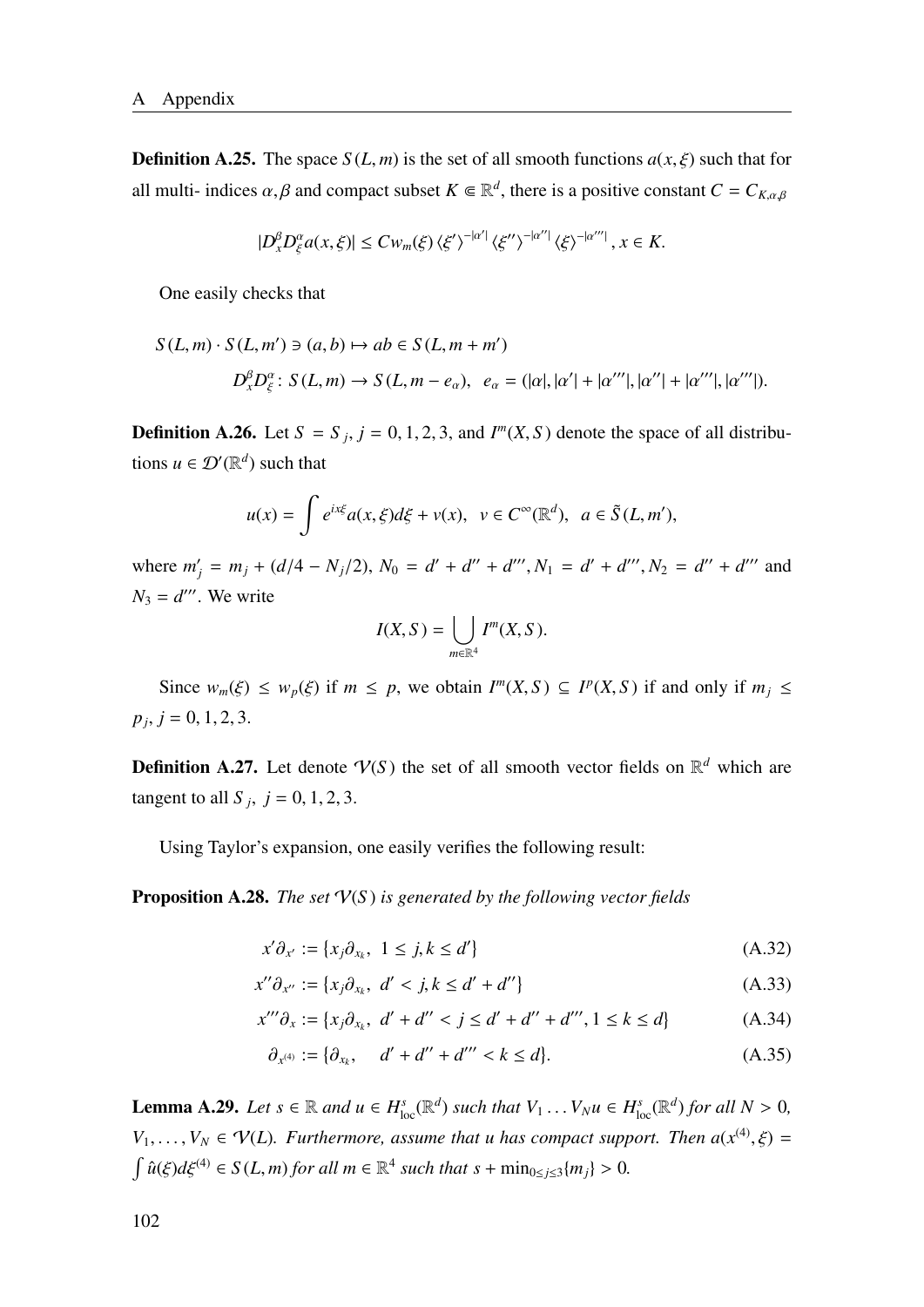**Definition A.25.** The space $S(L, m)$ is the set of all smooth functions $a(x, \xi)$ such that for all multi- indices $\alpha, \beta$ and compact subset $K \Subset \mathbb{R}^d$, there is a positive constant $C = C_{K,\alpha,\beta}$

$$|D_x^\beta D_\xi^\alpha a(x, \xi)| \leq C w_m(\xi) \langle \xi' \rangle^{-|\alpha'|} \langle \xi'' \rangle^{-|\alpha''|} \langle \xi \rangle^{-|\alpha'''|}, x \in K.$$

One easily checks that

$$S(L, m) \cdot S(L, m') \ni (a, b) \mapsto ab \in S(L, m + m')$$

$$D_x^\beta D_\xi^\alpha : S(L, m) \to S(L, m - e_\alpha), \quad e_\alpha = (|\alpha|, |\alpha'| + |\alpha'''|, |\alpha''| + |\alpha'''|, |\alpha'''|).$$

**Definition A.26.** Let $S = S_j$, $j = 0, 1, 2, 3$, and $I^m(X, S)$ denote the space of all distributions $u \in \mathcal{D}'(\mathbb{R}^d)$ such that

$$u(x) = \int e^{ix\xi} a(x, \xi) d\xi + v(x), \quad v \in C^\infty(\mathbb{R}^d), \quad a \in \tilde{S}(L, m'),$$

where $m'_j = m_j + (d/4 - N_j/2)$, $N_0 = d' + d'' + d'''$, $N_1 = d' + d'''$, $N_2 = d'' + d'''$ and $N_3 = d'''$. We write

$$I(X, S) = \bigcup_{m \in \mathbb{R}^4} I^m(X, S).$$

Since $w_m(\xi) \leq w_p(\xi)$ if $m \leq p$, we obtain $I^m(X, S) \subseteq I^p(X, S)$ if and only if $m_j \leq p_j$, $j = 0, 1, 2, 3$.

**Definition A.27.** Let denote $\mathcal{V}(S)$ the set of all smooth vector fields on $\mathbb{R}^d$ which are tangent to all $S_j$, $j = 0, 1, 2, 3$.

Using Taylor's expansion, one easily verifies the following result:

**Proposition A.28.** *The set $\mathcal{V}(S)$ is generated by the following vector fields*

$$x'\partial_{x'} := \{x_j \partial_{x_k},\ 1 \leq j, k \leq d'\} \tag{A.32}$$

$$x''\partial_{x''} := \{x_j \partial_{x_k},\ d' < j, k \leq d' + d''\} \tag{A.33}$$

$$x'''\partial_x := \{x_j \partial_{x_k},\ d' + d'' < j \leq d' + d'' + d''', 1 \leq k \leq d\} \tag{A.34}$$

$$\partial_{x^{(4)}} := \{\partial_{x_k}, \quad d' + d'' + d''' < k \leq d\}. \tag{A.35}$$

**Lemma A.29.** *Let $s \in \mathbb{R}$ and $u \in H^s_{\text{loc}}(\mathbb{R}^d)$ such that $V_1 \ldots V_N u \in H^s_{\text{loc}}(\mathbb{R}^d)$ for all $N > 0$, $V_1, \ldots, V_N \in \mathcal{V}(L)$. Furthermore, assume that $u$ has compact support. Then $a(x^{(4)}, \xi) = \int \hat{u}(\xi) d\xi^{(4)} \in S(L, m)$ for all $m \in \mathbb{R}^4$ such that $s + \min_{0 \leq j \leq 3}\{m_j\} > 0$.*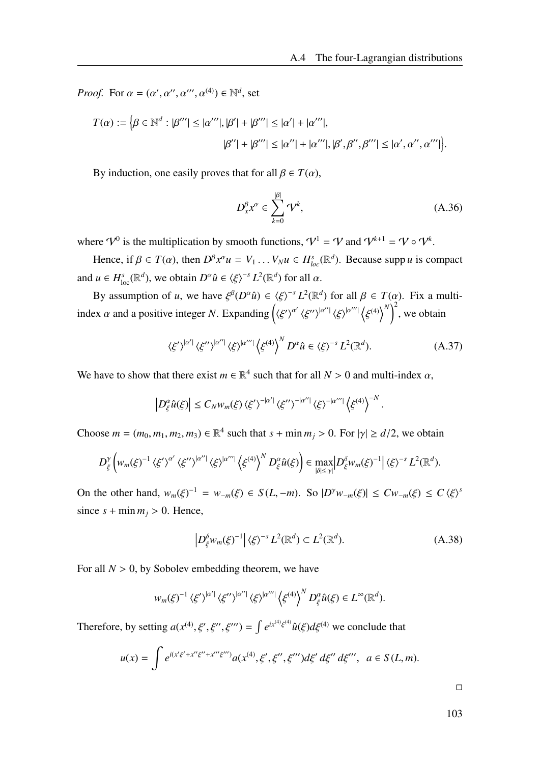*Proof.* For $\alpha = (\alpha', \alpha'', \alpha''', \alpha^{(4)}) \in \mathbb{N}^d$, set

$$T(\alpha) := \Big\{ \beta \in \mathbb{N}^d : |\beta'''| \leq |\alpha'''|, |\beta'| + |\beta'''| \leq |\alpha'| + |\alpha'''|,$$
$$|\beta''| + |\beta'''| \leq |\alpha''| + |\alpha'''|, \beta', \beta'', \beta''' \leq |\alpha', \alpha'', \alpha'''| \Big\}.$$

By induction, one easily proves that for all $\beta \in T(\alpha)$,

$$D_x^\beta x^\alpha \in \sum_{k=0}^{|\beta|} \mathcal{V}^k, \tag{A.36}$$

where $\mathcal{V}^0$ is the multiplication by smooth functions, $\mathcal{V}^1 = \mathcal{V}$ and $\mathcal{V}^{k+1} = \mathcal{V} \circ \mathcal{V}^k$.

Hence, if $\beta \in T(\alpha)$, then $D^\beta x^\alpha u = V_1 \dots V_N u \in H^s_{loc}(\mathbb{R}^d)$. Because $\operatorname{supp} u$ is compact and $u \in H^s_{\text{loc}}(\mathbb{R}^d)$, we obtain $D^\alpha \hat{u} \in \langle \xi \rangle^{-s} L^2(\mathbb{R}^d)$ for all $\alpha$.

By assumption of $u$, we have $\xi^\beta (D^\alpha \hat{u}) \in \langle \xi \rangle^{-s} L^2(\mathbb{R}^d)$ for all $\beta \in T(\alpha)$. Fix a multi-index $\alpha$ and a positive integer $N$. Expanding $\left( \langle \xi' \rangle^{\alpha'} \langle \xi'' \rangle^{|\alpha''|} \langle \xi \rangle^{|\alpha'''|} \left\langle \xi^{(4)} \right\rangle^N \right)^2$, we obtain

$$\langle \xi' \rangle^{|\alpha'|} \langle \xi'' \rangle^{|\alpha''|} \langle \xi \rangle^{|\alpha'''|} \left\langle \xi^{(4)} \right\rangle^N D^\alpha \hat{u} \in \langle \xi \rangle^{-s} L^2(\mathbb{R}^d). \tag{A.37}$$

We have to show that there exist $m \in \mathbb{R}^4$ such that for all $N > 0$ and multi-index $\alpha$,

$$\left| D_\xi^\alpha \hat{u}(\xi) \right| \leq C_N w_m(\xi) \langle \xi' \rangle^{-|\alpha'|} \langle \xi'' \rangle^{-|\alpha''|} \langle \xi \rangle^{-|\alpha'''|} \left\langle \xi^{(4)} \right\rangle^{-N}.$$

Choose $m = (m_0, m_1, m_2, m_3) \in \mathbb{R}^4$ such that $s + \min m_j > 0$. For $|\gamma| \geq d/2$, we obtain

$$D_\xi^\gamma \left( w_m(\xi)^{-1} \langle \xi' \rangle^{\alpha'} \langle \xi'' \rangle^{|\alpha''|} \langle \xi \rangle^{|\alpha'''|} \left\langle \xi^{(4)} \right\rangle^N D_\xi^\alpha \hat{u}(\xi) \right) \in \max_{|\delta| \leq |\gamma|} \left| D_\xi^\delta w_m(\xi)^{-1} \right| \langle \xi \rangle^{-s} L^2(\mathbb{R}^d).$$

On the other hand, $w_m(\xi)^{-1} = w_{-m}(\xi) \in S(L, -m)$. So $|D^\gamma w_{-m}(\xi)| \leq C w_{-m}(\xi) \leq C \langle \xi \rangle^s$ since $s + \min m_j > 0$. Hence,

$$\left| D_\xi^\delta w_m(\xi)^{-1} \right| \langle \xi \rangle^{-s} L^2(\mathbb{R}^d) \subset L^2(\mathbb{R}^d). \tag{A.38}$$

For all $N > 0$, by Sobolev embedding theorem, we have

$$w_m(\xi)^{-1} \langle \xi' \rangle^{|\alpha'|} \langle \xi'' \rangle^{|\alpha''|} \langle \xi \rangle^{|\alpha'''|} \left\langle \xi^{(4)} \right\rangle^N D_\xi^\alpha \hat{u}(\xi) \in L^\infty(\mathbb{R}^d).$$

Therefore, by setting $a(x^{(4)}, \xi', \xi'', \xi''') = \int e^{ix^{(4)}\xi^{(4)}} \hat{u}(\xi) d\xi^{(4)}$ we conclude that

$$u(x) = \int e^{i(x'\xi' + x''\xi'' + x'''\xi''')} a(x^{(4)}, \xi', \xi'', \xi''') d\xi' \, d\xi'' \, d\xi''', \quad a \in S(L, m).$$

□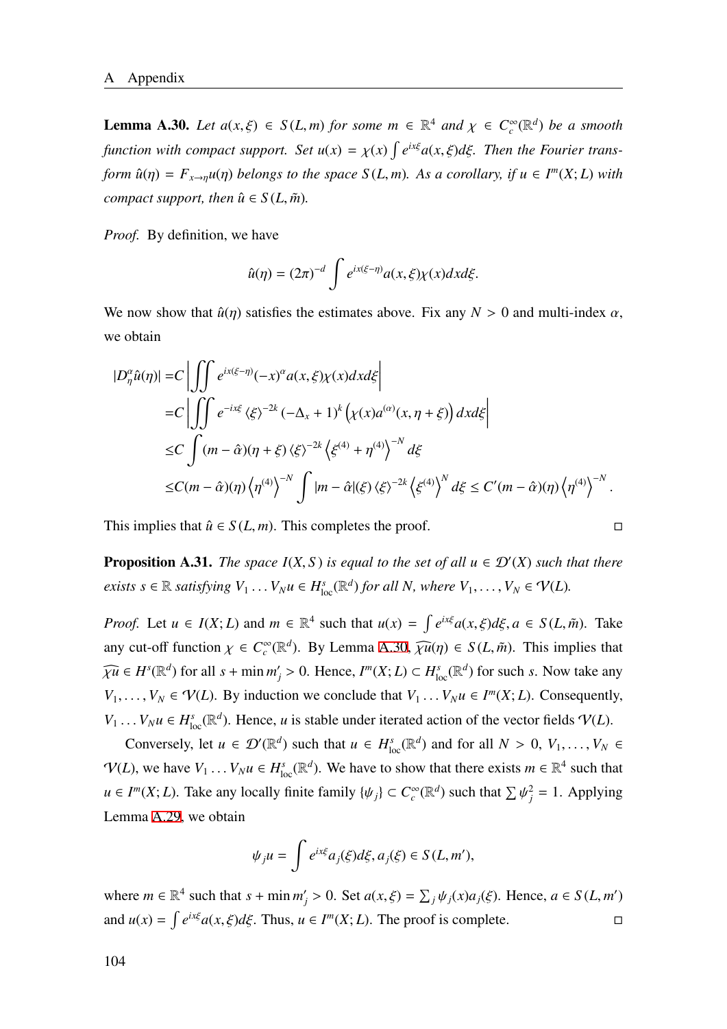**Lemma A.30.** *Let $a(x,\xi) \in S(L,m)$ for some $m \in \mathbb{R}^4$ and $\chi \in C_c^\infty(\mathbb{R}^d)$ be a smooth function with compact support. Set $u(x) = \chi(x) \int e^{ix\xi} a(x,\xi) d\xi$. Then the Fourier transform $\hat{u}(\eta) = F_{x \to \eta} u(\eta)$ belongs to the space $S(L,m)$. As a corollary, if $u \in I^m(X;L)$ with compact support, then $\hat{u} \in S(L,\tilde{m})$.*

*Proof.* By definition, we have

$$\hat{u}(\eta) = (2\pi)^{-d} \int e^{ix(\xi-\eta)} a(x,\xi)\chi(x) dx d\xi.$$

We now show that $\hat{u}(\eta)$ satisfies the estimates above. Fix any $N > 0$ and multi-index $\alpha$, we obtain

$$\begin{aligned}
|D_\eta^\alpha \hat{u}(\eta)| =& C \left| \iint e^{ix(\xi-\eta)} (-x)^\alpha a(x,\xi)\chi(x) dx d\xi \right| \\
=& C \left| \iint e^{-ix\xi} \langle \xi \rangle^{-2k} (-\Delta_x + 1)^k \left( \chi(x) a^{(\alpha)}(x, \eta+\xi) \right) dx d\xi \right| \\
\leq& C \int (m - \hat{\alpha})(\eta+\xi) \langle \xi \rangle^{-2k} \left\langle \xi^{(4)} + \eta^{(4)} \right\rangle^{-N} d\xi \\
\leq& C (m-\hat{\alpha})(\eta) \left\langle \eta^{(4)} \right\rangle^{-N} \int |m - \hat{\alpha}|(\xi) \langle \xi \rangle^{-2k} \left\langle \xi^{(4)} \right\rangle^{N} d\xi \leq C'(m-\hat{\alpha})(\eta) \left\langle \eta^{(4)} \right\rangle^{-N}.
\end{aligned}$$

This implies that $\hat{u} \in S(L,m)$. This completes the proof. □

**Proposition A.31.** *The space $I(X,S)$ is equal to the set of all $u \in \mathcal{D}'(X)$ such that there exists $s \in \mathbb{R}$ satisfying $V_1 \dots V_N u \in H^s_{\text{loc}}(\mathbb{R}^d)$ for all $N$, where $V_1, \dots, V_N \in \mathcal{V}(L)$.*

*Proof.* Let $u \in I(X;L)$ and $m \in \mathbb{R}^4$ such that $u(x) = \int e^{ix\xi} a(x,\xi) d\xi, a \in S(L,\tilde{m})$. Take any cut-off function $\chi \in C_c^\infty(\mathbb{R}^d)$. By Lemma A.30, $\widehat{\chi u}(\eta) \in S(L,\tilde{m})$. This implies that $\widehat{\chi u} \in H^s(\mathbb{R}^d)$ for all $s + \min m'_j > 0$. Hence, $I^m(X;L) \subset H^s_{\text{loc}}(\mathbb{R}^d)$ for such $s$. Now take any $V_1, \dots, V_N \in \mathcal{V}(L)$. By induction we conclude that $V_1 \dots V_N u \in I^m(X;L)$. Consequently, $V_1 \dots V_N u \in H^s_{\text{loc}}(\mathbb{R}^d)$. Hence, $u$ is stable under iterated action of the vector fields $\mathcal{V}(L)$.

Conversely, let $u \in \mathcal{D}'(\mathbb{R}^d)$ such that $u \in H^s_{\text{loc}}(\mathbb{R}^d)$ and for all $N > 0$, $V_1, \dots, V_N \in \mathcal{V}(L)$, we have $V_1 \dots V_N u \in H^s_{\text{loc}}(\mathbb{R}^d)$. We have to show that there exists $m \in \mathbb{R}^4$ such that $u \in I^m(X;L)$. Take any locally finite family $\{\psi_j\} \subset C_c^\infty(\mathbb{R}^d)$ such that $\sum \psi_j^2 = 1$. Applying Lemma A.29, we obtain

$$\psi_j u = \int e^{ix\xi} a_j(\xi) d\xi, a_j(\xi) \in S(L,m'),$$

where $m \in \mathbb{R}^4$ such that $s + \min m'_j > 0$. Set $a(x,\xi) = \sum_j \psi_j(x) a_j(\xi)$. Hence, $a \in S(L,m')$ and $u(x) = \int e^{ix\xi} a(x,\xi) d\xi$. Thus, $u \in I^m(X;L)$. The proof is complete. □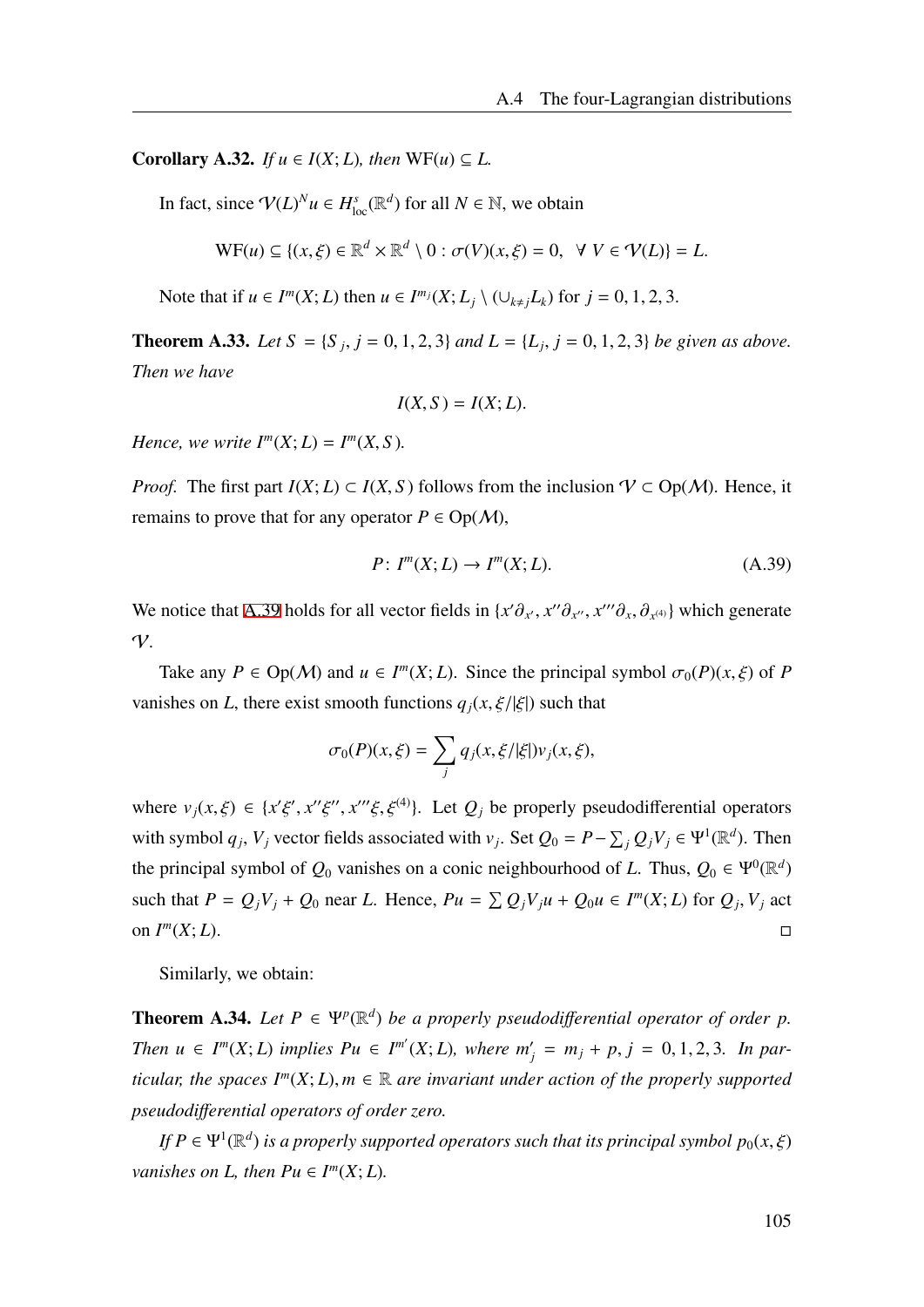**Corollary A.32.** *If $u \in I(X; L)$, then* $\mathrm{WF}(u) \subseteq L$.

In fact, since $\mathcal{V}(L)^N u \in H^s_{\mathrm{loc}}(\mathbb{R}^d)$ for all $N \in \mathbb{N}$, we obtain

$$\mathrm{WF}(u) \subseteq \{(x, \xi) \in \mathbb{R}^d \times \mathbb{R}^d \setminus 0 : \sigma(V)(x, \xi) = 0, \ \ \forall\, V \in \mathcal{V}(L)\} = L.$$

Note that if $u \in I^m(X; L)$ then $u \in I^{m_j}(X; L_j \setminus (\cup_{k \neq j} L_k)$ for $j = 0, 1, 2, 3$.

**Theorem A.33.** *Let $S = \{S_j, j = 0, 1, 2, 3\}$ and $L = \{L_j, j = 0, 1, 2, 3\}$ be given as above. Then we have*

$$I(X, S) = I(X; L).$$

*Hence, we write $I^m(X; L) = I^m(X, S)$.*

*Proof.* The first part $I(X; L) \subset I(X, S)$ follows from the inclusion $\mathcal{V} \subset \mathrm{Op}(\mathcal{M})$. Hence, it remains to prove that for any operator $P \in \mathrm{Op}(\mathcal{M})$,

$$P \colon I^m(X; L) \to I^m(X; L). \tag{A.39}$$

We notice that A.39 holds for all vector fields in $\{x'\partial_{x'}, x''\partial_{x''}, x'''\partial_x, \partial_{x^{(4)}}\}$ which generate $\mathcal{V}$.

Take any $P \in \mathrm{Op}(\mathcal{M})$ and $u \in I^m(X; L)$. Since the principal symbol $\sigma_0(P)(x, \xi)$ of $P$ vanishes on $L$, there exist smooth functions $q_j(x, \xi/|\xi|)$ such that

$$\sigma_0(P)(x, \xi) = \sum_j q_j(x, \xi/|\xi|) v_j(x, \xi),$$

where $v_j(x, \xi) \in \{x'\xi', x''\xi'', x'''\xi, \xi^{(4)}\}$. Let $Q_j$ be properly pseudodifferential operators with symbol $q_j$, $V_j$ vector fields associated with $v_j$. Set $Q_0 = P - \sum_j Q_j V_j \in \Psi^1(\mathbb{R}^d)$. Then the principal symbol of $Q_0$ vanishes on a conic neighbourhood of $L$. Thus, $Q_0 \in \Psi^0(\mathbb{R}^d)$ such that $P = Q_j V_j + Q_0$ near $L$. Hence, $Pu = \sum Q_j V_j u + Q_0 u \in I^m(X; L)$ for $Q_j, V_j$ act on $I^m(X; L)$. $\square$

Similarly, we obtain:

**Theorem A.34.** *Let $P \in \Psi^p(\mathbb{R}^d)$ be a properly pseudodifferential operator of order $p$. Then $u \in I^m(X; L)$ implies $Pu \in I^{m'}(X; L)$, where $m'_j = m_j + p$, $j = 0, 1, 2, 3$. In particular, the spaces $I^m(X; L), m \in \mathbb{R}$ are invariant under action of the properly supported pseudodifferential operators of order zero.*

*If $P \in \Psi^1(\mathbb{R}^d)$ is a properly supported operators such that its principal symbol $p_0(x, \xi)$ vanishes on $L$, then $Pu \in I^m(X; L)$.*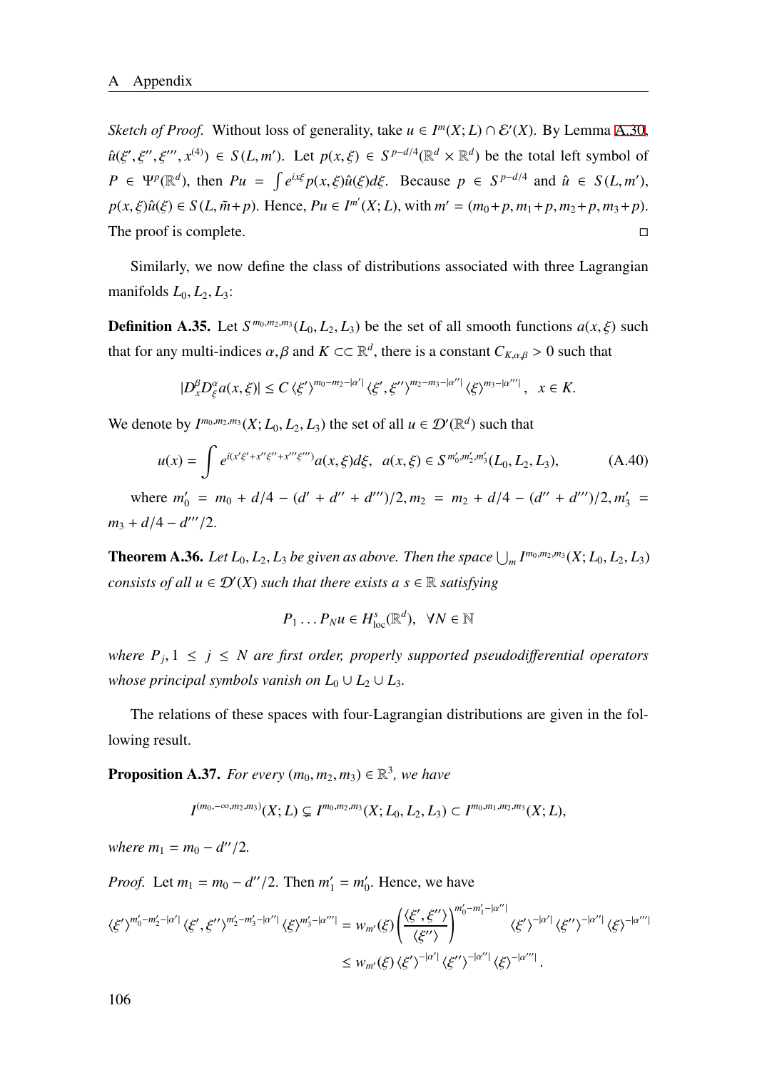*Sketch of Proof.* Without loss of generality, take $u \in I^m(X; L) \cap \mathcal{E}'(X)$. By Lemma A.30, $\hat{u}(\xi', \xi'', \xi''', x^{(4)}) \in S(L, m')$. Let $p(x, \xi) \in S^{p-d/4}(\mathbb{R}^d \times \mathbb{R}^d)$ be the total left symbol of $P \in \Psi^p(\mathbb{R}^d)$, then $Pu = \int e^{ix\xi} p(x,\xi)\hat{u}(\xi)d\xi$. Because $p \in S^{p-d/4}$ and $\hat{u} \in S(L, m')$, $p(x,\xi)\hat{u}(\xi) \in S(L, \tilde{m}+p)$. Hence, $Pu \in I^{m'}(X; L)$, with $m' = (m_0+p, m_1+p, m_2+p, m_3+p)$. The proof is complete. □

Similarly, we now define the class of distributions associated with three Lagrangian manifolds $L_0, L_2, L_3$:

**Definition A.35.** Let $S^{m_0,m_2,m_3}(L_0, L_2, L_3)$ be the set of all smooth functions $a(x, \xi)$ such that for any multi-indices $\alpha, \beta$ and $K \subset\subset \mathbb{R}^d$, there is a constant $C_{K,\alpha,\beta} > 0$ such that

$$|D_x^\beta D_\xi^\alpha a(x,\xi)| \le C \langle \xi' \rangle^{m_0 - m_2 - |\alpha'|} \langle \xi', \xi'' \rangle^{m_2 - m_3 - |\alpha''|} \langle \xi \rangle^{m_3 - |\alpha'''|}, \quad x \in K.$$

We denote by $I^{m_0,m_2,m_3}(X; L_0, L_2, L_3)$ the set of all $u \in \mathcal{D}'(\mathbb{R}^d)$ such that

$$u(x) = \int e^{i(x'\xi' + x''\xi'' + x'''\xi''')} a(x,\xi)d\xi, \quad a(x,\xi) \in S^{m_0', m_2', m_3'}(L_0, L_2, L_3), \tag{A.40}$$

where $m_0' = m_0 + d/4 - (d' + d'' + d''')/2, m_2 = m_2 + d/4 - (d'' + d''')/2, m_3' = m_3 + d/4 - d'''/2$.

**Theorem A.36.** *Let $L_0, L_2, L_3$ be given as above. Then the space $\bigcup_m I^{m_0,m_2,m_3}(X; L_0, L_2, L_3)$ consists of all $u \in \mathcal{D}'(X)$ such that there exists a $s \in \mathbb{R}$ satisfying*

$$P_1 \dots P_N u \in H^s_{\text{loc}}(\mathbb{R}^d), \quad \forall N \in \mathbb{N}$$

*where $P_j, 1 \le j \le N$ are first order, properly supported pseudodifferential operators whose principal symbols vanish on $L_0 \cup L_2 \cup L_3$.*

The relations of these spaces with four-Lagrangian distributions are given in the following result.

**Proposition A.37.** *For every $(m_0, m_2, m_3) \in \mathbb{R}^3$, we have*

$$I^{(m_0, -\infty, m_2, m_3)}(X; L) \subsetneq I^{m_0,m_2,m_3}(X; L_0, L_2, L_3) \subset I^{m_0,m_1,m_2,m_3}(X; L),$$

*where $m_1 = m_0 - d''/2$.*

*Proof.* Let $m_1 = m_0 - d''/2$. Then $m_1' = m_0'$. Hence, we have

$$\begin{aligned}
\langle \xi' \rangle^{m_0' - m_2' - |\alpha'|} \langle \xi', \xi'' \rangle^{m_2' - m_3' - |\alpha''|} \langle \xi \rangle^{m_3' - |\alpha'''|} &= w_{m'}(\xi) \left( \frac{\langle \xi', \xi'' \rangle}{\langle \xi'' \rangle} \right)^{m_0' - m_1' - |\alpha''|} \langle \xi' \rangle^{-|\alpha'|} \langle \xi'' \rangle^{-|\alpha''|} \langle \xi \rangle^{-|\alpha'''|} \\
&\le w_{m'}(\xi) \langle \xi' \rangle^{-|\alpha'|} \langle \xi'' \rangle^{-|\alpha''|} \langle \xi \rangle^{-|\alpha'''|}.
\end{aligned}$$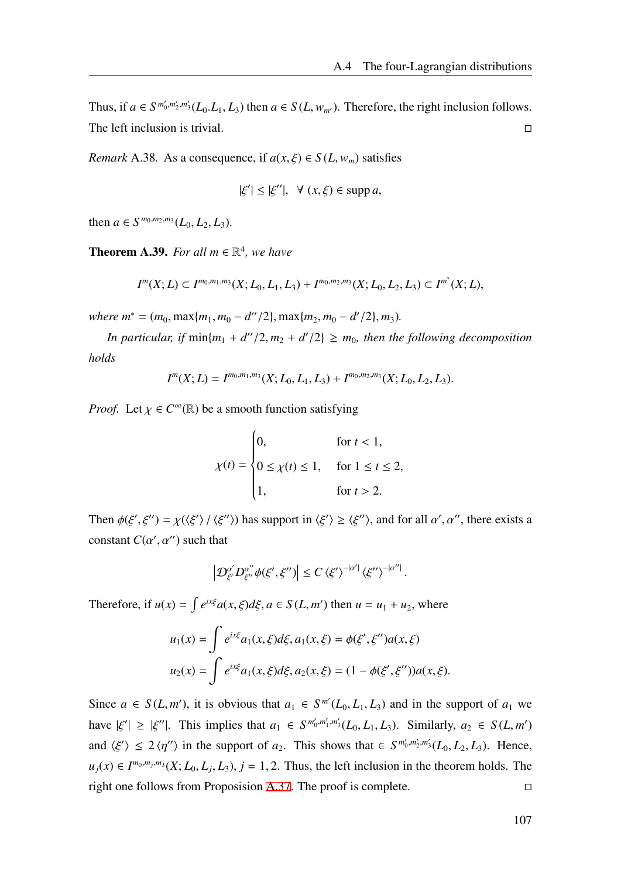Thus, if $a \in S^{m_0', m_2', m_3'}(L_0.L_1, L_3)$ then $a \in S(L, w_{m'})$. Therefore, the right inclusion follows. The left inclusion is trivial. $\square$

*Remark* A.38. As a consequence, if $a(x,\xi) \in S(L, w_m)$ satisfies

$$|\xi'| \leq |\xi''|, \quad \forall\ (x,\xi) \in \operatorname{supp} a,$$

then $a \in S^{m_0,m_2,m_3}(L_0, L_2, L_3)$.

**Theorem A.39.** *For all $m \in \mathbb{R}^4$, we have*

$$I^m(X; L) \subset I^{m_0,m_1,m_3}(X; L_0, L_1, L_3) + I^{m_0,m_2,m_3}(X; L_0, L_2, L_3) \subset I^{m^*}(X; L),$$

*where $m^* = (m_0, \max\{m_1, m_0 - d''/2\}, \max\{m_2, m_0 - d'/2\}, m_3)$.*

*In particular, if $\min\{m_1 + d''/2, m_2 + d'/2\} \geq m_0$, then the following decomposition holds*

$$I^m(X; L) = I^{m_0,m_1,m_3}(X; L_0, L_1, L_3) + I^{m_0,m_2,m_3}(X; L_0, L_2, L_3).$$

*Proof.* Let $\chi \in C^\infty(\mathbb{R})$ be a smooth function satisfying

$$\chi(t) = \begin{cases} 0, & \text{for } t < 1, \\ 0 \leq \chi(t) \leq 1, & \text{for } 1 \leq t \leq 2, \\ 1, & \text{for } t > 2. \end{cases}$$

Then $\phi(\xi', \xi'') = \chi(\langle \xi' \rangle / \langle \xi'' \rangle)$ has support in $\langle \xi' \rangle \geq \langle \xi'' \rangle$, and for all $\alpha', \alpha''$, there exists a constant $C(\alpha', \alpha'')$ such that

$$\left| \mathcal{D}_{\xi'}^{\alpha'} D_{\xi''}^{\alpha''} \phi(\xi', \xi'') \right| \leq C \langle \xi' \rangle^{-|\alpha'|} \langle \xi'' \rangle^{-|\alpha''|}.$$

Therefore, if $u(x) = \int e^{ix\xi} a(x,\xi) d\xi$, $a \in S(L, m')$ then $u = u_1 + u_2$, where

$$u_1(x) = \int e^{ix\xi} a_1(x,\xi) d\xi, \; a_1(x,\xi) = \phi(\xi', \xi'') a(x,\xi)$$
$$u_2(x) = \int e^{ix\xi} a_1(x,\xi) d\xi, \; a_2(x,\xi) = (1 - \phi(\xi', \xi'')) a(x,\xi).$$

Since $a \in S(L, m')$, it is obvious that $a_1 \in S^{m'}(L_0, L_1, L_3)$ and in the support of $a_1$ we have $|\xi'| \geq |\xi''|$. This implies that $a_1 \in S^{m_0', m_1', m_3'}(L_0, L_1, L_3)$. Similarly, $a_2 \in S(L, m')$ and $\langle \xi' \rangle \leq 2 \langle \eta'' \rangle$ in the support of $a_2$. This shows that $\in S^{m_0', m_2', m_3'}(L_0, L_2, L_3)$. Hence, $u_j(x) \in I^{m_0, m_j, m_3}(X; L_0, L_j, L_3)$, $j = 1, 2$. Thus, the left inclusion in the theorem holds. The right one follows from Proposision A.37. The proof is complete. $\square$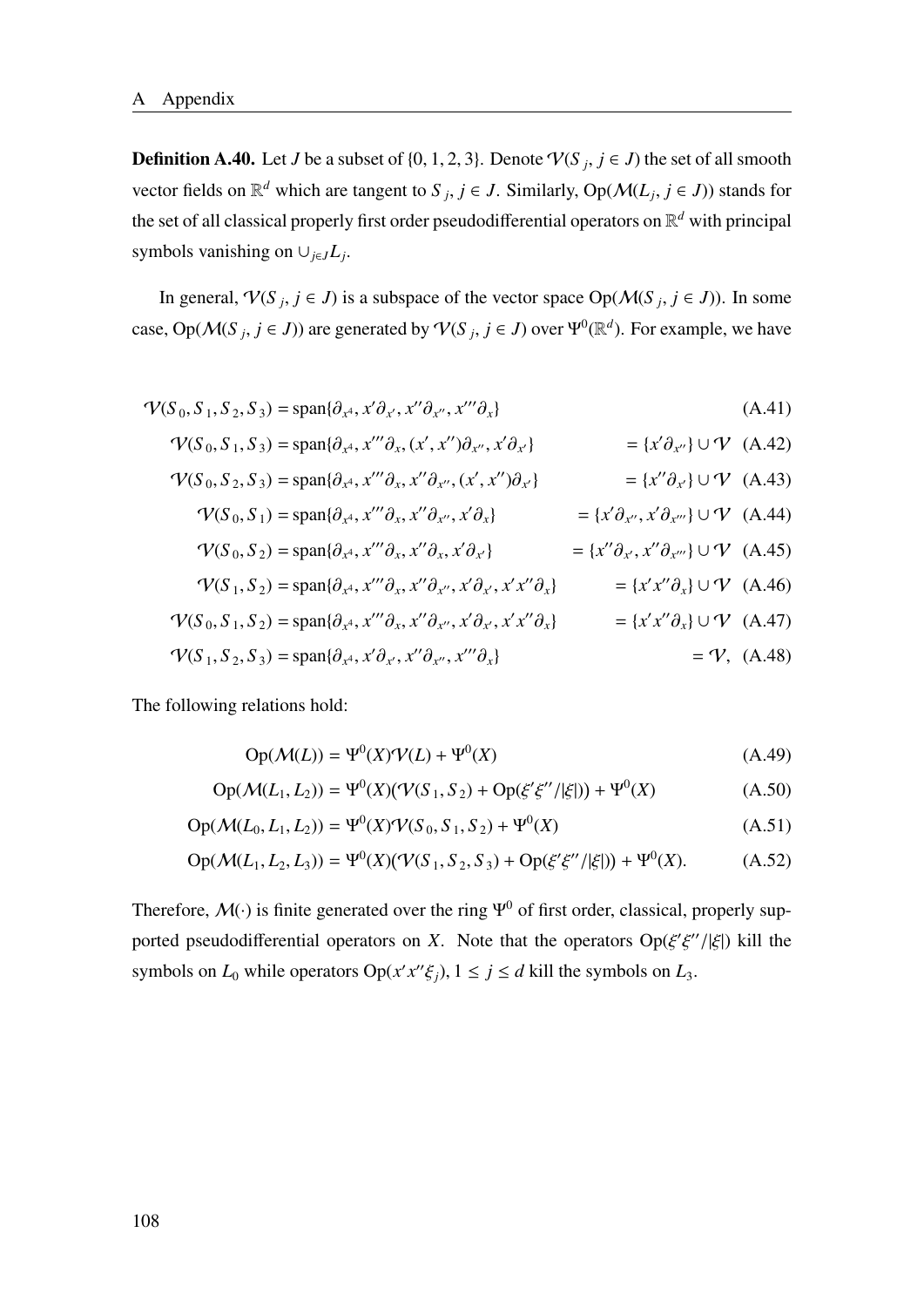**Definition A.40.** Let $J$ be a subset of $\{0, 1, 2, 3\}$. Denote $\mathcal{V}(S_j, j \in J)$ the set of all smooth vector fields on $\mathbb{R}^d$ which are tangent to $S_j$, $j \in J$. Similarly, $\mathrm{Op}(\mathcal{M}(L_j, j \in J))$ stands for the set of all classical properly first order pseudodifferential operators on $\mathbb{R}^d$ with principal symbols vanishing on $\cup_{j \in J} L_j$.

In general, $\mathcal{V}(S_j, j \in J)$ is a subspace of the vector space $\mathrm{Op}(\mathcal{M}(S_j, j \in J))$. In some case, $\mathrm{Op}(\mathcal{M}(S_j, j \in J))$ are generated by $\mathcal{V}(S_j, j \in J)$ over $\Psi^0(\mathbb{R}^d)$. For example, we have

$$\mathcal{V}(S_0, S_1, S_2, S_3) = \mathrm{span}\{\partial_{x^4}, x'\partial_{x'}, x''\partial_{x''}, x'''\partial_x\} \tag{A.41}$$

$$\mathcal{V}(S_0, S_1, S_3) = \mathrm{span}\{\partial_{x^4}, x'''\partial_x, (x', x'')\partial_{x''}, x'\partial_{x'}\} = \{x'\partial_{x''}\} \cup \mathcal{V} \tag{A.42}$$

$$\mathcal{V}(S_0, S_2, S_3) = \mathrm{span}\{\partial_{x^4}, x'''\partial_x, x''\partial_{x''}, (x', x'')\partial_{x'}\} = \{x''\partial_{x'}\} \cup \mathcal{V} \tag{A.43}$$

$$\mathcal{V}(S_0, S_1) = \mathrm{span}\{\partial_{x^4}, x'''\partial_x, x''\partial_{x''}, x'\partial_x\} = \{x'\partial_{x''}, x'\partial_{x'''}\} \cup \mathcal{V} \tag{A.44}$$

$$\mathcal{V}(S_0, S_2) = \mathrm{span}\{\partial_{x^4}, x'''\partial_x, x''\partial_x, x'\partial_{x'}\} = \{x''\partial_{x'}, x''\partial_{x'''}\} \cup \mathcal{V} \tag{A.45}$$

$$\mathcal{V}(S_1, S_2) = \mathrm{span}\{\partial_{x^4}, x'''\partial_x, x''\partial_{x''}, x'\partial_{x'}, x'x''\partial_x\} = \{x'x''\partial_x\} \cup \mathcal{V} \tag{A.46}$$

$$\mathcal{V}(S_0, S_1, S_2) = \mathrm{span}\{\partial_{x^4}, x'''\partial_x, x''\partial_{x''}, x'\partial_{x'}, x'x''\partial_x\} = \{x'x''\partial_x\} \cup \mathcal{V} \tag{A.47}$$

$$\mathcal{V}(S_1, S_2, S_3) = \mathrm{span}\{\partial_{x^4}, x'\partial_{x'}, x''\partial_{x''}, x'''\partial_x\} = \mathcal{V}, \tag{A.48}$$

The following relations hold:

$$\mathrm{Op}(\mathcal{M}(L)) = \Psi^0(X)\mathcal{V}(L) + \Psi^0(X) \tag{A.49}$$

$$\mathrm{Op}(\mathcal{M}(L_1, L_2)) = \Psi^0(X)(\mathcal{V}(S_1, S_2) + \mathrm{Op}(\xi'\xi''/|\xi|)) + \Psi^0(X) \tag{A.50}$$

$$\mathrm{Op}(\mathcal{M}(L_0, L_1, L_2)) = \Psi^0(X)\mathcal{V}(S_0, S_1, S_2) + \Psi^0(X) \tag{A.51}$$

$$\mathrm{Op}(\mathcal{M}(L_1, L_2, L_3)) = \Psi^0(X)(\mathcal{V}(S_1, S_2, S_3) + \mathrm{Op}(\xi'\xi''/|\xi|)) + \Psi^0(X). \tag{A.52}$$

Therefore, $\mathcal{M}(\cdot)$ is finite generated over the ring $\Psi^0$ of first order, classical, properly supported pseudodifferential operators on $X$. Note that the operators $\mathrm{Op}(\xi'\xi''/|\xi|)$ kill the symbols on $L_0$ while operators $\mathrm{Op}(x'x''\xi_j)$, $1 \leq j \leq d$ kill the symbols on $L_3$.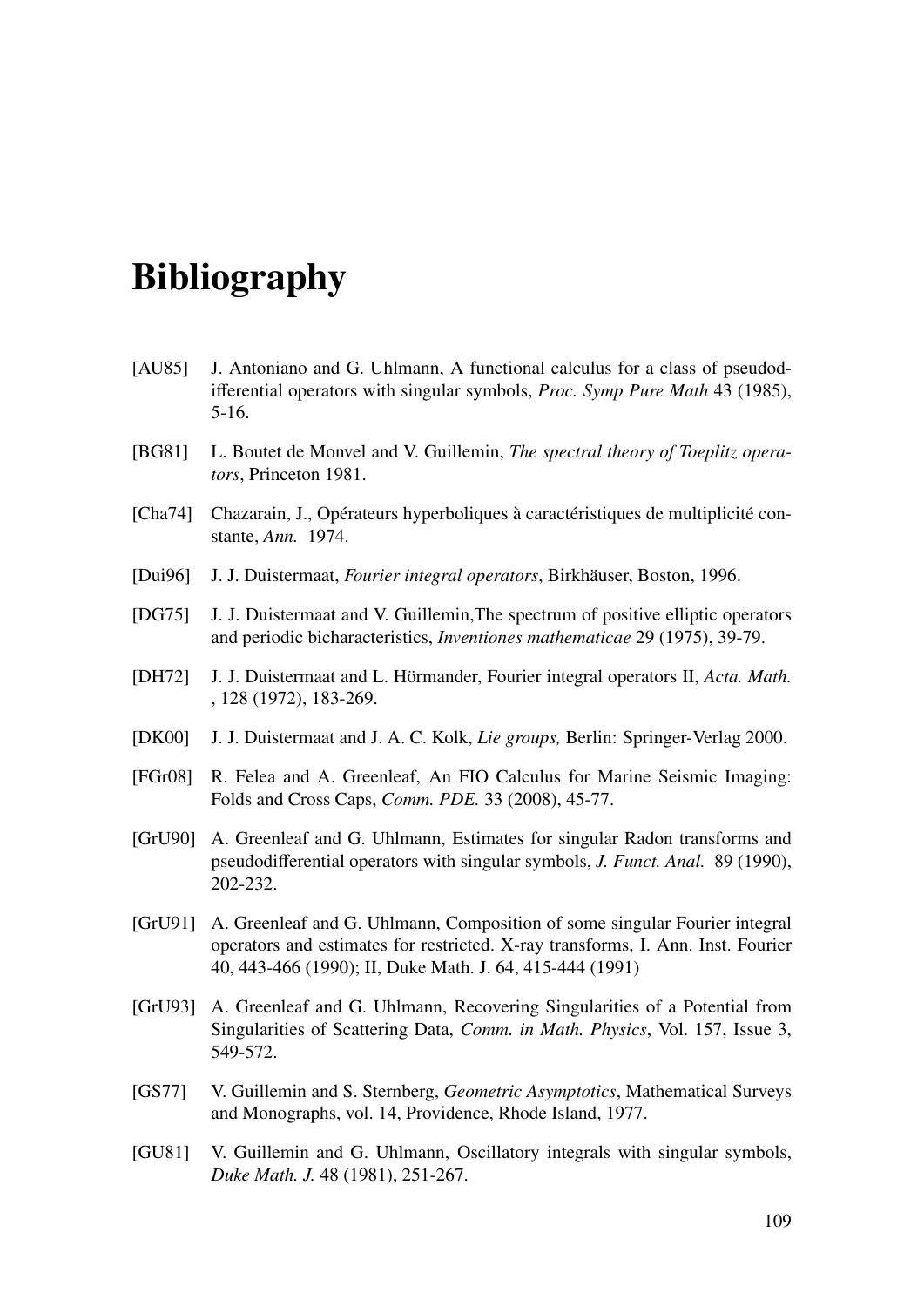# Bibliography

[AU85] J. Antoniano and G. Uhlmann, A functional calculus for a class of pseudodifferential operators with singular symbols, *Proc. Symp Pure Math* 43 (1985), 5-16.

[BG81] L. Boutet de Monvel and V. Guillemin, *The spectral theory of Toeplitz operators*, Princeton 1981.

[Cha74] Chazarain, J., Opérateurs hyperboliques à caractéristiques de multiplicité constante, *Ann.* 1974.

[Dui96] J. J. Duistermaat, *Fourier integral operators*, Birkhäuser, Boston, 1996.

[DG75] J. J. Duistermaat and V. Guillemin,The spectrum of positive elliptic operators and periodic bicharacteristics, *Inventiones mathematicae* 29 (1975), 39-79.

[DH72] J. J. Duistermaat and L. Hörmander, Fourier integral operators II, *Acta. Math.* , 128 (1972), 183-269.

[DK00] J. J. Duistermaat and J. A. C. Kolk, *Lie groups,* Berlin: Springer-Verlag 2000.

[FGr08] R. Felea and A. Greenleaf, An FIO Calculus for Marine Seismic Imaging: Folds and Cross Caps, *Comm. PDE.* 33 (2008), 45-77.

[GrU90] A. Greenleaf and G. Uhlmann, Estimates for singular Radon transforms and pseudodifferential operators with singular symbols, *J. Funct. Anal.* 89 (1990), 202-232.

[GrU91] A. Greenleaf and G. Uhlmann, Composition of some singular Fourier integral operators and estimates for restricted. X-ray transforms, I. Ann. Inst. Fourier 40, 443-466 (1990); II, Duke Math. J. 64, 415-444 (1991)

[GrU93] A. Greenleaf and G. Uhlmann, Recovering Singularities of a Potential from Singularities of Scattering Data, *Comm. in Math. Physics*, Vol. 157, Issue 3, 549-572.

[GS77] V. Guillemin and S. Sternberg, *Geometric Asymptotics*, Mathematical Surveys and Monographs, vol. 14, Providence, Rhode Island, 1977.

[GU81] V. Guillemin and G. Uhlmann, Oscillatory integrals with singular symbols, *Duke Math. J.* 48 (1981), 251-267.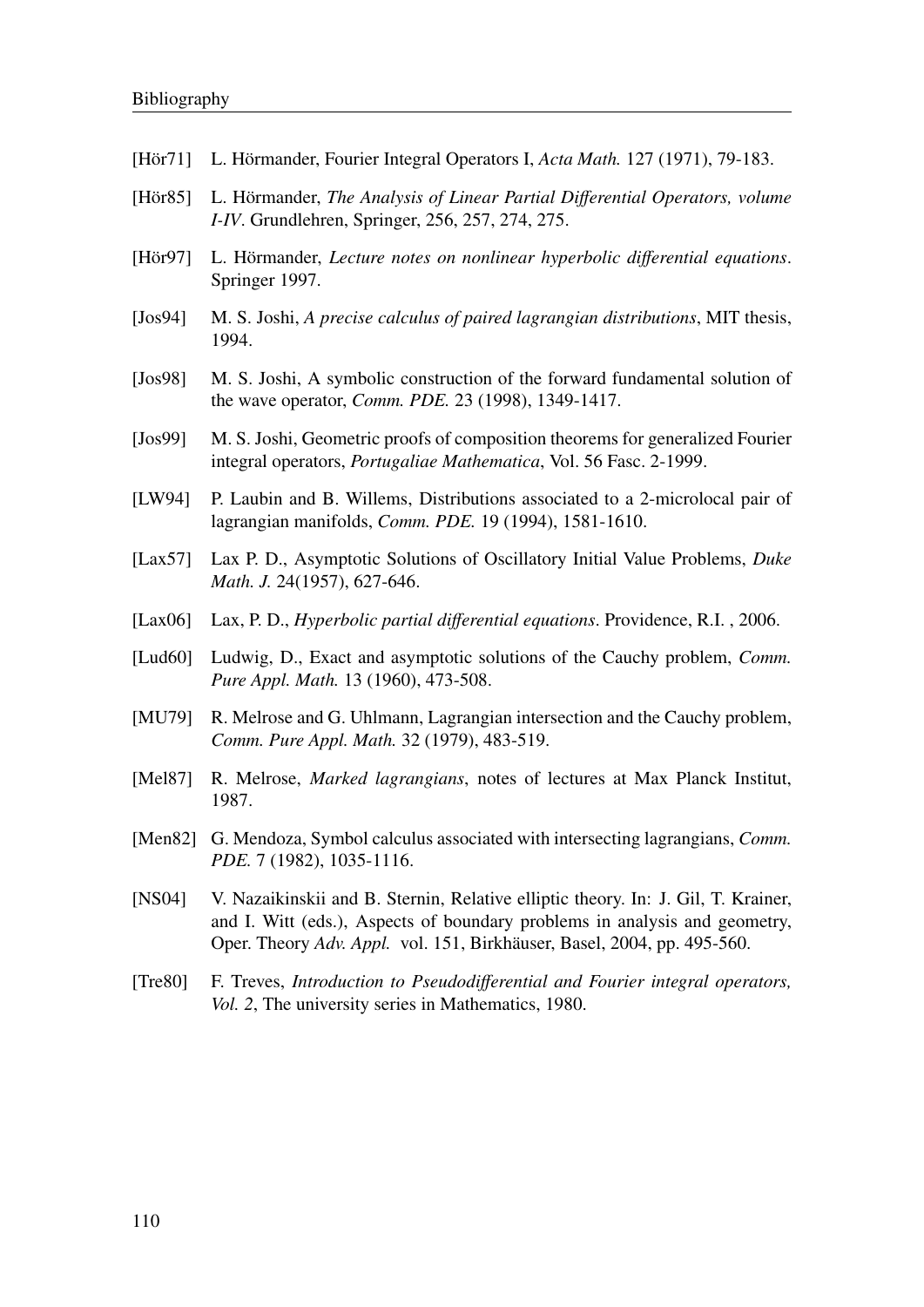[Hör71] L. Hörmander, Fourier Integral Operators I, *Acta Math.* 127 (1971), 79-183.

[Hör85] L. Hörmander, *The Analysis of Linear Partial Differential Operators, volume I-IV*. Grundlehren, Springer, 256, 257, 274, 275.

[Hör97] L. Hörmander, *Lecture notes on nonlinear hyperbolic differential equations*. Springer 1997.

[Jos94] M. S. Joshi, *A precise calculus of paired lagrangian distributions*, MIT thesis, 1994.

[Jos98] M. S. Joshi, A symbolic construction of the forward fundamental solution of the wave operator, *Comm. PDE.* 23 (1998), 1349-1417.

[Jos99] M. S. Joshi, Geometric proofs of composition theorems for generalized Fourier integral operators, *Portugaliae Mathematica*, Vol. 56 Fasc. 2-1999.

[LW94] P. Laubin and B. Willems, Distributions associated to a 2-microlocal pair of lagrangian manifolds, *Comm. PDE.* 19 (1994), 1581-1610.

[Lax57] Lax P. D., Asymptotic Solutions of Oscillatory Initial Value Problems, *Duke Math. J.* 24(1957), 627-646.

[Lax06] Lax, P. D., *Hyperbolic partial differential equations*. Providence, R.I. , 2006.

[Lud60] Ludwig, D., Exact and asymptotic solutions of the Cauchy problem, *Comm. Pure Appl. Math.* 13 (1960), 473-508.

[MU79] R. Melrose and G. Uhlmann, Lagrangian intersection and the Cauchy problem, *Comm. Pure Appl. Math.* 32 (1979), 483-519.

[Mel87] R. Melrose, *Marked lagrangians*, notes of lectures at Max Planck Institut, 1987.

[Men82] G. Mendoza, Symbol calculus associated with intersecting lagrangians, *Comm. PDE.* 7 (1982), 1035-1116.

[NS04] V. Nazaikinskii and B. Sternin, Relative elliptic theory. In: J. Gil, T. Krainer, and I. Witt (eds.), Aspects of boundary problems in analysis and geometry, Oper. Theory *Adv. Appl.* vol. 151, Birkhäuser, Basel, 2004, pp. 495-560.

[Tre80] F. Treves, *Introduction to Pseudodifferential and Fourier integral operators, Vol. 2*, The university series in Mathematics, 1980.